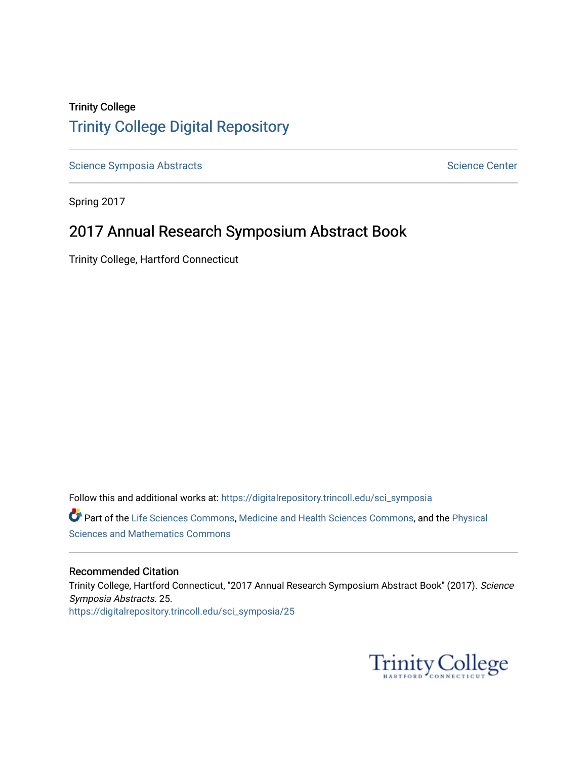Trinity College

# Trinity College Digital Repository

Science Symposia Abstracts | Science Center

Spring 2017

## 2017 Annual Research Symposium Abstract Book

Trinity College, Hartford Connecticut

Follow this and additional works at: https://digitalrepository.trincoll.edu/sci_symposia

Part of the Life Sciences Commons, Medicine and Health Sciences Commons, and the Physical Sciences and Mathematics Commons

### Recommended Citation

Trinity College, Hartford Connecticut, "2017 Annual Research Symposium Abstract Book" (2017). *Science Symposia Abstracts*. 25.
https://digitalrepository.trincoll.edu/sci_symposia/25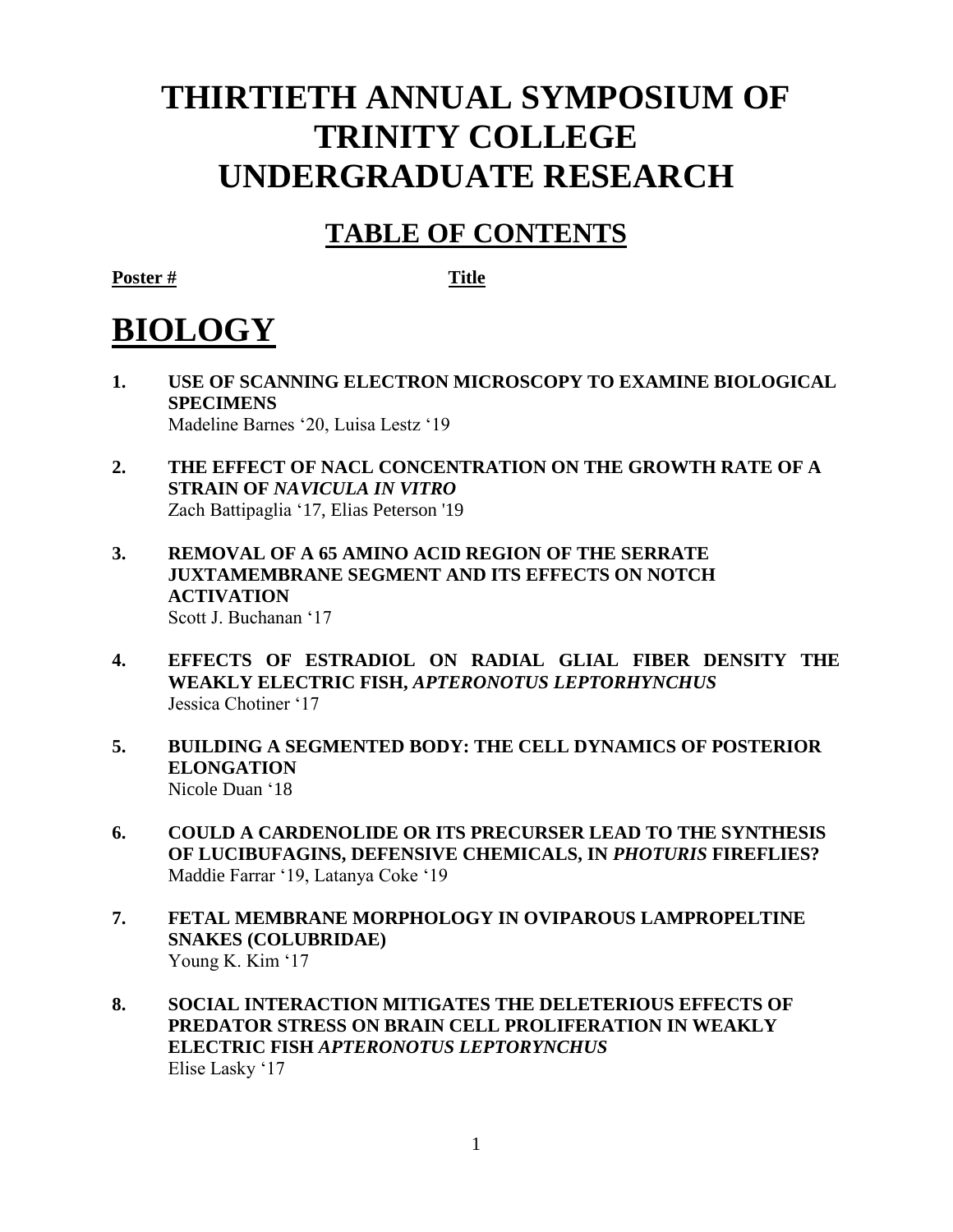# THIRTIETH ANNUAL SYMPOSIUM OF TRINITY COLLEGE UNDERGRADUATE RESEARCH

## TABLE OF CONTENTS

**Poster #** **Title**

# BIOLOGY

1. **USE OF SCANNING ELECTRON MICROSCOPY TO EXAMINE BIOLOGICAL SPECIMENS**
   Madeline Barnes '20, Luisa Lestz '19

2. **THE EFFECT OF NACL CONCENTRATION ON THE GROWTH RATE OF A STRAIN OF *NAVICULA IN VITRO***
   Zach Battipaglia '17, Elias Peterson '19

3. **REMOVAL OF A 65 AMINO ACID REGION OF THE SERRATE JUXTAMEMBRANE SEGMENT AND ITS EFFECTS ON NOTCH ACTIVATION**
   Scott J. Buchanan '17

4. **EFFECTS OF ESTRADIOL ON RADIAL GLIAL FIBER DENSITY THE WEAKLY ELECTRIC FISH, *APTERONOTUS LEPTORHYNCHUS***
   Jessica Chotiner '17

5. **BUILDING A SEGMENTED BODY: THE CELL DYNAMICS OF POSTERIOR ELONGATION**
   Nicole Duan '18

6. **COULD A CARDENOLIDE OR ITS PRECURSER LEAD TO THE SYNTHESIS OF LUCIBUFAGINS, DEFENSIVE CHEMICALS, IN *PHOTURIS* FIREFLIES?**
   Maddie Farrar '19, Latanya Coke '19

7. **FETAL MEMBRANE MORPHOLOGY IN OVIPAROUS LAMPROPELTINE SNAKES (COLUBRIDAE)**
   Young K. Kim '17

8. **SOCIAL INTERACTION MITIGATES THE DELETERIOUS EFFECTS OF PREDATOR STRESS ON BRAIN CELL PROLIFERATION IN WEAKLY ELECTRIC FISH *APTERONOTUS LEPTORYNCHUS***
   Elise Lasky '17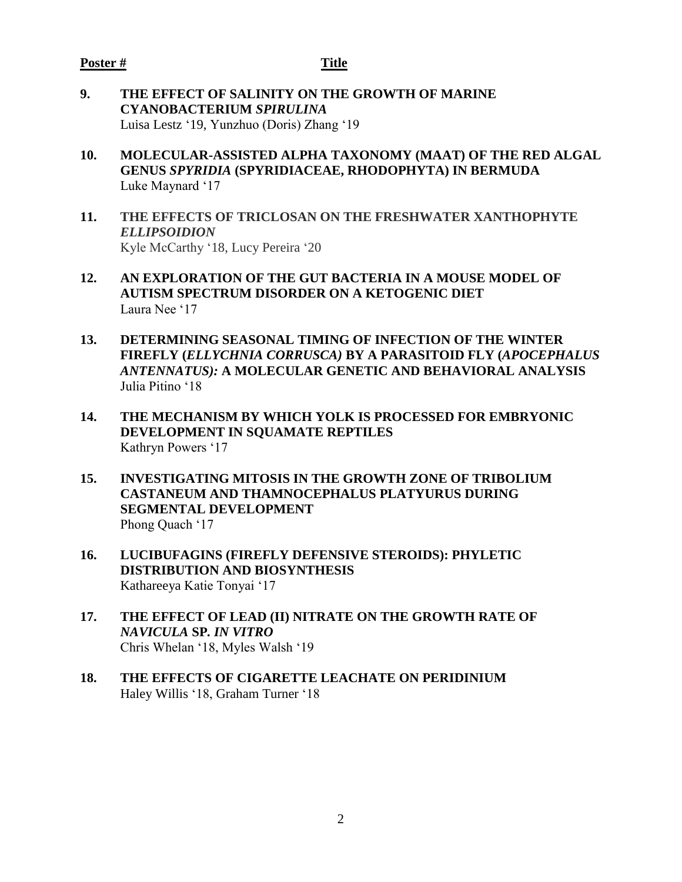**Poster #** **Title**

**9. THE EFFECT OF SALINITY ON THE GROWTH OF MARINE CYANOBACTERIUM *SPIRULINA***
Luisa Lestz '19, Yunzhuo (Doris) Zhang '19

**10. MOLECULAR-ASSISTED ALPHA TAXONOMY (MAAT) OF THE RED ALGAL GENUS *SPYRIDIA* (SPYRIDIACEAE, RHODOPHYTA) IN BERMUDA**
Luke Maynard '17

**11. THE EFFECTS OF TRICLOSAN ON THE FRESHWATER XANTHOPHYTE *ELLIPSOIDION***
Kyle McCarthy '18, Lucy Pereira '20

**12. AN EXPLORATION OF THE GUT BACTERIA IN A MOUSE MODEL OF AUTISM SPECTRUM DISORDER ON A KETOGENIC DIET**
Laura Nee '17

**13. DETERMINING SEASONAL TIMING OF INFECTION OF THE WINTER FIREFLY (*ELLYCHNIA CORRUSCA)* BY A PARASITOID FLY (*APOCEPHALUS ANTENNATUS):* A MOLECULAR GENETIC AND BEHAVIORAL ANALYSIS**
Julia Pitino '18

**14. THE MECHANISM BY WHICH YOLK IS PROCESSED FOR EMBRYONIC DEVELOPMENT IN SQUAMATE REPTILES**
Kathryn Powers '17

**15. INVESTIGATING MITOSIS IN THE GROWTH ZONE OF TRIBOLIUM CASTANEUM AND THAMNOCEPHALUS PLATYURUS DURING SEGMENTAL DEVELOPMENT**
Phong Quach '17

**16. LUCIBUFAGINS (FIREFLY DEFENSIVE STEROIDS): PHYLETIC DISTRIBUTION AND BIOSYNTHESIS**
Kathareeya Katie Tonyai '17

**17. THE EFFECT OF LEAD (II) NITRATE ON THE GROWTH RATE OF *NAVICULA* SP. *IN VITRO***
Chris Whelan '18, Myles Walsh '19

**18. THE EFFECTS OF CIGARETTE LEACHATE ON PERIDINIUM**
Haley Willis '18, Graham Turner '18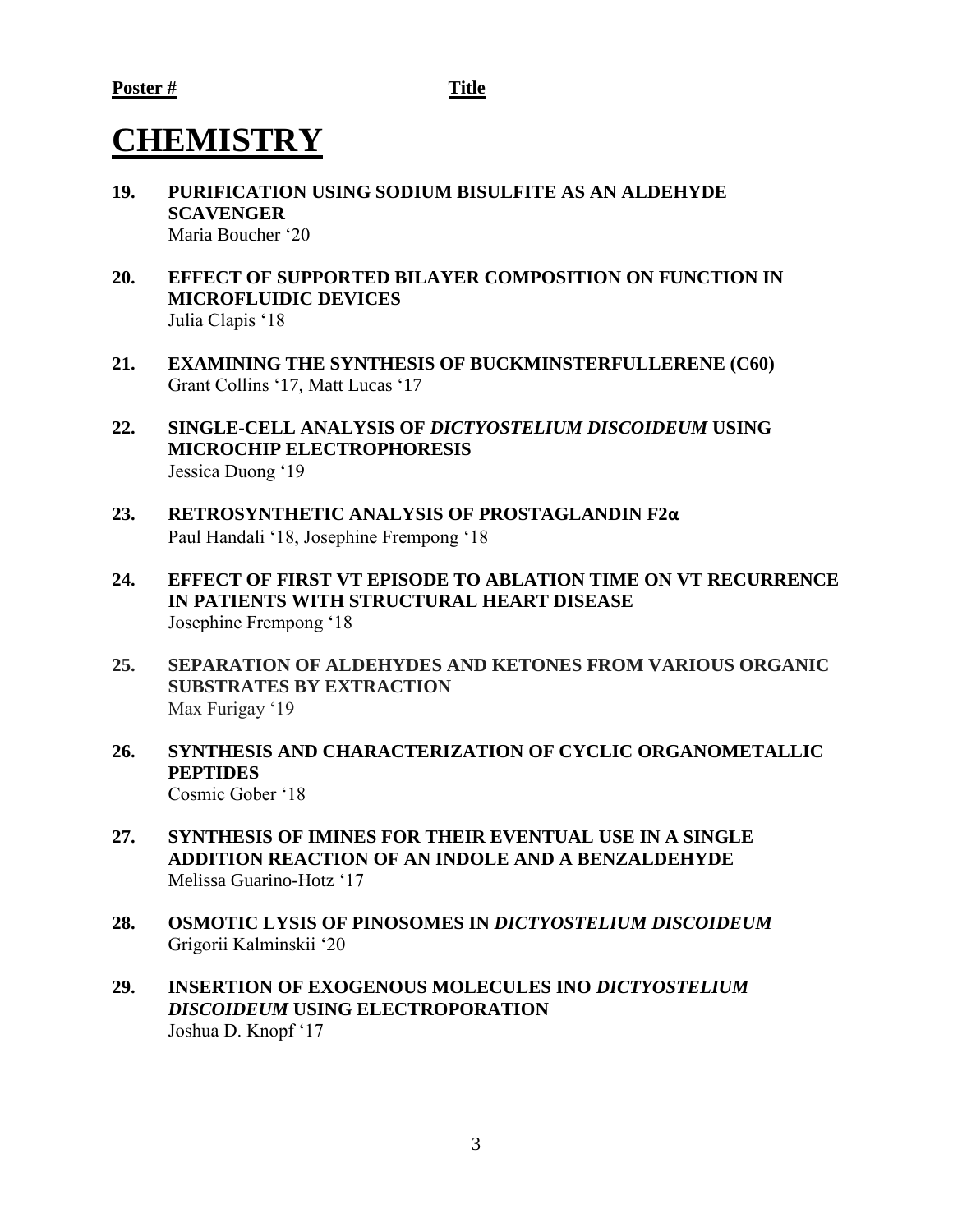**Poster #** **Title**

# CHEMISTRY

19. **PURIFICATION USING SODIUM BISULFITE AS AN ALDEHYDE SCAVENGER**
    Maria Boucher '20

20. **EFFECT OF SUPPORTED BILAYER COMPOSITION ON FUNCTION IN MICROFLUIDIC DEVICES**
    Julia Clapis '18

21. **EXAMINING THE SYNTHESIS OF BUCKMINSTERFULLERENE (C60)**
    Grant Collins '17, Matt Lucas '17

22. **SINGLE-CELL ANALYSIS OF *DICTYOSTELIUM DISCOIDEUM* USING MICROCHIP ELECTROPHORESIS**
    Jessica Duong '19

23. **RETROSYNTHETIC ANALYSIS OF PROSTAGLANDIN F2α**
    Paul Handali '18, Josephine Frempong '18

24. **EFFECT OF FIRST VT EPISODE TO ABLATION TIME ON VT RECURRENCE IN PATIENTS WITH STRUCTURAL HEART DISEASE**
    Josephine Frempong '18

25. **SEPARATION OF ALDEHYDES AND KETONES FROM VARIOUS ORGANIC SUBSTRATES BY EXTRACTION**
    Max Furigay '19

26. **SYNTHESIS AND CHARACTERIZATION OF CYCLIC ORGANOMETALLIC PEPTIDES**
    Cosmic Gober '18

27. **SYNTHESIS OF IMINES FOR THEIR EVENTUAL USE IN A SINGLE ADDITION REACTION OF AN INDOLE AND A BENZALDEHYDE**
    Melissa Guarino-Hotz '17

28. **OSMOTIC LYSIS OF PINOSOMES IN *DICTYOSTELIUM DISCOIDEUM***
    Grigorii Kalminskii '20

29. **INSERTION OF EXOGENOUS MOLECULES INO *DICTYOSTELIUM DISCOIDEUM* USING ELECTROPORATION**
    Joshua D. Knopf '17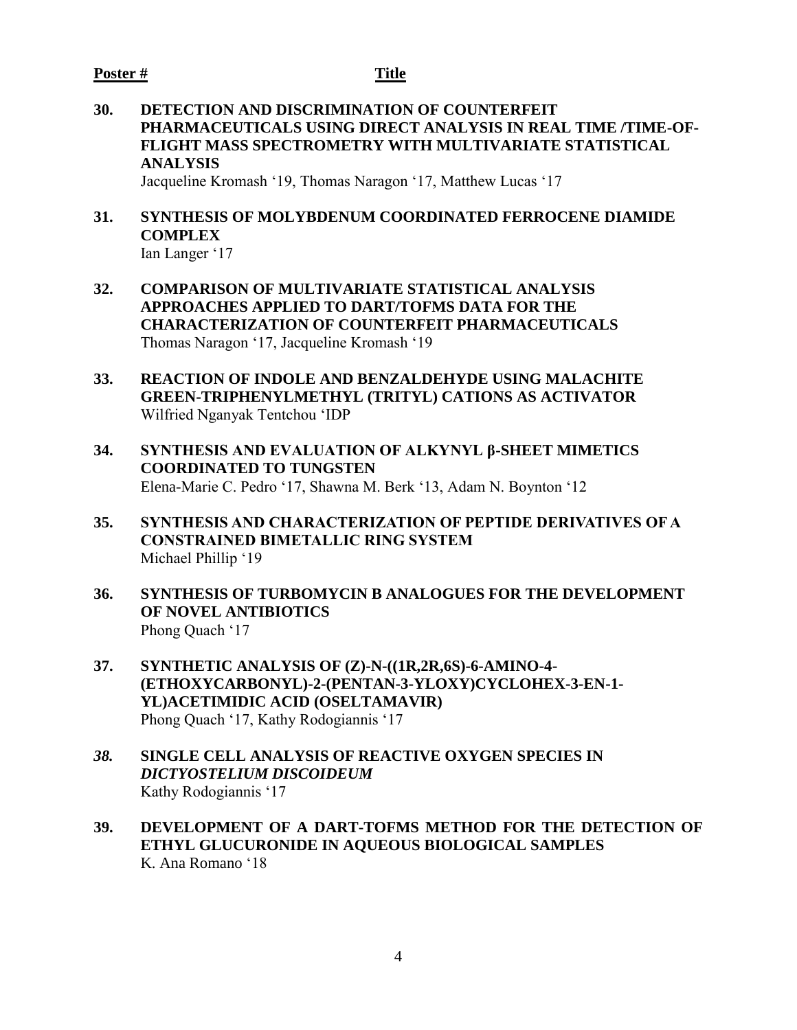**Poster #** **Title**

**30. DETECTION AND DISCRIMINATION OF COUNTERFEIT PHARMACEUTICALS USING DIRECT ANALYSIS IN REAL TIME /TIME-OF-FLIGHT MASS SPECTROMETRY WITH MULTIVARIATE STATISTICAL ANALYSIS**
Jacqueline Kromash '19, Thomas Naragon '17, Matthew Lucas '17

**31. SYNTHESIS OF MOLYBDENUM COORDINATED FERROCENE DIAMIDE COMPLEX**
Ian Langer '17

**32. COMPARISON OF MULTIVARIATE STATISTICAL ANALYSIS APPROACHES APPLIED TO DART/TOFMS DATA FOR THE CHARACTERIZATION OF COUNTERFEIT PHARMACEUTICALS**
Thomas Naragon '17, Jacqueline Kromash '19

**33. REACTION OF INDOLE AND BENZALDEHYDE USING MALACHITE GREEN-TRIPHENYLMETHYL (TRITYL) CATIONS AS ACTIVATOR**
Wilfried Nganyak Tentchou 'IDP

**34. SYNTHESIS AND EVALUATION OF ALKYNYL β-SHEET MIMETICS COORDINATED TO TUNGSTEN**
Elena-Marie C. Pedro '17, Shawna M. Berk '13, Adam N. Boynton '12

**35. SYNTHESIS AND CHARACTERIZATION OF PEPTIDE DERIVATIVES OF A CONSTRAINED BIMETALLIC RING SYSTEM**
Michael Phillip '19

**36. SYNTHESIS OF TURBOMYCIN B ANALOGUES FOR THE DEVELOPMENT OF NOVEL ANTIBIOTICS**
Phong Quach '17

**37. SYNTHETIC ANALYSIS OF (Z)-N-((1R,2R,6S)-6-AMINO-4-(ETHOXYCARBONYL)-2-(PENTAN-3-YLOXY)CYCLOHEX-3-EN-1-YL)ACETIMIDIC ACID (OSELTAMAVIR)**
Phong Quach '17, Kathy Rodogiannis '17

***38.*** **SINGLE CELL ANALYSIS OF REACTIVE OXYGEN SPECIES IN *DICTYOSTELIUM DISCOIDEUM***
Kathy Rodogiannis '17

**39. DEVELOPMENT OF A DART-TOFMS METHOD FOR THE DETECTION OF ETHYL GLUCURONIDE IN AQUEOUS BIOLOGICAL SAMPLES**
K. Ana Romano '18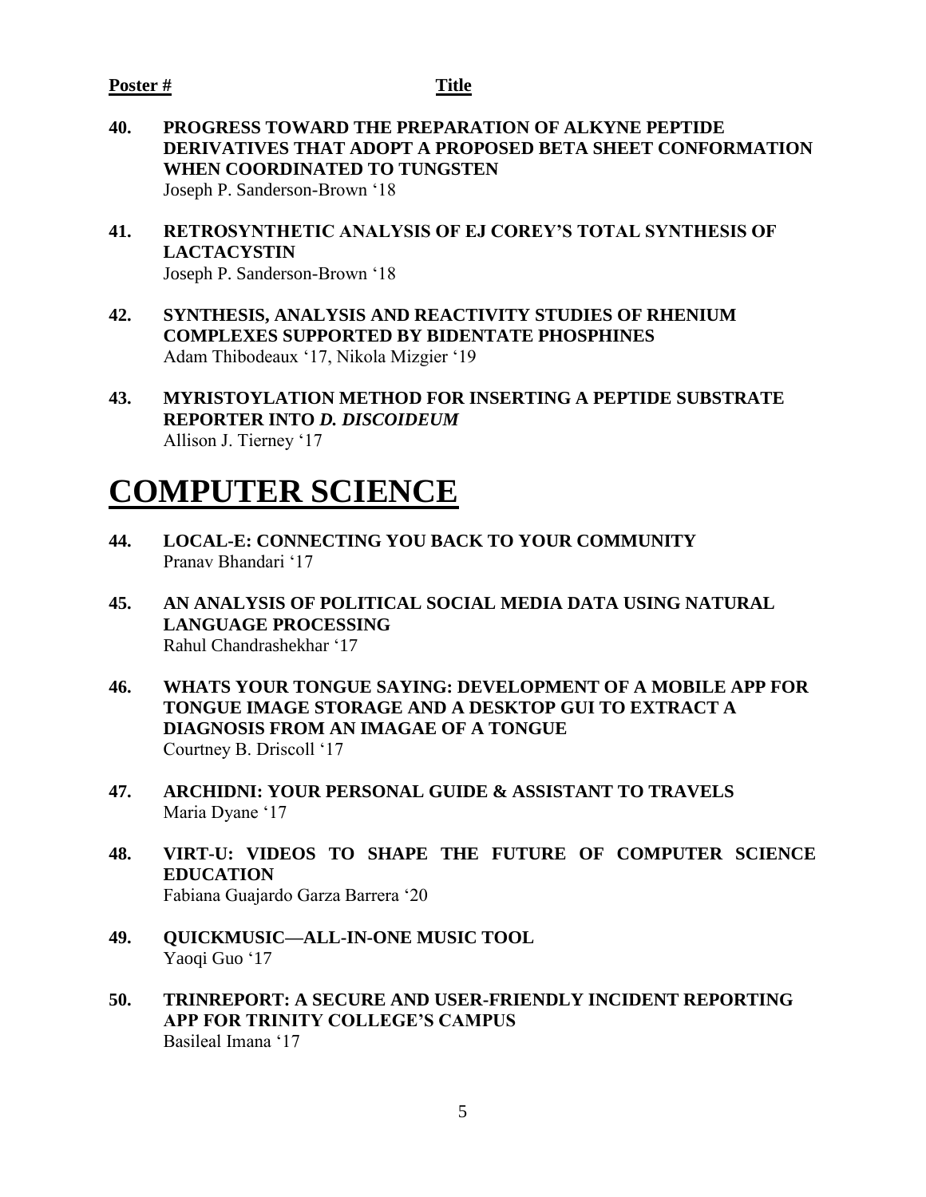**Poster #** **Title**

**40. PROGRESS TOWARD THE PREPARATION OF ALKYNE PEPTIDE DERIVATIVES THAT ADOPT A PROPOSED BETA SHEET CONFORMATION WHEN COORDINATED TO TUNGSTEN**
Joseph P. Sanderson-Brown '18

**41. RETROSYNTHETIC ANALYSIS OF EJ COREY'S TOTAL SYNTHESIS OF LACTACYSTIN**
Joseph P. Sanderson-Brown '18

**42. SYNTHESIS, ANALYSIS AND REACTIVITY STUDIES OF RHENIUM COMPLEXES SUPPORTED BY BIDENTATE PHOSPHINES**
Adam Thibodeaux '17, Nikola Mizgier '19

**43. MYRISTOYLATION METHOD FOR INSERTING A PEPTIDE SUBSTRATE REPORTER INTO *D. DISCOIDEUM***
Allison J. Tierney '17

# COMPUTER SCIENCE

**44. LOCAL-E: CONNECTING YOU BACK TO YOUR COMMUNITY**
Pranav Bhandari '17

**45. AN ANALYSIS OF POLITICAL SOCIAL MEDIA DATA USING NATURAL LANGUAGE PROCESSING**
Rahul Chandrashekhar '17

**46. WHATS YOUR TONGUE SAYING: DEVELOPMENT OF A MOBILE APP FOR TONGUE IMAGE STORAGE AND A DESKTOP GUI TO EXTRACT A DIAGNOSIS FROM AN IMAGAE OF A TONGUE**
Courtney B. Driscoll '17

**47. ARCHIDNI: YOUR PERSONAL GUIDE & ASSISTANT TO TRAVELS**
Maria Dyane '17

**48. VIRT-U: VIDEOS TO SHAPE THE FUTURE OF COMPUTER SCIENCE EDUCATION**
Fabiana Guajardo Garza Barrera '20

**49. QUICKMUSIC—ALL-IN-ONE MUSIC TOOL**
Yaoqi Guo '17

**50. TRINREPORT: A SECURE AND USER-FRIENDLY INCIDENT REPORTING APP FOR TRINITY COLLEGE'S CAMPUS**
Basileal Imana '17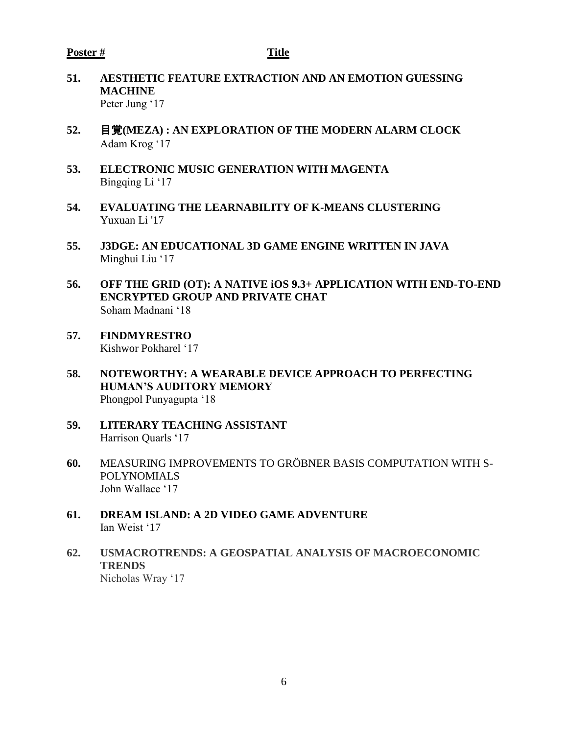**Poster #** **Title**

**51. AESTHETIC FEATURE EXTRACTION AND AN EMOTION GUESSING MACHINE**
Peter Jung '17

**52. 目覚(MEZA) : AN EXPLORATION OF THE MODERN ALARM CLOCK**
Adam Krog '17

**53. ELECTRONIC MUSIC GENERATION WITH MAGENTA**
Bingqing Li '17

**54. EVALUATING THE LEARNABILITY OF K-MEANS CLUSTERING**
Yuxuan Li '17

**55. J3DGE: AN EDUCATIONAL 3D GAME ENGINE WRITTEN IN JAVA**
Minghui Liu '17

**56. OFF THE GRID (OT): A NATIVE iOS 9.3+ APPLICATION WITH END-TO-END ENCRYPTED GROUP AND PRIVATE CHAT**
Soham Madnani '18

**57. FINDMYRESTRO**
Kishwor Pokharel '17

**58. NOTEWORTHY: A WEARABLE DEVICE APPROACH TO PERFECTING HUMAN'S AUDITORY MEMORY**
Phongpol Punyagupta '18

**59. LITERARY TEACHING ASSISTANT**
Harrison Quarls '17

**60.** MEASURING IMPROVEMENTS TO GRÖBNER BASIS COMPUTATION WITH S-POLYNOMIALS
John Wallace '17

**61. DREAM ISLAND: A 2D VIDEO GAME ADVENTURE**
Ian Weist '17

**62. USMACROTRENDS: A GEOSPATIAL ANALYSIS OF MACROECONOMIC TRENDS**
Nicholas Wray '17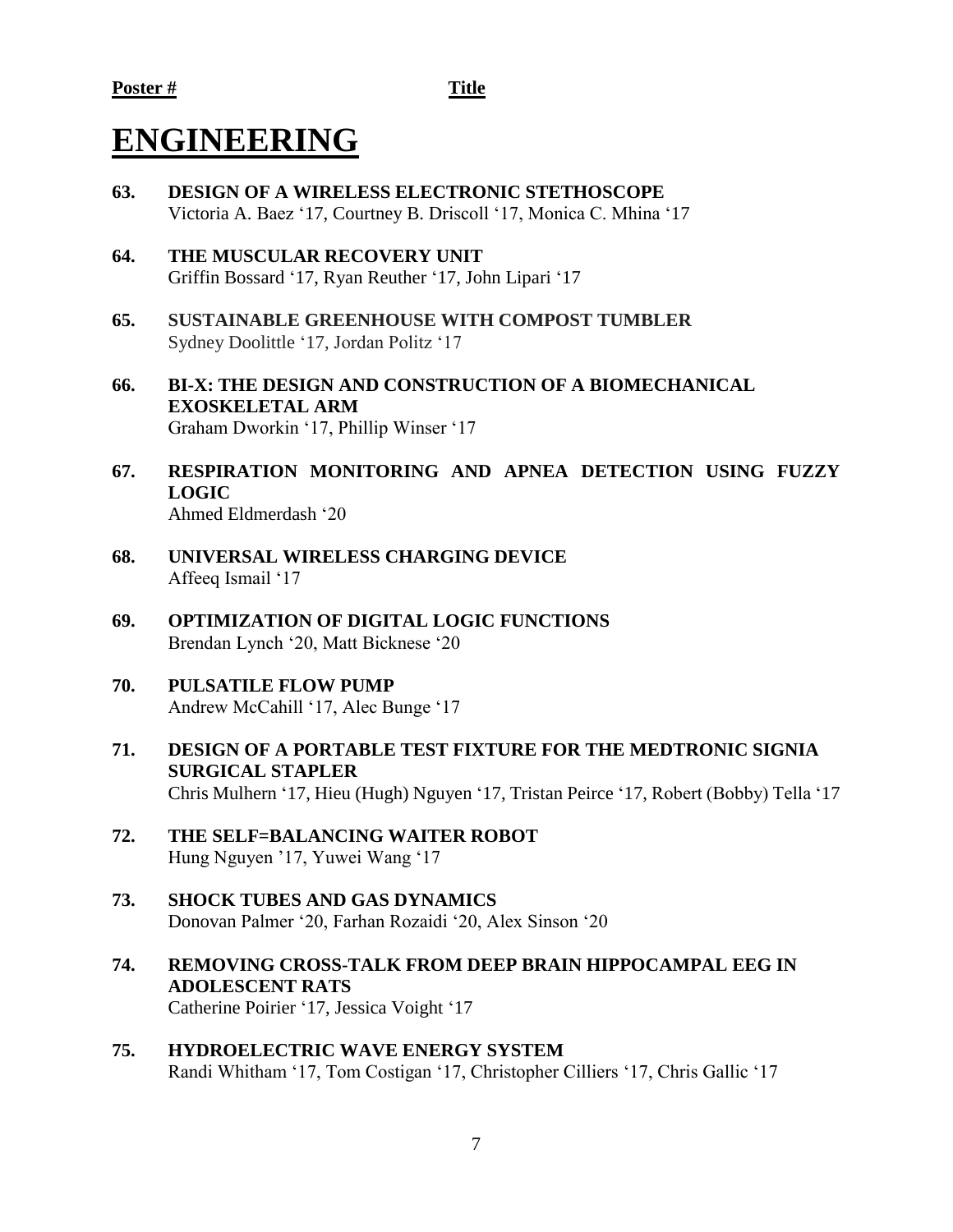**Poster #** **Title**

# ENGINEERING

**63. DESIGN OF A WIRELESS ELECTRONIC STETHOSCOPE**
Victoria A. Baez '17, Courtney B. Driscoll '17, Monica C. Mhina '17

**64. THE MUSCULAR RECOVERY UNIT**
Griffin Bossard '17, Ryan Reuther '17, John Lipari '17

**65. SUSTAINABLE GREENHOUSE WITH COMPOST TUMBLER**
Sydney Doolittle '17, Jordan Politz '17

**66. BI-X: THE DESIGN AND CONSTRUCTION OF A BIOMECHANICAL EXOSKELETAL ARM**
Graham Dworkin '17, Phillip Winser '17

**67. RESPIRATION MONITORING AND APNEA DETECTION USING FUZZY LOGIC**
Ahmed Eldmerdash '20

**68. UNIVERSAL WIRELESS CHARGING DEVICE**
Affeeq Ismail '17

**69. OPTIMIZATION OF DIGITAL LOGIC FUNCTIONS**
Brendan Lynch '20, Matt Bicknese '20

**70. PULSATILE FLOW PUMP**
Andrew McCahill '17, Alec Bunge '17

**71. DESIGN OF A PORTABLE TEST FIXTURE FOR THE MEDTRONIC SIGNIA SURGICAL STAPLER**
Chris Mulhern '17, Hieu (Hugh) Nguyen '17, Tristan Peirce '17, Robert (Bobby) Tella '17

**72. THE SELF=BALANCING WAITER ROBOT**
Hung Nguyen '17, Yuwei Wang '17

**73. SHOCK TUBES AND GAS DYNAMICS**
Donovan Palmer '20, Farhan Rozaidi '20, Alex Sinson '20

**74. REMOVING CROSS-TALK FROM DEEP BRAIN HIPPOCAMPAL EEG IN ADOLESCENT RATS**
Catherine Poirier '17, Jessica Voight '17

**75. HYDROELECTRIC WAVE ENERGY SYSTEM**
Randi Whitham '17, Tom Costigan '17, Christopher Cilliers '17, Chris Gallic '17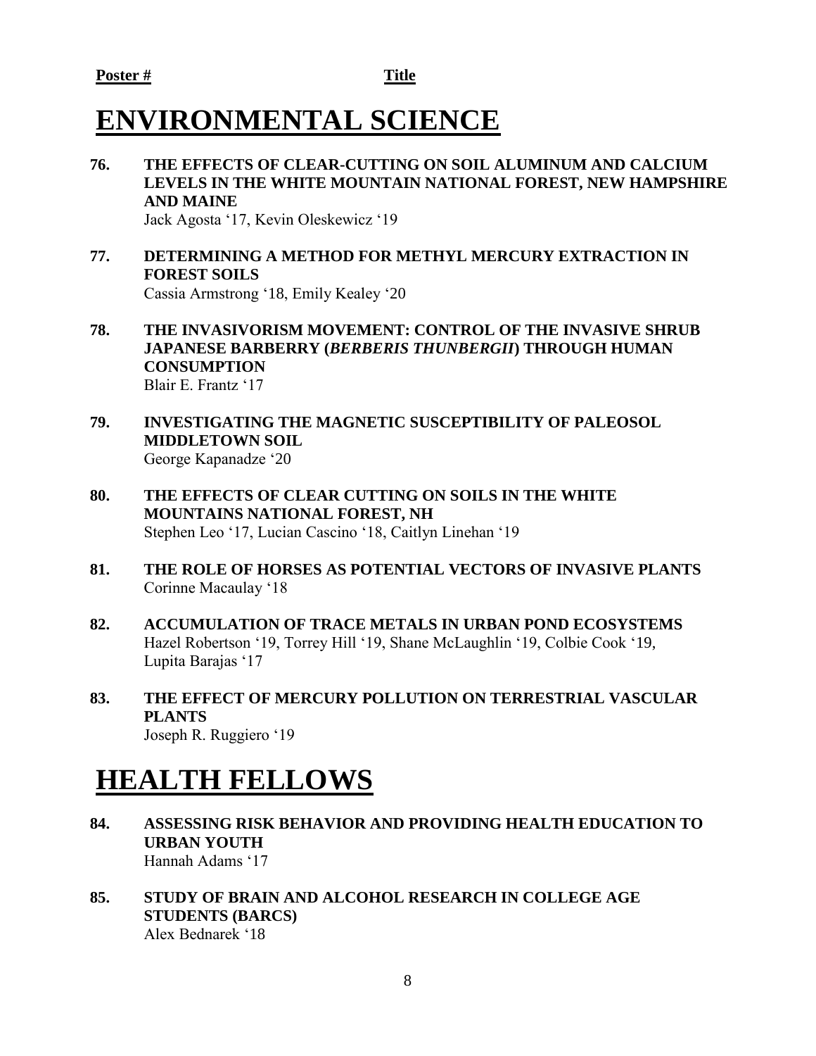**Poster #** **Title**

# ENVIRONMENTAL SCIENCE

**76. THE EFFECTS OF CLEAR-CUTTING ON SOIL ALUMINUM AND CALCIUM LEVELS IN THE WHITE MOUNTAIN NATIONAL FOREST, NEW HAMPSHIRE AND MAINE**
Jack Agosta '17, Kevin Oleskewicz '19

**77. DETERMINING A METHOD FOR METHYL MERCURY EXTRACTION IN FOREST SOILS**
Cassia Armstrong '18, Emily Kealey '20

**78. THE INVASIVORISM MOVEMENT: CONTROL OF THE INVASIVE SHRUB JAPANESE BARBERRY (*BERBERIS THUNBERGII*) THROUGH HUMAN CONSUMPTION**
Blair E. Frantz '17

**79. INVESTIGATING THE MAGNETIC SUSCEPTIBILITY OF PALEOSOL MIDDLETOWN SOIL**
George Kapanadze '20

**80. THE EFFECTS OF CLEAR CUTTING ON SOILS IN THE WHITE MOUNTAINS NATIONAL FOREST, NH**
Stephen Leo '17, Lucian Cascino '18, Caitlyn Linehan '19

**81. THE ROLE OF HORSES AS POTENTIAL VECTORS OF INVASIVE PLANTS**
Corinne Macaulay '18

**82. ACCUMULATION OF TRACE METALS IN URBAN POND ECOSYSTEMS**
Hazel Robertson '19, Torrey Hill '19, Shane McLaughlin '19, Colbie Cook '19, Lupita Barajas '17

**83. THE EFFECT OF MERCURY POLLUTION ON TERRESTRIAL VASCULAR PLANTS**
Joseph R. Ruggiero '19

# HEALTH FELLOWS

**84. ASSESSING RISK BEHAVIOR AND PROVIDING HEALTH EDUCATION TO URBAN YOUTH**
Hannah Adams '17

**85. STUDY OF BRAIN AND ALCOHOL RESEARCH IN COLLEGE AGE STUDENTS (BARCS)**
Alex Bednarek '18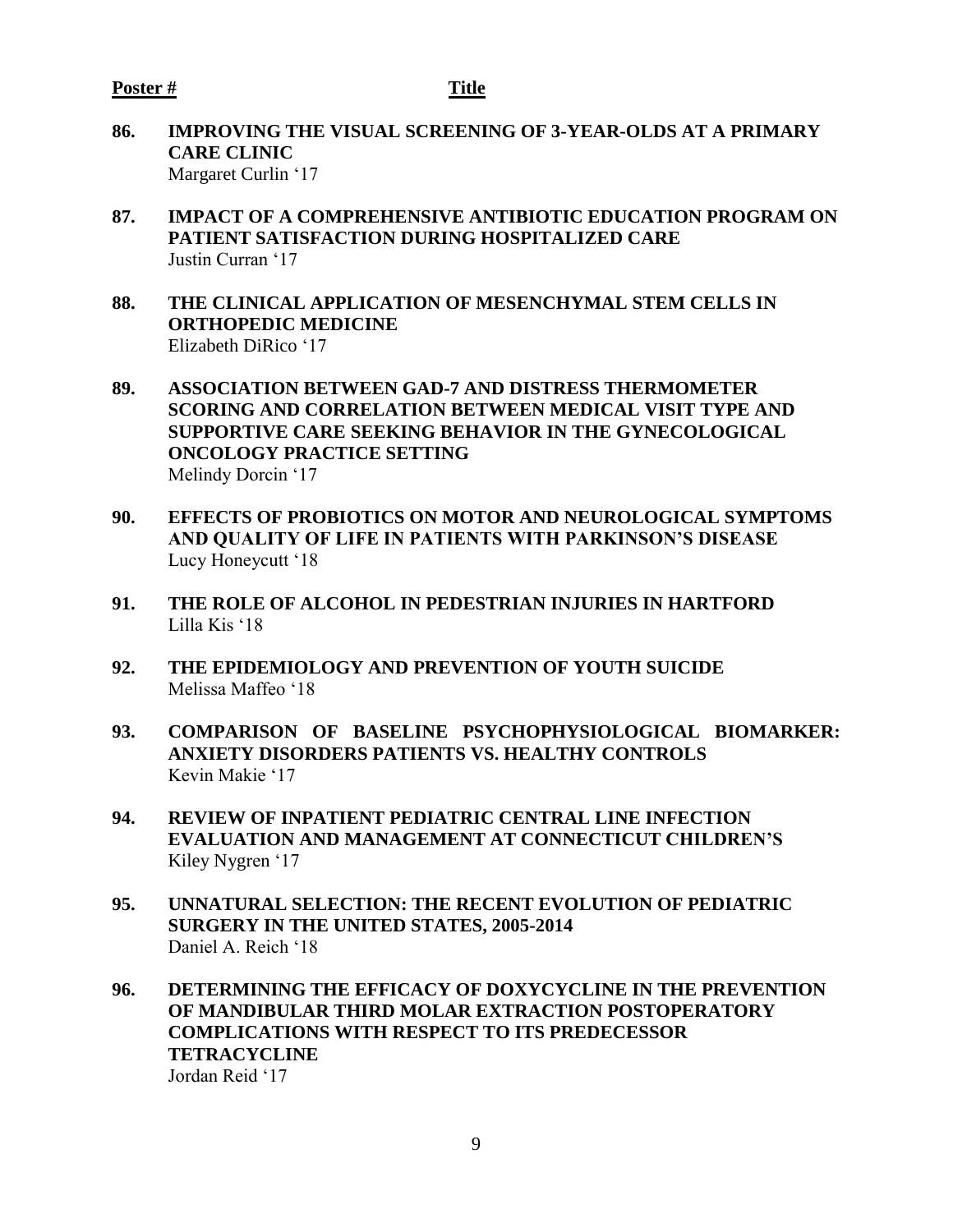**Poster #** **Title**

**86. IMPROVING THE VISUAL SCREENING OF 3-YEAR-OLDS AT A PRIMARY CARE CLINIC**
Margaret Curlin '17

**87. IMPACT OF A COMPREHENSIVE ANTIBIOTIC EDUCATION PROGRAM ON PATIENT SATISFACTION DURING HOSPITALIZED CARE**
Justin Curran '17

**88. THE CLINICAL APPLICATION OF MESENCHYMAL STEM CELLS IN ORTHOPEDIC MEDICINE**
Elizabeth DiRico '17

**89. ASSOCIATION BETWEEN GAD-7 AND DISTRESS THERMOMETER SCORING AND CORRELATION BETWEEN MEDICAL VISIT TYPE AND SUPPORTIVE CARE SEEKING BEHAVIOR IN THE GYNECOLOGICAL ONCOLOGY PRACTICE SETTING**
Melindy Dorcin '17

**90. EFFECTS OF PROBIOTICS ON MOTOR AND NEUROLOGICAL SYMPTOMS AND QUALITY OF LIFE IN PATIENTS WITH PARKINSON'S DISEASE**
Lucy Honeycutt '18

**91. THE ROLE OF ALCOHOL IN PEDESTRIAN INJURIES IN HARTFORD**
Lilla Kis '18

**92. THE EPIDEMIOLOGY AND PREVENTION OF YOUTH SUICIDE**
Melissa Maffeo '18

**93. COMPARISON OF BASELINE PSYCHOPHYSIOLOGICAL BIOMARKER: ANXIETY DISORDERS PATIENTS VS. HEALTHY CONTROLS**
Kevin Makie '17

**94. REVIEW OF INPATIENT PEDIATRIC CENTRAL LINE INFECTION EVALUATION AND MANAGEMENT AT CONNECTICUT CHILDREN'S**
Kiley Nygren '17

**95. UNNATURAL SELECTION: THE RECENT EVOLUTION OF PEDIATRIC SURGERY IN THE UNITED STATES, 2005-2014**
Daniel A. Reich '18

**96. DETERMINING THE EFFICACY OF DOXYCYCLINE IN THE PREVENTION OF MANDIBULAR THIRD MOLAR EXTRACTION POSTOPERATORY COMPLICATIONS WITH RESPECT TO ITS PREDECESSOR TETRACYCLINE**
Jordan Reid '17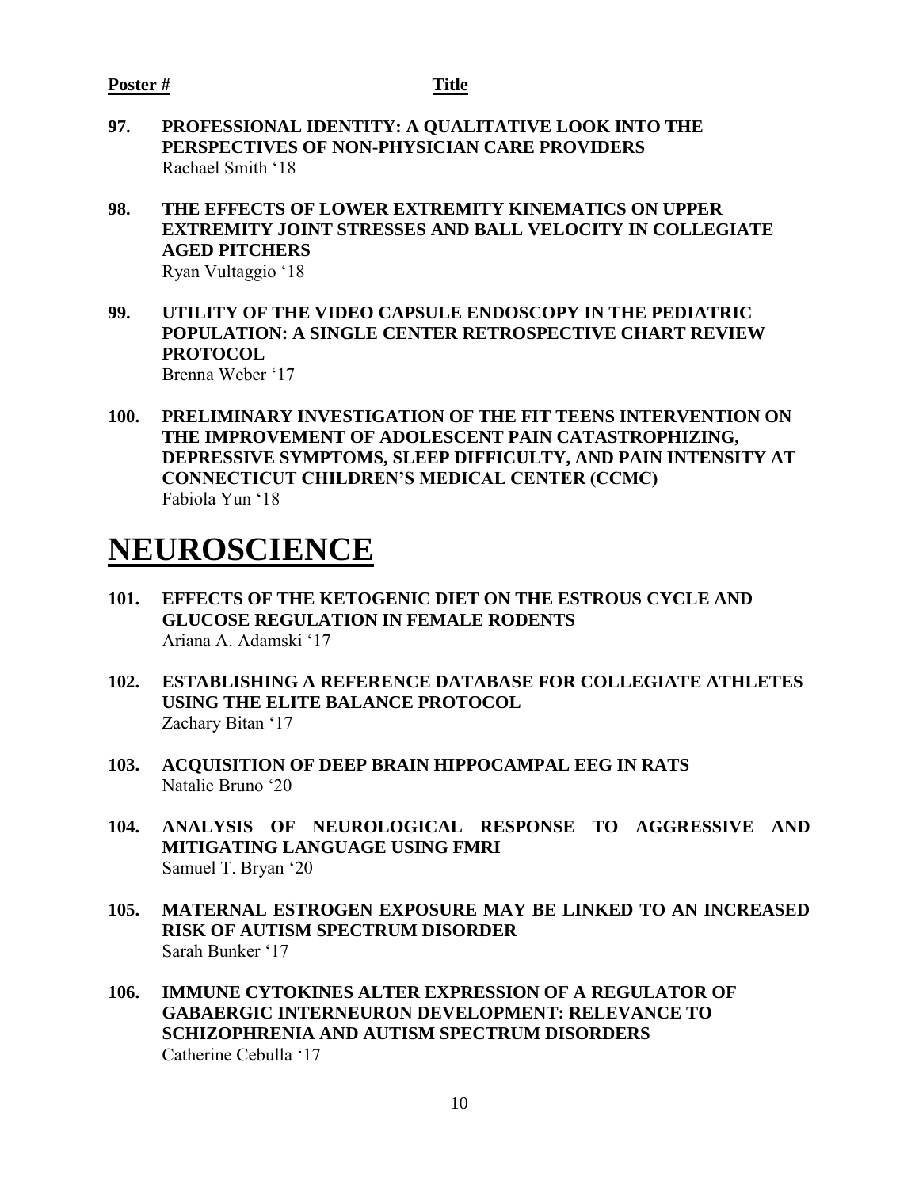**Poster #** **Title**

**97. PROFESSIONAL IDENTITY: A QUALITATIVE LOOK INTO THE PERSPECTIVES OF NON-PHYSICIAN CARE PROVIDERS**
Rachael Smith '18

**98. THE EFFECTS OF LOWER EXTREMITY KINEMATICS ON UPPER EXTREMITY JOINT STRESSES AND BALL VELOCITY IN COLLEGIATE AGED PITCHERS**
Ryan Vultaggio '18

**99. UTILITY OF THE VIDEO CAPSULE ENDOSCOPY IN THE PEDIATRIC POPULATION: A SINGLE CENTER RETROSPECTIVE CHART REVIEW PROTOCOL**
Brenna Weber '17

**100. PRELIMINARY INVESTIGATION OF THE FIT TEENS INTERVENTION ON THE IMPROVEMENT OF ADOLESCENT PAIN CATASTROPHIZING, DEPRESSIVE SYMPTOMS, SLEEP DIFFICULTY, AND PAIN INTENSITY AT CONNECTICUT CHILDREN'S MEDICAL CENTER (CCMC)**
Fabiola Yun '18

# NEUROSCIENCE

**101. EFFECTS OF THE KETOGENIC DIET ON THE ESTROUS CYCLE AND GLUCOSE REGULATION IN FEMALE RODENTS**
Ariana A. Adamski '17

**102. ESTABLISHING A REFERENCE DATABASE FOR COLLEGIATE ATHLETES USING THE ELITE BALANCE PROTOCOL**
Zachary Bitan '17

**103. ACQUISITION OF DEEP BRAIN HIPPOCAMPAL EEG IN RATS**
Natalie Bruno '20

**104. ANALYSIS OF NEUROLOGICAL RESPONSE TO AGGRESSIVE AND MITIGATING LANGUAGE USING FMRI**
Samuel T. Bryan '20

**105. MATERNAL ESTROGEN EXPOSURE MAY BE LINKED TO AN INCREASED RISK OF AUTISM SPECTRUM DISORDER**
Sarah Bunker '17

**106. IMMUNE CYTOKINES ALTER EXPRESSION OF A REGULATOR OF GABAERGIC INTERNEURON DEVELOPMENT: RELEVANCE TO SCHIZOPHRENIA AND AUTISM SPECTRUM DISORDERS**
Catherine Cebulla '17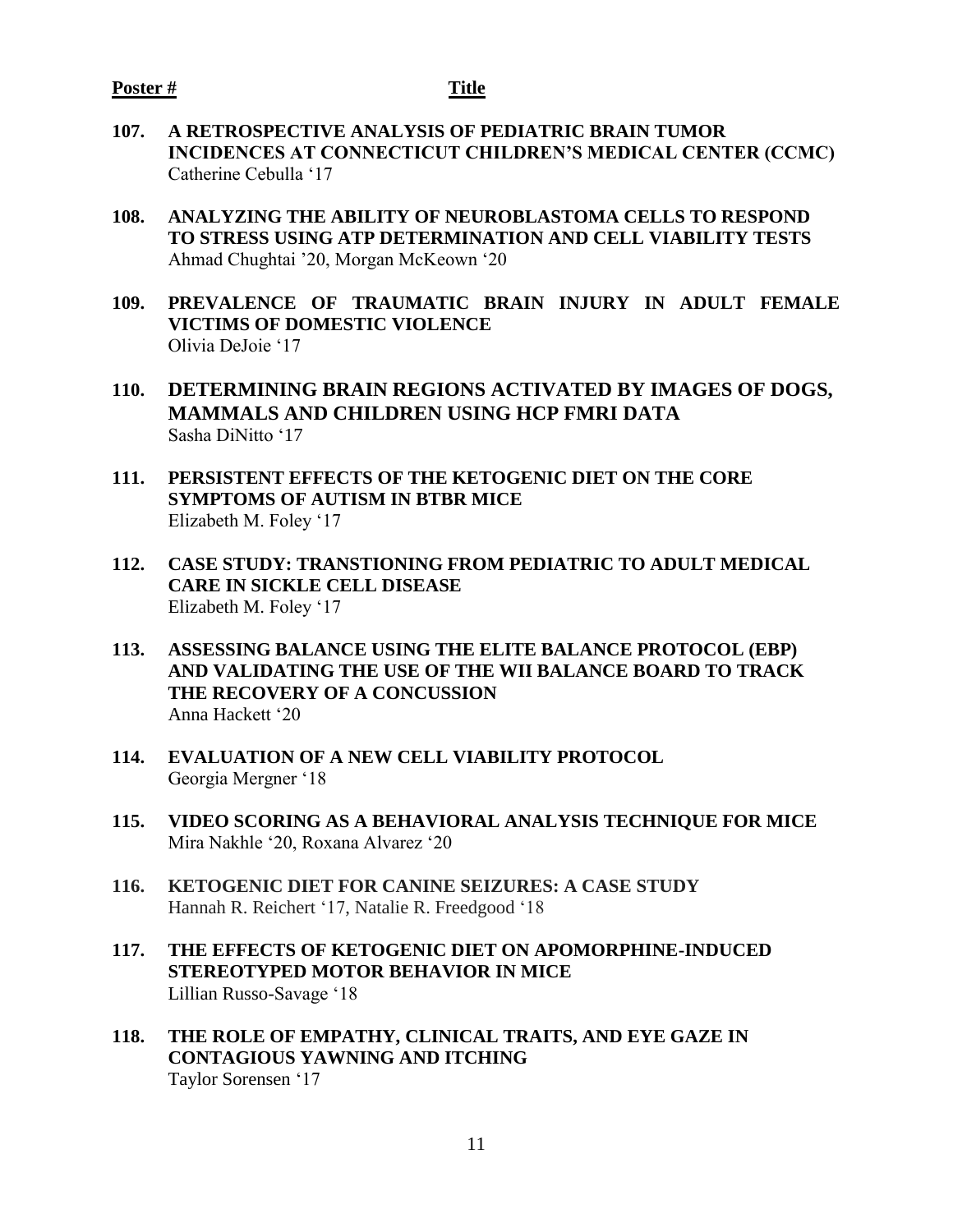**Poster #** **Title**

**107. A RETROSPECTIVE ANALYSIS OF PEDIATRIC BRAIN TUMOR INCIDENCES AT CONNECTICUT CHILDREN'S MEDICAL CENTER (CCMC)**
Catherine Cebulla '17

**108. ANALYZING THE ABILITY OF NEUROBLASTOMA CELLS TO RESPOND TO STRESS USING ATP DETERMINATION AND CELL VIABILITY TESTS**
Ahmad Chughtai '20, Morgan McKeown '20

**109. PREVALENCE OF TRAUMATIC BRAIN INJURY IN ADULT FEMALE VICTIMS OF DOMESTIC VIOLENCE**
Olivia DeJoie '17

**110. DETERMINING BRAIN REGIONS ACTIVATED BY IMAGES OF DOGS, MAMMALS AND CHILDREN USING HCP FMRI DATA**
Sasha DiNitto '17

**111. PERSISTENT EFFECTS OF THE KETOGENIC DIET ON THE CORE SYMPTOMS OF AUTISM IN BTBR MICE**
Elizabeth M. Foley '17

**112. CASE STUDY: TRANSTIONING FROM PEDIATRIC TO ADULT MEDICAL CARE IN SICKLE CELL DISEASE**
Elizabeth M. Foley '17

**113. ASSESSING BALANCE USING THE ELITE BALANCE PROTOCOL (EBP) AND VALIDATING THE USE OF THE WII BALANCE BOARD TO TRACK THE RECOVERY OF A CONCUSSION**
Anna Hackett '20

**114. EVALUATION OF A NEW CELL VIABILITY PROTOCOL**
Georgia Mergner '18

**115. VIDEO SCORING AS A BEHAVIORAL ANALYSIS TECHNIQUE FOR MICE**
Mira Nakhle '20, Roxana Alvarez '20

**116. KETOGENIC DIET FOR CANINE SEIZURES: A CASE STUDY**
Hannah R. Reichert '17, Natalie R. Freedgood '18

**117. THE EFFECTS OF KETOGENIC DIET ON APOMORPHINE-INDUCED STEREOTYPED MOTOR BEHAVIOR IN MICE**
Lillian Russo-Savage '18

**118. THE ROLE OF EMPATHY, CLINICAL TRAITS, AND EYE GAZE IN CONTAGIOUS YAWNING AND ITCHING**
Taylor Sorensen '17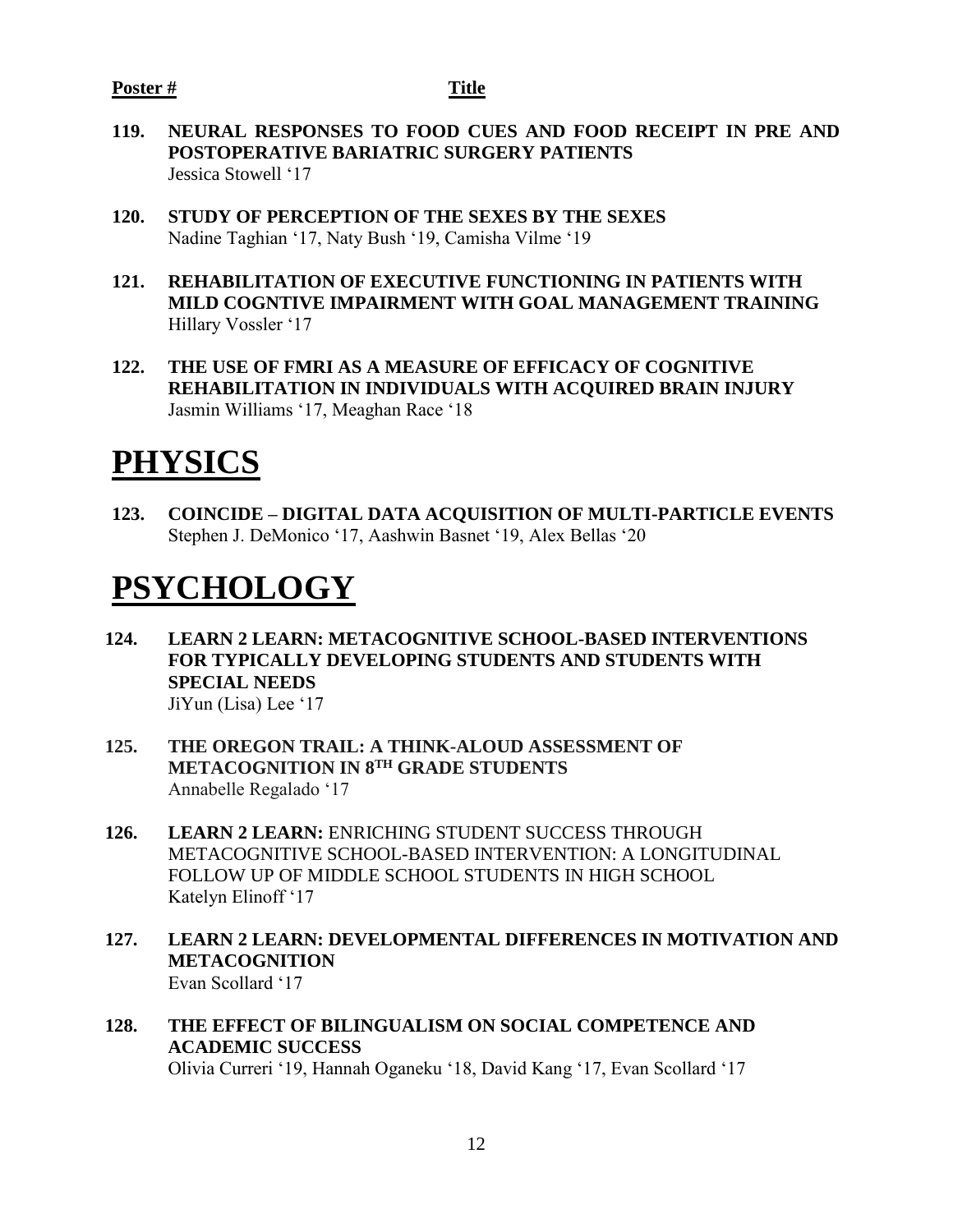**Poster #** **Title**

**119. NEURAL RESPONSES TO FOOD CUES AND FOOD RECEIPT IN PRE AND POSTOPERATIVE BARIATRIC SURGERY PATIENTS**
Jessica Stowell '17

**120. STUDY OF PERCEPTION OF THE SEXES BY THE SEXES**
Nadine Taghian '17, Naty Bush '19, Camisha Vilme '19

**121. REHABILITATION OF EXECUTIVE FUNCTIONING IN PATIENTS WITH MILD COGNTIVE IMPAIRMENT WITH GOAL MANAGEMENT TRAINING**
Hillary Vossler '17

**122. THE USE OF FMRI AS A MEASURE OF EFFICACY OF COGNITIVE REHABILITATION IN INDIVIDUALS WITH ACQUIRED BRAIN INJURY**
Jasmin Williams '17, Meaghan Race '18

# PHYSICS

**123. COINCIDE – DIGITAL DATA ACQUISITION OF MULTI-PARTICLE EVENTS**
Stephen J. DeMonico '17, Aashwin Basnet '19, Alex Bellas '20

# PSYCHOLOGY

**124. LEARN 2 LEARN: METACOGNITIVE SCHOOL-BASED INTERVENTIONS FOR TYPICALLY DEVELOPING STUDENTS AND STUDENTS WITH SPECIAL NEEDS**
JiYun (Lisa) Lee '17

**125. THE OREGON TRAIL: A THINK-ALOUD ASSESSMENT OF METACOGNITION IN 8TH GRADE STUDENTS**
Annabelle Regalado '17

**126. LEARN 2 LEARN:** ENRICHING STUDENT SUCCESS THROUGH METACOGNITIVE SCHOOL-BASED INTERVENTION: A LONGITUDINAL FOLLOW UP OF MIDDLE SCHOOL STUDENTS IN HIGH SCHOOL
Katelyn Elinoff '17

**127. LEARN 2 LEARN: DEVELOPMENTAL DIFFERENCES IN MOTIVATION AND METACOGNITION**
Evan Scollard '17

**128. THE EFFECT OF BILINGUALISM ON SOCIAL COMPETENCE AND ACADEMIC SUCCESS**
Olivia Curreri '19, Hannah Oganeku '18, David Kang '17, Evan Scollard '17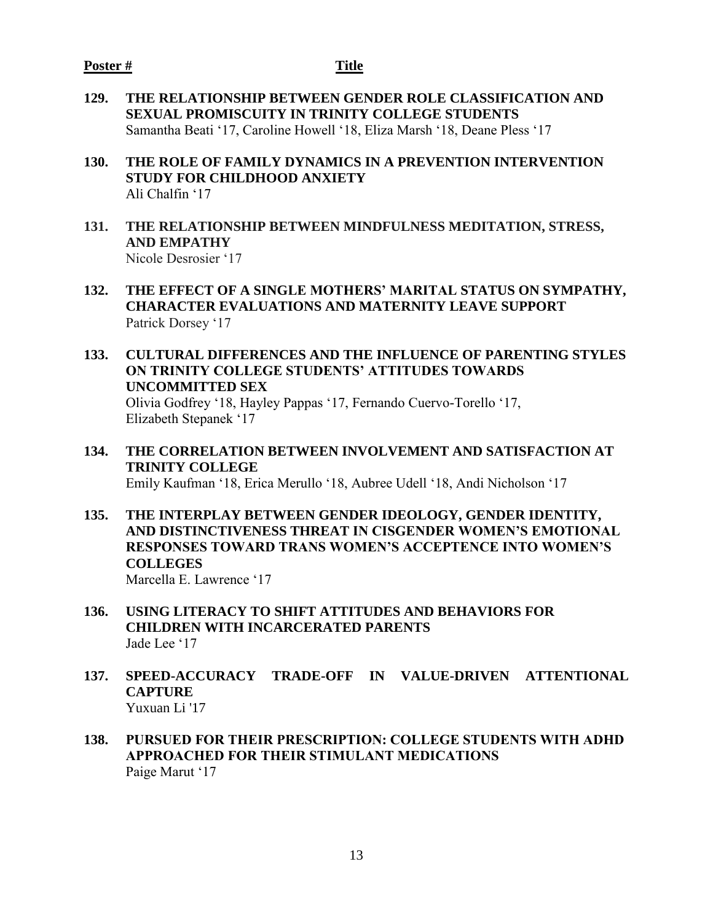**Poster #** **Title**

**129. THE RELATIONSHIP BETWEEN GENDER ROLE CLASSIFICATION AND SEXUAL PROMISCUITY IN TRINITY COLLEGE STUDENTS**
Samantha Beati '17, Caroline Howell '18, Eliza Marsh '18, Deane Pless '17

**130. THE ROLE OF FAMILY DYNAMICS IN A PREVENTION INTERVENTION STUDY FOR CHILDHOOD ANXIETY**
Ali Chalfin '17

**131. THE RELATIONSHIP BETWEEN MINDFULNESS MEDITATION, STRESS, AND EMPATHY**
Nicole Desrosier '17

**132. THE EFFECT OF A SINGLE MOTHERS' MARITAL STATUS ON SYMPATHY, CHARACTER EVALUATIONS AND MATERNITY LEAVE SUPPORT**
Patrick Dorsey '17

**133. CULTURAL DIFFERENCES AND THE INFLUENCE OF PARENTING STYLES ON TRINITY COLLEGE STUDENTS' ATTITUDES TOWARDS UNCOMMITTED SEX**
Olivia Godfrey '18, Hayley Pappas '17, Fernando Cuervo-Torello '17, Elizabeth Stepanek '17

**134. THE CORRELATION BETWEEN INVOLVEMENT AND SATISFACTION AT TRINITY COLLEGE**
Emily Kaufman '18, Erica Merullo '18, Aubree Udell '18, Andi Nicholson '17

**135. THE INTERPLAY BETWEEN GENDER IDEOLOGY, GENDER IDENTITY, AND DISTINCTIVENESS THREAT IN CISGENDER WOMEN'S EMOTIONAL RESPONSES TOWARD TRANS WOMEN'S ACCEPTENCE INTO WOMEN'S COLLEGES**
Marcella E. Lawrence '17

**136. USING LITERACY TO SHIFT ATTITUDES AND BEHAVIORS FOR CHILDREN WITH INCARCERATED PARENTS**
Jade Lee '17

**137. SPEED-ACCURACY TRADE-OFF IN VALUE-DRIVEN ATTENTIONAL CAPTURE**
Yuxuan Li '17

**138. PURSUED FOR THEIR PRESCRIPTION: COLLEGE STUDENTS WITH ADHD APPROACHED FOR THEIR STIMULANT MEDICATIONS**
Paige Marut '17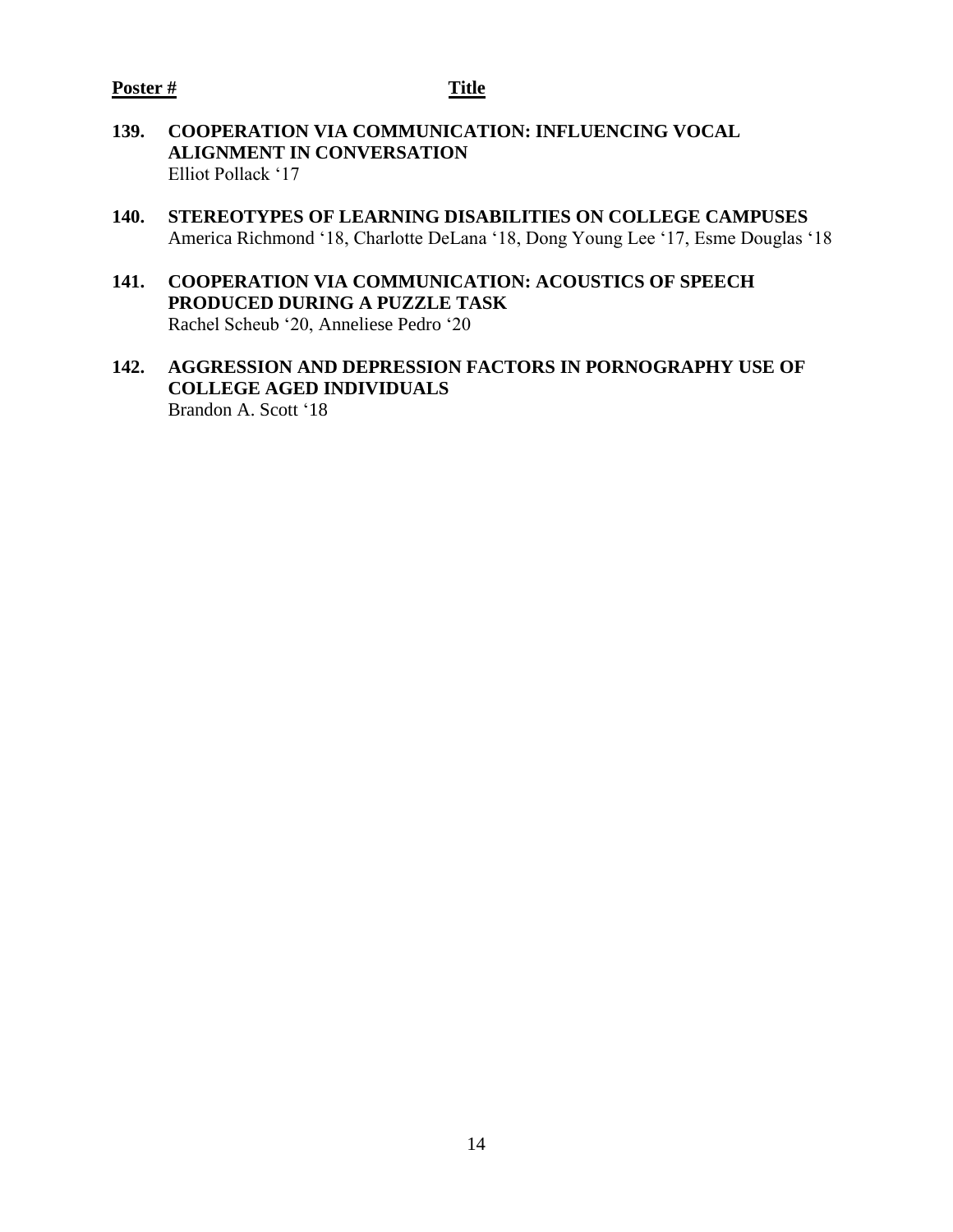**Poster #** **Title**

**139. COOPERATION VIA COMMUNICATION: INFLUENCING VOCAL ALIGNMENT IN CONVERSATION**
Elliot Pollack '17

**140. STEREOTYPES OF LEARNING DISABILITIES ON COLLEGE CAMPUSES**
America Richmond '18, Charlotte DeLana '18, Dong Young Lee '17, Esme Douglas '18

**141. COOPERATION VIA COMMUNICATION: ACOUSTICS OF SPEECH PRODUCED DURING A PUZZLE TASK**
Rachel Scheub '20, Anneliese Pedro '20

**142. AGGRESSION AND DEPRESSION FACTORS IN PORNOGRAPHY USE OF COLLEGE AGED INDIVIDUALS**
Brandon A. Scott '18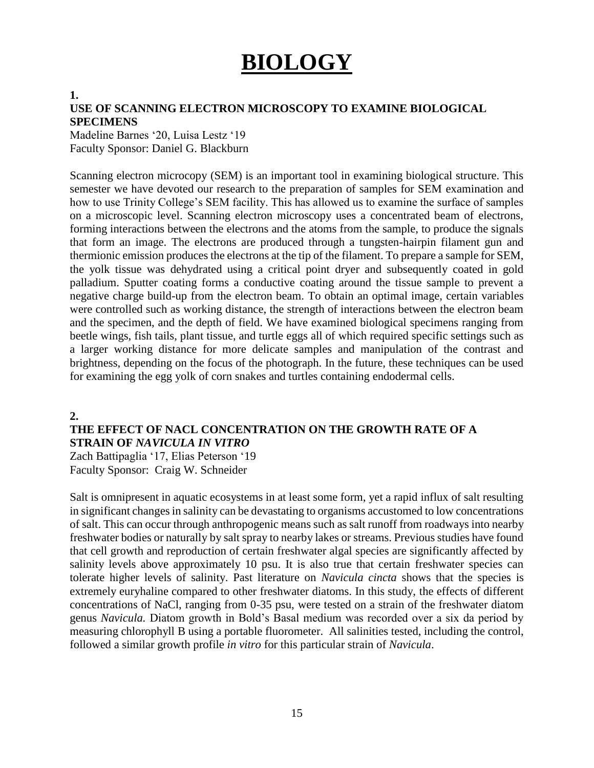# BIOLOGY

**1.**

## USE OF SCANNING ELECTRON MICROSCOPY TO EXAMINE BIOLOGICAL SPECIMENS

Madeline Barnes '20, Luisa Lestz '19
Faculty Sponsor: Daniel G. Blackburn

Scanning electron microcopy (SEM) is an important tool in examining biological structure. This semester we have devoted our research to the preparation of samples for SEM examination and how to use Trinity College's SEM facility. This has allowed us to examine the surface of samples on a microscopic level. Scanning electron microscopy uses a concentrated beam of electrons, forming interactions between the electrons and the atoms from the sample, to produce the signals that form an image. The electrons are produced through a tungsten-hairpin filament gun and thermionic emission produces the electrons at the tip of the filament. To prepare a sample for SEM, the yolk tissue was dehydrated using a critical point dryer and subsequently coated in gold palladium. Sputter coating forms a conductive coating around the tissue sample to prevent a negative charge build-up from the electron beam. To obtain an optimal image, certain variables were controlled such as working distance, the strength of interactions between the electron beam and the specimen, and the depth of field. We have examined biological specimens ranging from beetle wings, fish tails, plant tissue, and turtle eggs all of which required specific settings such as a larger working distance for more delicate samples and manipulation of the contrast and brightness, depending on the focus of the photograph. In the future, these techniques can be used for examining the egg yolk of corn snakes and turtles containing endodermal cells.

**2.**

## THE EFFECT OF NACL CONCENTRATION ON THE GROWTH RATE OF A STRAIN OF *NAVICULA IN VITRO*

Zach Battipaglia '17, Elias Peterson '19
Faculty Sponsor: Craig W. Schneider

Salt is omnipresent in aquatic ecosystems in at least some form, yet a rapid influx of salt resulting in significant changes in salinity can be devastating to organisms accustomed to low concentrations of salt. This can occur through anthropogenic means such as salt runoff from roadways into nearby freshwater bodies or naturally by salt spray to nearby lakes or streams. Previous studies have found that cell growth and reproduction of certain freshwater algal species are significantly affected by salinity levels above approximately 10 psu. It is also true that certain freshwater species can tolerate higher levels of salinity. Past literature on *Navicula cincta* shows that the species is extremely euryhaline compared to other freshwater diatoms. In this study, the effects of different concentrations of NaCl, ranging from 0-35 psu, were tested on a strain of the freshwater diatom genus *Navicula.* Diatom growth in Bold's Basal medium was recorded over a six da period by measuring chlorophyll B using a portable fluorometer. All salinities tested, including the control, followed a similar growth profile *in vitro* for this particular strain of *Navicula*.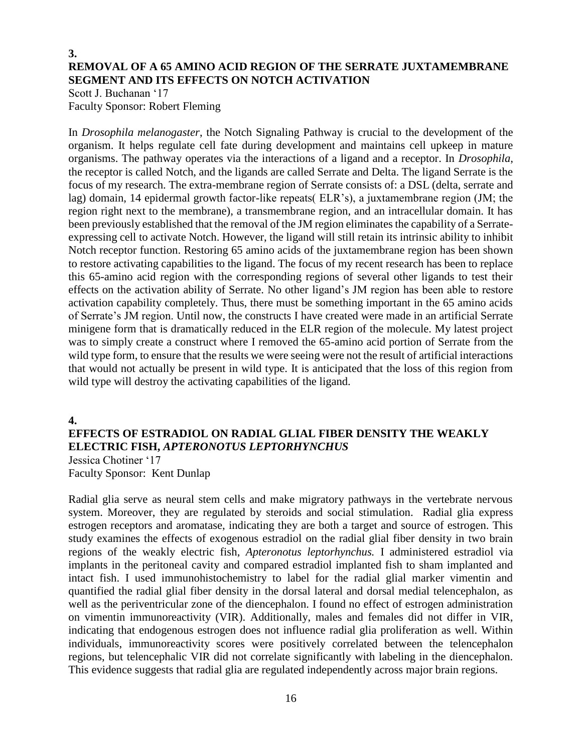**3.**

## REMOVAL OF A 65 AMINO ACID REGION OF THE SERRATE JUXTAMEMBRANE SEGMENT AND ITS EFFECTS ON NOTCH ACTIVATION

Scott J. Buchanan '17
Faculty Sponsor: Robert Fleming

In *Drosophila melanogaster*, the Notch Signaling Pathway is crucial to the development of the organism. It helps regulate cell fate during development and maintains cell upkeep in mature organisms. The pathway operates via the interactions of a ligand and a receptor. In *Drosophila*, the receptor is called Notch, and the ligands are called Serrate and Delta. The ligand Serrate is the focus of my research. The extra-membrane region of Serrate consists of: a DSL (delta, serrate and lag) domain, 14 epidermal growth factor-like repeats( ELR's), a juxtamembrane region (JM; the region right next to the membrane), a transmembrane region, and an intracellular domain. It has been previously established that the removal of the JM region eliminates the capability of a Serrate-expressing cell to activate Notch. However, the ligand will still retain its intrinsic ability to inhibit Notch receptor function. Restoring 65 amino acids of the juxtamembrane region has been shown to restore activating capabilities to the ligand. The focus of my recent research has been to replace this 65-amino acid region with the corresponding regions of several other ligands to test their effects on the activation ability of Serrate. No other ligand's JM region has been able to restore activation capability completely. Thus, there must be something important in the 65 amino acids of Serrate's JM region. Until now, the constructs I have created were made in an artificial Serrate minigene form that is dramatically reduced in the ELR region of the molecule. My latest project was to simply create a construct where I removed the 65-amino acid portion of Serrate from the wild type form, to ensure that the results we were seeing were not the result of artificial interactions that would not actually be present in wild type. It is anticipated that the loss of this region from wild type will destroy the activating capabilities of the ligand.

**4.**

## EFFECTS OF ESTRADIOL ON RADIAL GLIAL FIBER DENSITY THE WEAKLY ELECTRIC FISH, *APTERONOTUS LEPTORHYNCHUS*

Jessica Chotiner '17
Faculty Sponsor: Kent Dunlap

Radial glia serve as neural stem cells and make migratory pathways in the vertebrate nervous system. Moreover, they are regulated by steroids and social stimulation. Radial glia express estrogen receptors and aromatase, indicating they are both a target and source of estrogen. This study examines the effects of exogenous estradiol on the radial glial fiber density in two brain regions of the weakly electric fish, *Apteronotus leptorhynchus.* I administered estradiol via implants in the peritoneal cavity and compared estradiol implanted fish to sham implanted and intact fish. I used immunohistochemistry to label for the radial glial marker vimentin and quantified the radial glial fiber density in the dorsal lateral and dorsal medial telencephalon, as well as the periventricular zone of the diencephalon. I found no effect of estrogen administration on vimentin immunoreactivity (VIR). Additionally, males and females did not differ in VIR, indicating that endogenous estrogen does not influence radial glia proliferation as well. Within individuals, immunoreactivity scores were positively correlated between the telencephalon regions, but telencephalic VIR did not correlate significantly with labeling in the diencephalon. This evidence suggests that radial glia are regulated independently across major brain regions.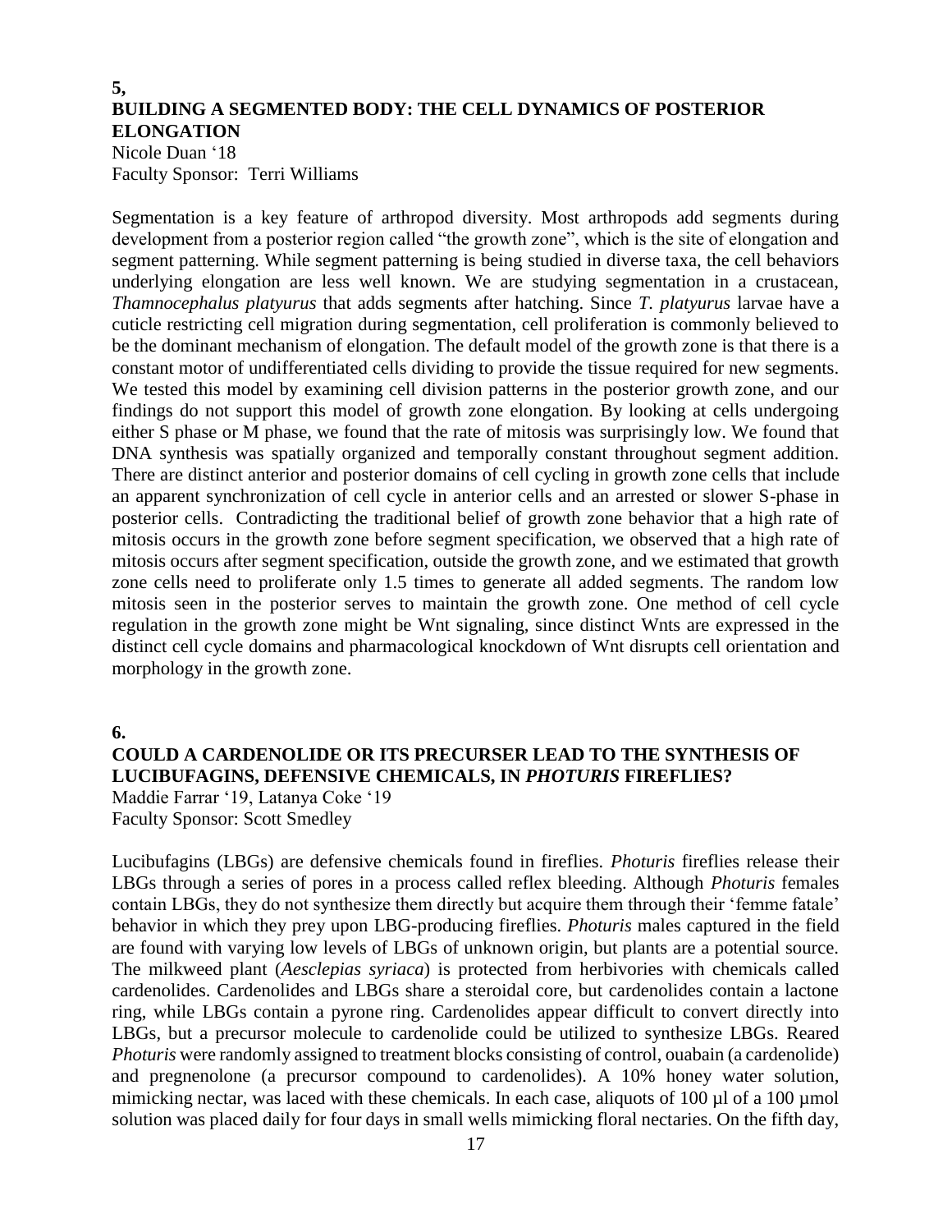**5,**

## BUILDING A SEGMENTED BODY: THE CELL DYNAMICS OF POSTERIOR ELONGATION

Nicole Duan '18
Faculty Sponsor: Terri Williams

Segmentation is a key feature of arthropod diversity. Most arthropods add segments during development from a posterior region called "the growth zone", which is the site of elongation and segment patterning. While segment patterning is being studied in diverse taxa, the cell behaviors underlying elongation are less well known. We are studying segmentation in a crustacean, *Thamnocephalus platyurus* that adds segments after hatching. Since *T. platyurus* larvae have a cuticle restricting cell migration during segmentation, cell proliferation is commonly believed to be the dominant mechanism of elongation. The default model of the growth zone is that there is a constant motor of undifferentiated cells dividing to provide the tissue required for new segments. We tested this model by examining cell division patterns in the posterior growth zone, and our findings do not support this model of growth zone elongation. By looking at cells undergoing either S phase or M phase, we found that the rate of mitosis was surprisingly low. We found that DNA synthesis was spatially organized and temporally constant throughout segment addition. There are distinct anterior and posterior domains of cell cycling in growth zone cells that include an apparent synchronization of cell cycle in anterior cells and an arrested or slower S-phase in posterior cells. Contradicting the traditional belief of growth zone behavior that a high rate of mitosis occurs in the growth zone before segment specification, we observed that a high rate of mitosis occurs after segment specification, outside the growth zone, and we estimated that growth zone cells need to proliferate only 1.5 times to generate all added segments. The random low mitosis seen in the posterior serves to maintain the growth zone. One method of cell cycle regulation in the growth zone might be Wnt signaling, since distinct Wnts are expressed in the distinct cell cycle domains and pharmacological knockdown of Wnt disrupts cell orientation and morphology in the growth zone.

**6.**

## COULD A CARDENOLIDE OR ITS PRECURSER LEAD TO THE SYNTHESIS OF LUCIBUFAGINS, DEFENSIVE CHEMICALS, IN *PHOTURIS* FIREFLIES?

Maddie Farrar '19, Latanya Coke '19
Faculty Sponsor: Scott Smedley

Lucibufagins (LBGs) are defensive chemicals found in fireflies. *Photuris* fireflies release their LBGs through a series of pores in a process called reflex bleeding. Although *Photuris* females contain LBGs, they do not synthesize them directly but acquire them through their 'femme fatale' behavior in which they prey upon LBG-producing fireflies. *Photuris* males captured in the field are found with varying low levels of LBGs of unknown origin, but plants are a potential source. The milkweed plant (*Aesclepias syriaca*) is protected from herbivories with chemicals called cardenolides. Cardenolides and LBGs share a steroidal core, but cardenolides contain a lactone ring, while LBGs contain a pyrone ring. Cardenolides appear difficult to convert directly into LBGs, but a precursor molecule to cardenolide could be utilized to synthesize LBGs. Reared *Photuris* were randomly assigned to treatment blocks consisting of control, ouabain (a cardenolide) and pregnenolone (a precursor compound to cardenolides). A 10% honey water solution, mimicking nectar, was laced with these chemicals. In each case, aliquots of 100 µl of a 100 µmol solution was placed daily for four days in small wells mimicking floral nectaries. On the fifth day,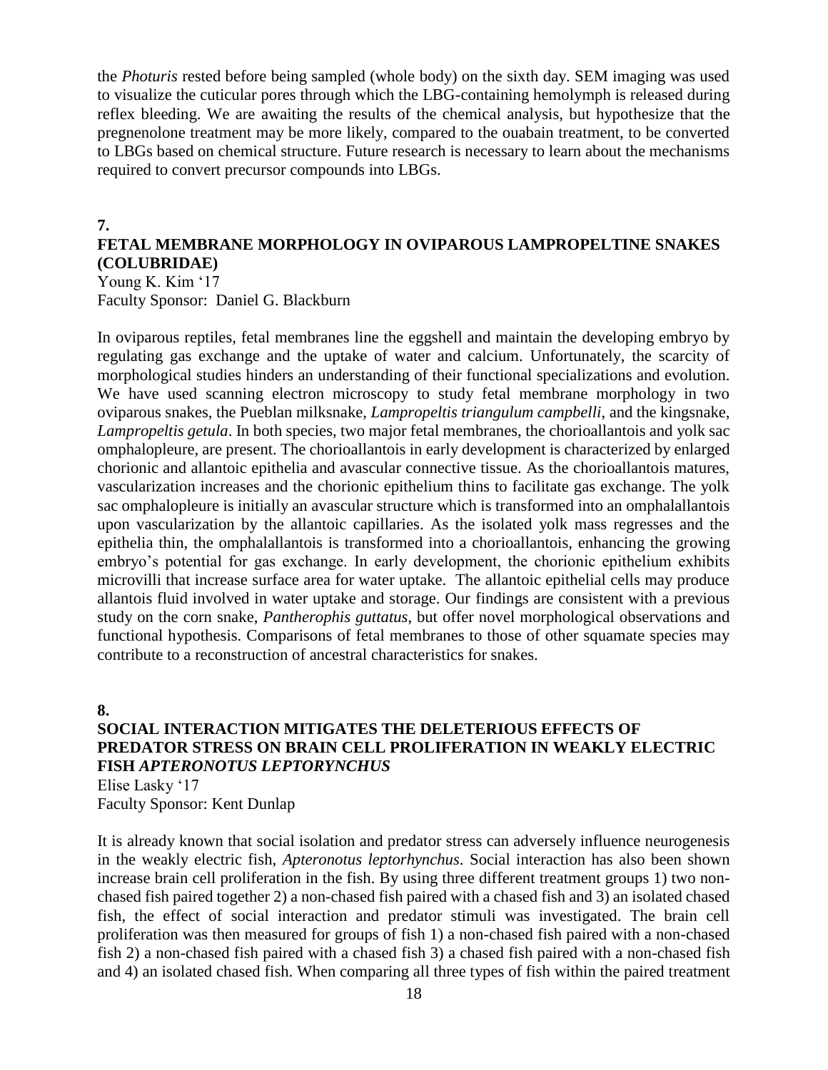the *Photuris* rested before being sampled (whole body) on the sixth day. SEM imaging was used to visualize the cuticular pores through which the LBG-containing hemolymph is released during reflex bleeding. We are awaiting the results of the chemical analysis, but hypothesize that the pregnenolone treatment may be more likely, compared to the ouabain treatment, to be converted to LBGs based on chemical structure. Future research is necessary to learn about the mechanisms required to convert precursor compounds into LBGs.

**7.**

### FETAL MEMBRANE MORPHOLOGY IN OVIPAROUS LAMPROPELTINE SNAKES (COLUBRIDAE)

Young K. Kim '17
Faculty Sponsor: Daniel G. Blackburn

In oviparous reptiles, fetal membranes line the eggshell and maintain the developing embryo by regulating gas exchange and the uptake of water and calcium. Unfortunately, the scarcity of morphological studies hinders an understanding of their functional specializations and evolution. We have used scanning electron microscopy to study fetal membrane morphology in two oviparous snakes, the Pueblan milksnake, *Lampropeltis triangulum campbelli*, and the kingsnake, *Lampropeltis getula*. In both species, two major fetal membranes, the chorioallantois and yolk sac omphalopleure, are present. The chorioallantois in early development is characterized by enlarged chorionic and allantoic epithelia and avascular connective tissue. As the chorioallantois matures, vascularization increases and the chorionic epithelium thins to facilitate gas exchange. The yolk sac omphalopleure is initially an avascular structure which is transformed into an omphalallantois upon vascularization by the allantoic capillaries. As the isolated yolk mass regresses and the epithelia thin, the omphalallantois is transformed into a chorioallantois, enhancing the growing embryo's potential for gas exchange. In early development, the chorionic epithelium exhibits microvilli that increase surface area for water uptake. The allantoic epithelial cells may produce allantois fluid involved in water uptake and storage. Our findings are consistent with a previous study on the corn snake, *Pantherophis guttatus*, but offer novel morphological observations and functional hypothesis. Comparisons of fetal membranes to those of other squamate species may contribute to a reconstruction of ancestral characteristics for snakes.

**8.**

### SOCIAL INTERACTION MITIGATES THE DELETERIOUS EFFECTS OF PREDATOR STRESS ON BRAIN CELL PROLIFERATION IN WEAKLY ELECTRIC FISH *APTERONOTUS LEPTORYNCHUS*

Elise Lasky '17
Faculty Sponsor: Kent Dunlap

It is already known that social isolation and predator stress can adversely influence neurogenesis in the weakly electric fish, *Apteronotus leptorhynchus*. Social interaction has also been shown increase brain cell proliferation in the fish. By using three different treatment groups 1) two non-chased fish paired together 2) a non-chased fish paired with a chased fish and 3) an isolated chased fish, the effect of social interaction and predator stimuli was investigated. The brain cell proliferation was then measured for groups of fish 1) a non-chased fish paired with a non-chased fish 2) a non-chased fish paired with a chased fish 3) a chased fish paired with a non-chased fish and 4) an isolated chased fish. When comparing all three types of fish within the paired treatment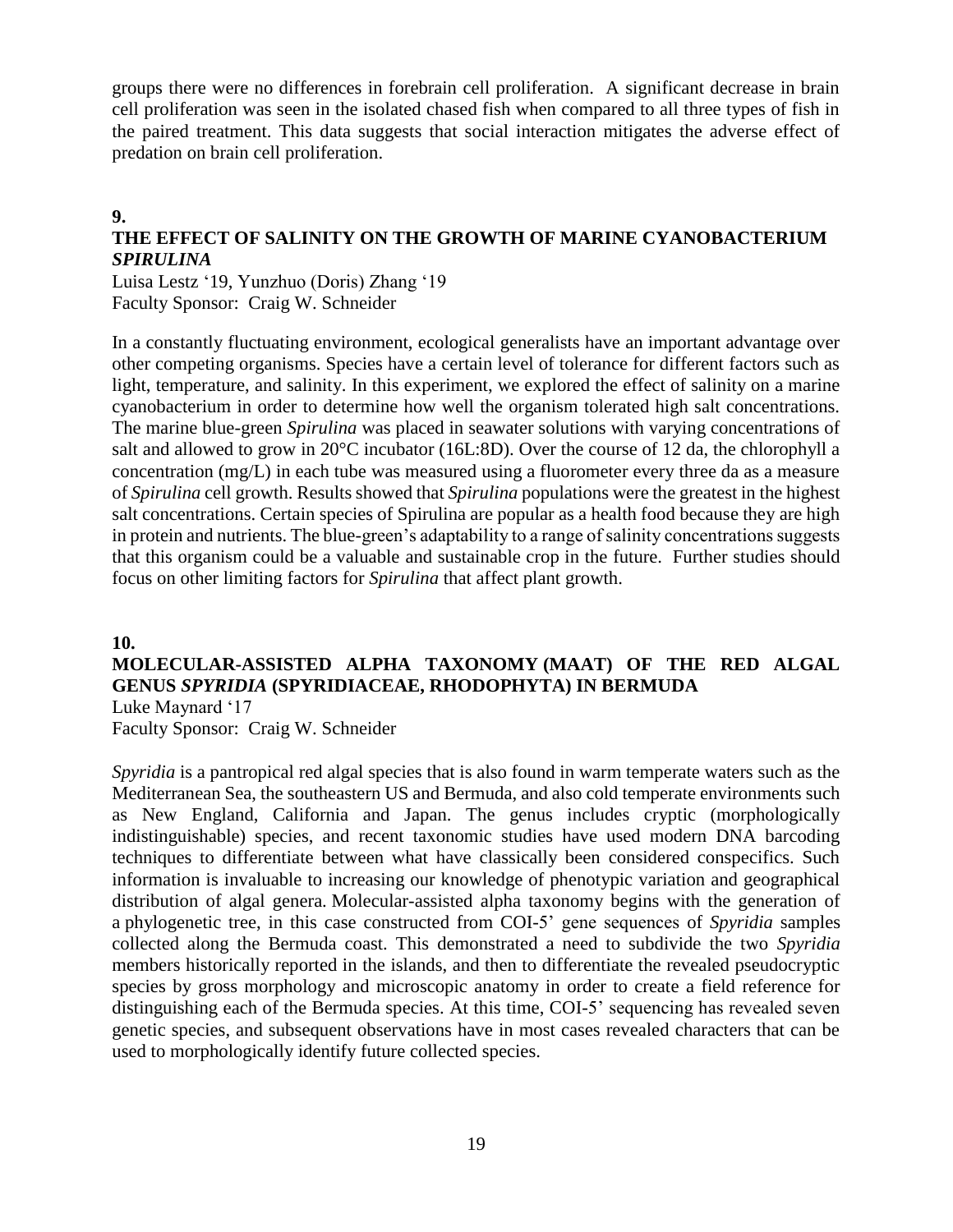groups there were no differences in forebrain cell proliferation. A significant decrease in brain cell proliferation was seen in the isolated chased fish when compared to all three types of fish in the paired treatment. This data suggests that social interaction mitigates the adverse effect of predation on brain cell proliferation.

**9.**

## THE EFFECT OF SALINITY ON THE GROWTH OF MARINE CYANOBACTERIUM *SPIRULINA*

Luisa Lestz '19, Yunzhuo (Doris) Zhang '19
Faculty Sponsor: Craig W. Schneider

In a constantly fluctuating environment, ecological generalists have an important advantage over other competing organisms. Species have a certain level of tolerance for different factors such as light, temperature, and salinity. In this experiment, we explored the effect of salinity on a marine cyanobacterium in order to determine how well the organism tolerated high salt concentrations. The marine blue-green *Spirulina* was placed in seawater solutions with varying concentrations of salt and allowed to grow in 20°C incubator (16L:8D). Over the course of 12 da, the chlorophyll a concentration (mg/L) in each tube was measured using a fluorometer every three da as a measure of *Spirulina* cell growth. Results showed that *Spirulina* populations were the greatest in the highest salt concentrations. Certain species of Spirulina are popular as a health food because they are high in protein and nutrients. The blue-green's adaptability to a range of salinity concentrations suggests that this organism could be a valuable and sustainable crop in the future. Further studies should focus on other limiting factors for *Spirulina* that affect plant growth.

**10.**

## MOLECULAR-ASSISTED ALPHA TAXONOMY (MAAT) OF THE RED ALGAL GENUS *SPYRIDIA* (SPYRIDIACEAE, RHODOPHYTA) IN BERMUDA

Luke Maynard '17
Faculty Sponsor: Craig W. Schneider

*Spyridia* is a pantropical red algal species that is also found in warm temperate waters such as the Mediterranean Sea, the southeastern US and Bermuda, and also cold temperate environments such as New England, California and Japan. The genus includes cryptic (morphologically indistinguishable) species, and recent taxonomic studies have used modern DNA barcoding techniques to differentiate between what have classically been considered conspecifics. Such information is invaluable to increasing our knowledge of phenotypic variation and geographical distribution of algal genera. Molecular-assisted alpha taxonomy begins with the generation of a phylogenetic tree, in this case constructed from COI-5' gene sequences of *Spyridia* samples collected along the Bermuda coast. This demonstrated a need to subdivide the two *Spyridia* members historically reported in the islands, and then to differentiate the revealed pseudocryptic species by gross morphology and microscopic anatomy in order to create a field reference for distinguishing each of the Bermuda species. At this time, COI-5' sequencing has revealed seven genetic species, and subsequent observations have in most cases revealed characters that can be used to morphologically identify future collected species.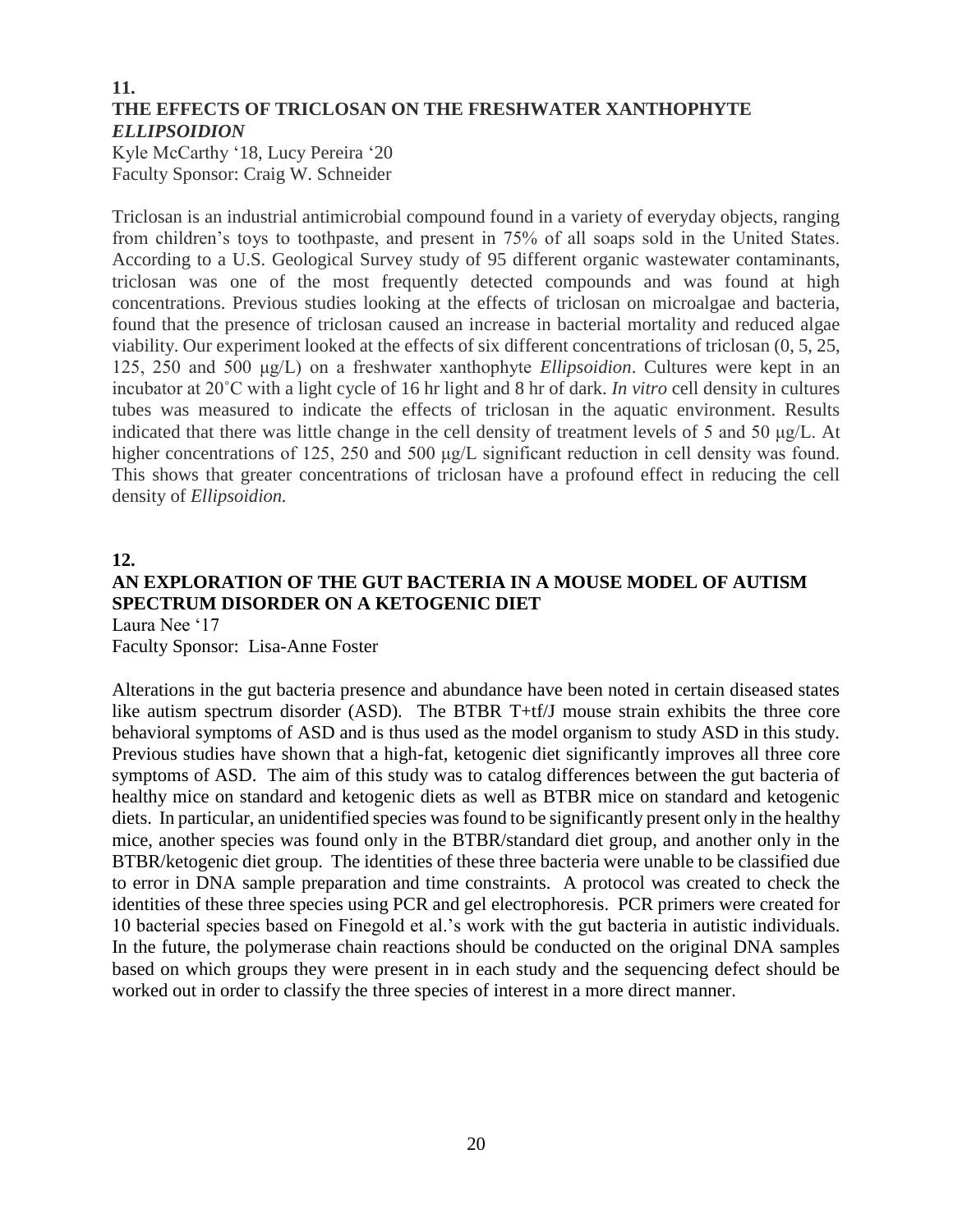## 11.

## THE EFFECTS OF TRICLOSAN ON THE FRESHWATER XANTHOPHYTE *ELLIPSOIDION*

Kyle McCarthy '18, Lucy Pereira '20
Faculty Sponsor: Craig W. Schneider

Triclosan is an industrial antimicrobial compound found in a variety of everyday objects, ranging from children's toys to toothpaste, and present in 75% of all soaps sold in the United States. According to a U.S. Geological Survey study of 95 different organic wastewater contaminants, triclosan was one of the most frequently detected compounds and was found at high concentrations. Previous studies looking at the effects of triclosan on microalgae and bacteria, found that the presence of triclosan caused an increase in bacterial mortality and reduced algae viability. Our experiment looked at the effects of six different concentrations of triclosan (0, 5, 25, 125, 250 and 500 μg/L) on a freshwater xanthophyte *Ellipsoidion*. Cultures were kept in an incubator at 20˚C with a light cycle of 16 hr light and 8 hr of dark. *In vitro* cell density in cultures tubes was measured to indicate the effects of triclosan in the aquatic environment. Results indicated that there was little change in the cell density of treatment levels of 5 and 50 μg/L. At higher concentrations of 125, 250 and 500 μg/L significant reduction in cell density was found. This shows that greater concentrations of triclosan have a profound effect in reducing the cell density of *Ellipsoidion.*

## 12.

## AN EXPLORATION OF THE GUT BACTERIA IN A MOUSE MODEL OF AUTISM SPECTRUM DISORDER ON A KETOGENIC DIET

Laura Nee '17
Faculty Sponsor: Lisa-Anne Foster

Alterations in the gut bacteria presence and abundance have been noted in certain diseased states like autism spectrum disorder (ASD). The BTBR T+tf/J mouse strain exhibits the three core behavioral symptoms of ASD and is thus used as the model organism to study ASD in this study. Previous studies have shown that a high-fat, ketogenic diet significantly improves all three core symptoms of ASD. The aim of this study was to catalog differences between the gut bacteria of healthy mice on standard and ketogenic diets as well as BTBR mice on standard and ketogenic diets. In particular, an unidentified species was found to be significantly present only in the healthy mice, another species was found only in the BTBR/standard diet group, and another only in the BTBR/ketogenic diet group. The identities of these three bacteria were unable to be classified due to error in DNA sample preparation and time constraints. A protocol was created to check the identities of these three species using PCR and gel electrophoresis. PCR primers were created for 10 bacterial species based on Finegold et al.'s work with the gut bacteria in autistic individuals. In the future, the polymerase chain reactions should be conducted on the original DNA samples based on which groups they were present in in each study and the sequencing defect should be worked out in order to classify the three species of interest in a more direct manner.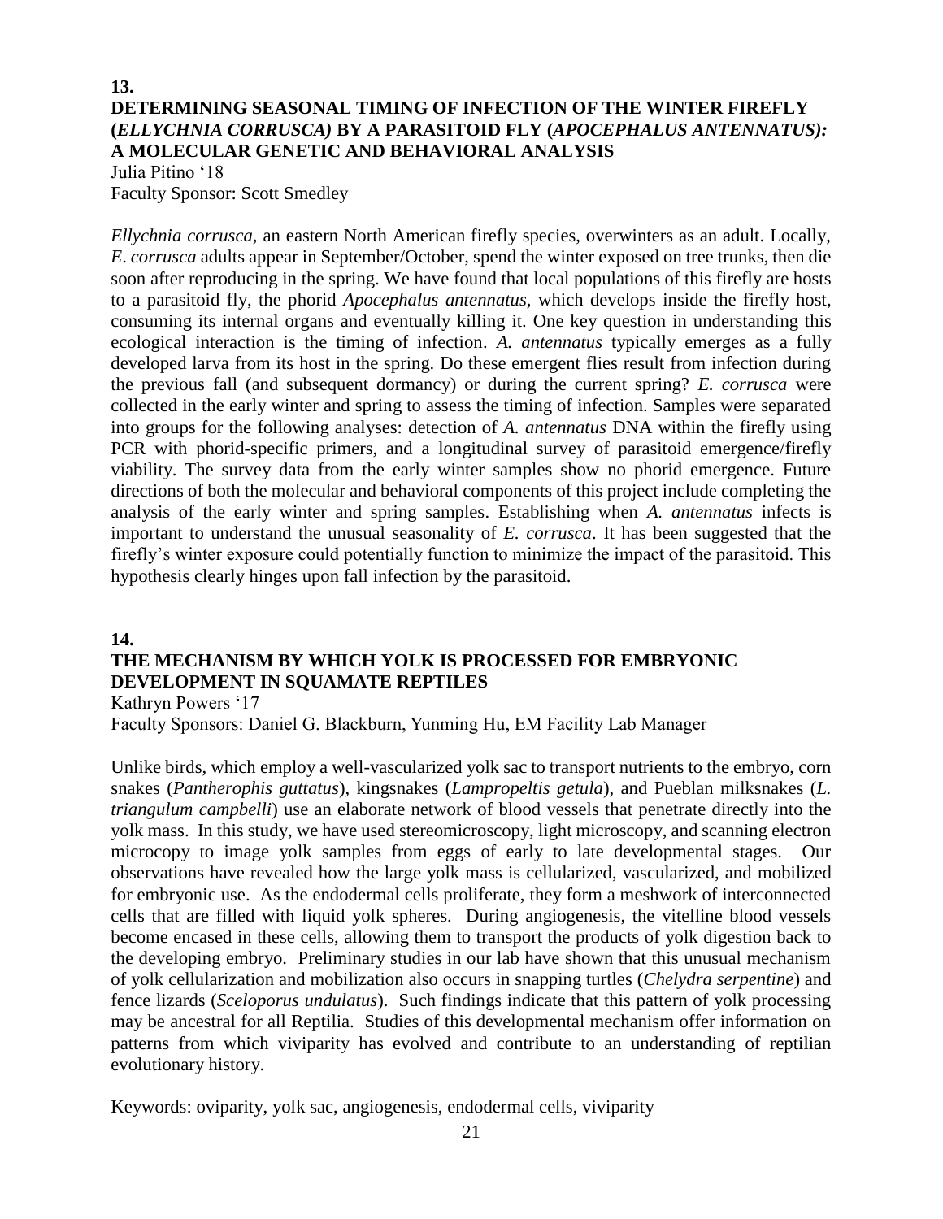**13.**

### DETERMINING SEASONAL TIMING OF INFECTION OF THE WINTER FIREFLY (*ELLYCHNIA CORRUSCA)* BY A PARASITOID FLY (*APOCEPHALUS ANTENNATUS):* A MOLECULAR GENETIC AND BEHAVIORAL ANALYSIS

Julia Pitino '18
Faculty Sponsor: Scott Smedley

*Ellychnia corrusca*, an eastern North American firefly species, overwinters as an adult. Locally, *E. corrusca* adults appear in September/October, spend the winter exposed on tree trunks, then die soon after reproducing in the spring. We have found that local populations of this firefly are hosts to a parasitoid fly, the phorid *Apocephalus antennatus*, which develops inside the firefly host, consuming its internal organs and eventually killing it. One key question in understanding this ecological interaction is the timing of infection. *A. antennatus* typically emerges as a fully developed larva from its host in the spring. Do these emergent flies result from infection during the previous fall (and subsequent dormancy) or during the current spring? *E. corrusca* were collected in the early winter and spring to assess the timing of infection. Samples were separated into groups for the following analyses: detection of *A. antennatus* DNA within the firefly using PCR with phorid-specific primers, and a longitudinal survey of parasitoid emergence/firefly viability. The survey data from the early winter samples show no phorid emergence. Future directions of both the molecular and behavioral components of this project include completing the analysis of the early winter and spring samples. Establishing when *A. antennatus* infects is important to understand the unusual seasonality of *E. corrusca*. It has been suggested that the firefly's winter exposure could potentially function to minimize the impact of the parasitoid. This hypothesis clearly hinges upon fall infection by the parasitoid.

**14.**

### THE MECHANISM BY WHICH YOLK IS PROCESSED FOR EMBRYONIC DEVELOPMENT IN SQUAMATE REPTILES

Kathryn Powers '17
Faculty Sponsors: Daniel G. Blackburn, Yunming Hu, EM Facility Lab Manager

Unlike birds, which employ a well-vascularized yolk sac to transport nutrients to the embryo, corn snakes (*Pantherophis guttatus*), kingsnakes (*Lampropeltis getula*), and Pueblan milksnakes (*L. triangulum campbelli*) use an elaborate network of blood vessels that penetrate directly into the yolk mass. In this study, we have used stereomicroscopy, light microscopy, and scanning electron microcopy to image yolk samples from eggs of early to late developmental stages. Our observations have revealed how the large yolk mass is cellularized, vascularized, and mobilized for embryonic use. As the endodermal cells proliferate, they form a meshwork of interconnected cells that are filled with liquid yolk spheres. During angiogenesis, the vitelline blood vessels become encased in these cells, allowing them to transport the products of yolk digestion back to the developing embryo. Preliminary studies in our lab have shown that this unusual mechanism of yolk cellularization and mobilization also occurs in snapping turtles (*Chelydra serpentine*) and fence lizards (*Sceloporus undulatus*). Such findings indicate that this pattern of yolk processing may be ancestral for all Reptilia. Studies of this developmental mechanism offer information on patterns from which viviparity has evolved and contribute to an understanding of reptilian evolutionary history.

Keywords: oviparity, yolk sac, angiogenesis, endodermal cells, viviparity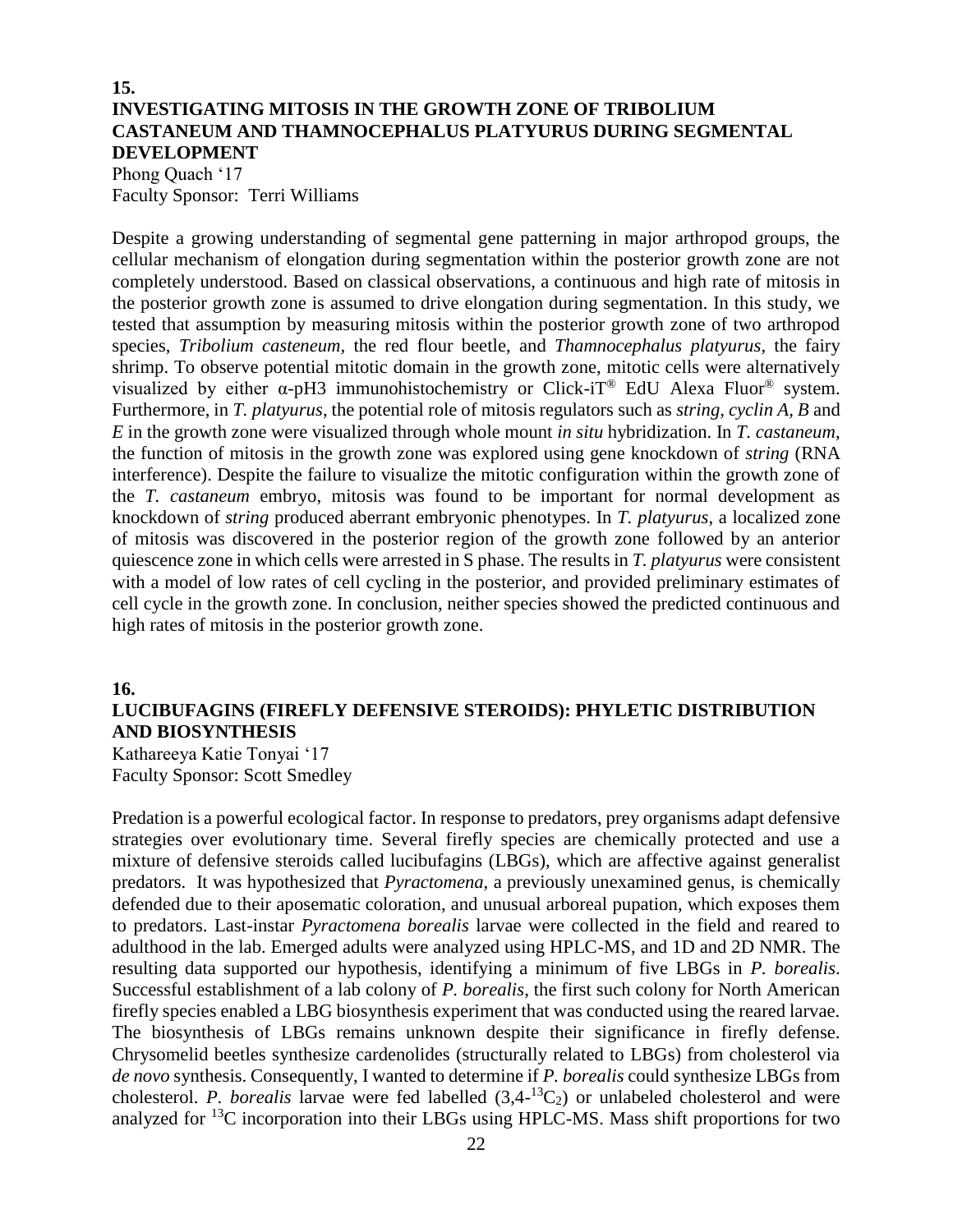**15.**

## INVESTIGATING MITOSIS IN THE GROWTH ZONE OF TRIBOLIUM CASTANEUM AND THAMNOCEPHALUS PLATYURUS DURING SEGMENTAL DEVELOPMENT

Phong Quach '17
Faculty Sponsor: Terri Williams

Despite a growing understanding of segmental gene patterning in major arthropod groups, the cellular mechanism of elongation during segmentation within the posterior growth zone are not completely understood. Based on classical observations, a continuous and high rate of mitosis in the posterior growth zone is assumed to drive elongation during segmentation. In this study, we tested that assumption by measuring mitosis within the posterior growth zone of two arthropod species, *Tribolium casteneum*, the red flour beetle, and *Thamnocephalus platyurus*, the fairy shrimp. To observe potential mitotic domain in the growth zone, mitotic cells were alternatively visualized by either α-pH3 immunohistochemistry or Click-iT® EdU Alexa Fluor® system. Furthermore, in *T. platyurus*, the potential role of mitosis regulators such as *string, cyclin A, B* and *E* in the growth zone were visualized through whole mount *in situ* hybridization. In *T. castaneum*, the function of mitosis in the growth zone was explored using gene knockdown of *string* (RNA interference). Despite the failure to visualize the mitotic configuration within the growth zone of the *T. castaneum* embryo, mitosis was found to be important for normal development as knockdown of *string* produced aberrant embryonic phenotypes. In *T. platyurus*, a localized zone of mitosis was discovered in the posterior region of the growth zone followed by an anterior quiescence zone in which cells were arrested in S phase. The results in *T. platyurus* were consistent with a model of low rates of cell cycling in the posterior, and provided preliminary estimates of cell cycle in the growth zone. In conclusion, neither species showed the predicted continuous and high rates of mitosis in the posterior growth zone.

**16.**

## LUCIBUFAGINS (FIREFLY DEFENSIVE STEROIDS): PHYLETIC DISTRIBUTION AND BIOSYNTHESIS

Kathareeya Katie Tonyai '17
Faculty Sponsor: Scott Smedley

Predation is a powerful ecological factor. In response to predators, prey organisms adapt defensive strategies over evolutionary time. Several firefly species are chemically protected and use a mixture of defensive steroids called lucibufagins (LBGs), which are affective against generalist predators. It was hypothesized that *Pyractomena*, a previously unexamined genus, is chemically defended due to their aposematic coloration, and unusual arboreal pupation, which exposes them to predators. Last-instar *Pyractomena borealis* larvae were collected in the field and reared to adulthood in the lab. Emerged adults were analyzed using HPLC-MS, and 1D and 2D NMR. The resulting data supported our hypothesis, identifying a minimum of five LBGs in *P. borealis*. Successful establishment of a lab colony of *P. borealis*, the first such colony for North American firefly species enabled a LBG biosynthesis experiment that was conducted using the reared larvae. The biosynthesis of LBGs remains unknown despite their significance in firefly defense. Chrysomelid beetles synthesize cardenolides (structurally related to LBGs) from cholesterol via *de novo* synthesis. Consequently, I wanted to determine if *P. borealis* could synthesize LBGs from cholesterol. *P. borealis* larvae were fed labelled (3,4-$^{13}C_2$) or unlabeled cholesterol and were analyzed for $^{13}C$ incorporation into their LBGs using HPLC-MS. Mass shift proportions for two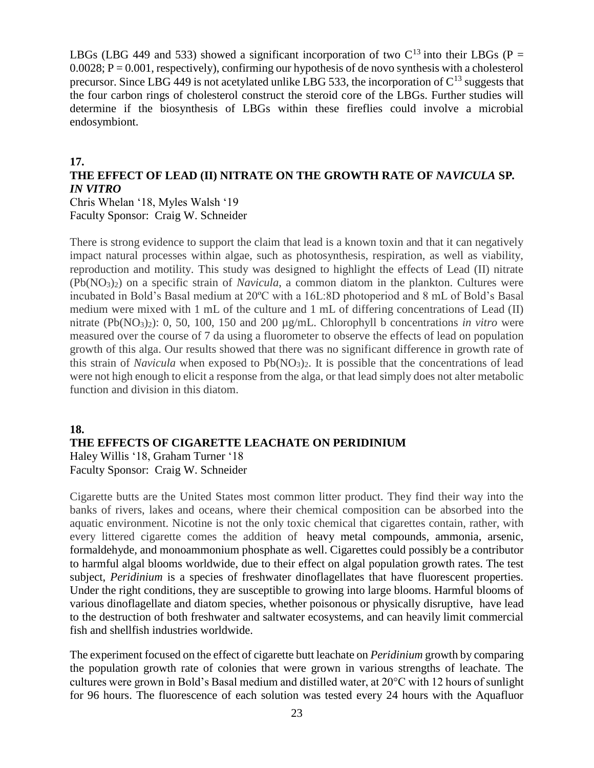LBGs (LBG 449 and 533) showed a significant incorporation of two $C^{13}$ into their LBGs ($P = 0.0028$; $P = 0.001$, respectively), confirming our hypothesis of de novo synthesis with a cholesterol precursor. Since LBG 449 is not acetylated unlike LBG 533, the incorporation of $C^{13}$ suggests that the four carbon rings of cholesterol construct the steroid core of the LBGs. Further studies will determine if the biosynthesis of LBGs within these fireflies could involve a microbial endosymbiont.

## 17. THE EFFECT OF LEAD (II) NITRATE ON THE GROWTH RATE OF *NAVICULA* SP. *IN VITRO*

Chris Whelan '18, Myles Walsh '19
Faculty Sponsor: Craig W. Schneider

There is strong evidence to support the claim that lead is a known toxin and that it can negatively impact natural processes within algae, such as photosynthesis, respiration, as well as viability, reproduction and motility. This study was designed to highlight the effects of Lead (II) nitrate ($Pb(NO_3)_2$) on a specific strain of *Navicula*, a common diatom in the plankton. Cultures were incubated in Bold's Basal medium at 20ºC with a 16L:8D photoperiod and 8 mL of Bold's Basal medium were mixed with 1 mL of the culture and 1 mL of differing concentrations of Lead (II) nitrate ($Pb(NO_3)_2$): 0, 50, 100, 150 and 200 µg/mL. Chlorophyll b concentrations *in vitro* were measured over the course of 7 da using a fluorometer to observe the effects of lead on population growth of this alga. Our results showed that there was no significant difference in growth rate of this strain of *Navicula* when exposed to $Pb(NO_3)_2$. It is possible that the concentrations of lead were not high enough to elicit a response from the alga, or that lead simply does not alter metabolic function and division in this diatom.

## 18. THE EFFECTS OF CIGARETTE LEACHATE ON PERIDINIUM

Haley Willis '18, Graham Turner '18
Faculty Sponsor: Craig W. Schneider

Cigarette butts are the United States most common litter product. They find their way into the banks of rivers, lakes and oceans, where their chemical composition can be absorbed into the aquatic environment. Nicotine is not the only toxic chemical that cigarettes contain, rather, with every littered cigarette comes the addition of heavy metal compounds, ammonia, arsenic, formaldehyde, and monoammonium phosphate as well. Cigarettes could possibly be a contributor to harmful algal blooms worldwide, due to their effect on algal population growth rates. The test subject, *Peridinium* is a species of freshwater dinoflagellates that have fluorescent properties. Under the right conditions, they are susceptible to growing into large blooms. Harmful blooms of various dinoflagellate and diatom species, whether poisonous or physically disruptive, have lead to the destruction of both freshwater and saltwater ecosystems, and can heavily limit commercial fish and shellfish industries worldwide.

The experiment focused on the effect of cigarette butt leachate on *Peridinium* growth by comparing the population growth rate of colonies that were grown in various strengths of leachate. The cultures were grown in Bold's Basal medium and distilled water, at 20°C with 12 hours of sunlight for 96 hours. The fluorescence of each solution was tested every 24 hours with the Aquafluor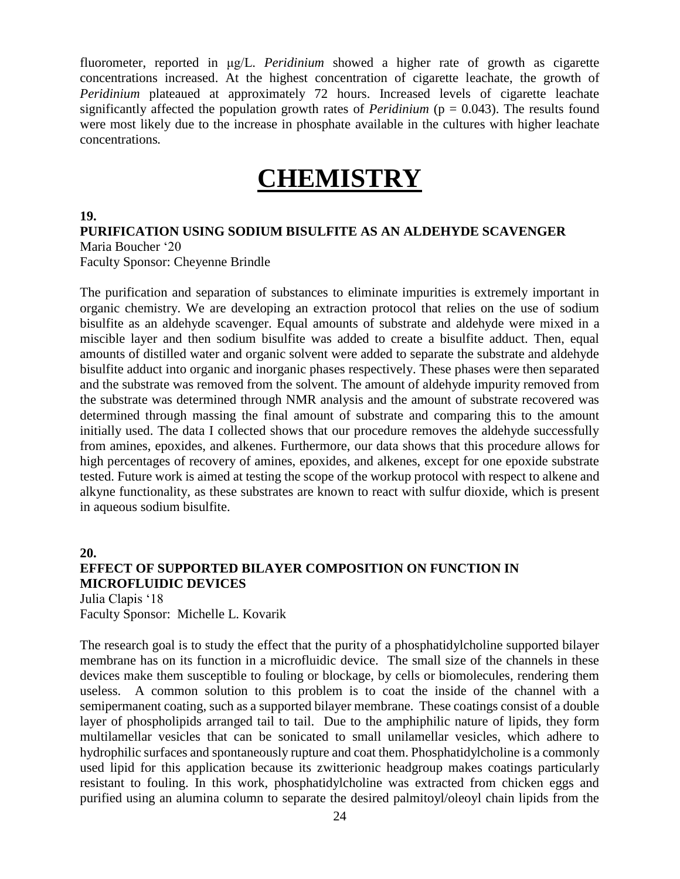fluorometer, reported in μg/L. *Peridinium* showed a higher rate of growth as cigarette concentrations increased. At the highest concentration of cigarette leachate, the growth of *Peridinium* plateaued at approximately 72 hours. Increased levels of cigarette leachate significantly affected the population growth rates of *Peridinium* ($p = 0.043$). The results found were most likely due to the increase in phosphate available in the cultures with higher leachate concentrations.

# CHEMISTRY

**19.**

**PURIFICATION USING SODIUM BISULFITE AS AN ALDEHYDE SCAVENGER**

Maria Boucher '20
Faculty Sponsor: Cheyenne Brindle

The purification and separation of substances to eliminate impurities is extremely important in organic chemistry. We are developing an extraction protocol that relies on the use of sodium bisulfite as an aldehyde scavenger. Equal amounts of substrate and aldehyde were mixed in a miscible layer and then sodium bisulfite was added to create a bisulfite adduct. Then, equal amounts of distilled water and organic solvent were added to separate the substrate and aldehyde bisulfite adduct into organic and inorganic phases respectively. These phases were then separated and the substrate was removed from the solvent. The amount of aldehyde impurity removed from the substrate was determined through NMR analysis and the amount of substrate recovered was determined through massing the final amount of substrate and comparing this to the amount initially used. The data I collected shows that our procedure removes the aldehyde successfully from amines, epoxides, and alkenes. Furthermore, our data shows that this procedure allows for high percentages of recovery of amines, epoxides, and alkenes, except for one epoxide substrate tested. Future work is aimed at testing the scope of the workup protocol with respect to alkene and alkyne functionality, as these substrates are known to react with sulfur dioxide, which is present in aqueous sodium bisulfite.

**20.**

**EFFECT OF SUPPORTED BILAYER COMPOSITION ON FUNCTION IN MICROFLUIDIC DEVICES**

Julia Clapis '18
Faculty Sponsor: Michelle L. Kovarik

The research goal is to study the effect that the purity of a phosphatidylcholine supported bilayer membrane has on its function in a microfluidic device. The small size of the channels in these devices make them susceptible to fouling or blockage, by cells or biomolecules, rendering them useless. A common solution to this problem is to coat the inside of the channel with a semipermanent coating, such as a supported bilayer membrane. These coatings consist of a double layer of phospholipids arranged tail to tail. Due to the amphiphilic nature of lipids, they form multilamellar vesicles that can be sonicated to small unilamellar vesicles, which adhere to hydrophilic surfaces and spontaneously rupture and coat them. Phosphatidylcholine is a commonly used lipid for this application because its zwitterionic headgroup makes coatings particularly resistant to fouling. In this work, phosphatidylcholine was extracted from chicken eggs and purified using an alumina column to separate the desired palmitoyl/oleoyl chain lipids from the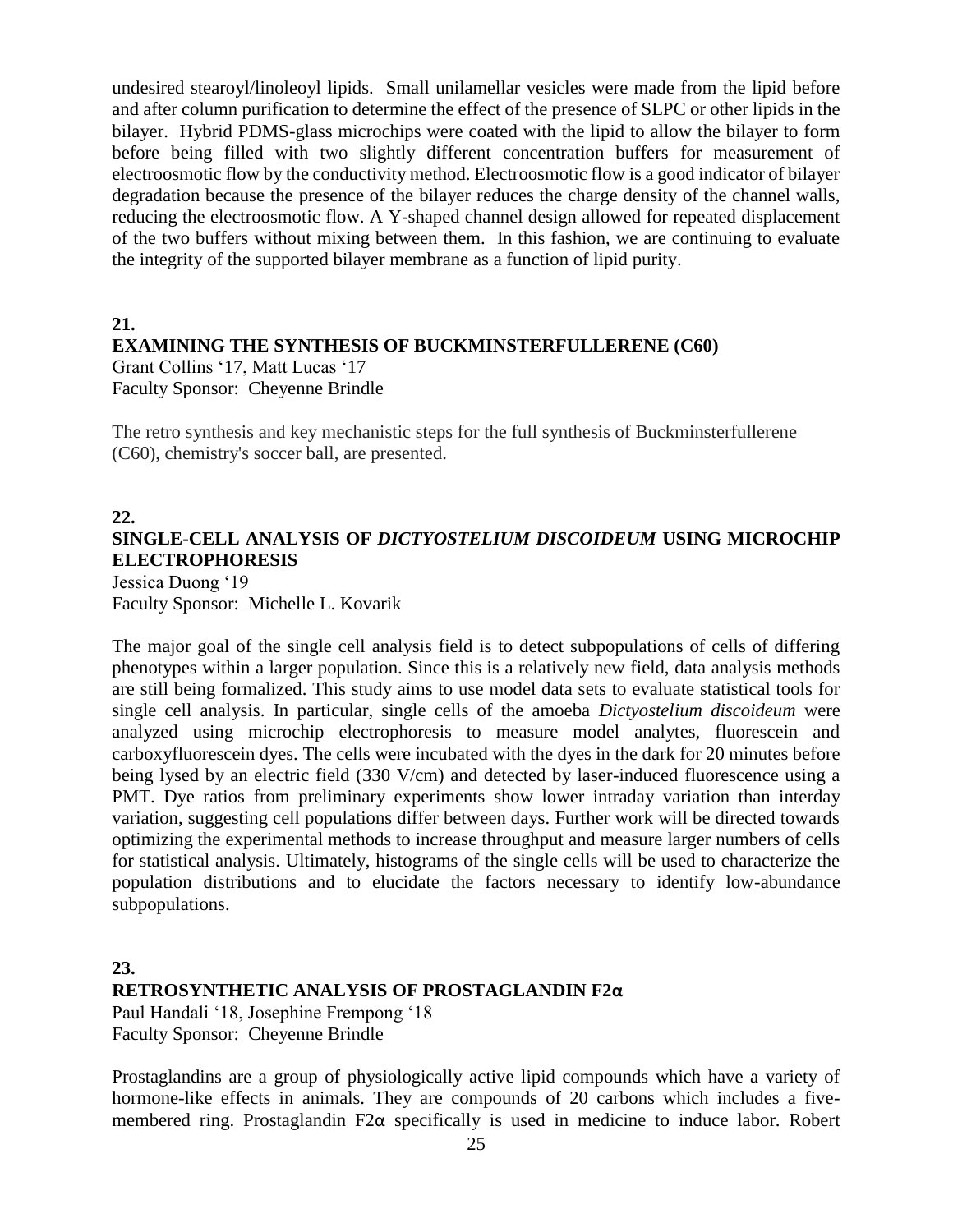undesired stearoyl/linoleoyl lipids. Small unilamellar vesicles were made from the lipid before and after column purification to determine the effect of the presence of SLPC or other lipids in the bilayer. Hybrid PDMS-glass microchips were coated with the lipid to allow the bilayer to form before being filled with two slightly different concentration buffers for measurement of electroosmotic flow by the conductivity method. Electroosmotic flow is a good indicator of bilayer degradation because the presence of the bilayer reduces the charge density of the channel walls, reducing the electroosmotic flow. A Y-shaped channel design allowed for repeated displacement of the two buffers without mixing between them. In this fashion, we are continuing to evaluate the integrity of the supported bilayer membrane as a function of lipid purity.

**21.**

**EXAMINING THE SYNTHESIS OF BUCKMINSTERFULLERENE (C60)**

Grant Collins '17, Matt Lucas '17
Faculty Sponsor: Cheyenne Brindle

The retro synthesis and key mechanistic steps for the full synthesis of Buckminsterfullerene (C60), chemistry's soccer ball, are presented.

**22.**

**SINGLE-CELL ANALYSIS OF *DICTYOSTELIUM DISCOIDEUM* USING MICROCHIP ELECTROPHORESIS**

Jessica Duong '19
Faculty Sponsor: Michelle L. Kovarik

The major goal of the single cell analysis field is to detect subpopulations of cells of differing phenotypes within a larger population. Since this is a relatively new field, data analysis methods are still being formalized. This study aims to use model data sets to evaluate statistical tools for single cell analysis. In particular, single cells of the amoeba *Dictyostelium discoideum* were analyzed using microchip electrophoresis to measure model analytes, fluorescein and carboxyfluorescein dyes. The cells were incubated with the dyes in the dark for 20 minutes before being lysed by an electric field (330 V/cm) and detected by laser-induced fluorescence using a PMT. Dye ratios from preliminary experiments show lower intraday variation than interday variation, suggesting cell populations differ between days. Further work will be directed towards optimizing the experimental methods to increase throughput and measure larger numbers of cells for statistical analysis. Ultimately, histograms of the single cells will be used to characterize the population distributions and to elucidate the factors necessary to identify low-abundance subpopulations.

**23.**

**RETROSYNTHETIC ANALYSIS OF PROSTAGLANDIN F2α**

Paul Handali '18, Josephine Frempong '18
Faculty Sponsor: Cheyenne Brindle

Prostaglandins are a group of physiologically active lipid compounds which have a variety of hormone-like effects in animals. They are compounds of 20 carbons which includes a five-membered ring. Prostaglandin F2α specifically is used in medicine to induce labor. Robert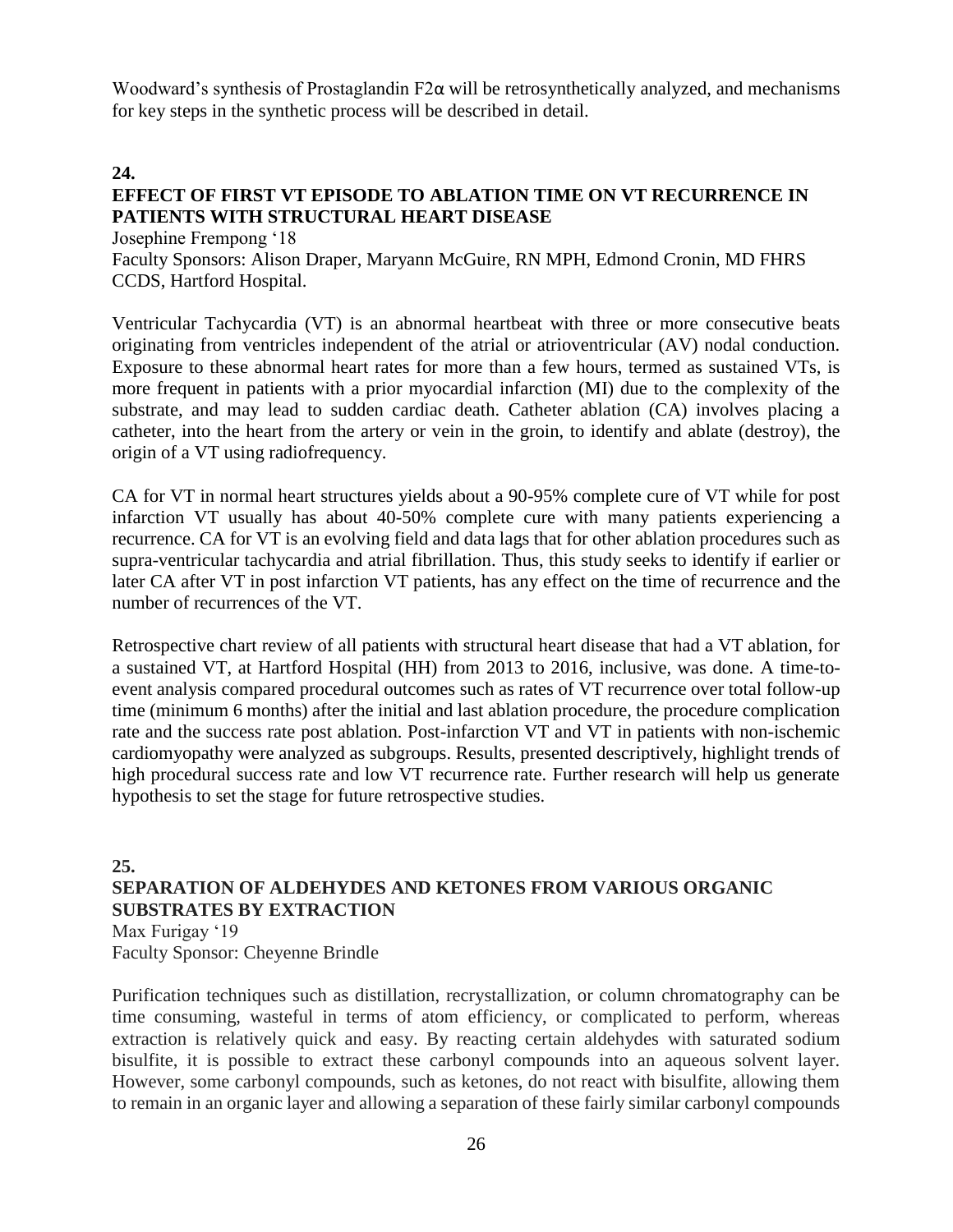Woodward's synthesis of Prostaglandin F2α will be retrosynthetically analyzed, and mechanisms for key steps in the synthetic process will be described in detail.

**24.**

### EFFECT OF FIRST VT EPISODE TO ABLATION TIME ON VT RECURRENCE IN PATIENTS WITH STRUCTURAL HEART DISEASE

Josephine Frempong '18
Faculty Sponsors: Alison Draper, Maryann McGuire, RN MPH, Edmond Cronin, MD FHRS CCDS, Hartford Hospital.

Ventricular Tachycardia (VT) is an abnormal heartbeat with three or more consecutive beats originating from ventricles independent of the atrial or atrioventricular (AV) nodal conduction. Exposure to these abnormal heart rates for more than a few hours, termed as sustained VTs, is more frequent in patients with a prior myocardial infarction (MI) due to the complexity of the substrate, and may lead to sudden cardiac death. Catheter ablation (CA) involves placing a catheter, into the heart from the artery or vein in the groin, to identify and ablate (destroy), the origin of a VT using radiofrequency.

CA for VT in normal heart structures yields about a 90-95% complete cure of VT while for post infarction VT usually has about 40-50% complete cure with many patients experiencing a recurrence. CA for VT is an evolving field and data lags that for other ablation procedures such as supra-ventricular tachycardia and atrial fibrillation. Thus, this study seeks to identify if earlier or later CA after VT in post infarction VT patients, has any effect on the time of recurrence and the number of recurrences of the VT.

Retrospective chart review of all patients with structural heart disease that had a VT ablation, for a sustained VT, at Hartford Hospital (HH) from 2013 to 2016, inclusive, was done. A time-to-event analysis compared procedural outcomes such as rates of VT recurrence over total follow-up time (minimum 6 months) after the initial and last ablation procedure, the procedure complication rate and the success rate post ablation. Post-infarction VT and VT in patients with non-ischemic cardiomyopathy were analyzed as subgroups. Results, presented descriptively, highlight trends of high procedural success rate and low VT recurrence rate. Further research will help us generate hypothesis to set the stage for future retrospective studies.

**25.**

### SEPARATION OF ALDEHYDES AND KETONES FROM VARIOUS ORGANIC SUBSTRATES BY EXTRACTION

Max Furigay '19
Faculty Sponsor: Cheyenne Brindle

Purification techniques such as distillation, recrystallization, or column chromatography can be time consuming, wasteful in terms of atom efficiency, or complicated to perform, whereas extraction is relatively quick and easy. By reacting certain aldehydes with saturated sodium bisulfite, it is possible to extract these carbonyl compounds into an aqueous solvent layer. However, some carbonyl compounds, such as ketones, do not react with bisulfite, allowing them to remain in an organic layer and allowing a separation of these fairly similar carbonyl compounds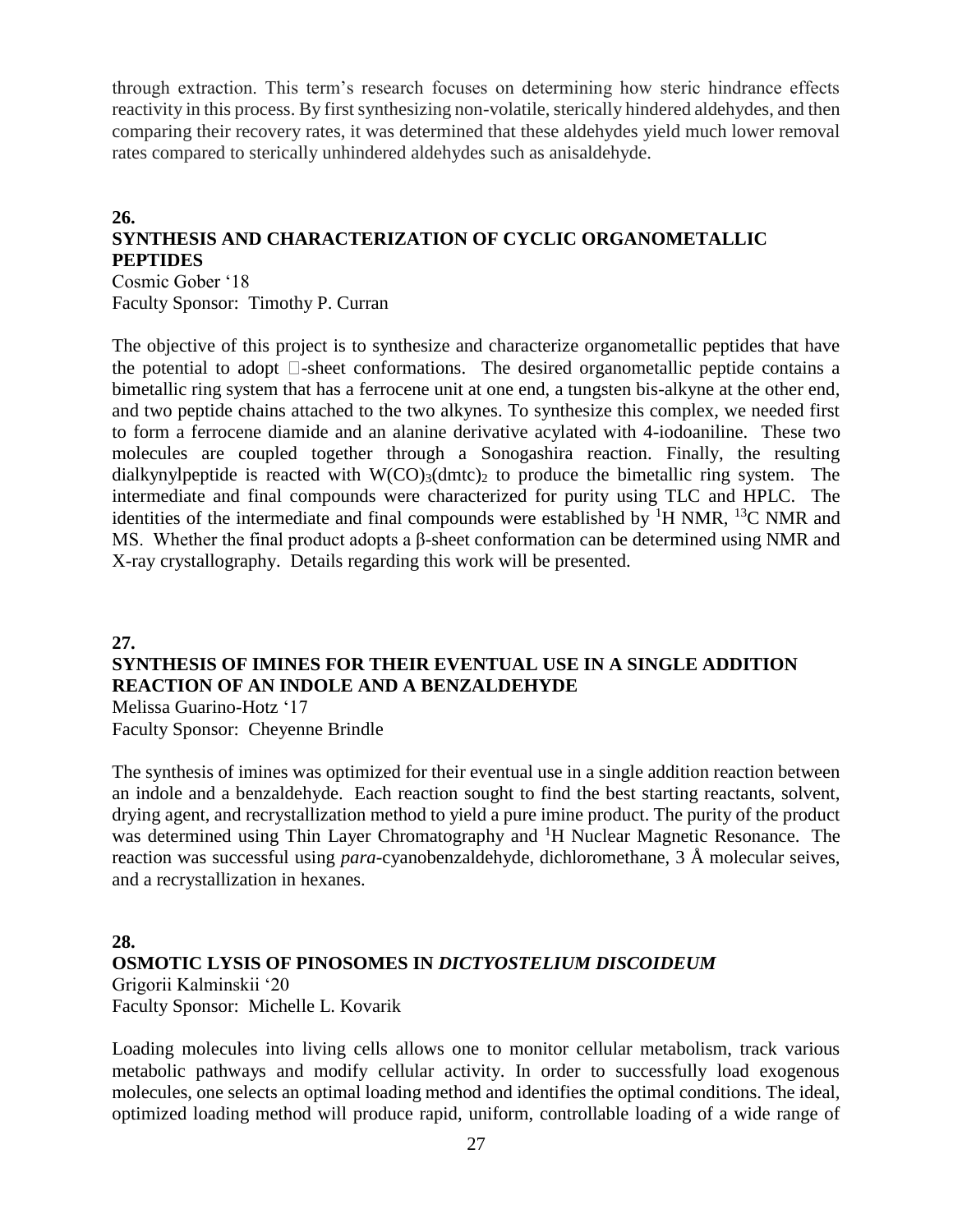through extraction. This term's research focuses on determining how steric hindrance effects reactivity in this process. By first synthesizing non-volatile, sterically hindered aldehydes, and then comparing their recovery rates, it was determined that these aldehydes yield much lower removal rates compared to sterically unhindered aldehydes such as anisaldehyde.

**26.**

**SYNTHESIS AND CHARACTERIZATION OF CYCLIC ORGANOMETALLIC PEPTIDES**

Cosmic Gober '18
Faculty Sponsor: Timothy P. Curran

The objective of this project is to synthesize and characterize organometallic peptides that have the potential to adopt -sheet conformations. The desired organometallic peptide contains a bimetallic ring system that has a ferrocene unit at one end, a tungsten bis-alkyne at the other end, and two peptide chains attached to the two alkynes. To synthesize this complex, we needed first to form a ferrocene diamide and an alanine derivative acylated with 4-iodoaniline. These two molecules are coupled together through a Sonogashira reaction. Finally, the resulting dialkynylpeptide is reacted with $W(CO)_3(dmtc)_2$ to produce the bimetallic ring system. The intermediate and final compounds were characterized for purity using TLC and HPLC. The identities of the intermediate and final compounds were established by $^1$H NMR, $^{13}$C NMR and MS. Whether the final product adopts a β-sheet conformation can be determined using NMR and X-ray crystallography. Details regarding this work will be presented.

**27.**

**SYNTHESIS OF IMINES FOR THEIR EVENTUAL USE IN A SINGLE ADDITION REACTION OF AN INDOLE AND A BENZALDEHYDE**

Melissa Guarino-Hotz '17
Faculty Sponsor: Cheyenne Brindle

The synthesis of imines was optimized for their eventual use in a single addition reaction between an indole and a benzaldehyde. Each reaction sought to find the best starting reactants, solvent, drying agent, and recrystallization method to yield a pure imine product. The purity of the product was determined using Thin Layer Chromatography and $^1$H Nuclear Magnetic Resonance. The reaction was successful using *para*-cyanobenzaldehyde, dichloromethane, 3 Å molecular seives, and a recrystallization in hexanes.

**28.**

**OSMOTIC LYSIS OF PINOSOMES IN *DICTYOSTELIUM DISCOIDEUM***

Grigorii Kalminskii '20
Faculty Sponsor: Michelle L. Kovarik

Loading molecules into living cells allows one to monitor cellular metabolism, track various metabolic pathways and modify cellular activity. In order to successfully load exogenous molecules, one selects an optimal loading method and identifies the optimal conditions. The ideal, optimized loading method will produce rapid, uniform, controllable loading of a wide range of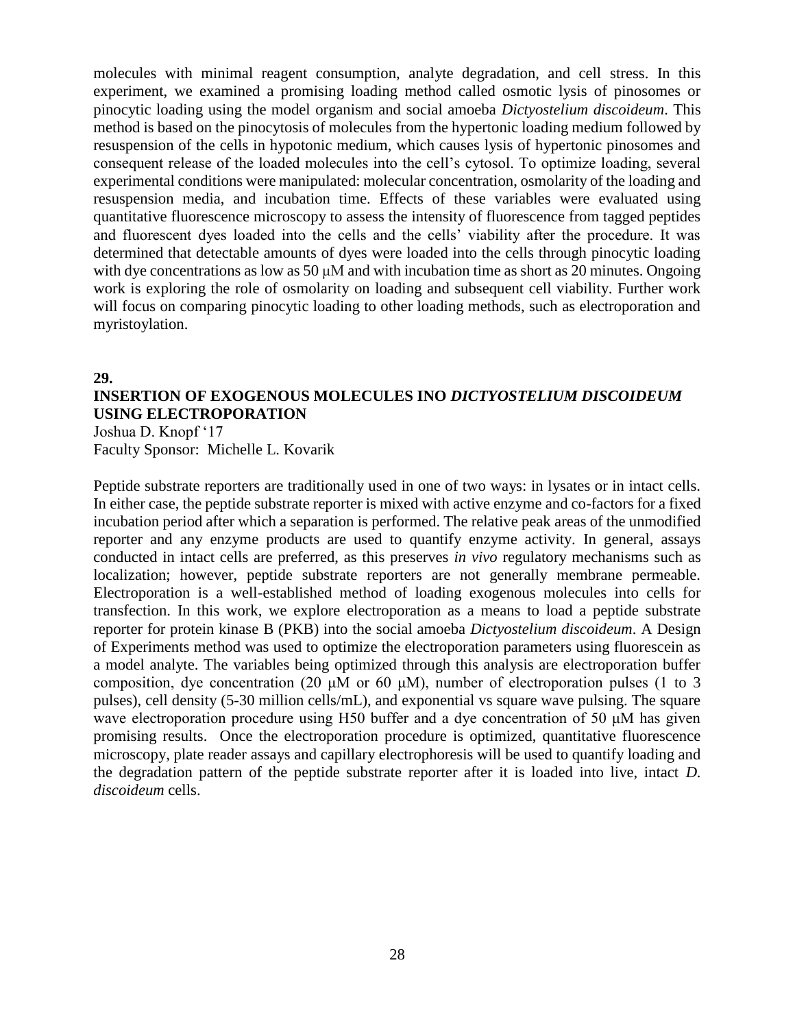molecules with minimal reagent consumption, analyte degradation, and cell stress. In this experiment, we examined a promising loading method called osmotic lysis of pinosomes or pinocytic loading using the model organism and social amoeba *Dictyostelium discoideum*. This method is based on the pinocytosis of molecules from the hypertonic loading medium followed by resuspension of the cells in hypotonic medium, which causes lysis of hypertonic pinosomes and consequent release of the loaded molecules into the cell's cytosol. To optimize loading, several experimental conditions were manipulated: molecular concentration, osmolarity of the loading and resuspension media, and incubation time. Effects of these variables were evaluated using quantitative fluorescence microscopy to assess the intensity of fluorescence from tagged peptides and fluorescent dyes loaded into the cells and the cells' viability after the procedure. It was determined that detectable amounts of dyes were loaded into the cells through pinocytic loading with dye concentrations as low as 50 μM and with incubation time as short as 20 minutes. Ongoing work is exploring the role of osmolarity on loading and subsequent cell viability. Further work will focus on comparing pinocytic loading to other loading methods, such as electroporation and myristoylation.

**29.**

**INSERTION OF EXOGENOUS MOLECULES INO *DICTYOSTELIUM DISCOIDEUM* USING ELECTROPORATION**

Joshua D. Knopf '17
Faculty Sponsor: Michelle L. Kovarik

Peptide substrate reporters are traditionally used in one of two ways: in lysates or in intact cells. In either case, the peptide substrate reporter is mixed with active enzyme and co-factors for a fixed incubation period after which a separation is performed. The relative peak areas of the unmodified reporter and any enzyme products are used to quantify enzyme activity. In general, assays conducted in intact cells are preferred, as this preserves *in vivo* regulatory mechanisms such as localization; however, peptide substrate reporters are not generally membrane permeable. Electroporation is a well-established method of loading exogenous molecules into cells for transfection. In this work, we explore electroporation as a means to load a peptide substrate reporter for protein kinase B (PKB) into the social amoeba *Dictyostelium discoideum*. A Design of Experiments method was used to optimize the electroporation parameters using fluorescein as a model analyte. The variables being optimized through this analysis are electroporation buffer composition, dye concentration (20 μM or 60 μM), number of electroporation pulses (1 to 3 pulses), cell density (5-30 million cells/mL), and exponential vs square wave pulsing. The square wave electroporation procedure using H50 buffer and a dye concentration of 50 μM has given promising results. Once the electroporation procedure is optimized, quantitative fluorescence microscopy, plate reader assays and capillary electrophoresis will be used to quantify loading and the degradation pattern of the peptide substrate reporter after it is loaded into live, intact *D. discoideum* cells.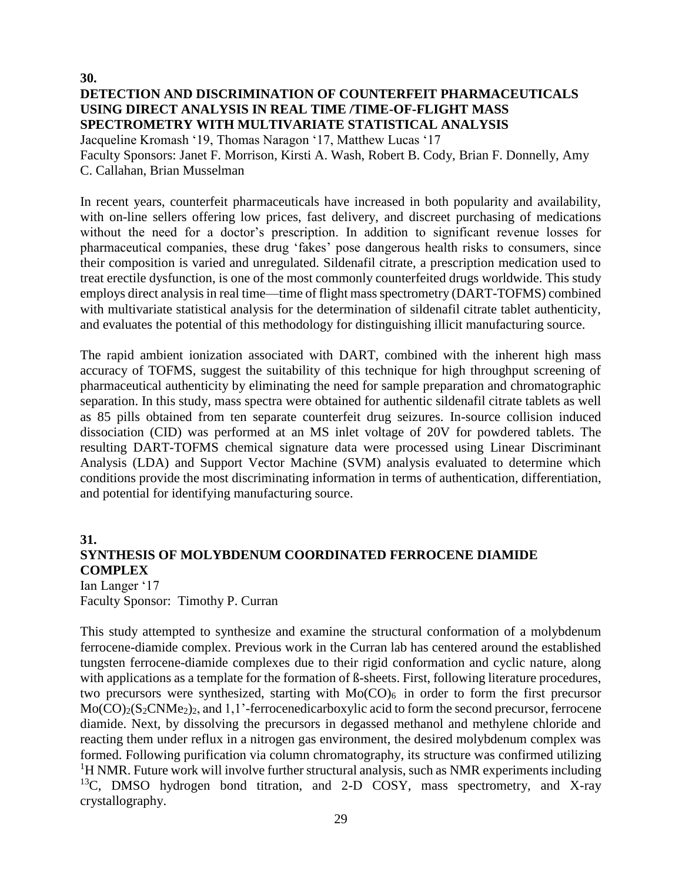**30.**

## DETECTION AND DISCRIMINATION OF COUNTERFEIT PHARMACEUTICALS USING DIRECT ANALYSIS IN REAL TIME /TIME-OF-FLIGHT MASS SPECTROMETRY WITH MULTIVARIATE STATISTICAL ANALYSIS

Jacqueline Kromash '19, Thomas Naragon '17, Matthew Lucas '17
Faculty Sponsors: Janet F. Morrison, Kirsti A. Wash, Robert B. Cody, Brian F. Donnelly, Amy C. Callahan, Brian Musselman

In recent years, counterfeit pharmaceuticals have increased in both popularity and availability, with on-line sellers offering low prices, fast delivery, and discreet purchasing of medications without the need for a doctor's prescription. In addition to significant revenue losses for pharmaceutical companies, these drug 'fakes' pose dangerous health risks to consumers, since their composition is varied and unregulated. Sildenafil citrate, a prescription medication used to treat erectile dysfunction, is one of the most commonly counterfeited drugs worldwide. This study employs direct analysis in real time—time of flight mass spectrometry (DART-TOFMS) combined with multivariate statistical analysis for the determination of sildenafil citrate tablet authenticity, and evaluates the potential of this methodology for distinguishing illicit manufacturing source.

The rapid ambient ionization associated with DART, combined with the inherent high mass accuracy of TOFMS, suggest the suitability of this technique for high throughput screening of pharmaceutical authenticity by eliminating the need for sample preparation and chromatographic separation. In this study, mass spectra were obtained for authentic sildenafil citrate tablets as well as 85 pills obtained from ten separate counterfeit drug seizures. In-source collision induced dissociation (CID) was performed at an MS inlet voltage of 20V for powdered tablets. The resulting DART-TOFMS chemical signature data were processed using Linear Discriminant Analysis (LDA) and Support Vector Machine (SVM) analysis evaluated to determine which conditions provide the most discriminating information in terms of authentication, differentiation, and potential for identifying manufacturing source.

**31.**

## SYNTHESIS OF MOLYBDENUM COORDINATED FERROCENE DIAMIDE COMPLEX

Ian Langer '17
Faculty Sponsor: Timothy P. Curran

This study attempted to synthesize and examine the structural conformation of a molybdenum ferrocene-diamide complex. Previous work in the Curran lab has centered around the established tungsten ferrocene-diamide complexes due to their rigid conformation and cyclic nature, along with applications as a template for the formation of ß-sheets. First, following literature procedures, two precursors were synthesized, starting with $Mo(CO)_6$ in order to form the first precursor $Mo(CO)_2(S_2CNMe_2)_2$, and 1,1'-ferrocenedicarboxylic acid to form the second precursor, ferrocene diamide. Next, by dissolving the precursors in degassed methanol and methylene chloride and reacting them under reflux in a nitrogen gas environment, the desired molybdenum complex was formed. Following purification via column chromatography, its structure was confirmed utilizing $^{1}H$ NMR. Future work will involve further structural analysis, such as NMR experiments including $^{13}C$, DMSO hydrogen bond titration, and 2-D COSY, mass spectrometry, and X-ray crystallography.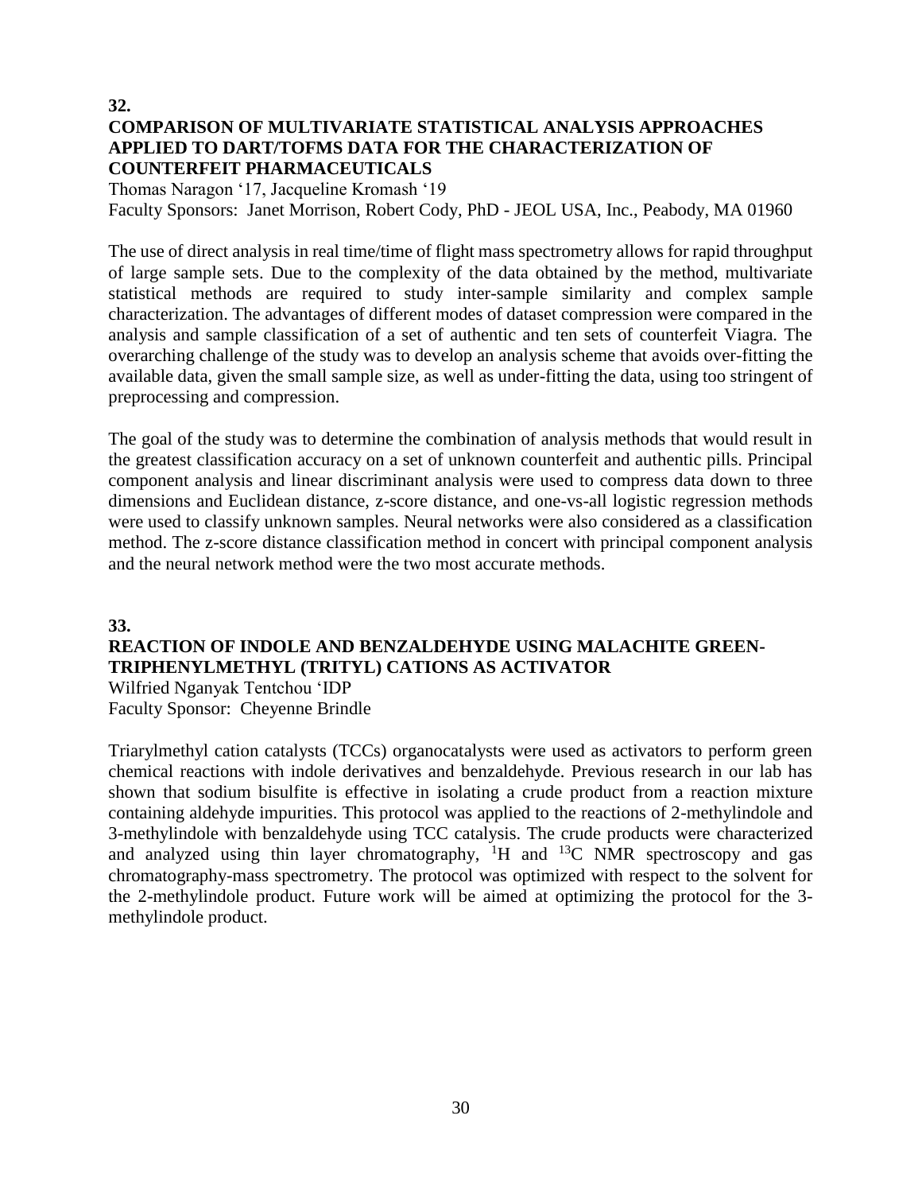**32.**

## COMPARISON OF MULTIVARIATE STATISTICAL ANALYSIS APPROACHES APPLIED TO DART/TOFMS DATA FOR THE CHARACTERIZATION OF COUNTERFEIT PHARMACEUTICALS

Thomas Naragon '17, Jacqueline Kromash '19
Faculty Sponsors: Janet Morrison, Robert Cody, PhD - JEOL USA, Inc., Peabody, MA 01960

The use of direct analysis in real time/time of flight mass spectrometry allows for rapid throughput of large sample sets. Due to the complexity of the data obtained by the method, multivariate statistical methods are required to study inter-sample similarity and complex sample characterization. The advantages of different modes of dataset compression were compared in the analysis and sample classification of a set of authentic and ten sets of counterfeit Viagra. The overarching challenge of the study was to develop an analysis scheme that avoids over-fitting the available data, given the small sample size, as well as under-fitting the data, using too stringent of preprocessing and compression.

The goal of the study was to determine the combination of analysis methods that would result in the greatest classification accuracy on a set of unknown counterfeit and authentic pills. Principal component analysis and linear discriminant analysis were used to compress data down to three dimensions and Euclidean distance, z-score distance, and one-vs-all logistic regression methods were used to classify unknown samples. Neural networks were also considered as a classification method. The z-score distance classification method in concert with principal component analysis and the neural network method were the two most accurate methods.

**33.**

## REACTION OF INDOLE AND BENZALDEHYDE USING MALACHITE GREEN-TRIPHENYLMETHYL (TRITYL) CATIONS AS ACTIVATOR

Wilfried Nganyak Tentchou 'IDP
Faculty Sponsor: Cheyenne Brindle

Triarylmethyl cation catalysts (TCCs) organocatalysts were used as activators to perform green chemical reactions with indole derivatives and benzaldehyde. Previous research in our lab has shown that sodium bisulfite is effective in isolating a crude product from a reaction mixture containing aldehyde impurities. This protocol was applied to the reactions of 2-methylindole and 3-methylindole with benzaldehyde using TCC catalysis. The crude products were characterized and analyzed using thin layer chromatography, $^{1}H$ and $^{13}C$ NMR spectroscopy and gas chromatography-mass spectrometry. The protocol was optimized with respect to the solvent for the 2-methylindole product. Future work will be aimed at optimizing the protocol for the 3-methylindole product.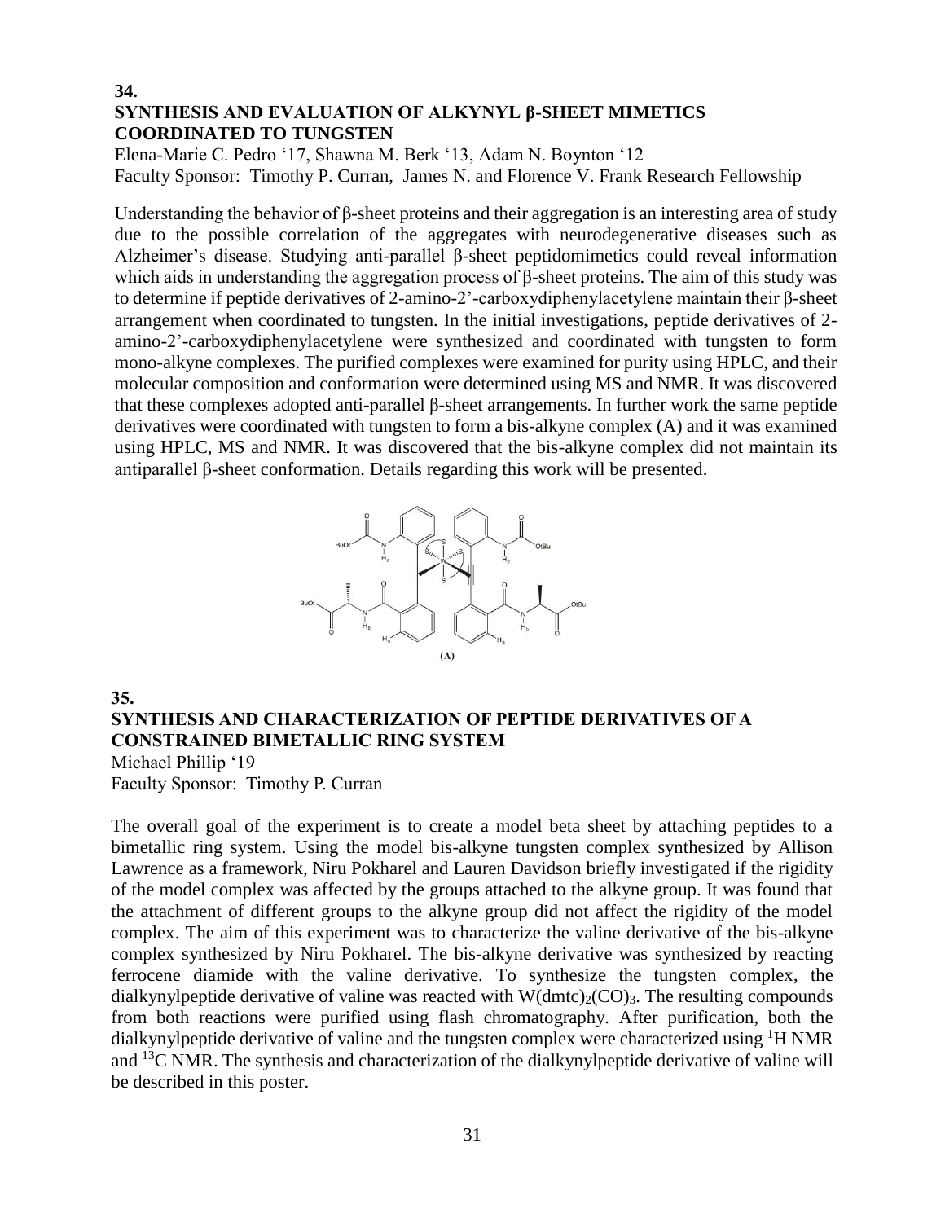**34.**

## SYNTHESIS AND EVALUATION OF ALKYNYL β-SHEET MIMETICS COORDINATED TO TUNGSTEN

Elena-Marie C. Pedro '17, Shawna M. Berk '13, Adam N. Boynton '12
Faculty Sponsor: Timothy P. Curran, James N. and Florence V. Frank Research Fellowship

Understanding the behavior of β-sheet proteins and their aggregation is an interesting area of study due to the possible correlation of the aggregates with neurodegenerative diseases such as Alzheimer's disease. Studying anti-parallel β-sheet peptidomimetics could reveal information which aids in understanding the aggregation process of β-sheet proteins. The aim of this study was to determine if peptide derivatives of 2-amino-2'-carboxydiphenylacetylene maintain their β-sheet arrangement when coordinated to tungsten. In the initial investigations, peptide derivatives of 2-amino-2'-carboxydiphenylacetylene were synthesized and coordinated with tungsten to form mono-alkyne complexes. The purified complexes were examined for purity using HPLC, and their molecular composition and conformation were determined using MS and NMR. It was discovered that these complexes adopted anti-parallel β-sheet arrangements. In further work the same peptide derivatives were coordinated with tungsten to form a bis-alkyne complex (A) and it was examined using HPLC, MS and NMR. It was discovered that the bis-alkyne complex did not maintain its antiparallel β-sheet conformation. Details regarding this work will be presented.

(A)

**35.**

## SYNTHESIS AND CHARACTERIZATION OF PEPTIDE DERIVATIVES OF A CONSTRAINED BIMETALLIC RING SYSTEM

Michael Phillip '19
Faculty Sponsor: Timothy P. Curran

The overall goal of the experiment is to create a model beta sheet by attaching peptides to a bimetallic ring system. Using the model bis-alkyne tungsten complex synthesized by Allison Lawrence as a framework, Niru Pokharel and Lauren Davidson briefly investigated if the rigidity of the model complex was affected by the groups attached to the alkyne group. It was found that the attachment of different groups to the alkyne group did not affect the rigidity of the model complex. The aim of this experiment was to characterize the valine derivative of the bis-alkyne complex synthesized by Niru Pokharel. The bis-alkyne derivative was synthesized by reacting ferrocene diamide with the valine derivative. To synthesize the tungsten complex, the dialkynylpeptide derivative of valine was reacted with $W(dmtc)_2(CO)_3$. The resulting compounds from both reactions were purified using flash chromatography. After purification, both the dialkynylpeptide derivative of valine and the tungsten complex were characterized using $^1H$ NMR and $^{13}C$ NMR. The synthesis and characterization of the dialkynylpeptide derivative of valine will be described in this poster.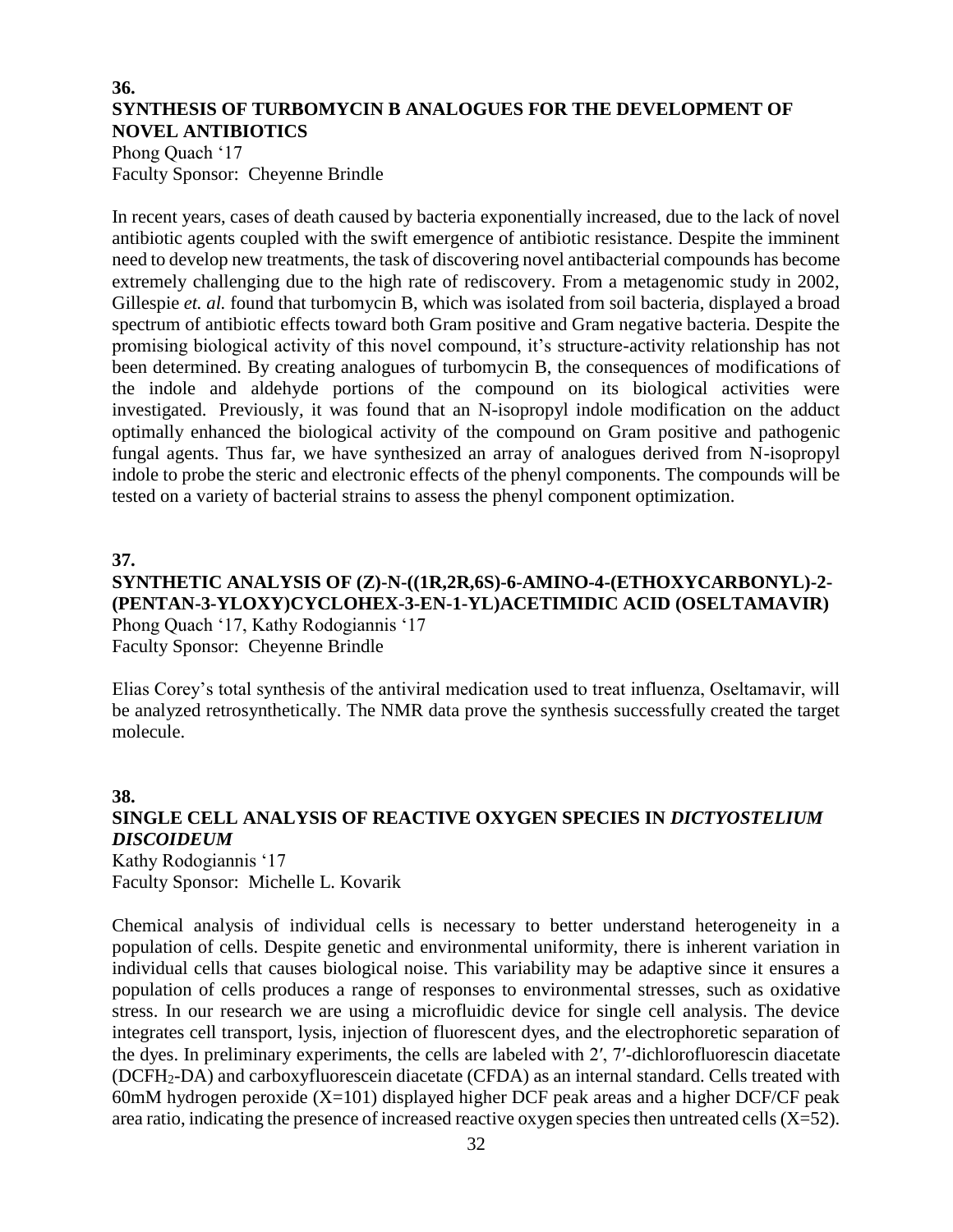### 36.

### SYNTHESIS OF TURBOMYCIN B ANALOGUES FOR THE DEVELOPMENT OF NOVEL ANTIBIOTICS

Phong Quach '17
Faculty Sponsor: Cheyenne Brindle

In recent years, cases of death caused by bacteria exponentially increased, due to the lack of novel antibiotic agents coupled with the swift emergence of antibiotic resistance. Despite the imminent need to develop new treatments, the task of discovering novel antibacterial compounds has become extremely challenging due to the high rate of rediscovery. From a metagenomic study in 2002, Gillespie *et. al.* found that turbomycin B, which was isolated from soil bacteria, displayed a broad spectrum of antibiotic effects toward both Gram positive and Gram negative bacteria. Despite the promising biological activity of this novel compound, it's structure-activity relationship has not been determined. By creating analogues of turbomycin B, the consequences of modifications of the indole and aldehyde portions of the compound on its biological activities were investigated. Previously, it was found that an N-isopropyl indole modification on the adduct optimally enhanced the biological activity of the compound on Gram positive and pathogenic fungal agents. Thus far, we have synthesized an array of analogues derived from N-isopropyl indole to probe the steric and electronic effects of the phenyl components. The compounds will be tested on a variety of bacterial strains to assess the phenyl component optimization.

### 37.

### SYNTHETIC ANALYSIS OF (Z)-N-((1R,2R,6S)-6-AMINO-4-(ETHOXYCARBONYL)-2-(PENTAN-3-YLOXY)CYCLOHEX-3-EN-1-YL)ACETIMIDIC ACID (OSELTAMAVIR)

Phong Quach '17, Kathy Rodogiannis '17
Faculty Sponsor: Cheyenne Brindle

Elias Corey's total synthesis of the antiviral medication used to treat influenza, Oseltamavir, will be analyzed retrosynthetically. The NMR data prove the synthesis successfully created the target molecule.

### 38.

### SINGLE CELL ANALYSIS OF REACTIVE OXYGEN SPECIES IN *DICTYOSTELIUM DISCOIDEUM*

Kathy Rodogiannis '17
Faculty Sponsor: Michelle L. Kovarik

Chemical analysis of individual cells is necessary to better understand heterogeneity in a population of cells. Despite genetic and environmental uniformity, there is inherent variation in individual cells that causes biological noise. This variability may be adaptive since it ensures a population of cells produces a range of responses to environmental stresses, such as oxidative stress. In our research we are using a microfluidic device for single cell analysis. The device integrates cell transport, lysis, injection of fluorescent dyes, and the electrophoretic separation of the dyes. In preliminary experiments, the cells are labeled with 2′, 7′-dichlorofluorescin diacetate ($DCFH_2$-DA) and carboxyfluorescein diacetate (CFDA) as an internal standard. Cells treated with 60mM hydrogen peroxide (X=101) displayed higher DCF peak areas and a higher DCF/CF peak area ratio, indicating the presence of increased reactive oxygen species then untreated cells (X=52).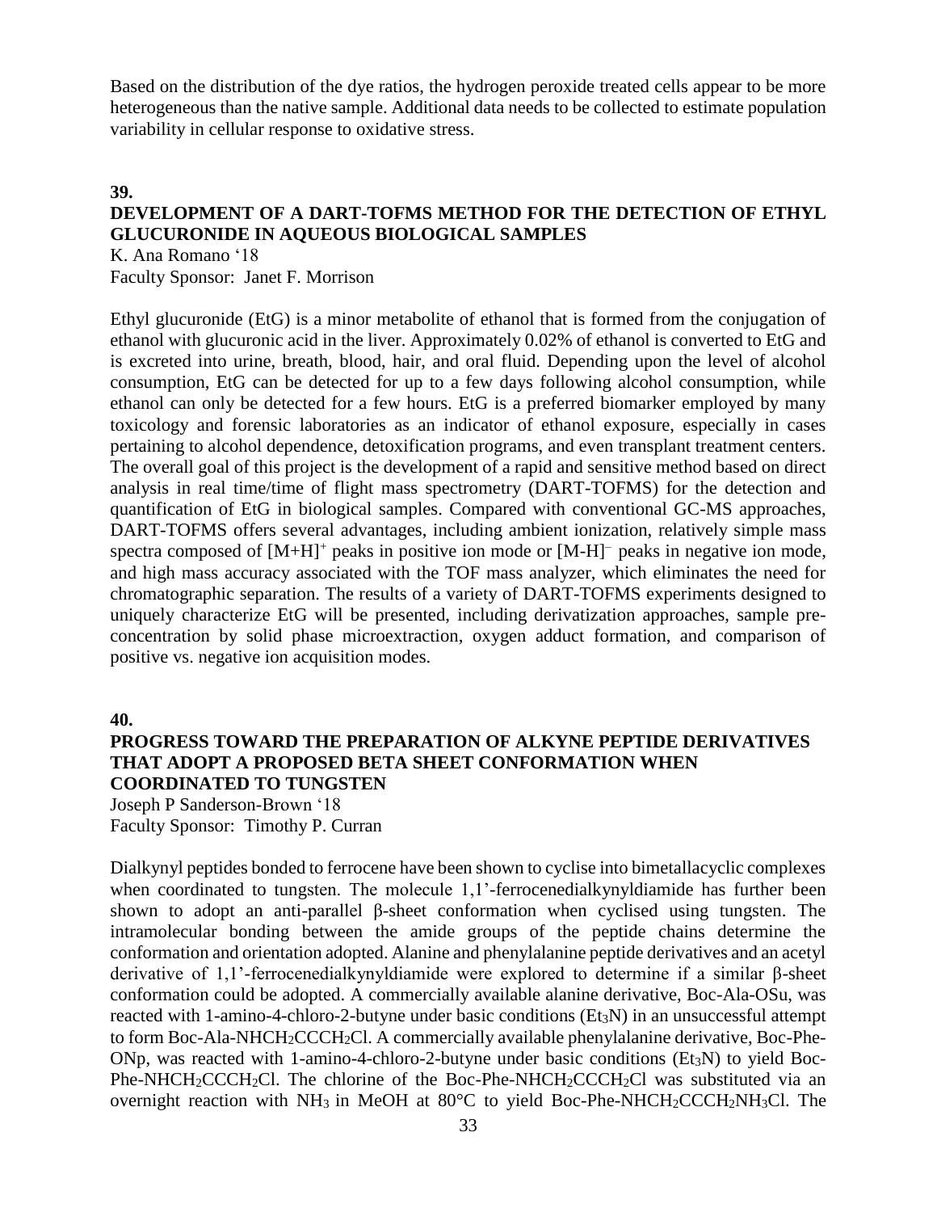Based on the distribution of the dye ratios, the hydrogen peroxide treated cells appear to be more heterogeneous than the native sample. Additional data needs to be collected to estimate population variability in cellular response to oxidative stress.

**39.**

### DEVELOPMENT OF A DART-TOFMS METHOD FOR THE DETECTION OF ETHYL GLUCURONIDE IN AQUEOUS BIOLOGICAL SAMPLES

K. Ana Romano '18
Faculty Sponsor: Janet F. Morrison

Ethyl glucuronide (EtG) is a minor metabolite of ethanol that is formed from the conjugation of ethanol with glucuronic acid in the liver. Approximately 0.02% of ethanol is converted to EtG and is excreted into urine, breath, blood, hair, and oral fluid. Depending upon the level of alcohol consumption, EtG can be detected for up to a few days following alcohol consumption, while ethanol can only be detected for a few hours. EtG is a preferred biomarker employed by many toxicology and forensic laboratories as an indicator of ethanol exposure, especially in cases pertaining to alcohol dependence, detoxification programs, and even transplant treatment centers. The overall goal of this project is the development of a rapid and sensitive method based on direct analysis in real time/time of flight mass spectrometry (DART-TOFMS) for the detection and quantification of EtG in biological samples. Compared with conventional GC-MS approaches, DART-TOFMS offers several advantages, including ambient ionization, relatively simple mass spectra composed of $[M+H]^+$ peaks in positive ion mode or $[M-H]^-$ peaks in negative ion mode, and high mass accuracy associated with the TOF mass analyzer, which eliminates the need for chromatographic separation. The results of a variety of DART-TOFMS experiments designed to uniquely characterize EtG will be presented, including derivatization approaches, sample pre-concentration by solid phase microextraction, oxygen adduct formation, and comparison of positive vs. negative ion acquisition modes.

**40.**

### PROGRESS TOWARD THE PREPARATION OF ALKYNE PEPTIDE DERIVATIVES THAT ADOPT A PROPOSED BETA SHEET CONFORMATION WHEN COORDINATED TO TUNGSTEN

Joseph P Sanderson-Brown '18
Faculty Sponsor: Timothy P. Curran

Dialkynyl peptides bonded to ferrocene have been shown to cyclise into bimetallacyclic complexes when coordinated to tungsten. The molecule 1,1'-ferrocenedialkynyldiamide has further been shown to adopt an anti-parallel β-sheet conformation when cyclised using tungsten. The intramolecular bonding between the amide groups of the peptide chains determine the conformation and orientation adopted. Alanine and phenylalanine peptide derivatives and an acetyl derivative of 1,1'-ferrocenedialkynyldiamide were explored to determine if a similar β-sheet conformation could be adopted. A commercially available alanine derivative, Boc-Ala-OSu, was reacted with 1-amino-4-chloro-2-butyne under basic conditions ($Et_3N$) in an unsuccessful attempt to form Boc-Ala-$NHCH_2CCCH_2Cl$. A commercially available phenylalanine derivative, Boc-Phe-ONp, was reacted with 1-amino-4-chloro-2-butyne under basic conditions ($Et_3N$) to yield Boc-Phe-$NHCH_2CCCH_2Cl$. The chlorine of the Boc-Phe-$NHCH_2CCCH_2Cl$ was substituted via an overnight reaction with $NH_3$ in MeOH at 80°C to yield Boc-Phe-$NHCH_2CCCH_2NH_3Cl$. The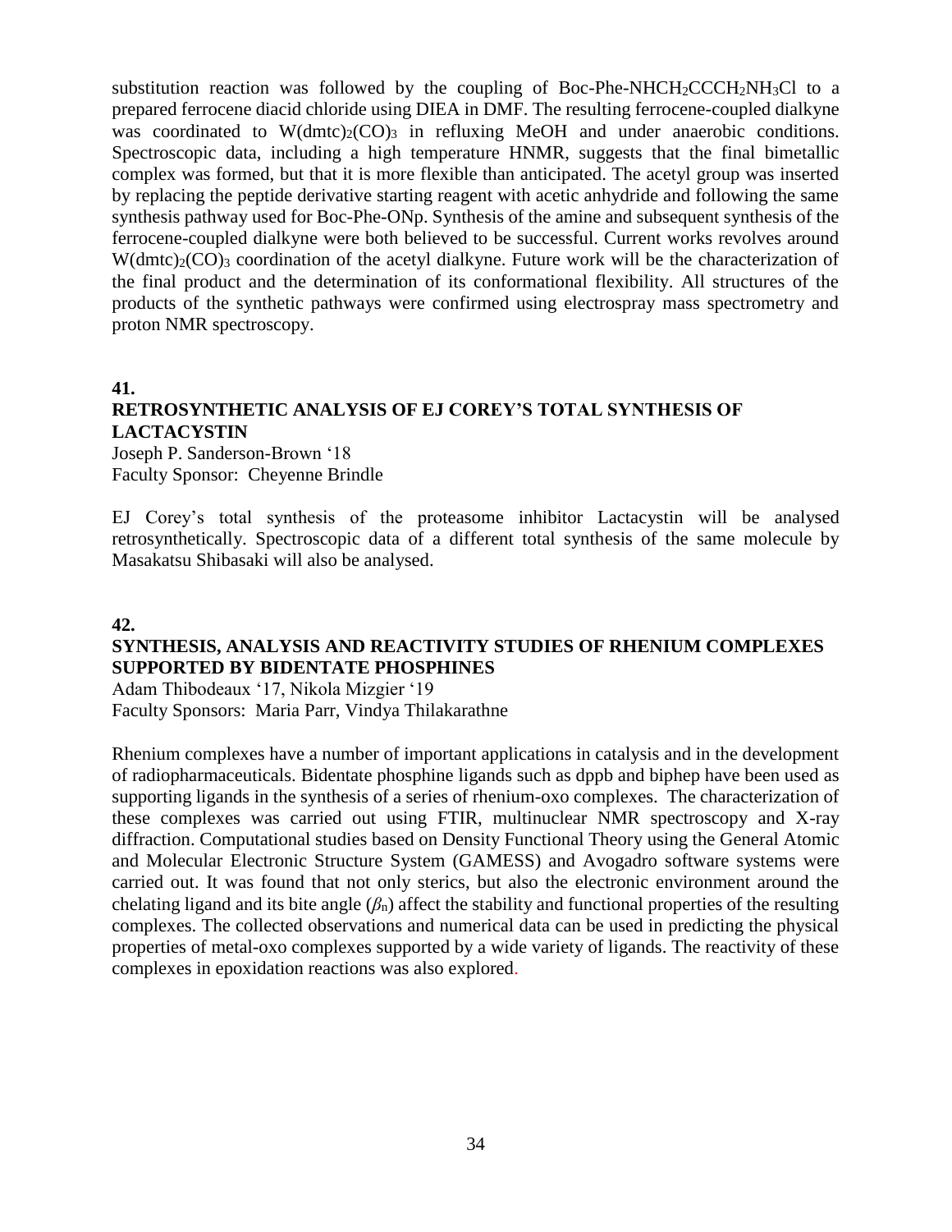substitution reaction was followed by the coupling of Boc-Phe-$NHCH_2CCCH_2NH_3Cl$ to a prepared ferrocene diacid chloride using DIEA in DMF. The resulting ferrocene-coupled dialkyne was coordinated to $W(dmtc)_2(CO)_3$ in refluxing MeOH and under anaerobic conditions. Spectroscopic data, including a high temperature HNMR, suggests that the final bimetallic complex was formed, but that it is more flexible than anticipated. The acetyl group was inserted by replacing the peptide derivative starting reagent with acetic anhydride and following the same synthesis pathway used for Boc-Phe-ONp. Synthesis of the amine and subsequent synthesis of the ferrocene-coupled dialkyne were both believed to be successful. Current works revolves around $W(dmtc)_2(CO)_3$ coordination of the acetyl dialkyne. Future work will be the characterization of the final product and the determination of its conformational flexibility. All structures of the products of the synthetic pathways were confirmed using electrospray mass spectrometry and proton NMR spectroscopy.

**41.**

**RETROSYNTHETIC ANALYSIS OF EJ COREY'S TOTAL SYNTHESIS OF LACTACYSTIN**

Joseph P. Sanderson-Brown '18
Faculty Sponsor: Cheyenne Brindle

EJ Corey's total synthesis of the proteasome inhibitor Lactacystin will be analysed retrosynthetically. Spectroscopic data of a different total synthesis of the same molecule by Masakatsu Shibasaki will also be analysed.

**42.**

**SYNTHESIS, ANALYSIS AND REACTIVITY STUDIES OF RHENIUM COMPLEXES SUPPORTED BY BIDENTATE PHOSPHINES**

Adam Thibodeaux '17, Nikola Mizgier '19
Faculty Sponsors: Maria Parr, Vindya Thilakarathne

Rhenium complexes have a number of important applications in catalysis and in the development of radiopharmaceuticals. Bidentate phosphine ligands such as dppb and biphep have been used as supporting ligands in the synthesis of a series of rhenium-oxo complexes. The characterization of these complexes was carried out using FTIR, multinuclear NMR spectroscopy and X-ray diffraction. Computational studies based on Density Functional Theory using the General Atomic and Molecular Electronic Structure System (GAMESS) and Avogadro software systems were carried out. It was found that not only sterics, but also the electronic environment around the chelating ligand and its bite angle ($\beta_n$) affect the stability and functional properties of the resulting complexes. The collected observations and numerical data can be used in predicting the physical properties of metal-oxo complexes supported by a wide variety of ligands. The reactivity of these complexes in epoxidation reactions was also explored.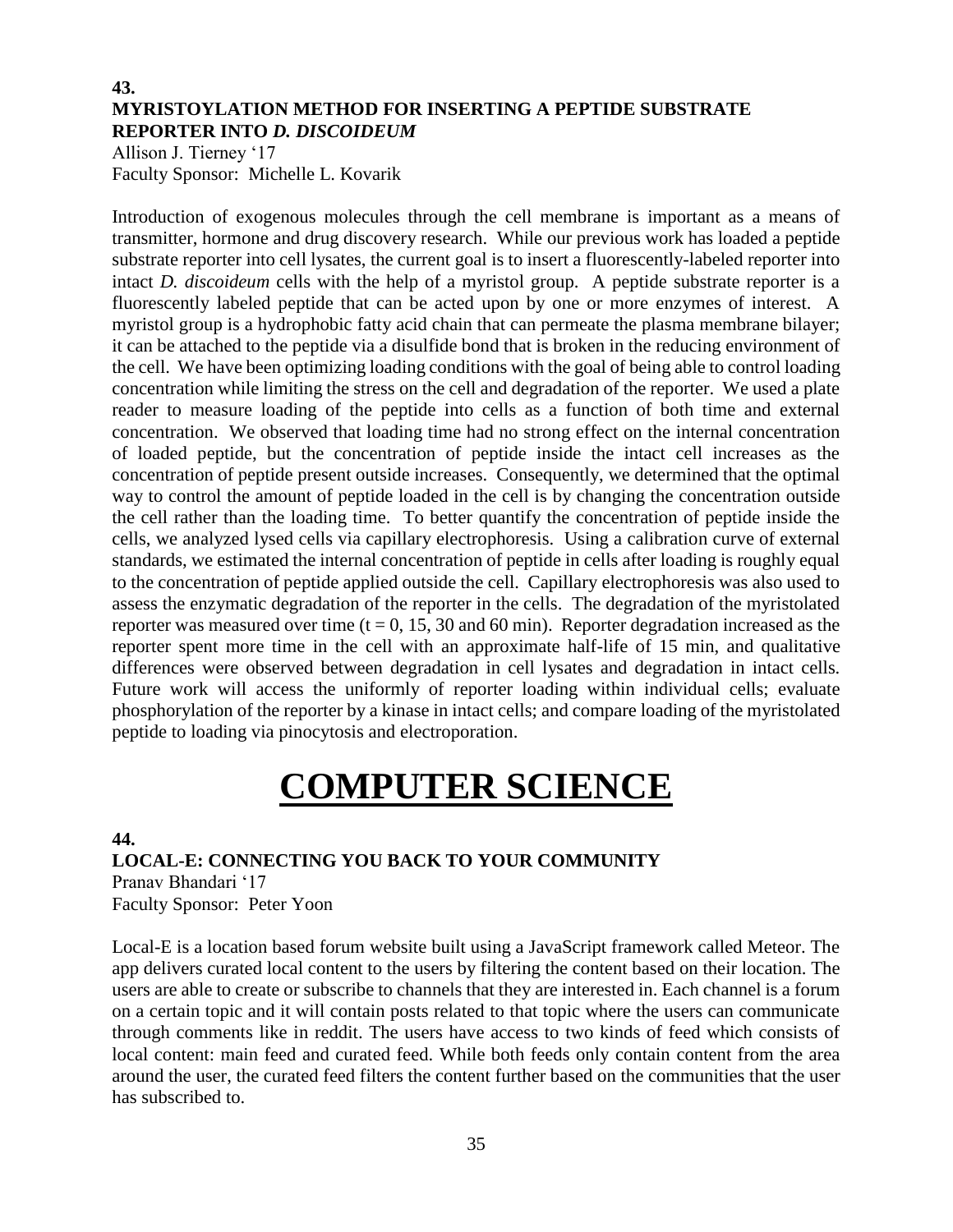**43.**
**MYRISTOYLATION METHOD FOR INSERTING A PEPTIDE SUBSTRATE REPORTER INTO *D. DISCOIDEUM***
Allison J. Tierney '17
Faculty Sponsor: Michelle L. Kovarik

Introduction of exogenous molecules through the cell membrane is important as a means of transmitter, hormone and drug discovery research. While our previous work has loaded a peptide substrate reporter into cell lysates, the current goal is to insert a fluorescently-labeled reporter into intact *D. discoideum* cells with the help of a myristol group. A peptide substrate reporter is a fluorescently labeled peptide that can be acted upon by one or more enzymes of interest. A myristol group is a hydrophobic fatty acid chain that can permeate the plasma membrane bilayer; it can be attached to the peptide via a disulfide bond that is broken in the reducing environment of the cell. We have been optimizing loading conditions with the goal of being able to control loading concentration while limiting the stress on the cell and degradation of the reporter. We used a plate reader to measure loading of the peptide into cells as a function of both time and external concentration. We observed that loading time had no strong effect on the internal concentration of loaded peptide, but the concentration of peptide inside the intact cell increases as the concentration of peptide present outside increases. Consequently, we determined that the optimal way to control the amount of peptide loaded in the cell is by changing the concentration outside the cell rather than the loading time. To better quantify the concentration of peptide inside the cells, we analyzed lysed cells via capillary electrophoresis. Using a calibration curve of external standards, we estimated the internal concentration of peptide in cells after loading is roughly equal to the concentration of peptide applied outside the cell. Capillary electrophoresis was also used to assess the enzymatic degradation of the reporter in the cells. The degradation of the myristolated reporter was measured over time (t = 0, 15, 30 and 60 min). Reporter degradation increased as the reporter spent more time in the cell with an approximate half-life of 15 min, and qualitative differences were observed between degradation in cell lysates and degradation in intact cells. Future work will access the uniformly of reporter loading within individual cells; evaluate phosphorylation of the reporter by a kinase in intact cells; and compare loading of the myristolated peptide to loading via pinocytosis and electroporation.

# COMPUTER SCIENCE

**44.**
**LOCAL-E: CONNECTING YOU BACK TO YOUR COMMUNITY**
Pranav Bhandari '17
Faculty Sponsor: Peter Yoon

Local-E is a location based forum website built using a JavaScript framework called Meteor. The app delivers curated local content to the users by filtering the content based on their location. The users are able to create or subscribe to channels that they are interested in. Each channel is a forum on a certain topic and it will contain posts related to that topic where the users can communicate through comments like in reddit. The users have access to two kinds of feed which consists of local content: main feed and curated feed. While both feeds only contain content from the area around the user, the curated feed filters the content further based on the communities that the user has subscribed to.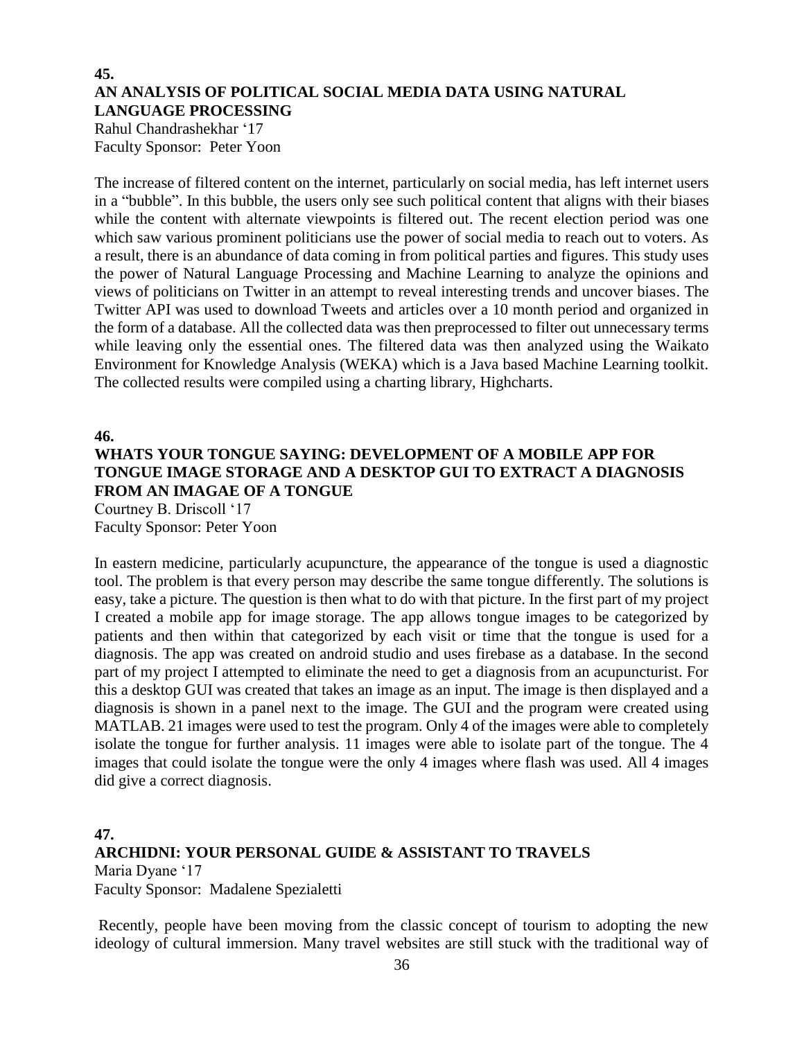**45.**

### AN ANALYSIS OF POLITICAL SOCIAL MEDIA DATA USING NATURAL LANGUAGE PROCESSING

Rahul Chandrashekhar ‘17
Faculty Sponsor: Peter Yoon

The increase of filtered content on the internet, particularly on social media, has left internet users in a “bubble”. In this bubble, the users only see such political content that aligns with their biases while the content with alternate viewpoints is filtered out. The recent election period was one which saw various prominent politicians use the power of social media to reach out to voters. As a result, there is an abundance of data coming in from political parties and figures. This study uses the power of Natural Language Processing and Machine Learning to analyze the opinions and views of politicians on Twitter in an attempt to reveal interesting trends and uncover biases. The Twitter API was used to download Tweets and articles over a 10 month period and organized in the form of a database. All the collected data was then preprocessed to filter out unnecessary terms while leaving only the essential ones. The filtered data was then analyzed using the Waikato Environment for Knowledge Analysis (WEKA) which is a Java based Machine Learning toolkit. The collected results were compiled using a charting library, Highcharts.

**46.**

### WHATS YOUR TONGUE SAYING: DEVELOPMENT OF A MOBILE APP FOR TONGUE IMAGE STORAGE AND A DESKTOP GUI TO EXTRACT A DIAGNOSIS FROM AN IMAGAE OF A TONGUE

Courtney B. Driscoll ‘17
Faculty Sponsor: Peter Yoon

In eastern medicine, particularly acupuncture, the appearance of the tongue is used a diagnostic tool. The problem is that every person may describe the same tongue differently. The solutions is easy, take a picture. The question is then what to do with that picture. In the first part of my project I created a mobile app for image storage. The app allows tongue images to be categorized by patients and then within that categorized by each visit or time that the tongue is used for a diagnosis. The app was created on android studio and uses firebase as a database. In the second part of my project I attempted to eliminate the need to get a diagnosis from an acupuncturist. For this a desktop GUI was created that takes an image as an input. The image is then displayed and a diagnosis is shown in a panel next to the image. The GUI and the program were created using MATLAB. 21 images were used to test the program. Only 4 of the images were able to completely isolate the tongue for further analysis. 11 images were able to isolate part of the tongue. The 4 images that could isolate the tongue were the only 4 images where flash was used. All 4 images did give a correct diagnosis.

**47.**

### ARCHIDNI: YOUR PERSONAL GUIDE & ASSISTANT TO TRAVELS

Maria Dyane ‘17
Faculty Sponsor: Madalene Spezialetti

Recently, people have been moving from the classic concept of tourism to adopting the new ideology of cultural immersion. Many travel websites are still stuck with the traditional way of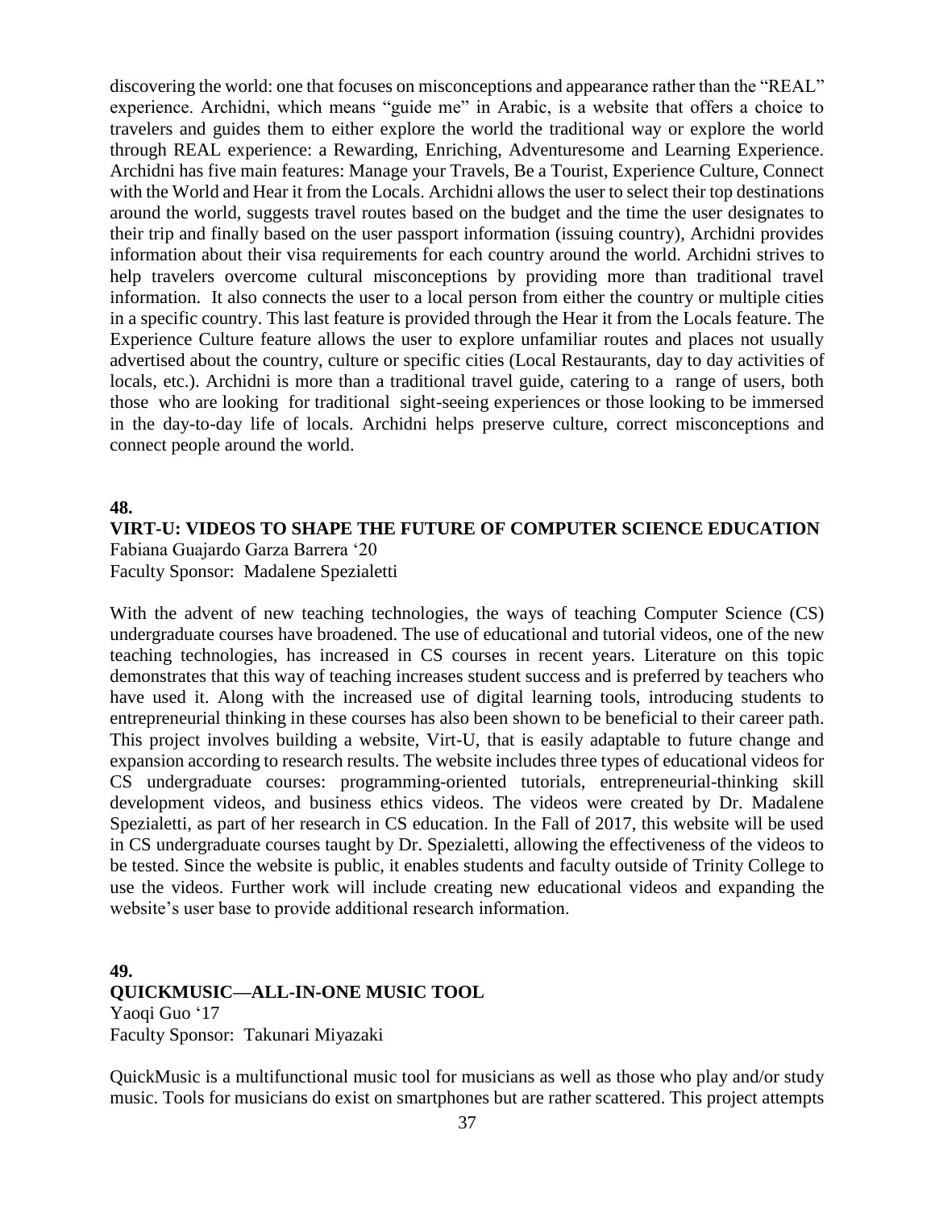discovering the world: one that focuses on misconceptions and appearance rather than the "REAL" experience. Archidni, which means "guide me" in Arabic, is a website that offers a choice to travelers and guides them to either explore the world the traditional way or explore the world through REAL experience: a Rewarding, Enriching, Adventuresome and Learning Experience. Archidni has five main features: Manage your Travels, Be a Tourist, Experience Culture, Connect with the World and Hear it from the Locals. Archidni allows the user to select their top destinations around the world, suggests travel routes based on the budget and the time the user designates to their trip and finally based on the user passport information (issuing country), Archidni provides information about their visa requirements for each country around the world. Archidni strives to help travelers overcome cultural misconceptions by providing more than traditional travel information. It also connects the user to a local person from either the country or multiple cities in a specific country. This last feature is provided through the Hear it from the Locals feature. The Experience Culture feature allows the user to explore unfamiliar routes and places not usually advertised about the country, culture or specific cities (Local Restaurants, day to day activities of locals, etc.). Archidni is more than a traditional travel guide, catering to a range of users, both those who are looking for traditional sight-seeing experiences or those looking to be immersed in the day-to-day life of locals. Archidni helps preserve culture, correct misconceptions and connect people around the world.

**48.**

**VIRT-U: VIDEOS TO SHAPE THE FUTURE OF COMPUTER SCIENCE EDUCATION**

Fabiana Guajardo Garza Barrera '20
Faculty Sponsor: Madalene Spezialetti

With the advent of new teaching technologies, the ways of teaching Computer Science (CS) undergraduate courses have broadened. The use of educational and tutorial videos, one of the new teaching technologies, has increased in CS courses in recent years. Literature on this topic demonstrates that this way of teaching increases student success and is preferred by teachers who have used it. Along with the increased use of digital learning tools, introducing students to entrepreneurial thinking in these courses has also been shown to be beneficial to their career path. This project involves building a website, Virt-U, that is easily adaptable to future change and expansion according to research results. The website includes three types of educational videos for CS undergraduate courses: programming-oriented tutorials, entrepreneurial-thinking skill development videos, and business ethics videos. The videos were created by Dr. Madalene Spezialetti, as part of her research in CS education. In the Fall of 2017, this website will be used in CS undergraduate courses taught by Dr. Spezialetti, allowing the effectiveness of the videos to be tested. Since the website is public, it enables students and faculty outside of Trinity College to use the videos. Further work will include creating new educational videos and expanding the website's user base to provide additional research information.

**49.**

**QUICKMUSIC—ALL-IN-ONE MUSIC TOOL**

Yaoqi Guo '17
Faculty Sponsor: Takunari Miyazaki

QuickMusic is a multifunctional music tool for musicians as well as those who play and/or study music. Tools for musicians do exist on smartphones but are rather scattered. This project attempts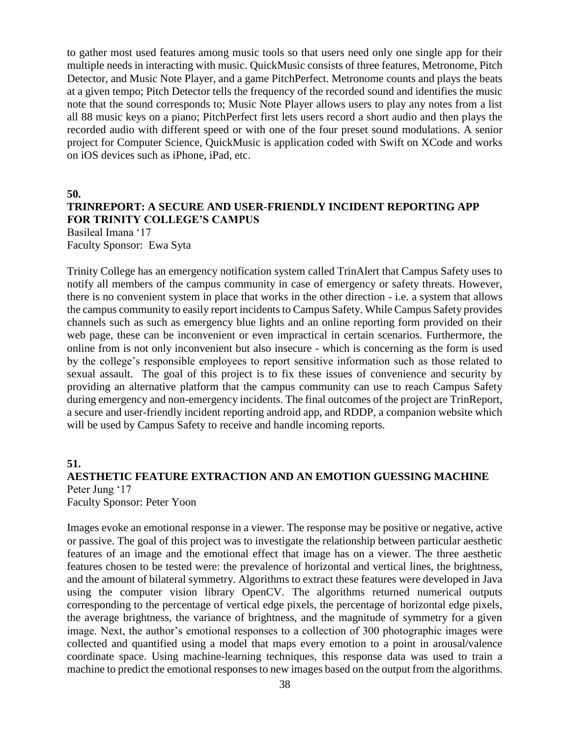to gather most used features among music tools so that users need only one single app for their multiple needs in interacting with music. QuickMusic consists of three features, Metronome, Pitch Detector, and Music Note Player, and a game PitchPerfect. Metronome counts and plays the beats at a given tempo; Pitch Detector tells the frequency of the recorded sound and identifies the music note that the sound corresponds to; Music Note Player allows users to play any notes from a list all 88 music keys on a piano; PitchPerfect first lets users record a short audio and then plays the recorded audio with different speed or with one of the four preset sound modulations. A senior project for Computer Science, QuickMusic is application coded with Swift on XCode and works on iOS devices such as iPhone, iPad, etc.

**50.**

**TRINREPORT: A SECURE AND USER-FRIENDLY INCIDENT REPORTING APP FOR TRINITY COLLEGE'S CAMPUS**

Basileal Imana '17
Faculty Sponsor: Ewa Syta

Trinity College has an emergency notification system called TrinAlert that Campus Safety uses to notify all members of the campus community in case of emergency or safety threats. However, there is no convenient system in place that works in the other direction - i.e. a system that allows the campus community to easily report incidents to Campus Safety. While Campus Safety provides channels such as such as emergency blue lights and an online reporting form provided on their web page, these can be inconvenient or even impractical in certain scenarios. Furthermore, the online from is not only inconvenient but also insecure - which is concerning as the form is used by the college's responsible employees to report sensitive information such as those related to sexual assault. The goal of this project is to fix these issues of convenience and security by providing an alternative platform that the campus community can use to reach Campus Safety during emergency and non-emergency incidents. The final outcomes of the project are TrinReport, a secure and user-friendly incident reporting android app, and RDDP, a companion website which will be used by Campus Safety to receive and handle incoming reports.

**51.**

**AESTHETIC FEATURE EXTRACTION AND AN EMOTION GUESSING MACHINE**

Peter Jung '17
Faculty Sponsor: Peter Yoon

Images evoke an emotional response in a viewer. The response may be positive or negative, active or passive. The goal of this project was to investigate the relationship between particular aesthetic features of an image and the emotional effect that image has on a viewer. The three aesthetic features chosen to be tested were: the prevalence of horizontal and vertical lines, the brightness, and the amount of bilateral symmetry. Algorithms to extract these features were developed in Java using the computer vision library OpenCV. The algorithms returned numerical outputs corresponding to the percentage of vertical edge pixels, the percentage of horizontal edge pixels, the average brightness, the variance of brightness, and the magnitude of symmetry for a given image. Next, the author's emotional responses to a collection of 300 photographic images were collected and quantified using a model that maps every emotion to a point in arousal/valence coordinate space. Using machine-learning techniques, this response data was used to train a machine to predict the emotional responses to new images based on the output from the algorithms.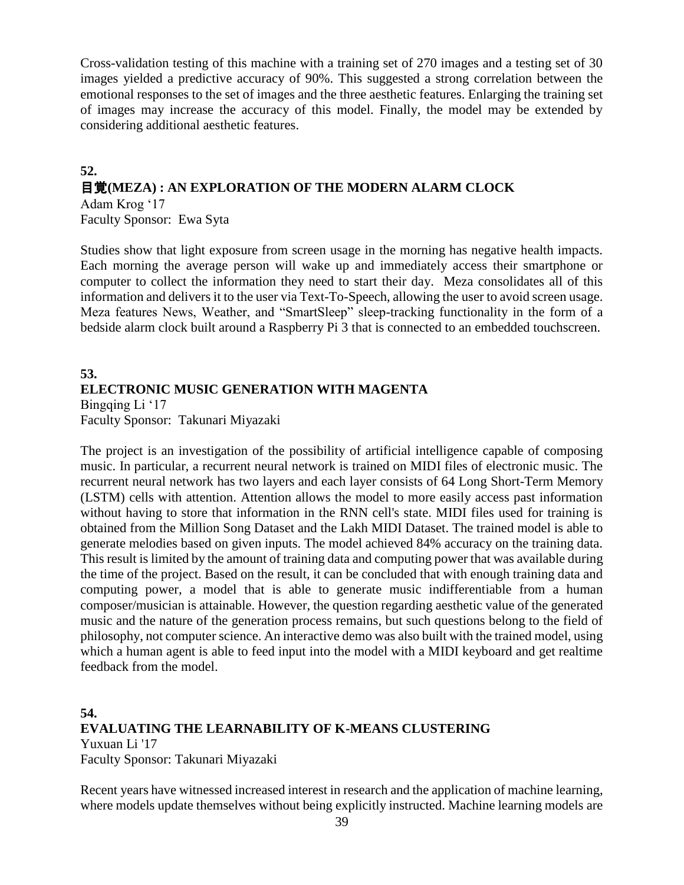Cross-validation testing of this machine with a training set of 270 images and a testing set of 30 images yielded a predictive accuracy of 90%. This suggested a strong correlation between the emotional responses to the set of images and the three aesthetic features. Enlarging the training set of images may increase the accuracy of this model. Finally, the model may be extended by considering additional aesthetic features.

## 52.
## 目覚(MEZA) : AN EXPLORATION OF THE MODERN ALARM CLOCK

Adam Krog '17
Faculty Sponsor: Ewa Syta

Studies show that light exposure from screen usage in the morning has negative health impacts. Each morning the average person will wake up and immediately access their smartphone or computer to collect the information they need to start their day. Meza consolidates all of this information and delivers it to the user via Text-To-Speech, allowing the user to avoid screen usage. Meza features News, Weather, and "SmartSleep" sleep-tracking functionality in the form of a bedside alarm clock built around a Raspberry Pi 3 that is connected to an embedded touchscreen.

## 53.
## ELECTRONIC MUSIC GENERATION WITH MAGENTA

Bingqing Li '17
Faculty Sponsor: Takunari Miyazaki

The project is an investigation of the possibility of artificial intelligence capable of composing music. In particular, a recurrent neural network is trained on MIDI files of electronic music. The recurrent neural network has two layers and each layer consists of 64 Long Short-Term Memory (LSTM) cells with attention. Attention allows the model to more easily access past information without having to store that information in the RNN cell's state. MIDI files used for training is obtained from the Million Song Dataset and the Lakh MIDI Dataset. The trained model is able to generate melodies based on given inputs. The model achieved 84% accuracy on the training data. This result is limited by the amount of training data and computing power that was available during the time of the project. Based on the result, it can be concluded that with enough training data and computing power, a model that is able to generate music indifferentiable from a human composer/musician is attainable. However, the question regarding aesthetic value of the generated music and the nature of the generation process remains, but such questions belong to the field of philosophy, not computer science. An interactive demo was also built with the trained model, using which a human agent is able to feed input into the model with a MIDI keyboard and get realtime feedback from the model.

## 54.
## EVALUATING THE LEARNABILITY OF K-MEANS CLUSTERING

Yuxuan Li '17
Faculty Sponsor: Takunari Miyazaki

Recent years have witnessed increased interest in research and the application of machine learning, where models update themselves without being explicitly instructed. Machine learning models are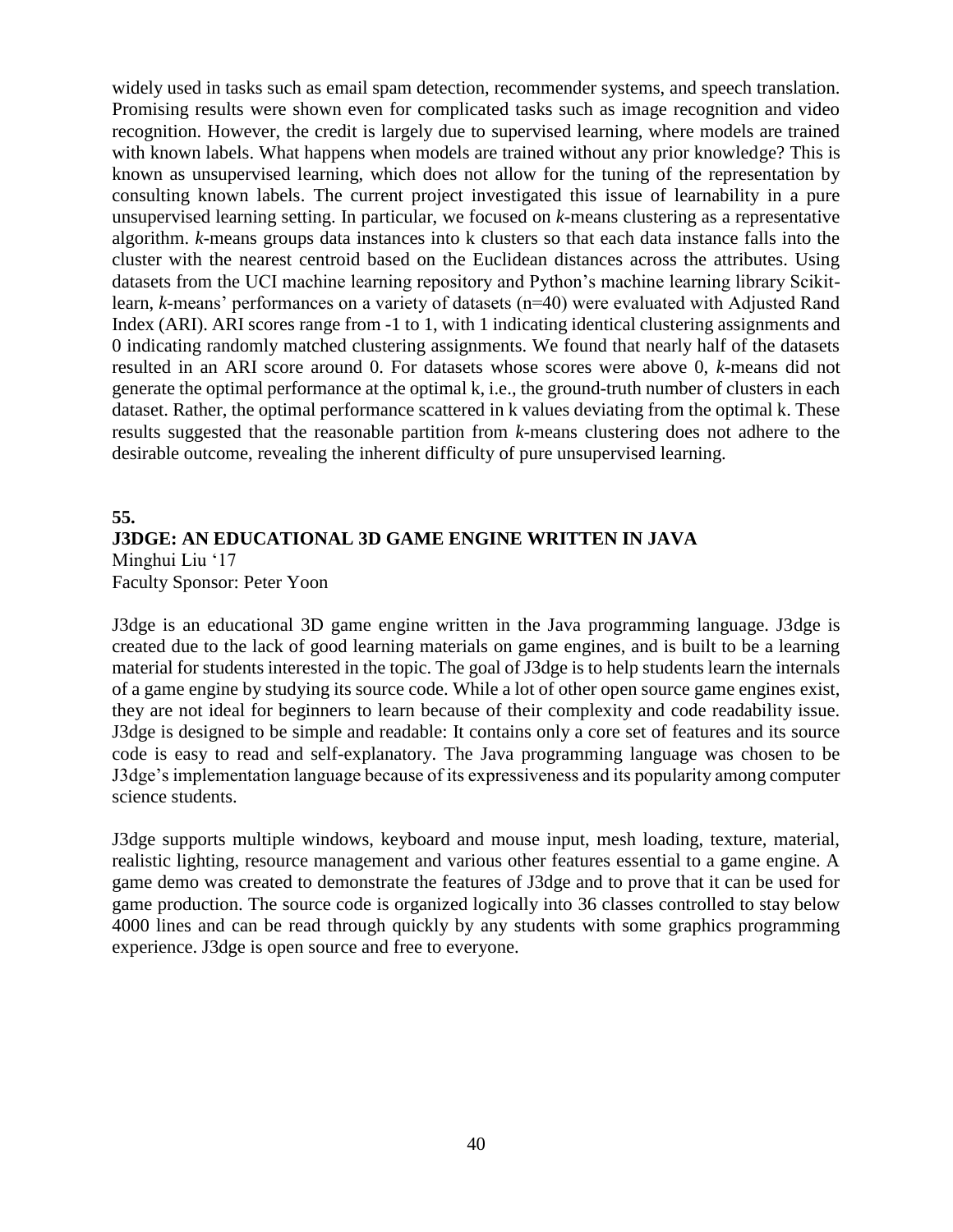widely used in tasks such as email spam detection, recommender systems, and speech translation. Promising results were shown even for complicated tasks such as image recognition and video recognition. However, the credit is largely due to supervised learning, where models are trained with known labels. What happens when models are trained without any prior knowledge? This is known as unsupervised learning, which does not allow for the tuning of the representation by consulting known labels. The current project investigated this issue of learnability in a pure unsupervised learning setting. In particular, we focused on *k*-means clustering as a representative algorithm. *k*-means groups data instances into k clusters so that each data instance falls into the cluster with the nearest centroid based on the Euclidean distances across the attributes. Using datasets from the UCI machine learning repository and Python's machine learning library Scikit-learn, *k*-means' performances on a variety of datasets (n=40) were evaluated with Adjusted Rand Index (ARI). ARI scores range from -1 to 1, with 1 indicating identical clustering assignments and 0 indicating randomly matched clustering assignments. We found that nearly half of the datasets resulted in an ARI score around 0. For datasets whose scores were above 0, *k*-means did not generate the optimal performance at the optimal k, i.e., the ground-truth number of clusters in each dataset. Rather, the optimal performance scattered in k values deviating from the optimal k. These results suggested that the reasonable partition from *k*-means clustering does not adhere to the desirable outcome, revealing the inherent difficulty of pure unsupervised learning.

**55.**

**J3DGE: AN EDUCATIONAL 3D GAME ENGINE WRITTEN IN JAVA**

Minghui Liu '17
Faculty Sponsor: Peter Yoon

J3dge is an educational 3D game engine written in the Java programming language. J3dge is created due to the lack of good learning materials on game engines, and is built to be a learning material for students interested in the topic. The goal of J3dge is to help students learn the internals of a game engine by studying its source code. While a lot of other open source game engines exist, they are not ideal for beginners to learn because of their complexity and code readability issue. J3dge is designed to be simple and readable: It contains only a core set of features and its source code is easy to read and self-explanatory. The Java programming language was chosen to be J3dge's implementation language because of its expressiveness and its popularity among computer science students.

J3dge supports multiple windows, keyboard and mouse input, mesh loading, texture, material, realistic lighting, resource management and various other features essential to a game engine. A game demo was created to demonstrate the features of J3dge and to prove that it can be used for game production. The source code is organized logically into 36 classes controlled to stay below 4000 lines and can be read through quickly by any students with some graphics programming experience. J3dge is open source and free to everyone.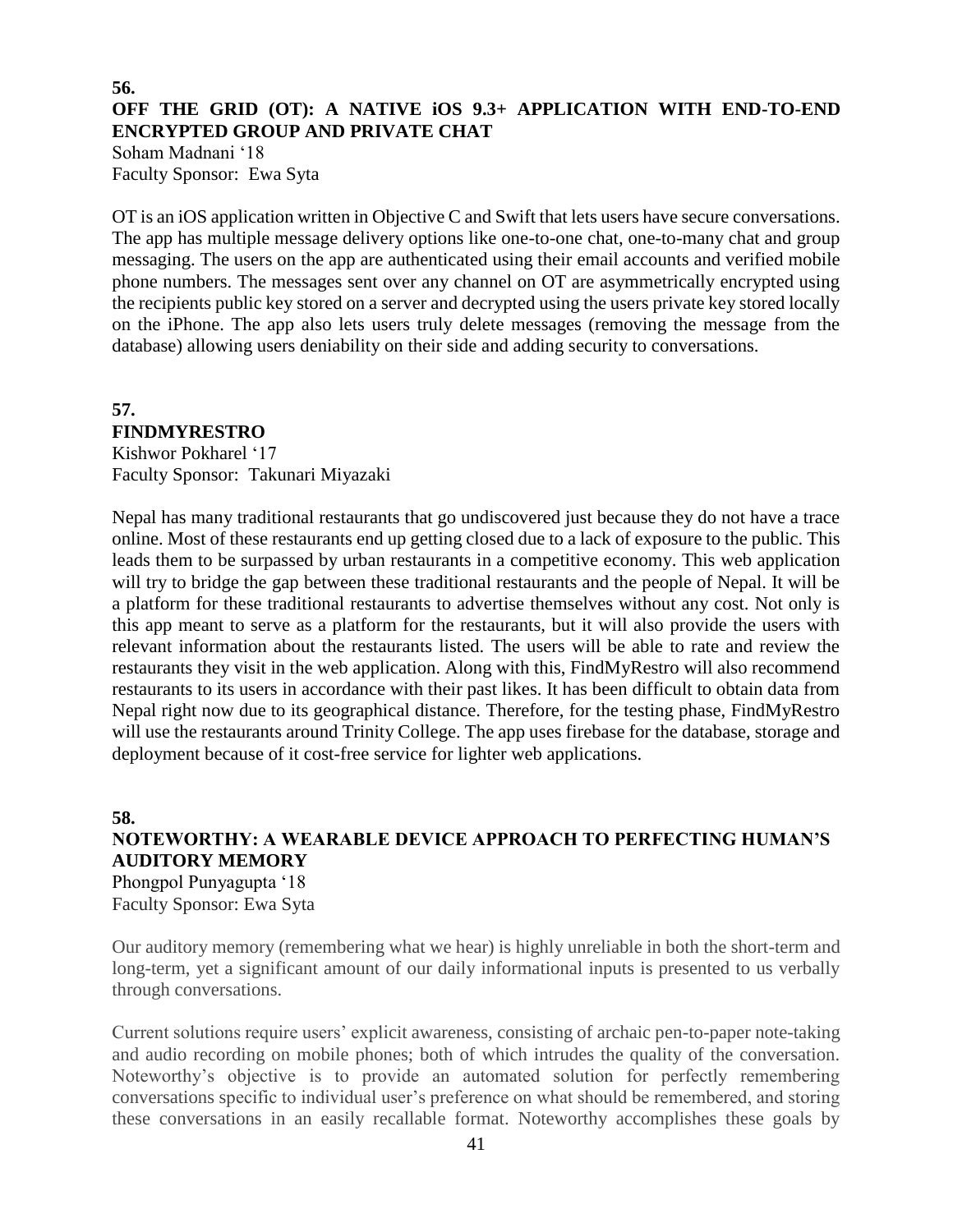**56.**

## OFF THE GRID (OT): A NATIVE iOS 9.3+ APPLICATION WITH END-TO-END ENCRYPTED GROUP AND PRIVATE CHAT

Soham Madnani '18
Faculty Sponsor: Ewa Syta

OT is an iOS application written in Objective C and Swift that lets users have secure conversations. The app has multiple message delivery options like one-to-one chat, one-to-many chat and group messaging. The users on the app are authenticated using their email accounts and verified mobile phone numbers. The messages sent over any channel on OT are asymmetrically encrypted using the recipients public key stored on a server and decrypted using the users private key stored locally on the iPhone. The app also lets users truly delete messages (removing the message from the database) allowing users deniability on their side and adding security to conversations.

**57.**

## FINDMYRESTRO

Kishwor Pokharel '17
Faculty Sponsor: Takunari Miyazaki

Nepal has many traditional restaurants that go undiscovered just because they do not have a trace online. Most of these restaurants end up getting closed due to a lack of exposure to the public. This leads them to be surpassed by urban restaurants in a competitive economy. This web application will try to bridge the gap between these traditional restaurants and the people of Nepal. It will be a platform for these traditional restaurants to advertise themselves without any cost. Not only is this app meant to serve as a platform for the restaurants, but it will also provide the users with relevant information about the restaurants listed. The users will be able to rate and review the restaurants they visit in the web application. Along with this, FindMyRestro will also recommend restaurants to its users in accordance with their past likes. It has been difficult to obtain data from Nepal right now due to its geographical distance. Therefore, for the testing phase, FindMyRestro will use the restaurants around Trinity College. The app uses firebase for the database, storage and deployment because of it cost-free service for lighter web applications.

**58.**

## NOTEWORTHY: A WEARABLE DEVICE APPROACH TO PERFECTING HUMAN'S AUDITORY MEMORY

Phongpol Punyagupta '18
Faculty Sponsor: Ewa Syta

Our auditory memory (remembering what we hear) is highly unreliable in both the short-term and long-term, yet a significant amount of our daily informational inputs is presented to us verbally through conversations.

Current solutions require users' explicit awareness, consisting of archaic pen-to-paper note-taking and audio recording on mobile phones; both of which intrudes the quality of the conversation. Noteworthy's objective is to provide an automated solution for perfectly remembering conversations specific to individual user's preference on what should be remembered, and storing these conversations in an easily recallable format. Noteworthy accomplishes these goals by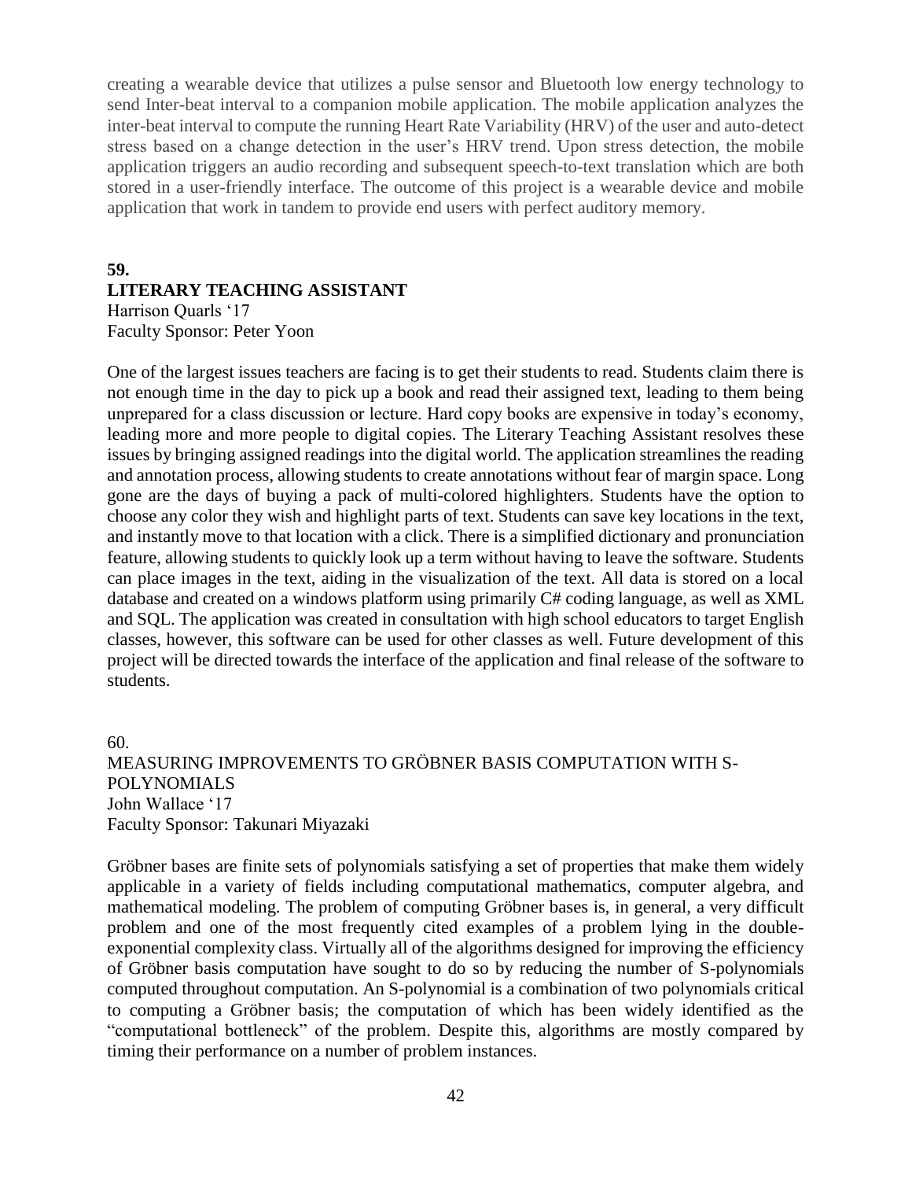creating a wearable device that utilizes a pulse sensor and Bluetooth low energy technology to send Inter-beat interval to a companion mobile application. The mobile application analyzes the inter-beat interval to compute the running Heart Rate Variability (HRV) of the user and auto-detect stress based on a change detection in the user's HRV trend. Upon stress detection, the mobile application triggers an audio recording and subsequent speech-to-text translation which are both stored in a user-friendly interface. The outcome of this project is a wearable device and mobile application that work in tandem to provide end users with perfect auditory memory.

**59.**

**LITERARY TEACHING ASSISTANT**

Harrison Quarls '17
Faculty Sponsor: Peter Yoon

One of the largest issues teachers are facing is to get their students to read. Students claim there is not enough time in the day to pick up a book and read their assigned text, leading to them being unprepared for a class discussion or lecture. Hard copy books are expensive in today's economy, leading more and more people to digital copies. The Literary Teaching Assistant resolves these issues by bringing assigned readings into the digital world. The application streamlines the reading and annotation process, allowing students to create annotations without fear of margin space. Long gone are the days of buying a pack of multi-colored highlighters. Students have the option to choose any color they wish and highlight parts of text. Students can save key locations in the text, and instantly move to that location with a click. There is a simplified dictionary and pronunciation feature, allowing students to quickly look up a term without having to leave the software. Students can place images in the text, aiding in the visualization of the text. All data is stored on a local database and created on a windows platform using primarily C# coding language, as well as XML and SQL. The application was created in consultation with high school educators to target English classes, however, this software can be used for other classes as well. Future development of this project will be directed towards the interface of the application and final release of the software to students.

60.

MEASURING IMPROVEMENTS TO GRÖBNER BASIS COMPUTATION WITH S-POLYNOMIALS

John Wallace '17
Faculty Sponsor: Takunari Miyazaki

Gröbner bases are finite sets of polynomials satisfying a set of properties that make them widely applicable in a variety of fields including computational mathematics, computer algebra, and mathematical modeling. The problem of computing Gröbner bases is, in general, a very difficult problem and one of the most frequently cited examples of a problem lying in the double-exponential complexity class. Virtually all of the algorithms designed for improving the efficiency of Gröbner basis computation have sought to do so by reducing the number of S-polynomials computed throughout computation. An S-polynomial is a combination of two polynomials critical to computing a Gröbner basis; the computation of which has been widely identified as the "computational bottleneck" of the problem. Despite this, algorithms are mostly compared by timing their performance on a number of problem instances.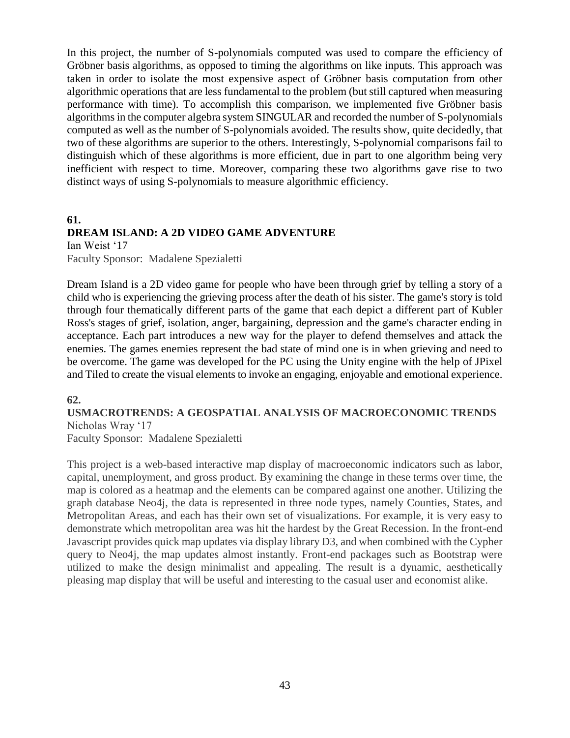In this project, the number of S-polynomials computed was used to compare the efficiency of Gröbner basis algorithms, as opposed to timing the algorithms on like inputs. This approach was taken in order to isolate the most expensive aspect of Gröbner basis computation from other algorithmic operations that are less fundamental to the problem (but still captured when measuring performance with time). To accomplish this comparison, we implemented five Gröbner basis algorithms in the computer algebra system SINGULAR and recorded the number of S-polynomials computed as well as the number of S-polynomials avoided. The results show, quite decidedly, that two of these algorithms are superior to the others. Interestingly, S-polynomial comparisons fail to distinguish which of these algorithms is more efficient, due in part to one algorithm being very inefficient with respect to time. Moreover, comparing these two algorithms gave rise to two distinct ways of using S-polynomials to measure algorithmic efficiency.

**61.**

**DREAM ISLAND: A 2D VIDEO GAME ADVENTURE**

Ian Weist '17

Faculty Sponsor: Madalene Spezialetti

Dream Island is a 2D video game for people who have been through grief by telling a story of a child who is experiencing the grieving process after the death of his sister. The game's story is told through four thematically different parts of the game that each depict a different part of Kubler Ross's stages of grief, isolation, anger, bargaining, depression and the game's character ending in acceptance. Each part introduces a new way for the player to defend themselves and attack the enemies. The games enemies represent the bad state of mind one is in when grieving and need to be overcome. The game was developed for the PC using the Unity engine with the help of JPixel and Tiled to create the visual elements to invoke an engaging, enjoyable and emotional experience.

**62.**

**USMACROTRENDS: A GEOSPATIAL ANALYSIS OF MACROECONOMIC TRENDS**

Nicholas Wray '17

Faculty Sponsor: Madalene Spezialetti

This project is a web-based interactive map display of macroeconomic indicators such as labor, capital, unemployment, and gross product. By examining the change in these terms over time, the map is colored as a heatmap and the elements can be compared against one another. Utilizing the graph database Neo4j, the data is represented in three node types, namely Counties, States, and Metropolitan Areas, and each has their own set of visualizations. For example, it is very easy to demonstrate which metropolitan area was hit the hardest by the Great Recession. In the front-end Javascript provides quick map updates via display library D3, and when combined with the Cypher query to Neo4j, the map updates almost instantly. Front-end packages such as Bootstrap were utilized to make the design minimalist and appealing. The result is a dynamic, aesthetically pleasing map display that will be useful and interesting to the casual user and economist alike.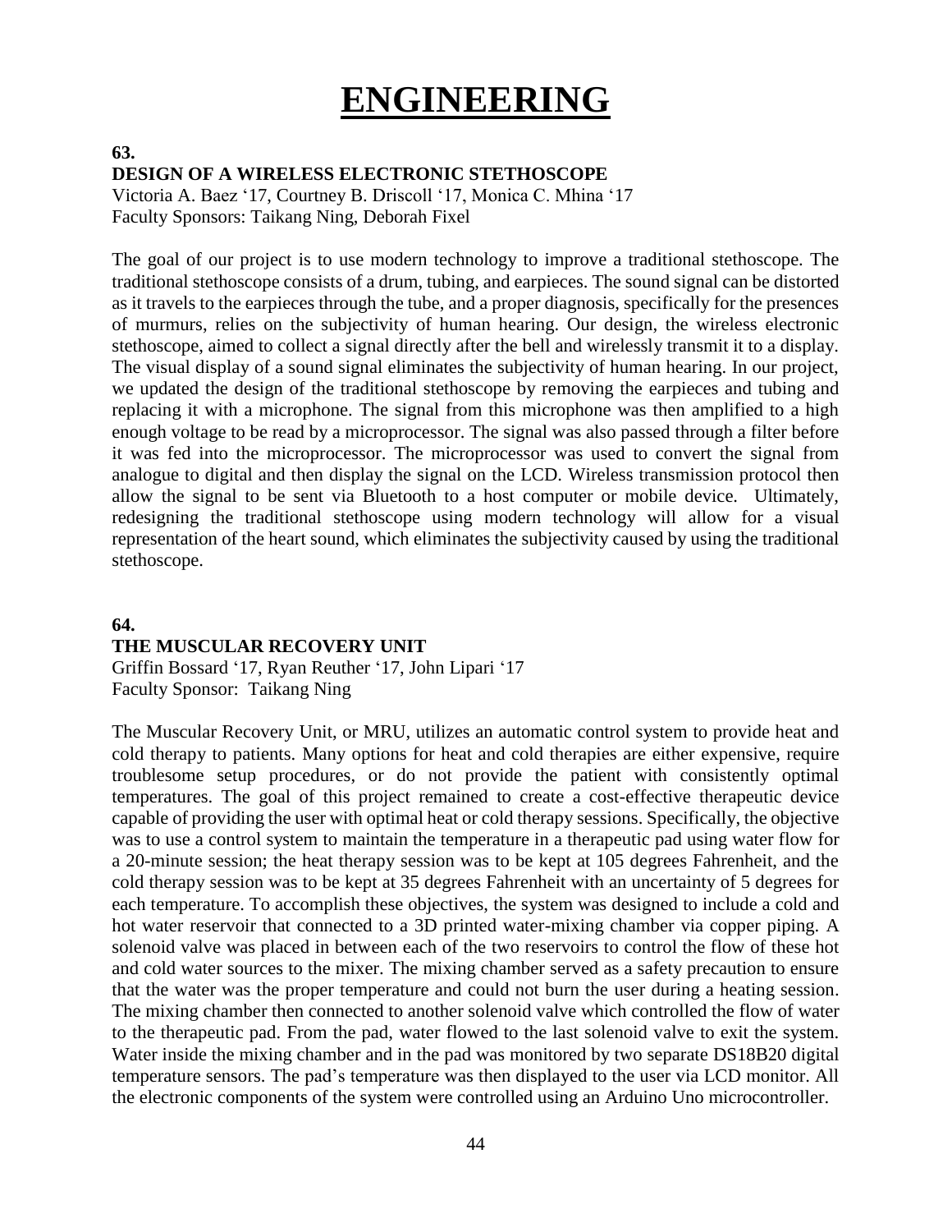# ENGINEERING

**63.**

**DESIGN OF A WIRELESS ELECTRONIC STETHOSCOPE**

Victoria A. Baez '17, Courtney B. Driscoll '17, Monica C. Mhina '17
Faculty Sponsors: Taikang Ning, Deborah Fixel

The goal of our project is to use modern technology to improve a traditional stethoscope. The traditional stethoscope consists of a drum, tubing, and earpieces. The sound signal can be distorted as it travels to the earpieces through the tube, and a proper diagnosis, specifically for the presences of murmurs, relies on the subjectivity of human hearing. Our design, the wireless electronic stethoscope, aimed to collect a signal directly after the bell and wirelessly transmit it to a display. The visual display of a sound signal eliminates the subjectivity of human hearing. In our project, we updated the design of the traditional stethoscope by removing the earpieces and tubing and replacing it with a microphone. The signal from this microphone was then amplified to a high enough voltage to be read by a microprocessor. The signal was also passed through a filter before it was fed into the microprocessor. The microprocessor was used to convert the signal from analogue to digital and then display the signal on the LCD. Wireless transmission protocol then allow the signal to be sent via Bluetooth to a host computer or mobile device. Ultimately, redesigning the traditional stethoscope using modern technology will allow for a visual representation of the heart sound, which eliminates the subjectivity caused by using the traditional stethoscope.

**64.**

**THE MUSCULAR RECOVERY UNIT**

Griffin Bossard '17, Ryan Reuther '17, John Lipari '17
Faculty Sponsor: Taikang Ning

The Muscular Recovery Unit, or MRU, utilizes an automatic control system to provide heat and cold therapy to patients. Many options for heat and cold therapies are either expensive, require troublesome setup procedures, or do not provide the patient with consistently optimal temperatures. The goal of this project remained to create a cost-effective therapeutic device capable of providing the user with optimal heat or cold therapy sessions. Specifically, the objective was to use a control system to maintain the temperature in a therapeutic pad using water flow for a 20-minute session; the heat therapy session was to be kept at 105 degrees Fahrenheit, and the cold therapy session was to be kept at 35 degrees Fahrenheit with an uncertainty of 5 degrees for each temperature. To accomplish these objectives, the system was designed to include a cold and hot water reservoir that connected to a 3D printed water-mixing chamber via copper piping. A solenoid valve was placed in between each of the two reservoirs to control the flow of these hot and cold water sources to the mixer. The mixing chamber served as a safety precaution to ensure that the water was the proper temperature and could not burn the user during a heating session. The mixing chamber then connected to another solenoid valve which controlled the flow of water to the therapeutic pad. From the pad, water flowed to the last solenoid valve to exit the system. Water inside the mixing chamber and in the pad was monitored by two separate DS18B20 digital temperature sensors. The pad's temperature was then displayed to the user via LCD monitor. All the electronic components of the system were controlled using an Arduino Uno microcontroller.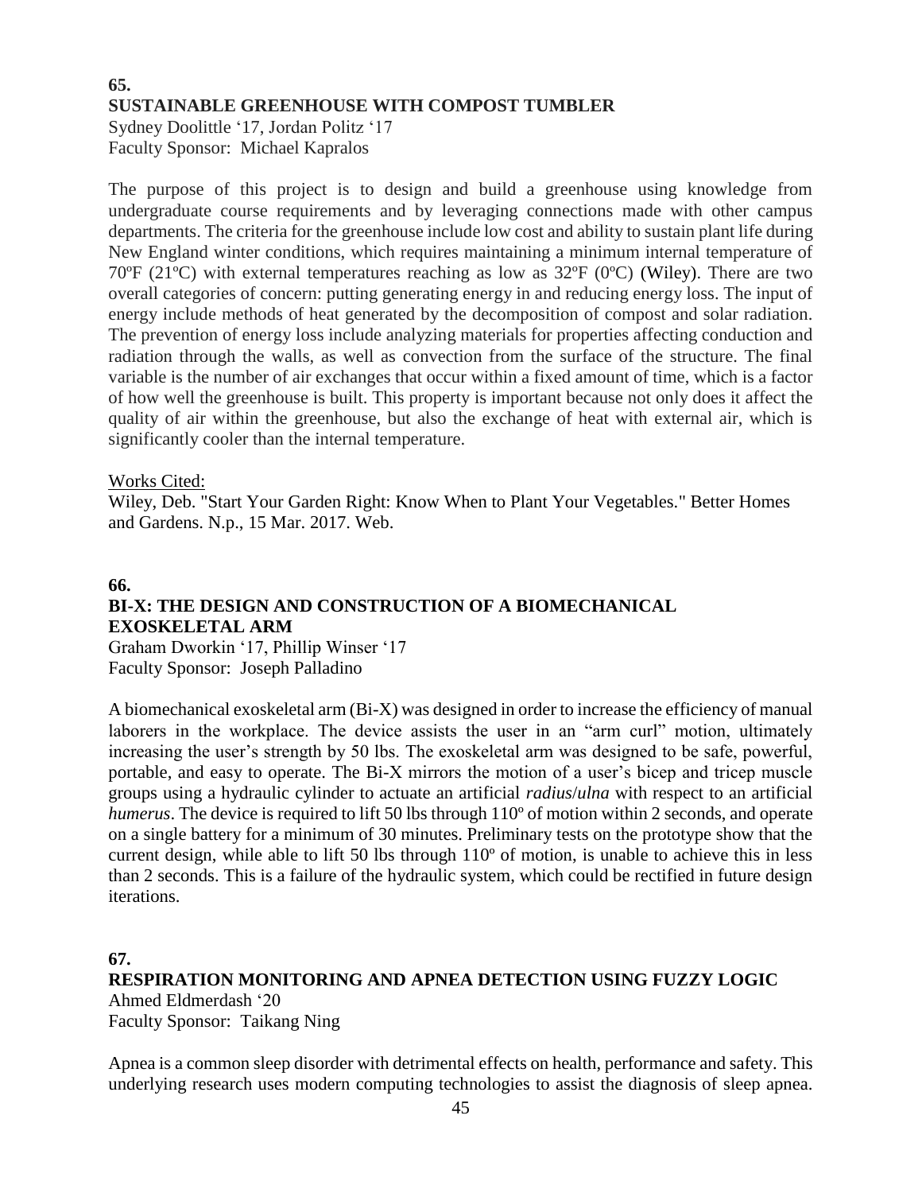**65.**

## SUSTAINABLE GREENHOUSE WITH COMPOST TUMBLER

Sydney Doolittle '17, Jordan Politz '17
Faculty Sponsor: Michael Kapralos

The purpose of this project is to design and build a greenhouse using knowledge from undergraduate course requirements and by leveraging connections made with other campus departments. The criteria for the greenhouse include low cost and ability to sustain plant life during New England winter conditions, which requires maintaining a minimum internal temperature of 70ºF (21ºC) with external temperatures reaching as low as 32ºF (0ºC) (Wiley). There are two overall categories of concern: putting generating energy in and reducing energy loss. The input of energy include methods of heat generated by the decomposition of compost and solar radiation. The prevention of energy loss include analyzing materials for properties affecting conduction and radiation through the walls, as well as convection from the surface of the structure. The final variable is the number of air exchanges that occur within a fixed amount of time, which is a factor of how well the greenhouse is built. This property is important because not only does it affect the quality of air within the greenhouse, but also the exchange of heat with external air, which is significantly cooler than the internal temperature.

Works Cited:

Wiley, Deb. "Start Your Garden Right: Know When to Plant Your Vegetables." Better Homes and Gardens. N.p., 15 Mar. 2017. Web.

**66.**

## BI-X: THE DESIGN AND CONSTRUCTION OF A BIOMECHANICAL EXOSKELETAL ARM

Graham Dworkin '17, Phillip Winser '17
Faculty Sponsor: Joseph Palladino

A biomechanical exoskeletal arm (Bi-X) was designed in order to increase the efficiency of manual laborers in the workplace. The device assists the user in an "arm curl" motion, ultimately increasing the user's strength by 50 lbs. The exoskeletal arm was designed to be safe, powerful, portable, and easy to operate. The Bi-X mirrors the motion of a user's bicep and tricep muscle groups using a hydraulic cylinder to actuate an artificial *radius*/*ulna* with respect to an artificial *humerus*. The device is required to lift 50 lbs through 110º of motion within 2 seconds, and operate on a single battery for a minimum of 30 minutes. Preliminary tests on the prototype show that the current design, while able to lift 50 lbs through 110º of motion, is unable to achieve this in less than 2 seconds. This is a failure of the hydraulic system, which could be rectified in future design iterations.

**67.**

## RESPIRATION MONITORING AND APNEA DETECTION USING FUZZY LOGIC

Ahmed Eldmerdash '20
Faculty Sponsor: Taikang Ning

Apnea is a common sleep disorder with detrimental effects on health, performance and safety. This underlying research uses modern computing technologies to assist the diagnosis of sleep apnea.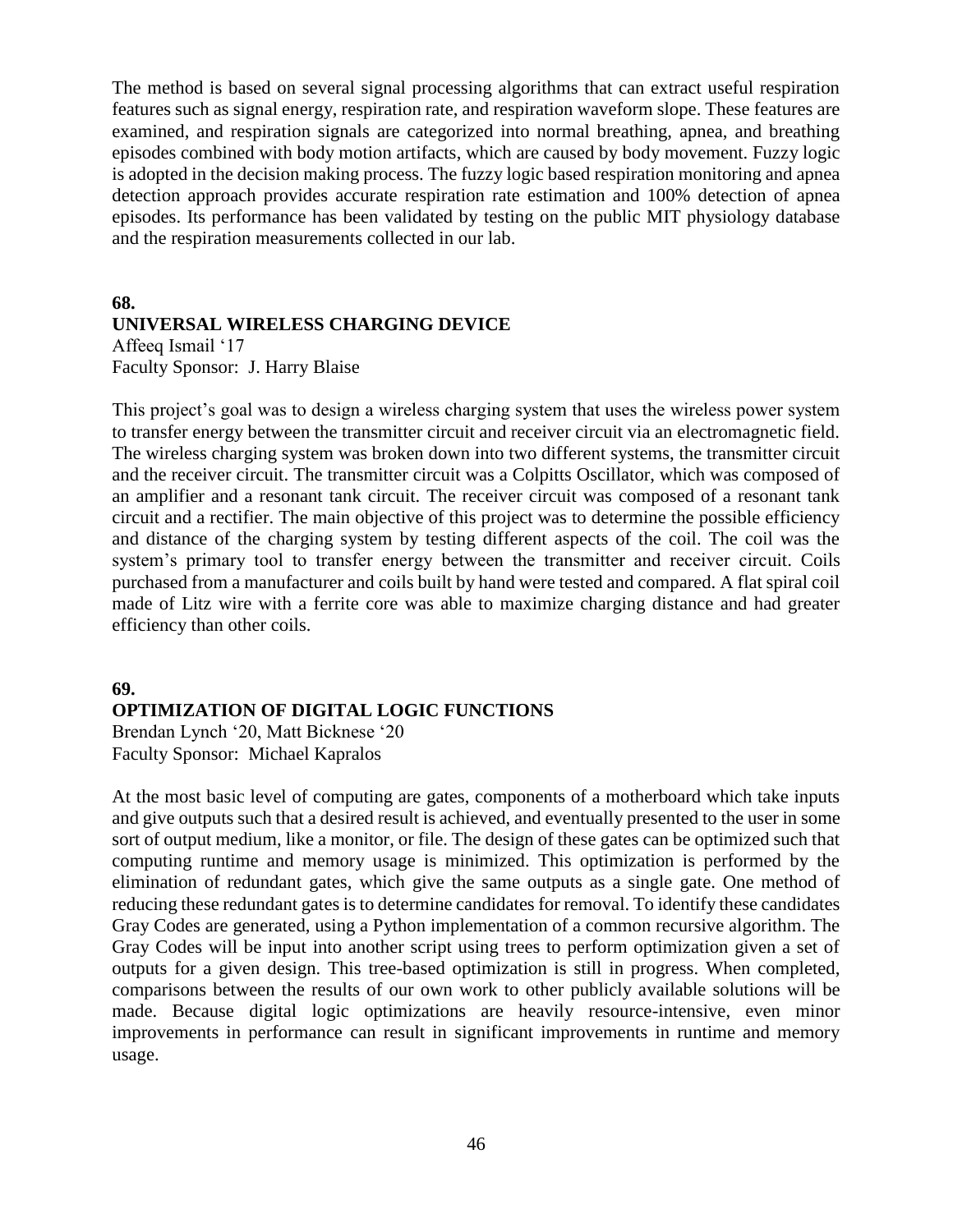The method is based on several signal processing algorithms that can extract useful respiration features such as signal energy, respiration rate, and respiration waveform slope. These features are examined, and respiration signals are categorized into normal breathing, apnea, and breathing episodes combined with body motion artifacts, which are caused by body movement. Fuzzy logic is adopted in the decision making process. The fuzzy logic based respiration monitoring and apnea detection approach provides accurate respiration rate estimation and 100% detection of apnea episodes. Its performance has been validated by testing on the public MIT physiology database and the respiration measurements collected in our lab.

**68.**

**UNIVERSAL WIRELESS CHARGING DEVICE**

Affeeq Ismail '17
Faculty Sponsor: J. Harry Blaise

This project's goal was to design a wireless charging system that uses the wireless power system to transfer energy between the transmitter circuit and receiver circuit via an electromagnetic field. The wireless charging system was broken down into two different systems, the transmitter circuit and the receiver circuit. The transmitter circuit was a Colpitts Oscillator, which was composed of an amplifier and a resonant tank circuit. The receiver circuit was composed of a resonant tank circuit and a rectifier. The main objective of this project was to determine the possible efficiency and distance of the charging system by testing different aspects of the coil. The coil was the system's primary tool to transfer energy between the transmitter and receiver circuit. Coils purchased from a manufacturer and coils built by hand were tested and compared. A flat spiral coil made of Litz wire with a ferrite core was able to maximize charging distance and had greater efficiency than other coils.

**69.**

**OPTIMIZATION OF DIGITAL LOGIC FUNCTIONS**

Brendan Lynch '20, Matt Bicknese '20
Faculty Sponsor: Michael Kapralos

At the most basic level of computing are gates, components of a motherboard which take inputs and give outputs such that a desired result is achieved, and eventually presented to the user in some sort of output medium, like a monitor, or file. The design of these gates can be optimized such that computing runtime and memory usage is minimized. This optimization is performed by the elimination of redundant gates, which give the same outputs as a single gate. One method of reducing these redundant gates is to determine candidates for removal. To identify these candidates Gray Codes are generated, using a Python implementation of a common recursive algorithm. The Gray Codes will be input into another script using trees to perform optimization given a set of outputs for a given design. This tree-based optimization is still in progress. When completed, comparisons between the results of our own work to other publicly available solutions will be made. Because digital logic optimizations are heavily resource-intensive, even minor improvements in performance can result in significant improvements in runtime and memory usage.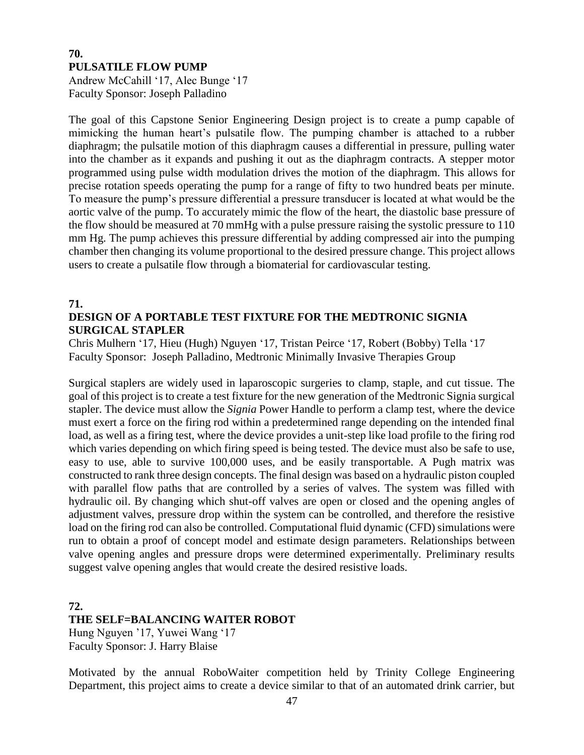**70.**
**PULSATILE FLOW PUMP**
Andrew McCahill '17, Alec Bunge '17
Faculty Sponsor: Joseph Palladino

The goal of this Capstone Senior Engineering Design project is to create a pump capable of mimicking the human heart's pulsatile flow. The pumping chamber is attached to a rubber diaphragm; the pulsatile motion of this diaphragm causes a differential in pressure, pulling water into the chamber as it expands and pushing it out as the diaphragm contracts. A stepper motor programmed using pulse width modulation drives the motion of the diaphragm. This allows for precise rotation speeds operating the pump for a range of fifty to two hundred beats per minute. To measure the pump's pressure differential a pressure transducer is located at what would be the aortic valve of the pump. To accurately mimic the flow of the heart, the diastolic base pressure of the flow should be measured at 70 mmHg with a pulse pressure raising the systolic pressure to 110 mm Hg. The pump achieves this pressure differential by adding compressed air into the pumping chamber then changing its volume proportional to the desired pressure change. This project allows users to create a pulsatile flow through a biomaterial for cardiovascular testing.

**71.**
**DESIGN OF A PORTABLE TEST FIXTURE FOR THE MEDTRONIC SIGNIA SURGICAL STAPLER**
Chris Mulhern '17, Hieu (Hugh) Nguyen '17, Tristan Peirce '17, Robert (Bobby) Tella '17
Faculty Sponsor: Joseph Palladino, Medtronic Minimally Invasive Therapies Group

Surgical staplers are widely used in laparoscopic surgeries to clamp, staple, and cut tissue. The goal of this project is to create a test fixture for the new generation of the Medtronic Signia surgical stapler. The device must allow the *Signia* Power Handle to perform a clamp test, where the device must exert a force on the firing rod within a predetermined range depending on the intended final load, as well as a firing test, where the device provides a unit-step like load profile to the firing rod which varies depending on which firing speed is being tested. The device must also be safe to use, easy to use, able to survive 100,000 uses, and be easily transportable. A Pugh matrix was constructed to rank three design concepts. The final design was based on a hydraulic piston coupled with parallel flow paths that are controlled by a series of valves. The system was filled with hydraulic oil. By changing which shut-off valves are open or closed and the opening angles of adjustment valves, pressure drop within the system can be controlled, and therefore the resistive load on the firing rod can also be controlled. Computational fluid dynamic (CFD) simulations were run to obtain a proof of concept model and estimate design parameters. Relationships between valve opening angles and pressure drops were determined experimentally. Preliminary results suggest valve opening angles that would create the desired resistive loads.

**72.**
**THE SELF=BALANCING WAITER ROBOT**
Hung Nguyen '17, Yuwei Wang '17
Faculty Sponsor: J. Harry Blaise

Motivated by the annual RoboWaiter competition held by Trinity College Engineering Department, this project aims to create a device similar to that of an automated drink carrier, but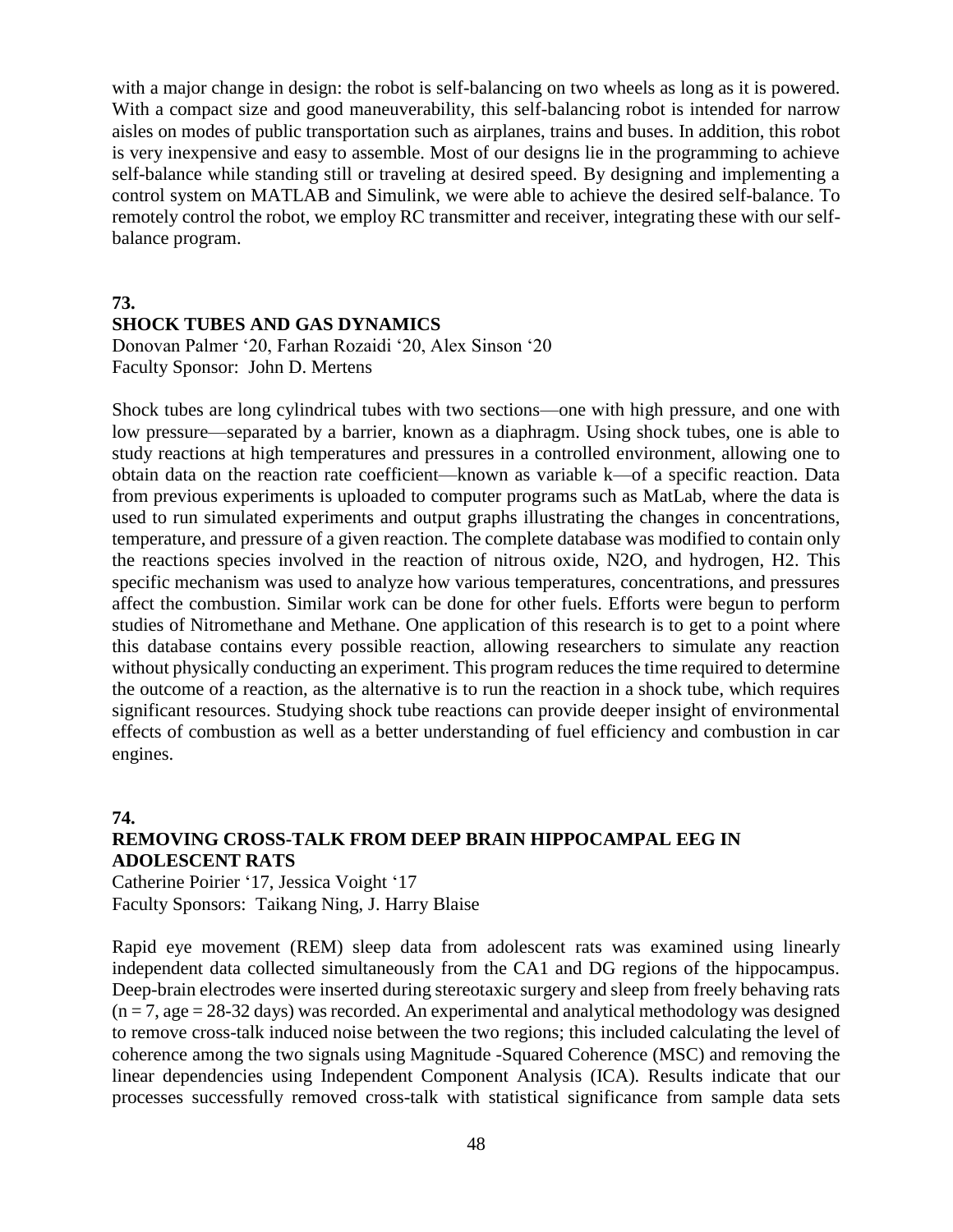with a major change in design: the robot is self-balancing on two wheels as long as it is powered. With a compact size and good maneuverability, this self-balancing robot is intended for narrow aisles on modes of public transportation such as airplanes, trains and buses. In addition, this robot is very inexpensive and easy to assemble. Most of our designs lie in the programming to achieve self-balance while standing still or traveling at desired speed. By designing and implementing a control system on MATLAB and Simulink, we were able to achieve the desired self-balance. To remotely control the robot, we employ RC transmitter and receiver, integrating these with our self-balance program.

**73.**

### SHOCK TUBES AND GAS DYNAMICS

Donovan Palmer '20, Farhan Rozaidi '20, Alex Sinson '20
Faculty Sponsor: John D. Mertens

Shock tubes are long cylindrical tubes with two sections—one with high pressure, and one with low pressure—separated by a barrier, known as a diaphragm. Using shock tubes, one is able to study reactions at high temperatures and pressures in a controlled environment, allowing one to obtain data on the reaction rate coefficient—known as variable k—of a specific reaction. Data from previous experiments is uploaded to computer programs such as MatLab, where the data is used to run simulated experiments and output graphs illustrating the changes in concentrations, temperature, and pressure of a given reaction. The complete database was modified to contain only the reactions species involved in the reaction of nitrous oxide, N2O, and hydrogen, H2. This specific mechanism was used to analyze how various temperatures, concentrations, and pressures affect the combustion. Similar work can be done for other fuels. Efforts were begun to perform studies of Nitromethane and Methane. One application of this research is to get to a point where this database contains every possible reaction, allowing researchers to simulate any reaction without physically conducting an experiment. This program reduces the time required to determine the outcome of a reaction, as the alternative is to run the reaction in a shock tube, which requires significant resources. Studying shock tube reactions can provide deeper insight of environmental effects of combustion as well as a better understanding of fuel efficiency and combustion in car engines.

**74.**

### REMOVING CROSS-TALK FROM DEEP BRAIN HIPPOCAMPAL EEG IN ADOLESCENT RATS

Catherine Poirier '17, Jessica Voight '17
Faculty Sponsors: Taikang Ning, J. Harry Blaise

Rapid eye movement (REM) sleep data from adolescent rats was examined using linearly independent data collected simultaneously from the CA1 and DG regions of the hippocampus. Deep-brain electrodes were inserted during stereotaxic surgery and sleep from freely behaving rats ($n = 7$, age = 28-32 days) was recorded. An experimental and analytical methodology was designed to remove cross-talk induced noise between the two regions; this included calculating the level of coherence among the two signals using Magnitude -Squared Coherence (MSC) and removing the linear dependencies using Independent Component Analysis (ICA). Results indicate that our processes successfully removed cross-talk with statistical significance from sample data sets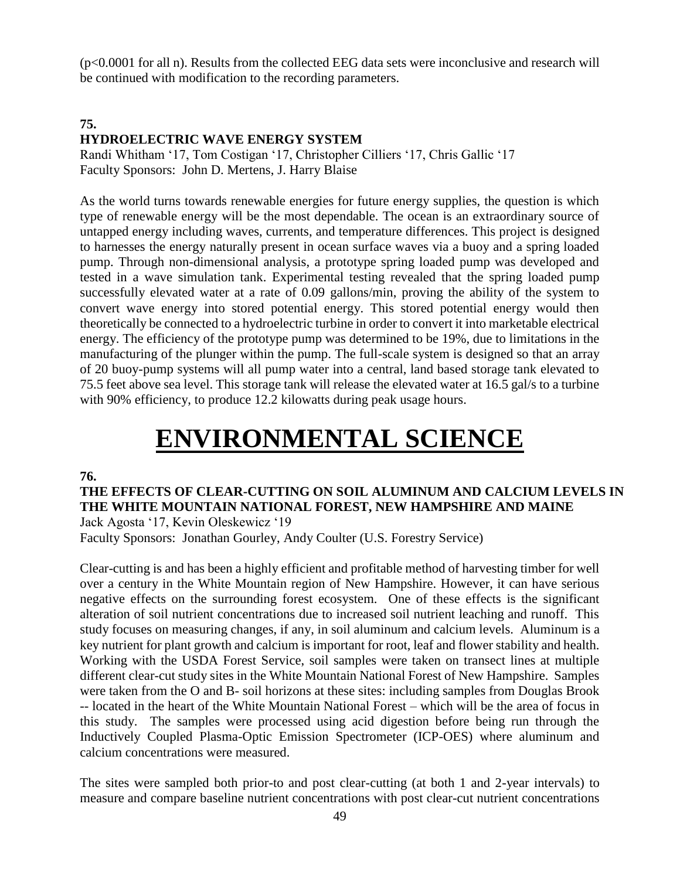($p<0.0001$ for all n). Results from the collected EEG data sets were inconclusive and research will be continued with modification to the recording parameters.

**75.**

**HYDROELECTRIC WAVE ENERGY SYSTEM**

Randi Whitham '17, Tom Costigan '17, Christopher Cilliers '17, Chris Gallic '17
Faculty Sponsors: John D. Mertens, J. Harry Blaise

As the world turns towards renewable energies for future energy supplies, the question is which type of renewable energy will be the most dependable. The ocean is an extraordinary source of untapped energy including waves, currents, and temperature differences. This project is designed to harnesses the energy naturally present in ocean surface waves via a buoy and a spring loaded pump. Through non-dimensional analysis, a prototype spring loaded pump was developed and tested in a wave simulation tank. Experimental testing revealed that the spring loaded pump successfully elevated water at a rate of 0.09 gallons/min, proving the ability of the system to convert wave energy into stored potential energy. This stored potential energy would then theoretically be connected to a hydroelectric turbine in order to convert it into marketable electrical energy. The efficiency of the prototype pump was determined to be 19%, due to limitations in the manufacturing of the plunger within the pump. The full-scale system is designed so that an array of 20 buoy-pump systems will all pump water into a central, land based storage tank elevated to 75.5 feet above sea level. This storage tank will release the elevated water at 16.5 gal/s to a turbine with 90% efficiency, to produce 12.2 kilowatts during peak usage hours.

# ENVIRONMENTAL SCIENCE

**76.**

**THE EFFECTS OF CLEAR-CUTTING ON SOIL ALUMINUM AND CALCIUM LEVELS IN THE WHITE MOUNTAIN NATIONAL FOREST, NEW HAMPSHIRE AND MAINE**

Jack Agosta '17, Kevin Oleskewicz '19
Faculty Sponsors: Jonathan Gourley, Andy Coulter (U.S. Forestry Service)

Clear-cutting is and has been a highly efficient and profitable method of harvesting timber for well over a century in the White Mountain region of New Hampshire. However, it can have serious negative effects on the surrounding forest ecosystem. One of these effects is the significant alteration of soil nutrient concentrations due to increased soil nutrient leaching and runoff. This study focuses on measuring changes, if any, in soil aluminum and calcium levels. Aluminum is a key nutrient for plant growth and calcium is important for root, leaf and flower stability and health. Working with the USDA Forest Service, soil samples were taken on transect lines at multiple different clear-cut study sites in the White Mountain National Forest of New Hampshire. Samples were taken from the O and B- soil horizons at these sites: including samples from Douglas Brook -- located in the heart of the White Mountain National Forest – which will be the area of focus in this study. The samples were processed using acid digestion before being run through the Inductively Coupled Plasma-Optic Emission Spectrometer (ICP-OES) where aluminum and calcium concentrations were measured.

The sites were sampled both prior-to and post clear-cutting (at both 1 and 2-year intervals) to measure and compare baseline nutrient concentrations with post clear-cut nutrient concentrations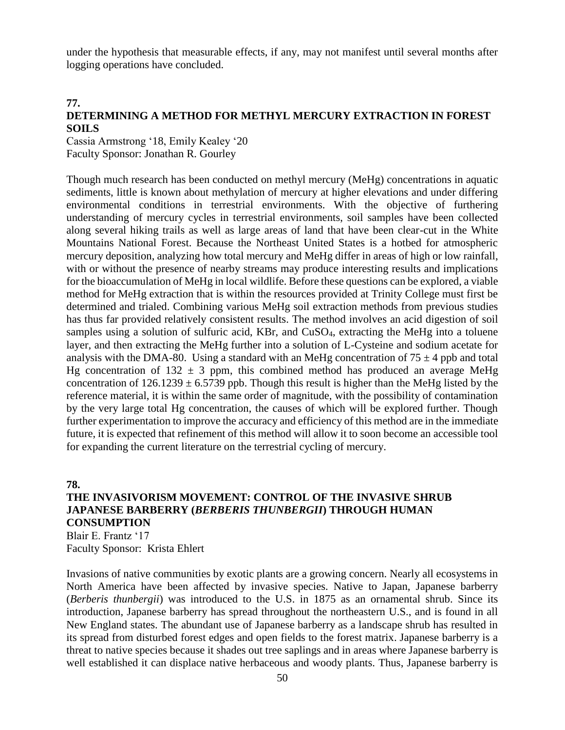under the hypothesis that measurable effects, if any, may not manifest until several months after logging operations have concluded.

## 77.
## DETERMINING A METHOD FOR METHYL MERCURY EXTRACTION IN FOREST SOILS

Cassia Armstrong '18, Emily Kealey '20
Faculty Sponsor: Jonathan R. Gourley

Though much research has been conducted on methyl mercury (MeHg) concentrations in aquatic sediments, little is known about methylation of mercury at higher elevations and under differing environmental conditions in terrestrial environments. With the objective of furthering understanding of mercury cycles in terrestrial environments, soil samples have been collected along several hiking trails as well as large areas of land that have been clear-cut in the White Mountains National Forest. Because the Northeast United States is a hotbed for atmospheric mercury deposition, analyzing how total mercury and MeHg differ in areas of high or low rainfall, with or without the presence of nearby streams may produce interesting results and implications for the bioaccumulation of MeHg in local wildlife. Before these questions can be explored, a viable method for MeHg extraction that is within the resources provided at Trinity College must first be determined and trialed. Combining various MeHg soil extraction methods from previous studies has thus far provided relatively consistent results. The method involves an acid digestion of soil samples using a solution of sulfuric acid, KBr, and $CuSO_4$, extracting the MeHg into a toluene layer, and then extracting the MeHg further into a solution of L-Cysteine and sodium acetate for analysis with the DMA-80. Using a standard with an MeHg concentration of $75 \pm 4$ ppb and total Hg concentration of $132 \pm 3$ ppm, this combined method has produced an average MeHg concentration of $126.1239 \pm 6.5739$ ppb. Though this result is higher than the MeHg listed by the reference material, it is within the same order of magnitude, with the possibility of contamination by the very large total Hg concentration, the causes of which will be explored further. Though further experimentation to improve the accuracy and efficiency of this method are in the immediate future, it is expected that refinement of this method will allow it to soon become an accessible tool for expanding the current literature on the terrestrial cycling of mercury.

## 78.
## THE INVASIVORISM MOVEMENT: CONTROL OF THE INVASIVE SHRUB JAPANESE BARBERRY (*BERBERIS THUNBERGII*) THROUGH HUMAN CONSUMPTION

Blair E. Frantz '17
Faculty Sponsor: Krista Ehlert

Invasions of native communities by exotic plants are a growing concern. Nearly all ecosystems in North America have been affected by invasive species. Native to Japan, Japanese barberry (*Berberis thunbergii*) was introduced to the U.S. in 1875 as an ornamental shrub. Since its introduction, Japanese barberry has spread throughout the northeastern U.S., and is found in all New England states. The abundant use of Japanese barberry as a landscape shrub has resulted in its spread from disturbed forest edges and open fields to the forest matrix. Japanese barberry is a threat to native species because it shades out tree saplings and in areas where Japanese barberry is well established it can displace native herbaceous and woody plants. Thus, Japanese barberry is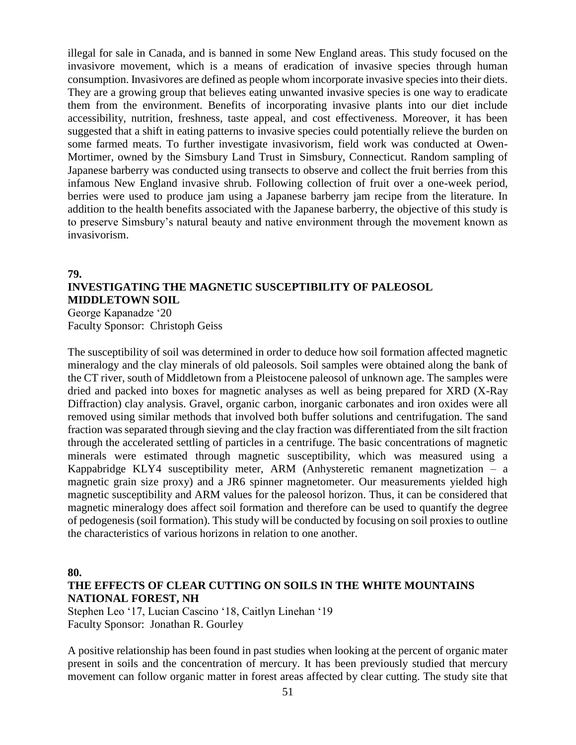illegal for sale in Canada, and is banned in some New England areas. This study focused on the invasivore movement, which is a means of eradication of invasive species through human consumption. Invasivores are defined as people whom incorporate invasive species into their diets. They are a growing group that believes eating unwanted invasive species is one way to eradicate them from the environment. Benefits of incorporating invasive plants into our diet include accessibility, nutrition, freshness, taste appeal, and cost effectiveness. Moreover, it has been suggested that a shift in eating patterns to invasive species could potentially relieve the burden on some farmed meats. To further investigate invasivorism, field work was conducted at Owen-Mortimer, owned by the Simsbury Land Trust in Simsbury, Connecticut. Random sampling of Japanese barberry was conducted using transects to observe and collect the fruit berries from this infamous New England invasive shrub. Following collection of fruit over a one-week period, berries were used to produce jam using a Japanese barberry jam recipe from the literature. In addition to the health benefits associated with the Japanese barberry, the objective of this study is to preserve Simsbury's natural beauty and native environment through the movement known as invasivorism.

**79.**

## INVESTIGATING THE MAGNETIC SUSCEPTIBILITY OF PALEOSOL MIDDLETOWN SOIL

George Kapanadze '20
Faculty Sponsor: Christoph Geiss

The susceptibility of soil was determined in order to deduce how soil formation affected magnetic mineralogy and the clay minerals of old paleosols. Soil samples were obtained along the bank of the CT river, south of Middletown from a Pleistocene paleosol of unknown age. The samples were dried and packed into boxes for magnetic analyses as well as being prepared for XRD (X-Ray Diffraction) clay analysis. Gravel, organic carbon, inorganic carbonates and iron oxides were all removed using similar methods that involved both buffer solutions and centrifugation. The sand fraction was separated through sieving and the clay fraction was differentiated from the silt fraction through the accelerated settling of particles in a centrifuge. The basic concentrations of magnetic minerals were estimated through magnetic susceptibility, which was measured using a Kappabridge KLY4 susceptibility meter, ARM (Anhysteretic remanent magnetization – a magnetic grain size proxy) and a JR6 spinner magnetometer. Our measurements yielded high magnetic susceptibility and ARM values for the paleosol horizon. Thus, it can be considered that magnetic mineralogy does affect soil formation and therefore can be used to quantify the degree of pedogenesis (soil formation). This study will be conducted by focusing on soil proxies to outline the characteristics of various horizons in relation to one another.

**80.**

## THE EFFECTS OF CLEAR CUTTING ON SOILS IN THE WHITE MOUNTAINS NATIONAL FOREST, NH

Stephen Leo '17, Lucian Cascino '18, Caitlyn Linehan '19
Faculty Sponsor: Jonathan R. Gourley

A positive relationship has been found in past studies when looking at the percent of organic mater present in soils and the concentration of mercury. It has been previously studied that mercury movement can follow organic matter in forest areas affected by clear cutting. The study site that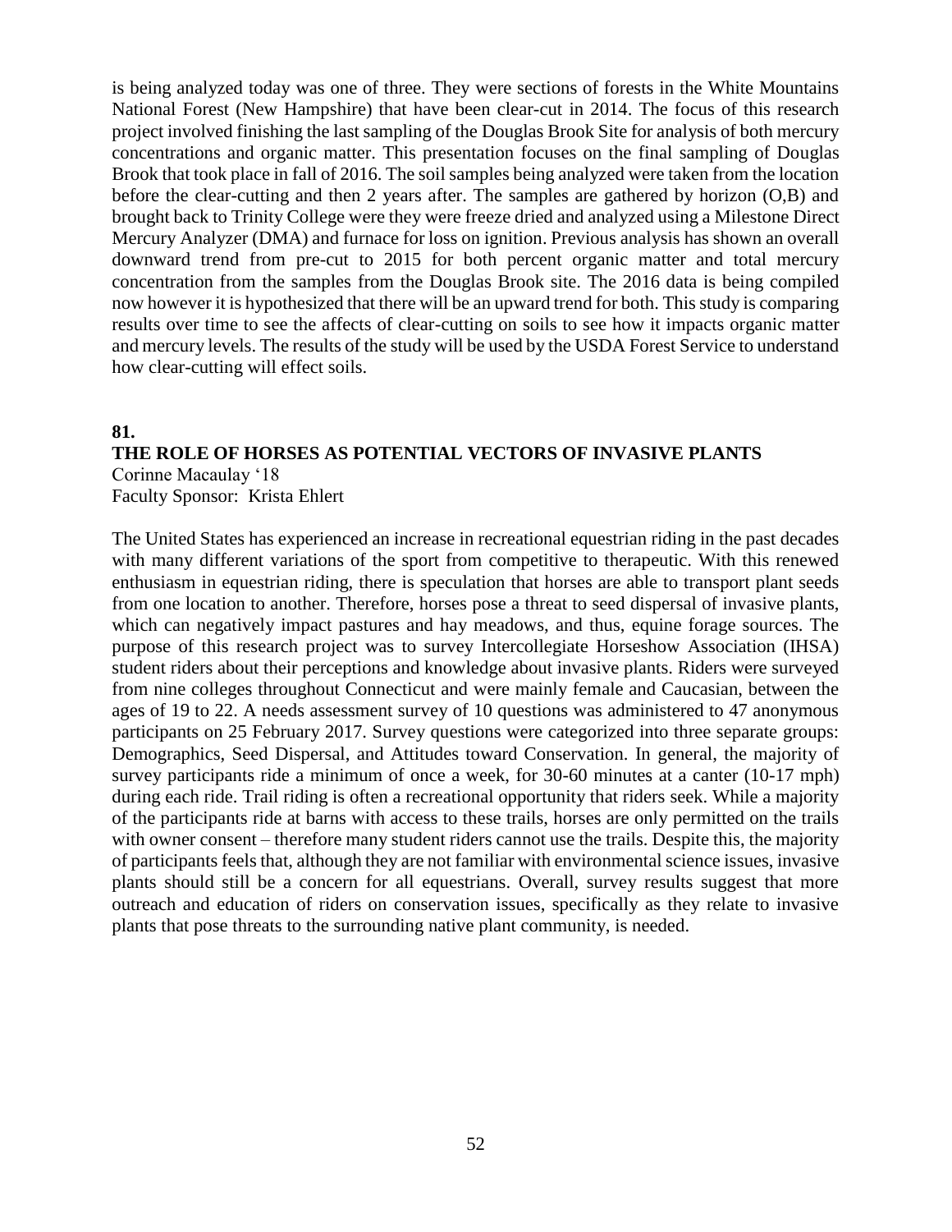is being analyzed today was one of three. They were sections of forests in the White Mountains National Forest (New Hampshire) that have been clear-cut in 2014. The focus of this research project involved finishing the last sampling of the Douglas Brook Site for analysis of both mercury concentrations and organic matter. This presentation focuses on the final sampling of Douglas Brook that took place in fall of 2016. The soil samples being analyzed were taken from the location before the clear-cutting and then 2 years after. The samples are gathered by horizon (O,B) and brought back to Trinity College were they were freeze dried and analyzed using a Milestone Direct Mercury Analyzer (DMA) and furnace for loss on ignition. Previous analysis has shown an overall downward trend from pre-cut to 2015 for both percent organic matter and total mercury concentration from the samples from the Douglas Brook site. The 2016 data is being compiled now however it is hypothesized that there will be an upward trend for both. This study is comparing results over time to see the affects of clear-cutting on soils to see how it impacts organic matter and mercury levels. The results of the study will be used by the USDA Forest Service to understand how clear-cutting will effect soils.

**81.**

**THE ROLE OF HORSES AS POTENTIAL VECTORS OF INVASIVE PLANTS**

Corinne Macaulay '18
Faculty Sponsor: Krista Ehlert

The United States has experienced an increase in recreational equestrian riding in the past decades with many different variations of the sport from competitive to therapeutic. With this renewed enthusiasm in equestrian riding, there is speculation that horses are able to transport plant seeds from one location to another. Therefore, horses pose a threat to seed dispersal of invasive plants, which can negatively impact pastures and hay meadows, and thus, equine forage sources. The purpose of this research project was to survey Intercollegiate Horseshow Association (IHSA) student riders about their perceptions and knowledge about invasive plants. Riders were surveyed from nine colleges throughout Connecticut and were mainly female and Caucasian, between the ages of 19 to 22. A needs assessment survey of 10 questions was administered to 47 anonymous participants on 25 February 2017. Survey questions were categorized into three separate groups: Demographics, Seed Dispersal, and Attitudes toward Conservation. In general, the majority of survey participants ride a minimum of once a week, for 30-60 minutes at a canter (10-17 mph) during each ride. Trail riding is often a recreational opportunity that riders seek. While a majority of the participants ride at barns with access to these trails, horses are only permitted on the trails with owner consent – therefore many student riders cannot use the trails. Despite this, the majority of participants feels that, although they are not familiar with environmental science issues, invasive plants should still be a concern for all equestrians. Overall, survey results suggest that more outreach and education of riders on conservation issues, specifically as they relate to invasive plants that pose threats to the surrounding native plant community, is needed.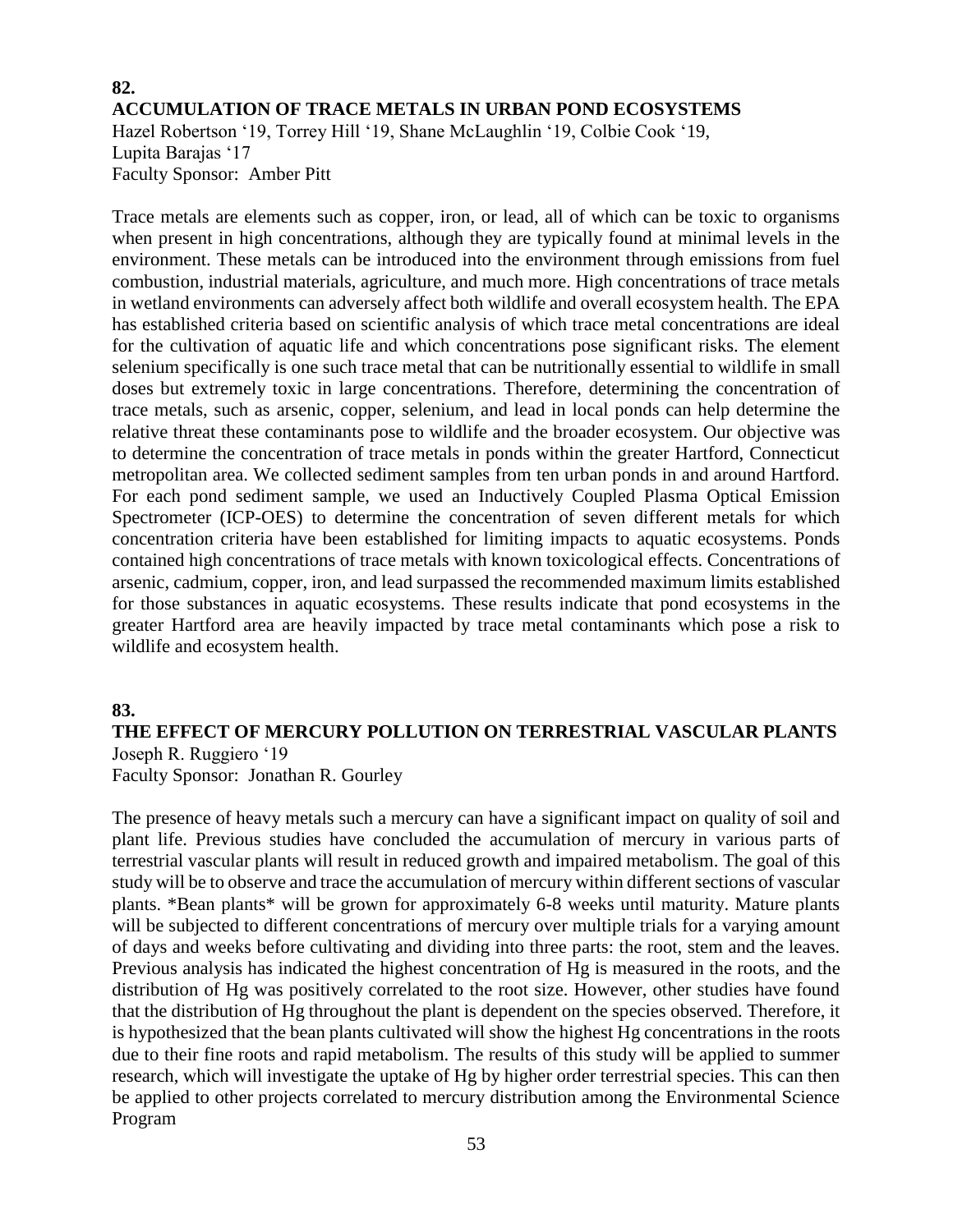**82.**

## ACCUMULATION OF TRACE METALS IN URBAN POND ECOSYSTEMS

Hazel Robertson ‘19, Torrey Hill ‘19, Shane McLaughlin ‘19, Colbie Cook ‘19, Lupita Barajas ‘17
Faculty Sponsor: Amber Pitt

Trace metals are elements such as copper, iron, or lead, all of which can be toxic to organisms when present in high concentrations, although they are typically found at minimal levels in the environment. These metals can be introduced into the environment through emissions from fuel combustion, industrial materials, agriculture, and much more. High concentrations of trace metals in wetland environments can adversely affect both wildlife and overall ecosystem health. The EPA has established criteria based on scientific analysis of which trace metal concentrations are ideal for the cultivation of aquatic life and which concentrations pose significant risks. The element selenium specifically is one such trace metal that can be nutritionally essential to wildlife in small doses but extremely toxic in large concentrations. Therefore, determining the concentration of trace metals, such as arsenic, copper, selenium, and lead in local ponds can help determine the relative threat these contaminants pose to wildlife and the broader ecosystem. Our objective was to determine the concentration of trace metals in ponds within the greater Hartford, Connecticut metropolitan area. We collected sediment samples from ten urban ponds in and around Hartford. For each pond sediment sample, we used an Inductively Coupled Plasma Optical Emission Spectrometer (ICP-OES) to determine the concentration of seven different metals for which concentration criteria have been established for limiting impacts to aquatic ecosystems. Ponds contained high concentrations of trace metals with known toxicological effects. Concentrations of arsenic, cadmium, copper, iron, and lead surpassed the recommended maximum limits established for those substances in aquatic ecosystems. These results indicate that pond ecosystems in the greater Hartford area are heavily impacted by trace metal contaminants which pose a risk to wildlife and ecosystem health.

**83.**

## THE EFFECT OF MERCURY POLLUTION ON TERRESTRIAL VASCULAR PLANTS

Joseph R. Ruggiero ‘19
Faculty Sponsor: Jonathan R. Gourley

The presence of heavy metals such a mercury can have a significant impact on quality of soil and plant life. Previous studies have concluded the accumulation of mercury in various parts of terrestrial vascular plants will result in reduced growth and impaired metabolism. The goal of this study will be to observe and trace the accumulation of mercury within different sections of vascular plants. *Bean plants* will be grown for approximately 6-8 weeks until maturity. Mature plants will be subjected to different concentrations of mercury over multiple trials for a varying amount of days and weeks before cultivating and dividing into three parts: the root, stem and the leaves. Previous analysis has indicated the highest concentration of Hg is measured in the roots, and the distribution of Hg was positively correlated to the root size. However, other studies have found that the distribution of Hg throughout the plant is dependent on the species observed. Therefore, it is hypothesized that the bean plants cultivated will show the highest Hg concentrations in the roots due to their fine roots and rapid metabolism. The results of this study will be applied to summer research, which will investigate the uptake of Hg by higher order terrestrial species. This can then be applied to other projects correlated to mercury distribution among the Environmental Science Program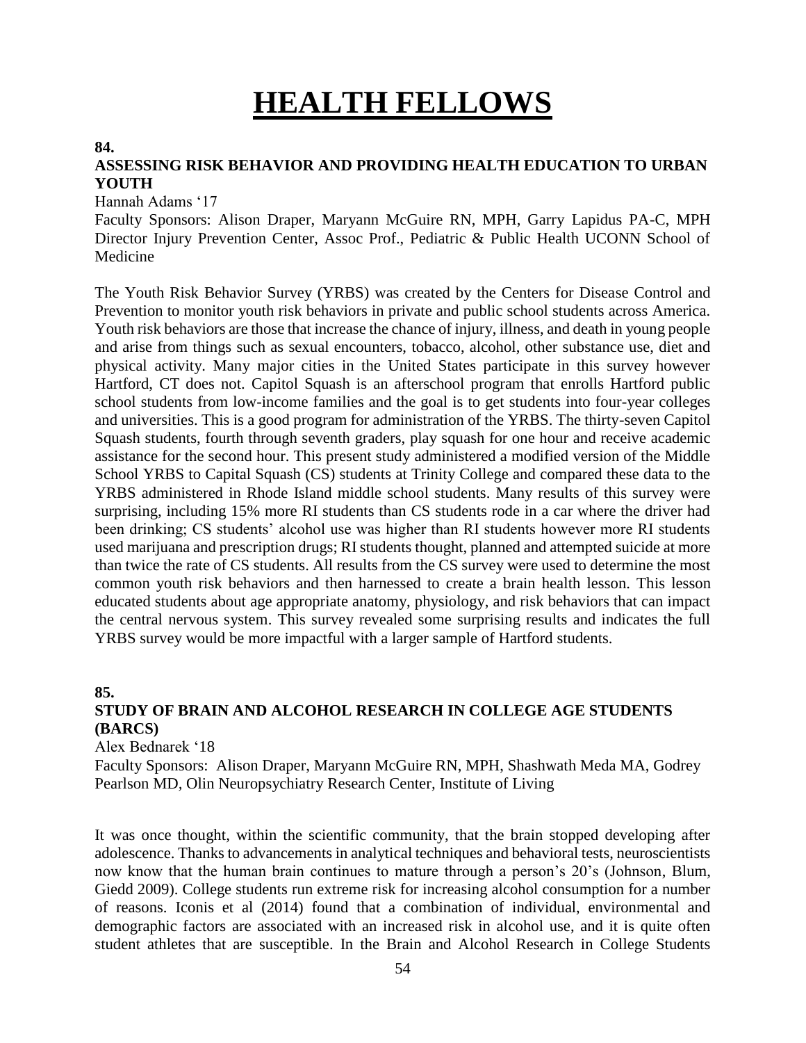# HEALTH FELLOWS

**84.**

**ASSESSING RISK BEHAVIOR AND PROVIDING HEALTH EDUCATION TO URBAN YOUTH**

Hannah Adams '17

Faculty Sponsors: Alison Draper, Maryann McGuire RN, MPH, Garry Lapidus PA-C, MPH Director Injury Prevention Center, Assoc Prof., Pediatric & Public Health UCONN School of Medicine

The Youth Risk Behavior Survey (YRBS) was created by the Centers for Disease Control and Prevention to monitor youth risk behaviors in private and public school students across America. Youth risk behaviors are those that increase the chance of injury, illness, and death in young people and arise from things such as sexual encounters, tobacco, alcohol, other substance use, diet and physical activity. Many major cities in the United States participate in this survey however Hartford, CT does not. Capitol Squash is an afterschool program that enrolls Hartford public school students from low-income families and the goal is to get students into four-year colleges and universities. This is a good program for administration of the YRBS. The thirty-seven Capitol Squash students, fourth through seventh graders, play squash for one hour and receive academic assistance for the second hour. This present study administered a modified version of the Middle School YRBS to Capital Squash (CS) students at Trinity College and compared these data to the YRBS administered in Rhode Island middle school students. Many results of this survey were surprising, including 15% more RI students than CS students rode in a car where the driver had been drinking; CS students' alcohol use was higher than RI students however more RI students used marijuana and prescription drugs; RI students thought, planned and attempted suicide at more than twice the rate of CS students. All results from the CS survey were used to determine the most common youth risk behaviors and then harnessed to create a brain health lesson. This lesson educated students about age appropriate anatomy, physiology, and risk behaviors that can impact the central nervous system. This survey revealed some surprising results and indicates the full YRBS survey would be more impactful with a larger sample of Hartford students.

**85.**

**STUDY OF BRAIN AND ALCOHOL RESEARCH IN COLLEGE AGE STUDENTS (BARCS)**

Alex Bednarek '18

Faculty Sponsors: Alison Draper, Maryann McGuire RN, MPH, Shashwath Meda MA, Godrey Pearlson MD, Olin Neuropsychiatry Research Center, Institute of Living

It was once thought, within the scientific community, that the brain stopped developing after adolescence. Thanks to advancements in analytical techniques and behavioral tests, neuroscientists now know that the human brain continues to mature through a person's 20's (Johnson, Blum, Giedd 2009). College students run extreme risk for increasing alcohol consumption for a number of reasons. Iconis et al (2014) found that a combination of individual, environmental and demographic factors are associated with an increased risk in alcohol use, and it is quite often student athletes that are susceptible. In the Brain and Alcohol Research in College Students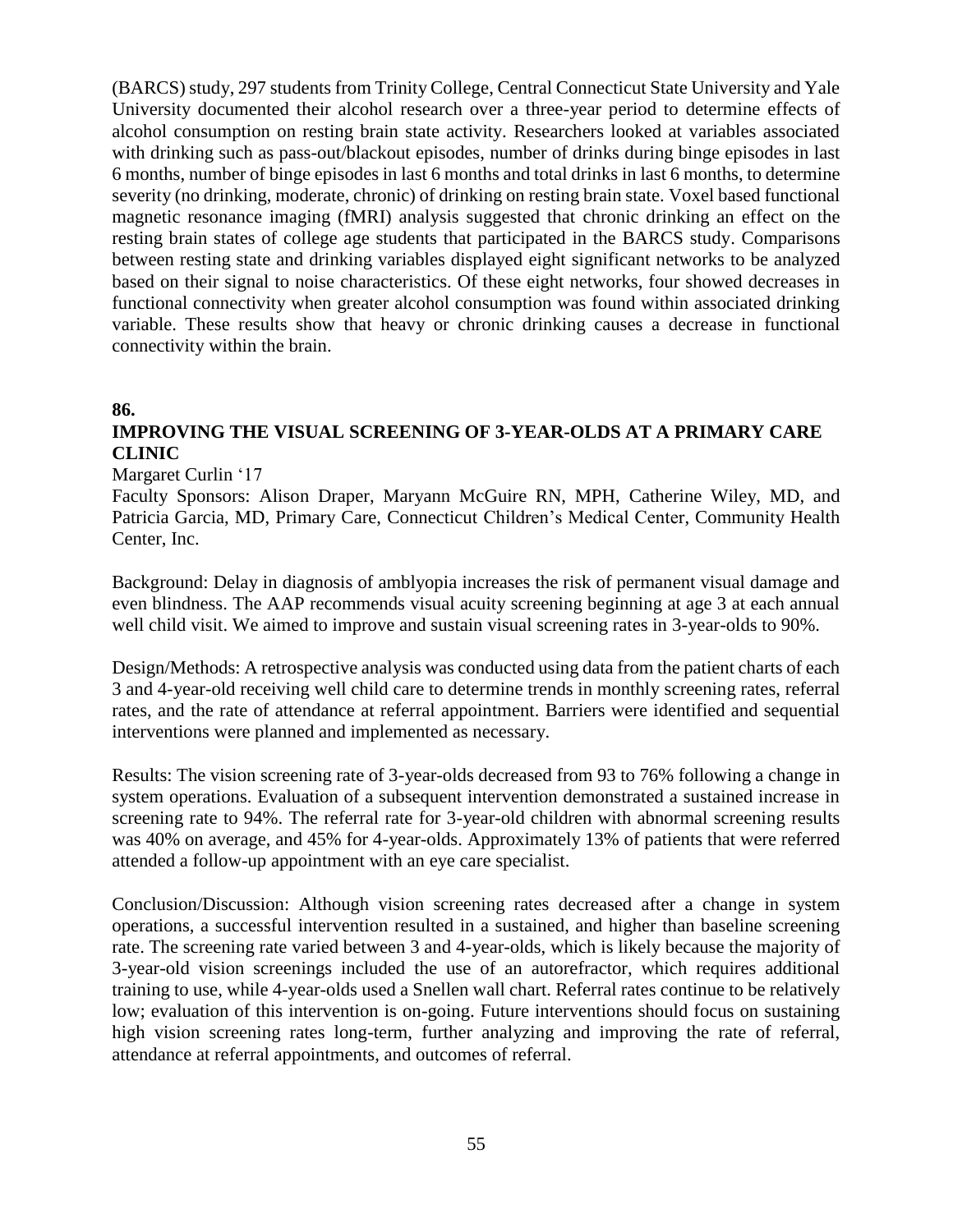(BARCS) study, 297 students from Trinity College, Central Connecticut State University and Yale University documented their alcohol research over a three-year period to determine effects of alcohol consumption on resting brain state activity. Researchers looked at variables associated with drinking such as pass-out/blackout episodes, number of drinks during binge episodes in last 6 months, number of binge episodes in last 6 months and total drinks in last 6 months, to determine severity (no drinking, moderate, chronic) of drinking on resting brain state. Voxel based functional magnetic resonance imaging (fMRI) analysis suggested that chronic drinking an effect on the resting brain states of college age students that participated in the BARCS study. Comparisons between resting state and drinking variables displayed eight significant networks to be analyzed based on their signal to noise characteristics. Of these eight networks, four showed decreases in functional connectivity when greater alcohol consumption was found within associated drinking variable. These results show that heavy or chronic drinking causes a decrease in functional connectivity within the brain.

**86.**

## IMPROVING THE VISUAL SCREENING OF 3-YEAR-OLDS AT A PRIMARY CARE CLINIC

Margaret Curlin '17

Faculty Sponsors: Alison Draper, Maryann McGuire RN, MPH, Catherine Wiley, MD, and Patricia Garcia, MD, Primary Care, Connecticut Children's Medical Center, Community Health Center, Inc.

Background: Delay in diagnosis of amblyopia increases the risk of permanent visual damage and even blindness. The AAP recommends visual acuity screening beginning at age 3 at each annual well child visit. We aimed to improve and sustain visual screening rates in 3-year-olds to 90%.

Design/Methods: A retrospective analysis was conducted using data from the patient charts of each 3 and 4-year-old receiving well child care to determine trends in monthly screening rates, referral rates, and the rate of attendance at referral appointment. Barriers were identified and sequential interventions were planned and implemented as necessary.

Results: The vision screening rate of 3-year-olds decreased from 93 to 76% following a change in system operations. Evaluation of a subsequent intervention demonstrated a sustained increase in screening rate to 94%. The referral rate for 3-year-old children with abnormal screening results was 40% on average, and 45% for 4-year-olds. Approximately 13% of patients that were referred attended a follow-up appointment with an eye care specialist.

Conclusion/Discussion: Although vision screening rates decreased after a change in system operations, a successful intervention resulted in a sustained, and higher than baseline screening rate. The screening rate varied between 3 and 4-year-olds, which is likely because the majority of 3-year-old vision screenings included the use of an autorefractor, which requires additional training to use, while 4-year-olds used a Snellen wall chart. Referral rates continue to be relatively low; evaluation of this intervention is on-going. Future interventions should focus on sustaining high vision screening rates long-term, further analyzing and improving the rate of referral, attendance at referral appointments, and outcomes of referral.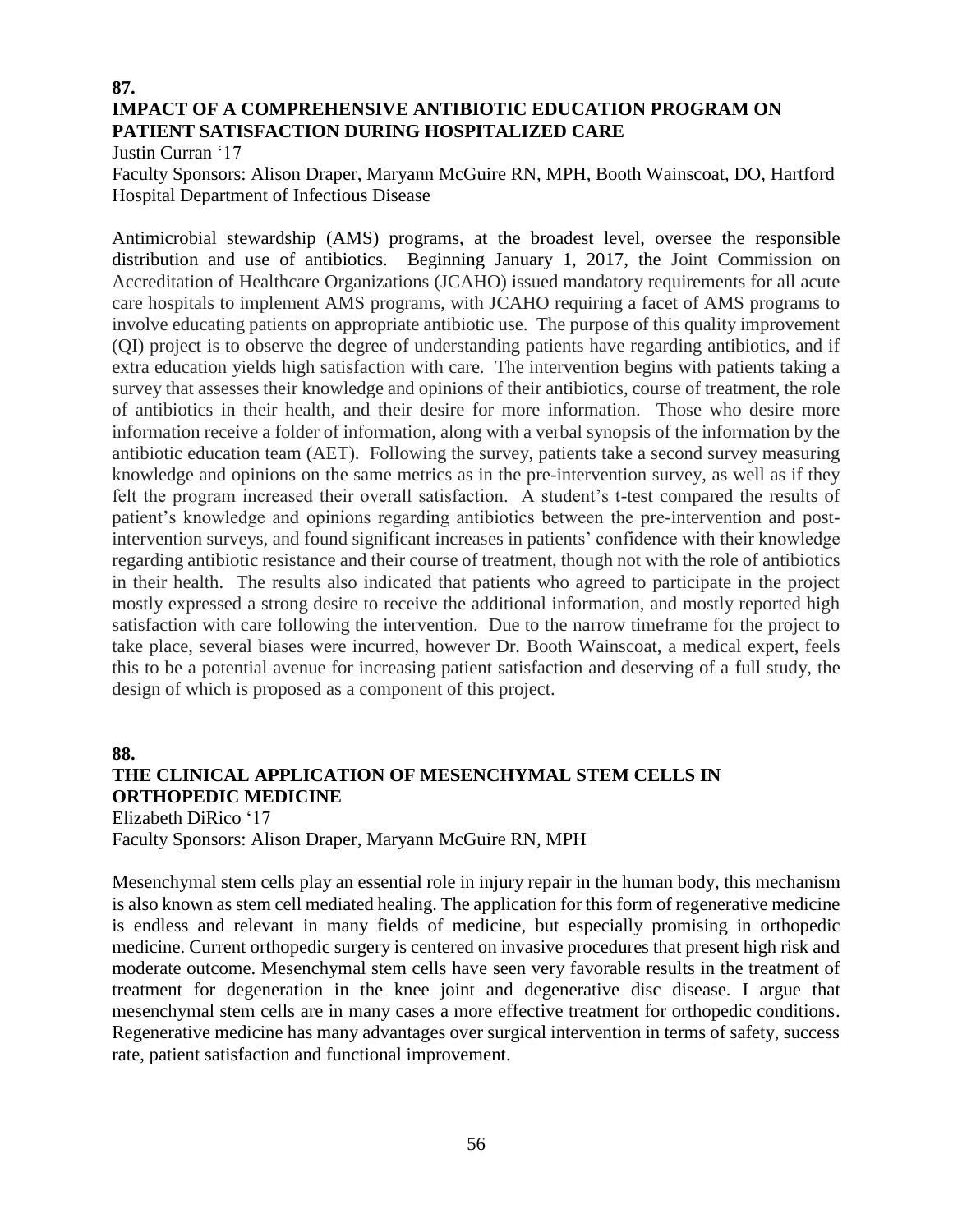**87.**

## IMPACT OF A COMPREHENSIVE ANTIBIOTIC EDUCATION PROGRAM ON PATIENT SATISFACTION DURING HOSPITALIZED CARE

Justin Curran '17

Faculty Sponsors: Alison Draper, Maryann McGuire RN, MPH, Booth Wainscoat, DO, Hartford Hospital Department of Infectious Disease

Antimicrobial stewardship (AMS) programs, at the broadest level, oversee the responsible distribution and use of antibiotics. Beginning January 1, 2017, the Joint Commission on Accreditation of Healthcare Organizations (JCAHO) issued mandatory requirements for all acute care hospitals to implement AMS programs, with JCAHO requiring a facet of AMS programs to involve educating patients on appropriate antibiotic use. The purpose of this quality improvement (QI) project is to observe the degree of understanding patients have regarding antibiotics, and if extra education yields high satisfaction with care. The intervention begins with patients taking a survey that assesses their knowledge and opinions of their antibiotics, course of treatment, the role of antibiotics in their health, and their desire for more information. Those who desire more information receive a folder of information, along with a verbal synopsis of the information by the antibiotic education team (AET). Following the survey, patients take a second survey measuring knowledge and opinions on the same metrics as in the pre-intervention survey, as well as if they felt the program increased their overall satisfaction. A student's t-test compared the results of patient's knowledge and opinions regarding antibiotics between the pre-intervention and post-intervention surveys, and found significant increases in patients' confidence with their knowledge regarding antibiotic resistance and their course of treatment, though not with the role of antibiotics in their health. The results also indicated that patients who agreed to participate in the project mostly expressed a strong desire to receive the additional information, and mostly reported high satisfaction with care following the intervention. Due to the narrow timeframe for the project to take place, several biases were incurred, however Dr. Booth Wainscoat, a medical expert, feels this to be a potential avenue for increasing patient satisfaction and deserving of a full study, the design of which is proposed as a component of this project.

**88.**

## THE CLINICAL APPLICATION OF MESENCHYMAL STEM CELLS IN ORTHOPEDIC MEDICINE

Elizabeth DiRico '17

Faculty Sponsors: Alison Draper, Maryann McGuire RN, MPH

Mesenchymal stem cells play an essential role in injury repair in the human body, this mechanism is also known as stem cell mediated healing. The application for this form of regenerative medicine is endless and relevant in many fields of medicine, but especially promising in orthopedic medicine. Current orthopedic surgery is centered on invasive procedures that present high risk and moderate outcome. Mesenchymal stem cells have seen very favorable results in the treatment of treatment for degeneration in the knee joint and degenerative disc disease. I argue that mesenchymal stem cells are in many cases a more effective treatment for orthopedic conditions. Regenerative medicine has many advantages over surgical intervention in terms of safety, success rate, patient satisfaction and functional improvement.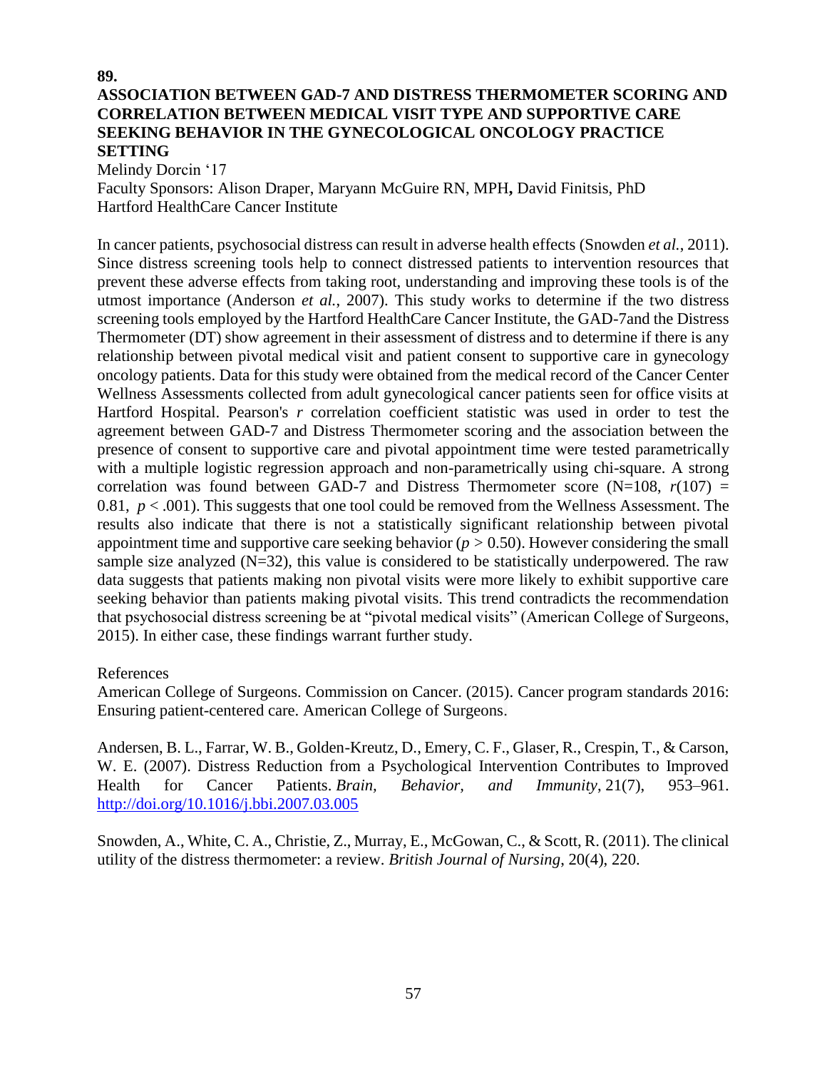**89.**

## ASSOCIATION BETWEEN GAD-7 AND DISTRESS THERMOMETER SCORING AND CORRELATION BETWEEN MEDICAL VISIT TYPE AND SUPPORTIVE CARE SEEKING BEHAVIOR IN THE GYNECOLOGICAL ONCOLOGY PRACTICE SETTING

Melindy Dorcin '17
Faculty Sponsors: Alison Draper, Maryann McGuire RN, MPH**,** David Finitsis, PhD
Hartford HealthCare Cancer Institute

In cancer patients, psychosocial distress can result in adverse health effects (Snowden *et al.*, 2011). Since distress screening tools help to connect distressed patients to intervention resources that prevent these adverse effects from taking root, understanding and improving these tools is of the utmost importance (Anderson *et al.*, 2007). This study works to determine if the two distress screening tools employed by the Hartford HealthCare Cancer Institute, the GAD-7and the Distress Thermometer (DT) show agreement in their assessment of distress and to determine if there is any relationship between pivotal medical visit and patient consent to supportive care in gynecology oncology patients. Data for this study were obtained from the medical record of the Cancer Center Wellness Assessments collected from adult gynecological cancer patients seen for office visits at Hartford Hospital. Pearson's $r$ correlation coefficient statistic was used in order to test the agreement between GAD-7 and Distress Thermometer scoring and the association between the presence of consent to supportive care and pivotal appointment time were tested parametrically with a multiple logistic regression approach and non-parametrically using chi-square. A strong correlation was found between GAD-7 and Distress Thermometer score (N=108, $r(107) = 0.81$, $p < .001$). This suggests that one tool could be removed from the Wellness Assessment. The results also indicate that there is not a statistically significant relationship between pivotal appointment time and supportive care seeking behavior ($p > 0.50$). However considering the small sample size analyzed (N=32), this value is considered to be statistically underpowered. The raw data suggests that patients making non pivotal visits were more likely to exhibit supportive care seeking behavior than patients making pivotal visits. This trend contradicts the recommendation that psychosocial distress screening be at "pivotal medical visits" (American College of Surgeons, 2015). In either case, these findings warrant further study.

References

American College of Surgeons. Commission on Cancer. (2015). Cancer program standards 2016: Ensuring patient-centered care. American College of Surgeons.

Andersen, B. L., Farrar, W. B., Golden-Kreutz, D., Emery, C. F., Glaser, R., Crespin, T., & Carson, W. E. (2007). Distress Reduction from a Psychological Intervention Contributes to Improved Health for Cancer Patients. *Brain, Behavior, and Immunity*, 21(7), 953–961. http://doi.org/10.1016/j.bbi.2007.03.005

Snowden, A., White, C. A., Christie, Z., Murray, E., McGowan, C., & Scott, R. (2011). The clinical utility of the distress thermometer: a review. *British Journal of Nursing*, 20(4), 220.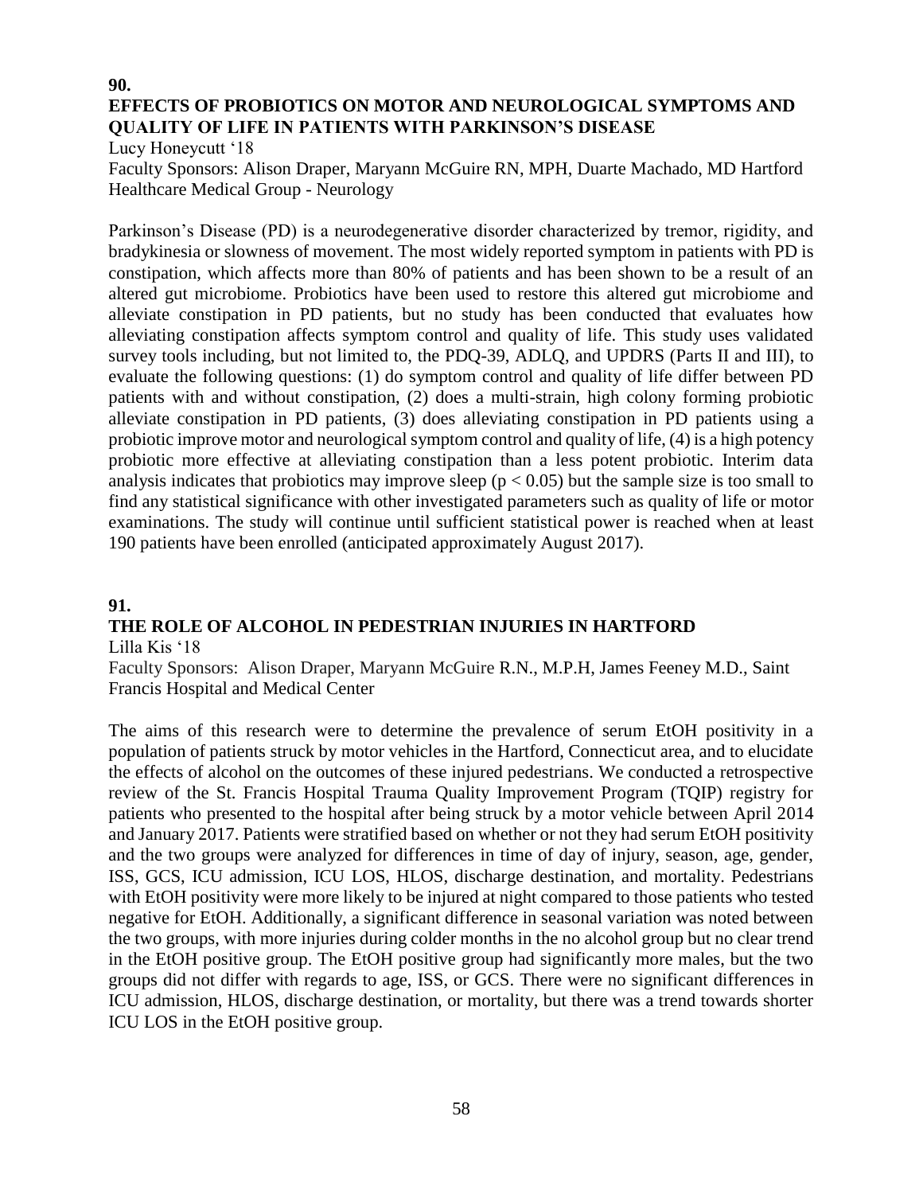**90.**

## EFFECTS OF PROBIOTICS ON MOTOR AND NEUROLOGICAL SYMPTOMS AND QUALITY OF LIFE IN PATIENTS WITH PARKINSON'S DISEASE

Lucy Honeycutt '18

Faculty Sponsors: Alison Draper, Maryann McGuire RN, MPH, Duarte Machado, MD Hartford Healthcare Medical Group - Neurology

Parkinson's Disease (PD) is a neurodegenerative disorder characterized by tremor, rigidity, and bradykinesia or slowness of movement. The most widely reported symptom in patients with PD is constipation, which affects more than 80% of patients and has been shown to be a result of an altered gut microbiome. Probiotics have been used to restore this altered gut microbiome and alleviate constipation in PD patients, but no study has been conducted that evaluates how alleviating constipation affects symptom control and quality of life. This study uses validated survey tools including, but not limited to, the PDQ-39, ADLQ, and UPDRS (Parts II and III), to evaluate the following questions: (1) do symptom control and quality of life differ between PD patients with and without constipation, (2) does a multi-strain, high colony forming probiotic alleviate constipation in PD patients, (3) does alleviating constipation in PD patients using a probiotic improve motor and neurological symptom control and quality of life, (4) is a high potency probiotic more effective at alleviating constipation than a less potent probiotic. Interim data analysis indicates that probiotics may improve sleep ($p < 0.05$) but the sample size is too small to find any statistical significance with other investigated parameters such as quality of life or motor examinations. The study will continue until sufficient statistical power is reached when at least 190 patients have been enrolled (anticipated approximately August 2017).

**91.**

## THE ROLE OF ALCOHOL IN PEDESTRIAN INJURIES IN HARTFORD

Lilla Kis '18

Faculty Sponsors: Alison Draper, Maryann McGuire R.N., M.P.H, James Feeney M.D., Saint Francis Hospital and Medical Center

The aims of this research were to determine the prevalence of serum EtOH positivity in a population of patients struck by motor vehicles in the Hartford, Connecticut area, and to elucidate the effects of alcohol on the outcomes of these injured pedestrians. We conducted a retrospective review of the St. Francis Hospital Trauma Quality Improvement Program (TQIP) registry for patients who presented to the hospital after being struck by a motor vehicle between April 2014 and January 2017. Patients were stratified based on whether or not they had serum EtOH positivity and the two groups were analyzed for differences in time of day of injury, season, age, gender, ISS, GCS, ICU admission, ICU LOS, HLOS, discharge destination, and mortality. Pedestrians with EtOH positivity were more likely to be injured at night compared to those patients who tested negative for EtOH. Additionally, a significant difference in seasonal variation was noted between the two groups, with more injuries during colder months in the no alcohol group but no clear trend in the EtOH positive group. The EtOH positive group had significantly more males, but the two groups did not differ with regards to age, ISS, or GCS. There were no significant differences in ICU admission, HLOS, discharge destination, or mortality, but there was a trend towards shorter ICU LOS in the EtOH positive group.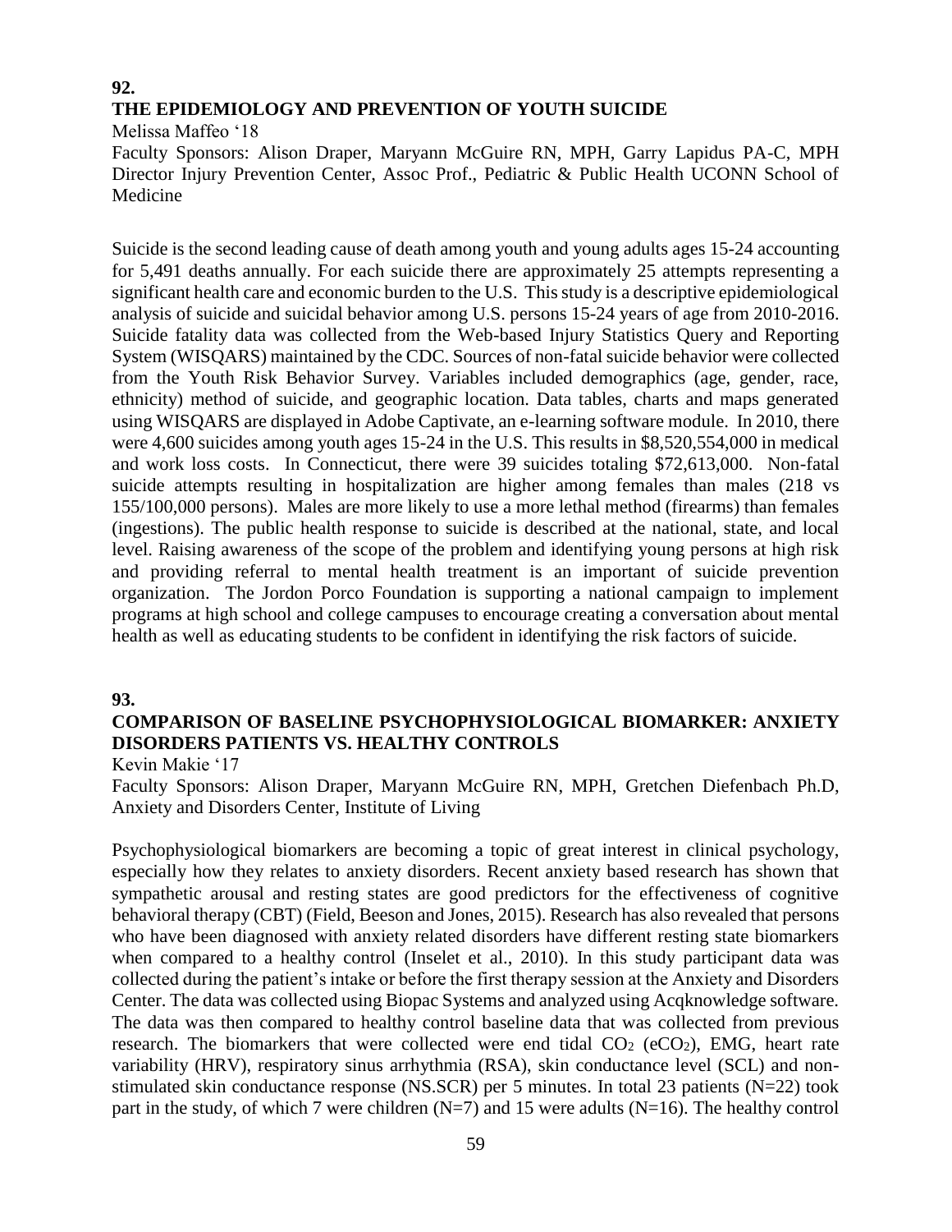**92.**

## THE EPIDEMIOLOGY AND PREVENTION OF YOUTH SUICIDE

Melissa Maffeo '18

Faculty Sponsors: Alison Draper, Maryann McGuire RN, MPH, Garry Lapidus PA-C, MPH Director Injury Prevention Center, Assoc Prof., Pediatric & Public Health UCONN School of Medicine

Suicide is the second leading cause of death among youth and young adults ages 15-24 accounting for 5,491 deaths annually. For each suicide there are approximately 25 attempts representing a significant health care and economic burden to the U.S. This study is a descriptive epidemiological analysis of suicide and suicidal behavior among U.S. persons 15-24 years of age from 2010-2016. Suicide fatality data was collected from the Web-based Injury Statistics Query and Reporting System (WISQARS) maintained by the CDC. Sources of non-fatal suicide behavior were collected from the Youth Risk Behavior Survey. Variables included demographics (age, gender, race, ethnicity) method of suicide, and geographic location. Data tables, charts and maps generated using WISQARS are displayed in Adobe Captivate, an e-learning software module. In 2010, there were 4,600 suicides among youth ages 15-24 in the U.S. This results in $8,520,554,000 in medical and work loss costs. In Connecticut, there were 39 suicides totaling $72,613,000. Non-fatal suicide attempts resulting in hospitalization are higher among females than males (218 vs 155/100,000 persons). Males are more likely to use a more lethal method (firearms) than females (ingestions). The public health response to suicide is described at the national, state, and local level. Raising awareness of the scope of the problem and identifying young persons at high risk and providing referral to mental health treatment is an important of suicide prevention organization. The Jordon Porco Foundation is supporting a national campaign to implement programs at high school and college campuses to encourage creating a conversation about mental health as well as educating students to be confident in identifying the risk factors of suicide.

**93.**

## COMPARISON OF BASELINE PSYCHOPHYSIOLOGICAL BIOMARKER: ANXIETY DISORDERS PATIENTS VS. HEALTHY CONTROLS

Kevin Makie '17

Faculty Sponsors: Alison Draper, Maryann McGuire RN, MPH, Gretchen Diefenbach Ph.D, Anxiety and Disorders Center, Institute of Living

Psychophysiological biomarkers are becoming a topic of great interest in clinical psychology, especially how they relates to anxiety disorders. Recent anxiety based research has shown that sympathetic arousal and resting states are good predictors for the effectiveness of cognitive behavioral therapy (CBT) (Field, Beeson and Jones, 2015). Research has also revealed that persons who have been diagnosed with anxiety related disorders have different resting state biomarkers when compared to a healthy control (Inselet et al., 2010). In this study participant data was collected during the patient's intake or before the first therapy session at the Anxiety and Disorders Center. The data was collected using Biopac Systems and analyzed using Acqknowledge software. The data was then compared to healthy control baseline data that was collected from previous research. The biomarkers that were collected were end tidal $CO_2$ ($eCO_2$), EMG, heart rate variability (HRV), respiratory sinus arrhythmia (RSA), skin conductance level (SCL) and non-stimulated skin conductance response (NS.SCR) per 5 minutes. In total 23 patients (N=22) took part in the study, of which 7 were children (N=7) and 15 were adults (N=16). The healthy control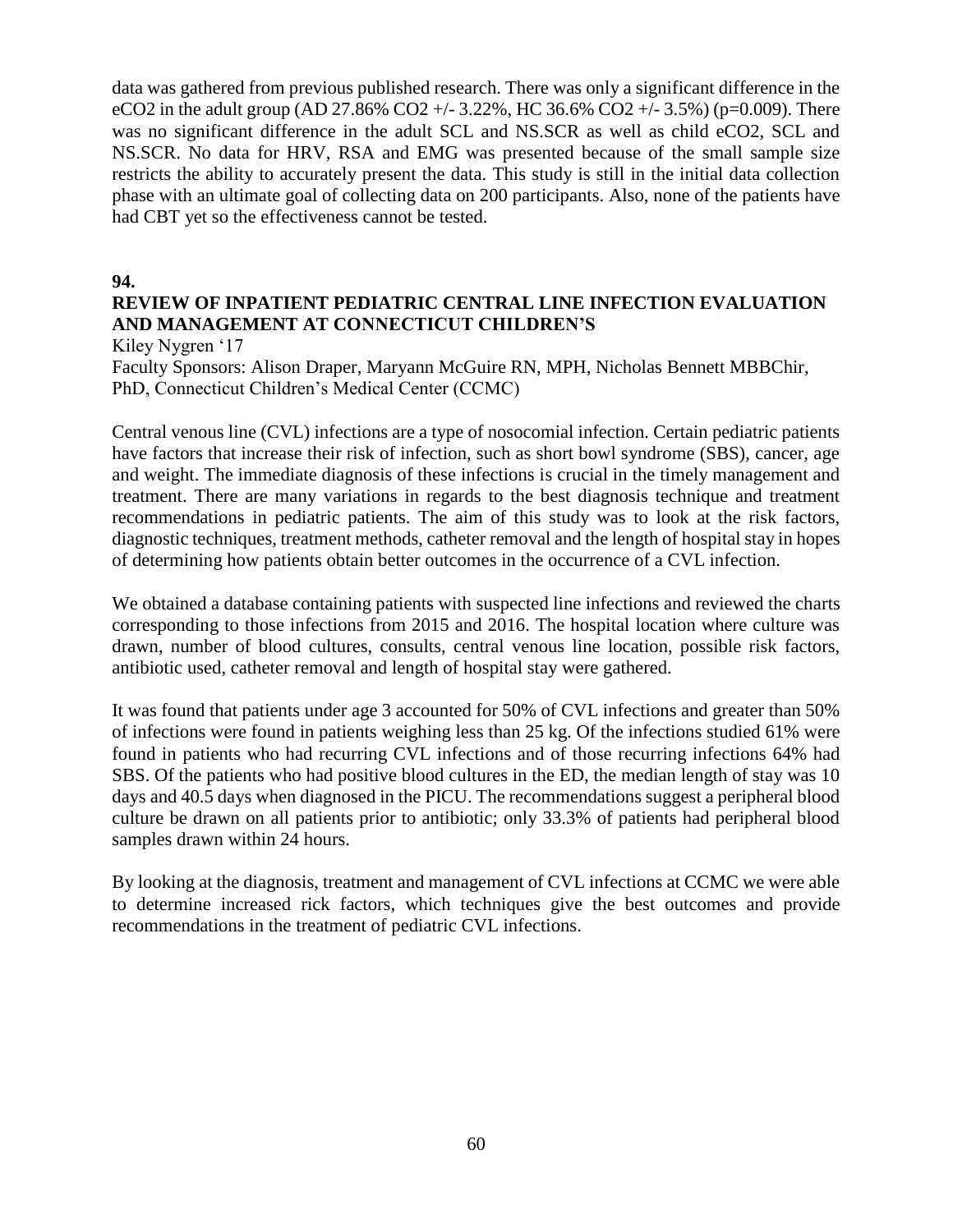data was gathered from previous published research. There was only a significant difference in the $eCO_2$ in the adult group (AD 27.86% $CO_2$ +/- 3.22%, HC 36.6% $CO_2$ +/- 3.5%) ($p=0.009$). There was no significant difference in the adult SCL and NS.SCR as well as child $eCO_2$, SCL and NS.SCR. No data for HRV, RSA and EMG was presented because of the small sample size restricts the ability to accurately present the data. This study is still in the initial data collection phase with an ultimate goal of collecting data on 200 participants. Also, none of the patients have had CBT yet so the effectiveness cannot be tested.

**94.**

## REVIEW OF INPATIENT PEDIATRIC CENTRAL LINE INFECTION EVALUATION AND MANAGEMENT AT CONNECTICUT CHILDREN'S

Kiley Nygren '17

Faculty Sponsors: Alison Draper, Maryann McGuire RN, MPH, Nicholas Bennett MBBChir, PhD, Connecticut Children's Medical Center (CCMC)

Central venous line (CVL) infections are a type of nosocomial infection. Certain pediatric patients have factors that increase their risk of infection, such as short bowl syndrome (SBS), cancer, age and weight. The immediate diagnosis of these infections is crucial in the timely management and treatment. There are many variations in regards to the best diagnosis technique and treatment recommendations in pediatric patients. The aim of this study was to look at the risk factors, diagnostic techniques, treatment methods, catheter removal and the length of hospital stay in hopes of determining how patients obtain better outcomes in the occurrence of a CVL infection.

We obtained a database containing patients with suspected line infections and reviewed the charts corresponding to those infections from 2015 and 2016. The hospital location where culture was drawn, number of blood cultures, consults, central venous line location, possible risk factors, antibiotic used, catheter removal and length of hospital stay were gathered.

It was found that patients under age 3 accounted for 50% of CVL infections and greater than 50% of infections were found in patients weighing less than 25 kg. Of the infections studied 61% were found in patients who had recurring CVL infections and of those recurring infections 64% had SBS. Of the patients who had positive blood cultures in the ED, the median length of stay was 10 days and 40.5 days when diagnosed in the PICU. The recommendations suggest a peripheral blood culture be drawn on all patients prior to antibiotic; only 33.3% of patients had peripheral blood samples drawn within 24 hours.

By looking at the diagnosis, treatment and management of CVL infections at CCMC we were able to determine increased rick factors, which techniques give the best outcomes and provide recommendations in the treatment of pediatric CVL infections.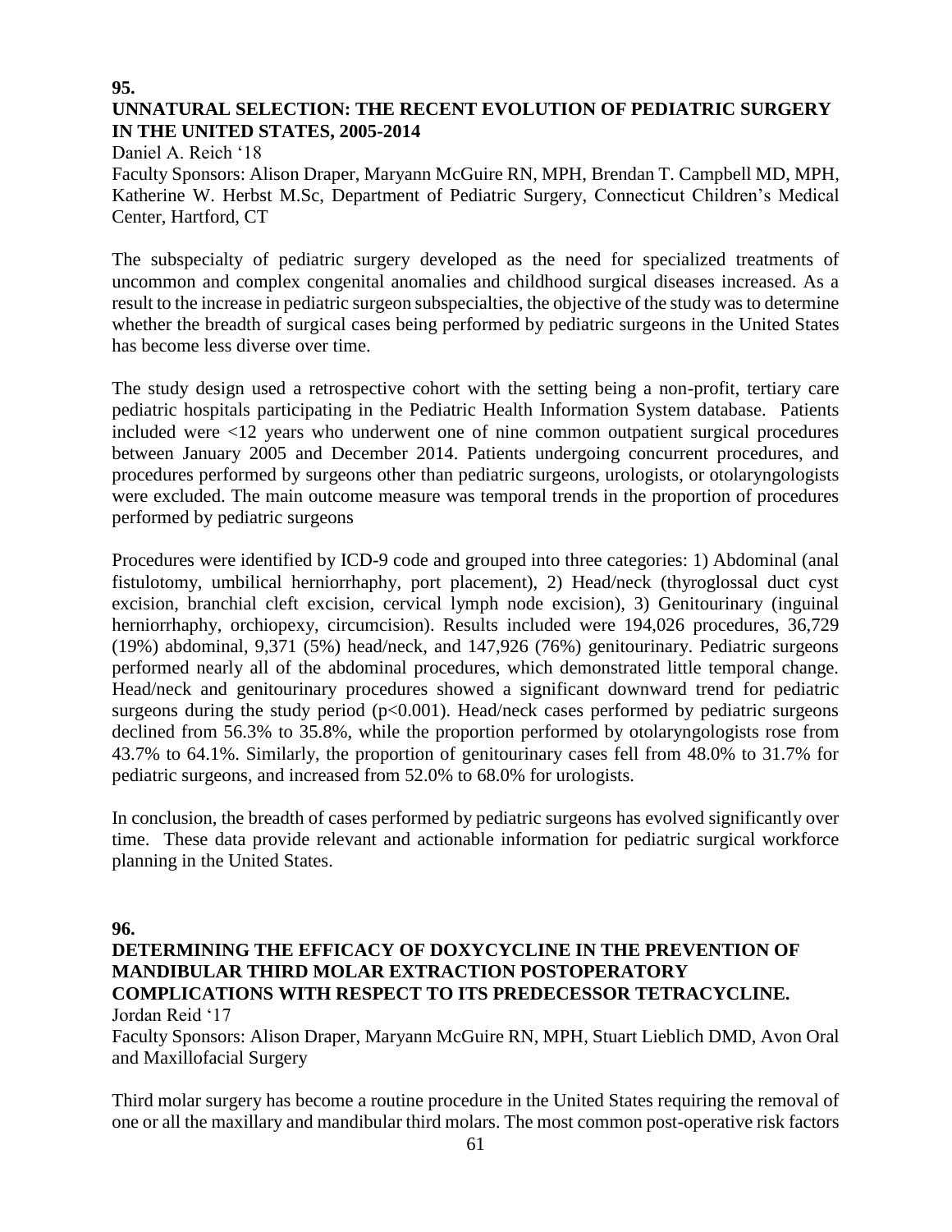**95.**

## UNNATURAL SELECTION: THE RECENT EVOLUTION OF PEDIATRIC SURGERY IN THE UNITED STATES, 2005-2014

Daniel A. Reich '18

Faculty Sponsors: Alison Draper, Maryann McGuire RN, MPH, Brendan T. Campbell MD, MPH, Katherine W. Herbst M.Sc, Department of Pediatric Surgery, Connecticut Children's Medical Center, Hartford, CT

The subspecialty of pediatric surgery developed as the need for specialized treatments of uncommon and complex congenital anomalies and childhood surgical diseases increased. As a result to the increase in pediatric surgeon subspecialties, the objective of the study was to determine whether the breadth of surgical cases being performed by pediatric surgeons in the United States has become less diverse over time.

The study design used a retrospective cohort with the setting being a non-profit, tertiary care pediatric hospitals participating in the Pediatric Health Information System database. Patients included were <12 years who underwent one of nine common outpatient surgical procedures between January 2005 and December 2014. Patients undergoing concurrent procedures, and procedures performed by surgeons other than pediatric surgeons, urologists, or otolaryngologists were excluded. The main outcome measure was temporal trends in the proportion of procedures performed by pediatric surgeons

Procedures were identified by ICD-9 code and grouped into three categories: 1) Abdominal (anal fistulotomy, umbilical herniorrhaphy, port placement), 2) Head/neck (thyroglossal duct cyst excision, branchial cleft excision, cervical lymph node excision), 3) Genitourinary (inguinal herniorrhaphy, orchiopexy, circumcision). Results included were 194,026 procedures, 36,729 (19%) abdominal, 9,371 (5%) head/neck, and 147,926 (76%) genitourinary. Pediatric surgeons performed nearly all of the abdominal procedures, which demonstrated little temporal change. Head/neck and genitourinary procedures showed a significant downward trend for pediatric surgeons during the study period ($p<0.001$). Head/neck cases performed by pediatric surgeons declined from 56.3% to 35.8%, while the proportion performed by otolaryngologists rose from 43.7% to 64.1%. Similarly, the proportion of genitourinary cases fell from 48.0% to 31.7% for pediatric surgeons, and increased from 52.0% to 68.0% for urologists.

In conclusion, the breadth of cases performed by pediatric surgeons has evolved significantly over time. These data provide relevant and actionable information for pediatric surgical workforce planning in the United States.

**96.**

## DETERMINING THE EFFICACY OF DOXYCYCLINE IN THE PREVENTION OF MANDIBULAR THIRD MOLAR EXTRACTION POSTOPERATORY COMPLICATIONS WITH RESPECT TO ITS PREDECESSOR TETRACYCLINE.

Jordan Reid '17

Faculty Sponsors: Alison Draper, Maryann McGuire RN, MPH, Stuart Lieblich DMD, Avon Oral and Maxillofacial Surgery

Third molar surgery has become a routine procedure in the United States requiring the removal of one or all the maxillary and mandibular third molars. The most common post-operative risk factors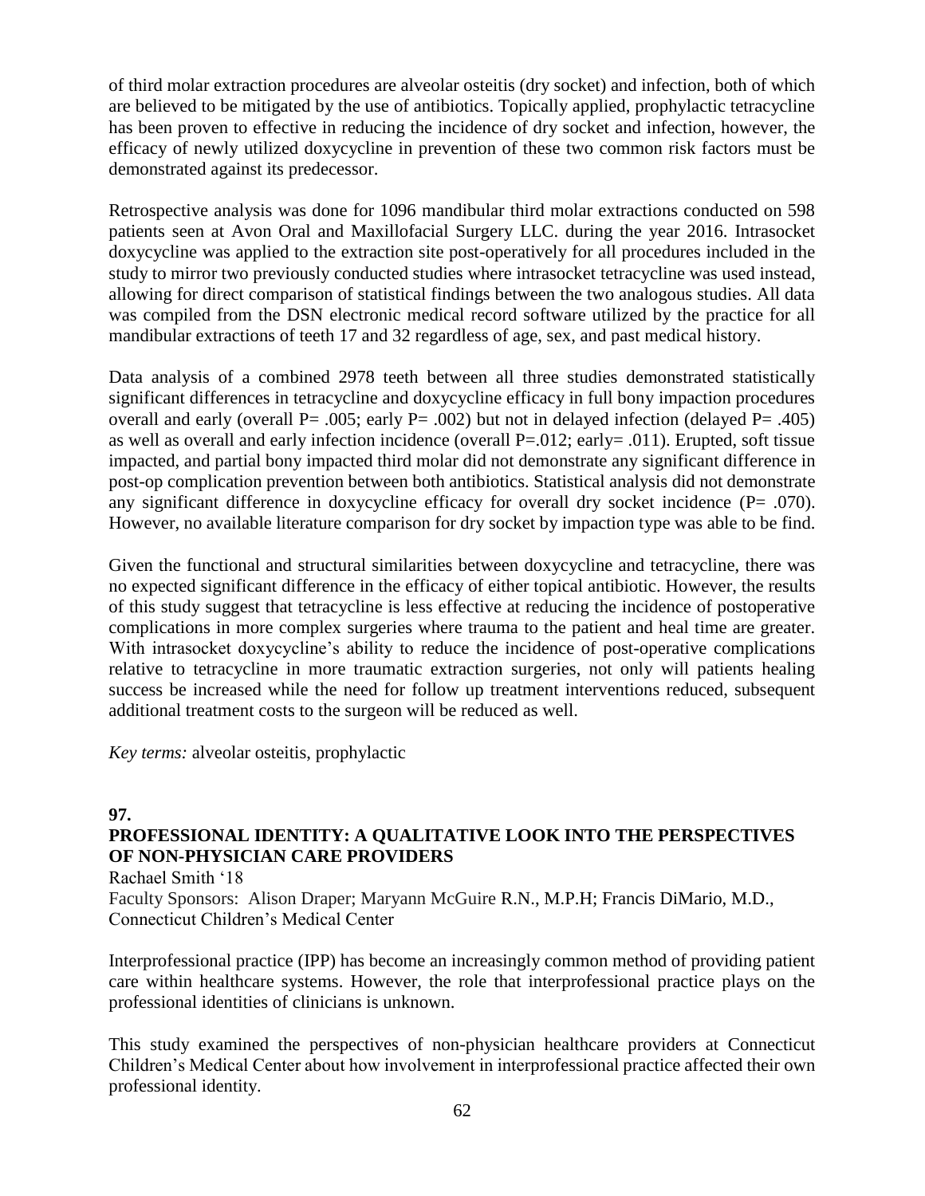of third molar extraction procedures are alveolar osteitis (dry socket) and infection, both of which are believed to be mitigated by the use of antibiotics. Topically applied, prophylactic tetracycline has been proven to effective in reducing the incidence of dry socket and infection, however, the efficacy of newly utilized doxycycline in prevention of these two common risk factors must be demonstrated against its predecessor.

Retrospective analysis was done for 1096 mandibular third molar extractions conducted on 598 patients seen at Avon Oral and Maxillofacial Surgery LLC. during the year 2016. Intrasocket doxycycline was applied to the extraction site post-operatively for all procedures included in the study to mirror two previously conducted studies where intrasocket tetracycline was used instead, allowing for direct comparison of statistical findings between the two analogous studies. All data was compiled from the DSN electronic medical record software utilized by the practice for all mandibular extractions of teeth 17 and 32 regardless of age, sex, and past medical history.

Data analysis of a combined 2978 teeth between all three studies demonstrated statistically significant differences in tetracycline and doxycycline efficacy in full bony impaction procedures overall and early (overall P= .005; early P= .002) but not in delayed infection (delayed P= .405) as well as overall and early infection incidence (overall P=.012; early= .011). Erupted, soft tissue impacted, and partial bony impacted third molar did not demonstrate any significant difference in post-op complication prevention between both antibiotics. Statistical analysis did not demonstrate any significant difference in doxycycline efficacy for overall dry socket incidence (P= .070). However, no available literature comparison for dry socket by impaction type was able to be find.

Given the functional and structural similarities between doxycycline and tetracycline, there was no expected significant difference in the efficacy of either topical antibiotic. However, the results of this study suggest that tetracycline is less effective at reducing the incidence of postoperative complications in more complex surgeries where trauma to the patient and heal time are greater. With intrasocket doxycycline's ability to reduce the incidence of post-operative complications relative to tetracycline in more traumatic extraction surgeries, not only will patients healing success be increased while the need for follow up treatment interventions reduced, subsequent additional treatment costs to the surgeon will be reduced as well.

*Key terms:* alveolar osteitis, prophylactic

**97.**

## PROFESSIONAL IDENTITY: A QUALITATIVE LOOK INTO THE PERSPECTIVES OF NON-PHYSICIAN CARE PROVIDERS

Rachael Smith '18
Faculty Sponsors: Alison Draper; Maryann McGuire R.N., M.P.H; Francis DiMario, M.D., Connecticut Children's Medical Center

Interprofessional practice (IPP) has become an increasingly common method of providing patient care within healthcare systems. However, the role that interprofessional practice plays on the professional identities of clinicians is unknown.

This study examined the perspectives of non-physician healthcare providers at Connecticut Children's Medical Center about how involvement in interprofessional practice affected their own professional identity.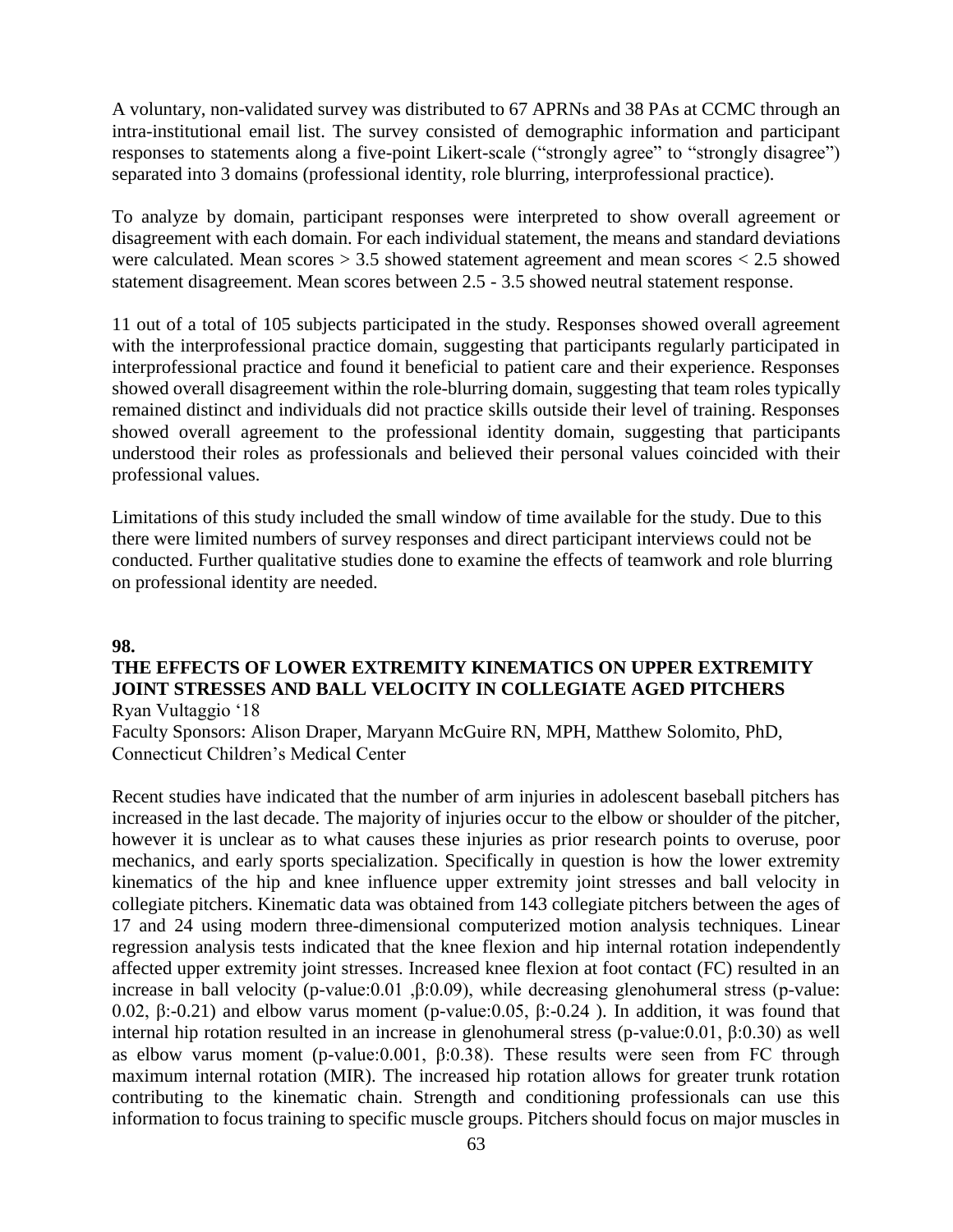A voluntary, non-validated survey was distributed to 67 APRNs and 38 PAs at CCMC through an intra-institutional email list. The survey consisted of demographic information and participant responses to statements along a five-point Likert-scale ("strongly agree" to "strongly disagree") separated into 3 domains (professional identity, role blurring, interprofessional practice).

To analyze by domain, participant responses were interpreted to show overall agreement or disagreement with each domain. For each individual statement, the means and standard deviations were calculated. Mean scores > 3.5 showed statement agreement and mean scores < 2.5 showed statement disagreement. Mean scores between 2.5 - 3.5 showed neutral statement response.

11 out of a total of 105 subjects participated in the study. Responses showed overall agreement with the interprofessional practice domain, suggesting that participants regularly participated in interprofessional practice and found it beneficial to patient care and their experience. Responses showed overall disagreement within the role-blurring domain, suggesting that team roles typically remained distinct and individuals did not practice skills outside their level of training. Responses showed overall agreement to the professional identity domain, suggesting that participants understood their roles as professionals and believed their personal values coincided with their professional values.

Limitations of this study included the small window of time available for the study. Due to this there were limited numbers of survey responses and direct participant interviews could not be conducted. Further qualitative studies done to examine the effects of teamwork and role blurring on professional identity are needed.

**98.**

**THE EFFECTS OF LOWER EXTREMITY KINEMATICS ON UPPER EXTREMITY JOINT STRESSES AND BALL VELOCITY IN COLLEGIATE AGED PITCHERS**

Ryan Vultaggio '18

Faculty Sponsors: Alison Draper, Maryann McGuire RN, MPH, Matthew Solomito, PhD, Connecticut Children's Medical Center

Recent studies have indicated that the number of arm injuries in adolescent baseball pitchers has increased in the last decade. The majority of injuries occur to the elbow or shoulder of the pitcher, however it is unclear as to what causes these injuries as prior research points to overuse, poor mechanics, and early sports specialization. Specifically in question is how the lower extremity kinematics of the hip and knee influence upper extremity joint stresses and ball velocity in collegiate pitchers. Kinematic data was obtained from 143 collegiate pitchers between the ages of 17 and 24 using modern three-dimensional computerized motion analysis techniques. Linear regression analysis tests indicated that the knee flexion and hip internal rotation independently affected upper extremity joint stresses. Increased knee flexion at foot contact (FC) resulted in an increase in ball velocity (p-value:0.01 ,β:0.09), while decreasing glenohumeral stress (p-value: 0.02, β:-0.21) and elbow varus moment (p-value:0.05, β:-0.24 ). In addition, it was found that internal hip rotation resulted in an increase in glenohumeral stress (p-value:0.01, β:0.30) as well as elbow varus moment (p-value:0.001, β:0.38). These results were seen from FC through maximum internal rotation (MIR). The increased hip rotation allows for greater trunk rotation contributing to the kinematic chain. Strength and conditioning professionals can use this information to focus training to specific muscle groups. Pitchers should focus on major muscles in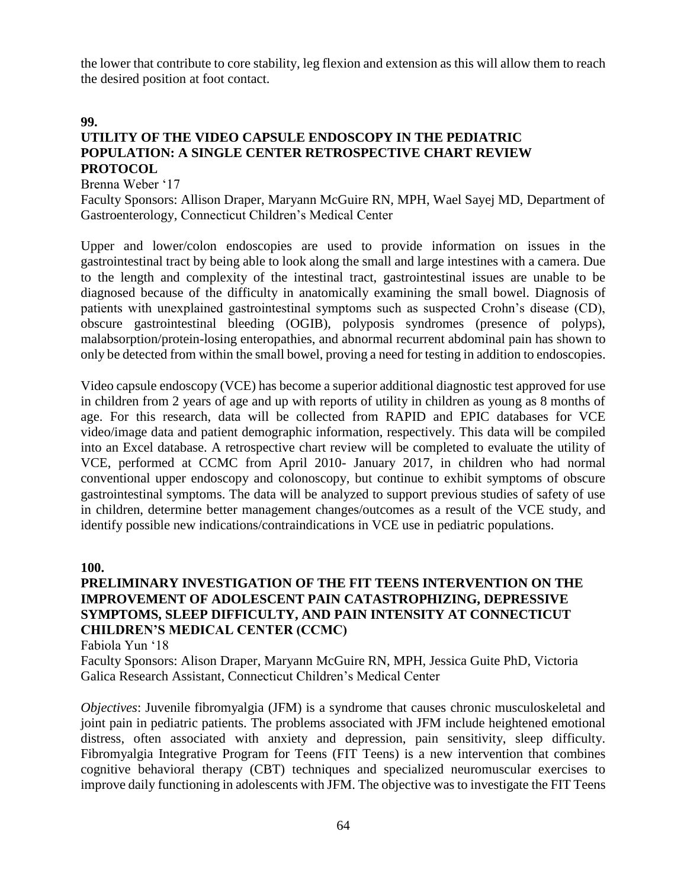the lower that contribute to core stability, leg flexion and extension as this will allow them to reach the desired position at foot contact.

**99.**

**UTILITY OF THE VIDEO CAPSULE ENDOSCOPY IN THE PEDIATRIC POPULATION: A SINGLE CENTER RETROSPECTIVE CHART REVIEW PROTOCOL**

Brenna Weber '17

Faculty Sponsors: Allison Draper, Maryann McGuire RN, MPH, Wael Sayej MD, Department of Gastroenterology, Connecticut Children's Medical Center

Upper and lower/colon endoscopies are used to provide information on issues in the gastrointestinal tract by being able to look along the small and large intestines with a camera. Due to the length and complexity of the intestinal tract, gastrointestinal issues are unable to be diagnosed because of the difficulty in anatomically examining the small bowel. Diagnosis of patients with unexplained gastrointestinal symptoms such as suspected Crohn's disease (CD), obscure gastrointestinal bleeding (OGIB), polyposis syndromes (presence of polyps), malabsorption/protein-losing enteropathies, and abnormal recurrent abdominal pain has shown to only be detected from within the small bowel, proving a need for testing in addition to endoscopies.

Video capsule endoscopy (VCE) has become a superior additional diagnostic test approved for use in children from 2 years of age and up with reports of utility in children as young as 8 months of age. For this research, data will be collected from RAPID and EPIC databases for VCE video/image data and patient demographic information, respectively. This data will be compiled into an Excel database. A retrospective chart review will be completed to evaluate the utility of VCE, performed at CCMC from April 2010- January 2017, in children who had normal conventional upper endoscopy and colonoscopy, but continue to exhibit symptoms of obscure gastrointestinal symptoms. The data will be analyzed to support previous studies of safety of use in children, determine better management changes/outcomes as a result of the VCE study, and identify possible new indications/contraindications in VCE use in pediatric populations.

**100.**

**PRELIMINARY INVESTIGATION OF THE FIT TEENS INTERVENTION ON THE IMPROVEMENT OF ADOLESCENT PAIN CATASTROPHIZING, DEPRESSIVE SYMPTOMS, SLEEP DIFFICULTY, AND PAIN INTENSITY AT CONNECTICUT CHILDREN'S MEDICAL CENTER (CCMC)**

Fabiola Yun '18

Faculty Sponsors: Alison Draper, Maryann McGuire RN, MPH, Jessica Guite PhD, Victoria Galica Research Assistant, Connecticut Children's Medical Center

*Objectives*: Juvenile fibromyalgia (JFM) is a syndrome that causes chronic musculoskeletal and joint pain in pediatric patients. The problems associated with JFM include heightened emotional distress, often associated with anxiety and depression, pain sensitivity, sleep difficulty. Fibromyalgia Integrative Program for Teens (FIT Teens) is a new intervention that combines cognitive behavioral therapy (CBT) techniques and specialized neuromuscular exercises to improve daily functioning in adolescents with JFM. The objective was to investigate the FIT Teens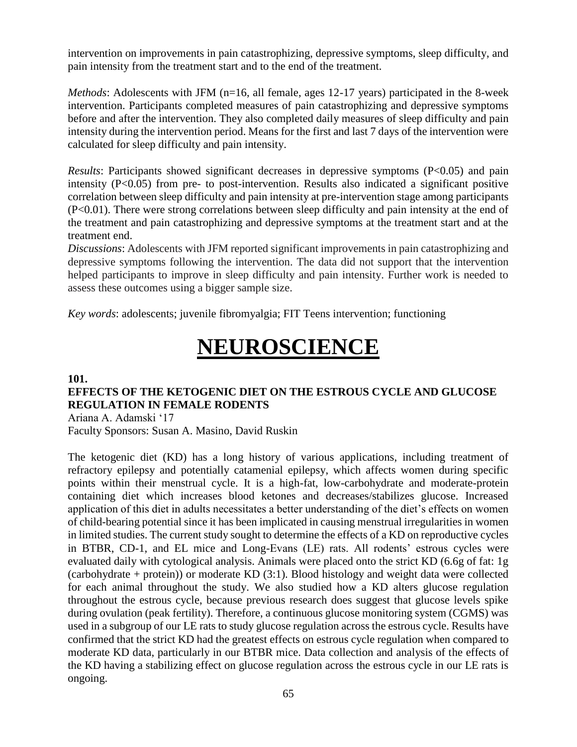intervention on improvements in pain catastrophizing, depressive symptoms, sleep difficulty, and pain intensity from the treatment start and to the end of the treatment.

*Methods*: Adolescents with JFM (n=16, all female, ages 12-17 years) participated in the 8-week intervention. Participants completed measures of pain catastrophizing and depressive symptoms before and after the intervention. They also completed daily measures of sleep difficulty and pain intensity during the intervention period. Means for the first and last 7 days of the intervention were calculated for sleep difficulty and pain intensity.

*Results*: Participants showed significant decreases in depressive symptoms ($P<0.05$) and pain intensity ($P<0.05$) from pre- to post-intervention. Results also indicated a significant positive correlation between sleep difficulty and pain intensity at pre-intervention stage among participants ($P<0.01$). There were strong correlations between sleep difficulty and pain intensity at the end of the treatment and pain catastrophizing and depressive symptoms at the treatment start and at the treatment end.

*Discussions*: Adolescents with JFM reported significant improvements in pain catastrophizing and depressive symptoms following the intervention. The data did not support that the intervention helped participants to improve in sleep difficulty and pain intensity. Further work is needed to assess these outcomes using a bigger sample size.

*Key words*: adolescents; juvenile fibromyalgia; FIT Teens intervention; functioning

# NEUROSCIENCE

**101.**

**EFFECTS OF THE KETOGENIC DIET ON THE ESTROUS CYCLE AND GLUCOSE REGULATION IN FEMALE RODENTS**

Ariana A. Adamski '17

Faculty Sponsors: Susan A. Masino, David Ruskin

The ketogenic diet (KD) has a long history of various applications, including treatment of refractory epilepsy and potentially catamenial epilepsy, which affects women during specific points within their menstrual cycle. It is a high-fat, low-carbohydrate and moderate-protein containing diet which increases blood ketones and decreases/stabilizes glucose. Increased application of this diet in adults necessitates a better understanding of the diet's effects on women of child-bearing potential since it has been implicated in causing menstrual irregularities in women in limited studies. The current study sought to determine the effects of a KD on reproductive cycles in BTBR, CD-1, and EL mice and Long-Evans (LE) rats. All rodents' estrous cycles were evaluated daily with cytological analysis. Animals were placed onto the strict KD (6.6g of fat: 1g (carbohydrate + protein)) or moderate KD (3:1). Blood histology and weight data were collected for each animal throughout the study. We also studied how a KD alters glucose regulation throughout the estrous cycle, because previous research does suggest that glucose levels spike during ovulation (peak fertility). Therefore, a continuous glucose monitoring system (CGMS) was used in a subgroup of our LE rats to study glucose regulation across the estrous cycle. Results have confirmed that the strict KD had the greatest effects on estrous cycle regulation when compared to moderate KD data, particularly in our BTBR mice. Data collection and analysis of the effects of the KD having a stabilizing effect on glucose regulation across the estrous cycle in our LE rats is ongoing.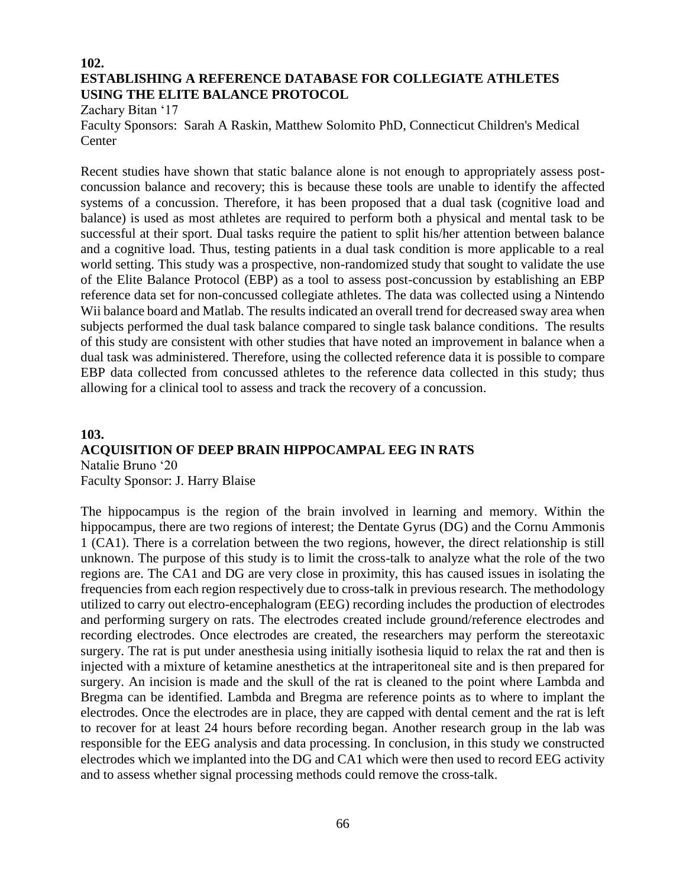**102.**

## ESTABLISHING A REFERENCE DATABASE FOR COLLEGIATE ATHLETES USING THE ELITE BALANCE PROTOCOL

Zachary Bitan '17

Faculty Sponsors: Sarah A Raskin, Matthew Solomito PhD, Connecticut Children's Medical Center

Recent studies have shown that static balance alone is not enough to appropriately assess post-concussion balance and recovery; this is because these tools are unable to identify the affected systems of a concussion. Therefore, it has been proposed that a dual task (cognitive load and balance) is used as most athletes are required to perform both a physical and mental task to be successful at their sport. Dual tasks require the patient to split his/her attention between balance and a cognitive load. Thus, testing patients in a dual task condition is more applicable to a real world setting. This study was a prospective, non-randomized study that sought to validate the use of the Elite Balance Protocol (EBP) as a tool to assess post-concussion by establishing an EBP reference data set for non-concussed collegiate athletes. The data was collected using a Nintendo Wii balance board and Matlab. The results indicated an overall trend for decreased sway area when subjects performed the dual task balance compared to single task balance conditions. The results of this study are consistent with other studies that have noted an improvement in balance when a dual task was administered. Therefore, using the collected reference data it is possible to compare EBP data collected from concussed athletes to the reference data collected in this study; thus allowing for a clinical tool to assess and track the recovery of a concussion.

**103.**

## ACQUISITION OF DEEP BRAIN HIPPOCAMPAL EEG IN RATS

Natalie Bruno '20

Faculty Sponsor: J. Harry Blaise

The hippocampus is the region of the brain involved in learning and memory. Within the hippocampus, there are two regions of interest; the Dentate Gyrus (DG) and the Cornu Ammonis 1 (CA1). There is a correlation between the two regions, however, the direct relationship is still unknown. The purpose of this study is to limit the cross-talk to analyze what the role of the two regions are. The CA1 and DG are very close in proximity, this has caused issues in isolating the frequencies from each region respectively due to cross-talk in previous research. The methodology utilized to carry out electro-encephalogram (EEG) recording includes the production of electrodes and performing surgery on rats. The electrodes created include ground/reference electrodes and recording electrodes. Once electrodes are created, the researchers may perform the stereotaxic surgery. The rat is put under anesthesia using initially isothesia liquid to relax the rat and then is injected with a mixture of ketamine anesthetics at the intraperitoneal site and is then prepared for surgery. An incision is made and the skull of the rat is cleaned to the point where Lambda and Bregma can be identified. Lambda and Bregma are reference points as to where to implant the electrodes. Once the electrodes are in place, they are capped with dental cement and the rat is left to recover for at least 24 hours before recording began. Another research group in the lab was responsible for the EEG analysis and data processing. In conclusion, in this study we constructed electrodes which we implanted into the DG and CA1 which were then used to record EEG activity and to assess whether signal processing methods could remove the cross-talk.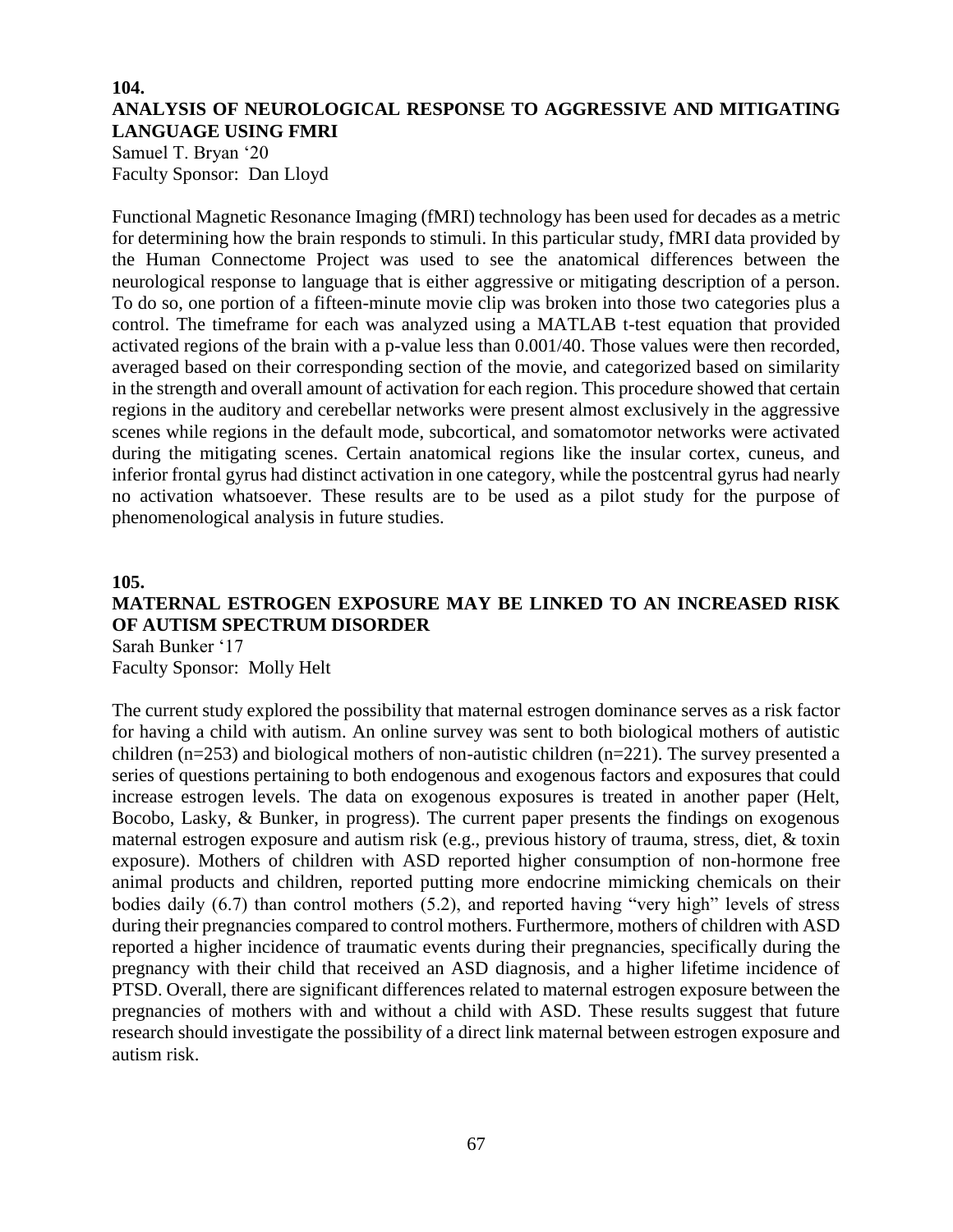**104.**

## ANALYSIS OF NEUROLOGICAL RESPONSE TO AGGRESSIVE AND MITIGATING LANGUAGE USING FMRI

Samuel T. Bryan '20
Faculty Sponsor: Dan Lloyd

Functional Magnetic Resonance Imaging (fMRI) technology has been used for decades as a metric for determining how the brain responds to stimuli. In this particular study, fMRI data provided by the Human Connectome Project was used to see the anatomical differences between the neurological response to language that is either aggressive or mitigating description of a person. To do so, one portion of a fifteen-minute movie clip was broken into those two categories plus a control. The timeframe for each was analyzed using a MATLAB t-test equation that provided activated regions of the brain with a p-value less than 0.001/40. Those values were then recorded, averaged based on their corresponding section of the movie, and categorized based on similarity in the strength and overall amount of activation for each region. This procedure showed that certain regions in the auditory and cerebellar networks were present almost exclusively in the aggressive scenes while regions in the default mode, subcortical, and somatomotor networks were activated during the mitigating scenes. Certain anatomical regions like the insular cortex, cuneus, and inferior frontal gyrus had distinct activation in one category, while the postcentral gyrus had nearly no activation whatsoever. These results are to be used as a pilot study for the purpose of phenomenological analysis in future studies.

**105.**

## MATERNAL ESTROGEN EXPOSURE MAY BE LINKED TO AN INCREASED RISK OF AUTISM SPECTRUM DISORDER

Sarah Bunker '17
Faculty Sponsor: Molly Helt

The current study explored the possibility that maternal estrogen dominance serves as a risk factor for having a child with autism. An online survey was sent to both biological mothers of autistic children (n=253) and biological mothers of non-autistic children (n=221). The survey presented a series of questions pertaining to both endogenous and exogenous factors and exposures that could increase estrogen levels. The data on exogenous exposures is treated in another paper (Helt, Bocobo, Lasky, & Bunker, in progress). The current paper presents the findings on exogenous maternal estrogen exposure and autism risk (e.g., previous history of trauma, stress, diet, & toxin exposure). Mothers of children with ASD reported higher consumption of non-hormone free animal products and children, reported putting more endocrine mimicking chemicals on their bodies daily (6.7) than control mothers (5.2), and reported having "very high" levels of stress during their pregnancies compared to control mothers. Furthermore, mothers of children with ASD reported a higher incidence of traumatic events during their pregnancies, specifically during the pregnancy with their child that received an ASD diagnosis, and a higher lifetime incidence of PTSD. Overall, there are significant differences related to maternal estrogen exposure between the pregnancies of mothers with and without a child with ASD. These results suggest that future research should investigate the possibility of a direct link maternal between estrogen exposure and autism risk.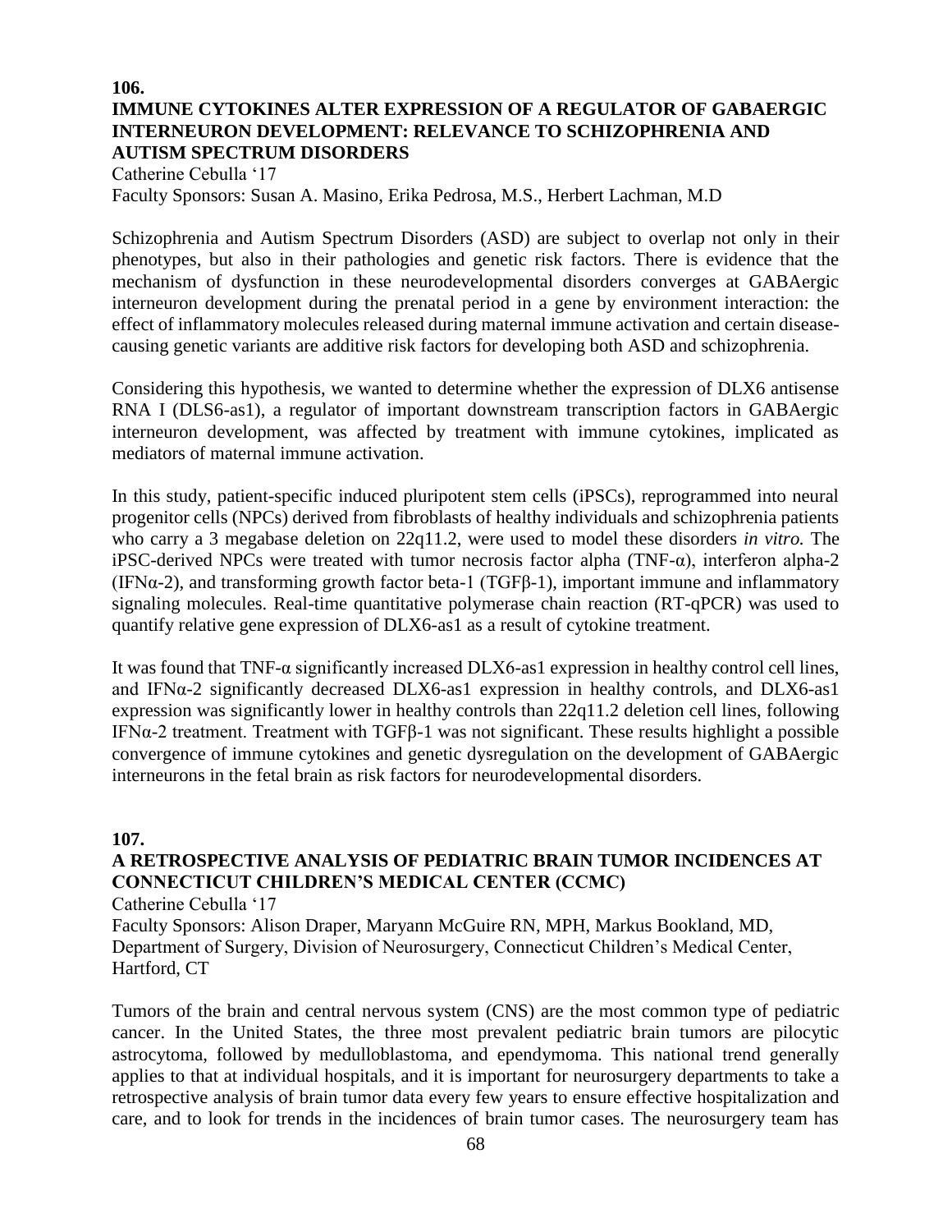**106.**

### IMMUNE CYTOKINES ALTER EXPRESSION OF A REGULATOR OF GABAERGIC INTERNEURON DEVELOPMENT: RELEVANCE TO SCHIZOPHRENIA AND AUTISM SPECTRUM DISORDERS

Catherine Cebulla '17
Faculty Sponsors: Susan A. Masino, Erika Pedrosa, M.S., Herbert Lachman, M.D

Schizophrenia and Autism Spectrum Disorders (ASD) are subject to overlap not only in their phenotypes, but also in their pathologies and genetic risk factors. There is evidence that the mechanism of dysfunction in these neurodevelopmental disorders converges at GABAergic interneuron development during the prenatal period in a gene by environment interaction: the effect of inflammatory molecules released during maternal immune activation and certain disease-causing genetic variants are additive risk factors for developing both ASD and schizophrenia.

Considering this hypothesis, we wanted to determine whether the expression of DLX6 antisense RNA I (DLS6-as1), a regulator of important downstream transcription factors in GABAergic interneuron development, was affected by treatment with immune cytokines, implicated as mediators of maternal immune activation.

In this study, patient-specific induced pluripotent stem cells (iPSCs), reprogrammed into neural progenitor cells (NPCs) derived from fibroblasts of healthy individuals and schizophrenia patients who carry a 3 megabase deletion on 22q11.2, were used to model these disorders *in vitro.* The iPSC-derived NPCs were treated with tumor necrosis factor alpha (TNF-α), interferon alpha-2 (IFNα-2), and transforming growth factor beta-1 (TGFβ-1), important immune and inflammatory signaling molecules. Real-time quantitative polymerase chain reaction (RT-qPCR) was used to quantify relative gene expression of DLX6-as1 as a result of cytokine treatment.

It was found that TNF-α significantly increased DLX6-as1 expression in healthy control cell lines, and IFNα-2 significantly decreased DLX6-as1 expression in healthy controls, and DLX6-as1 expression was significantly lower in healthy controls than 22q11.2 deletion cell lines, following IFNα-2 treatment. Treatment with TGFβ-1 was not significant. These results highlight a possible convergence of immune cytokines and genetic dysregulation on the development of GABAergic interneurons in the fetal brain as risk factors for neurodevelopmental disorders.

**107.**

### A RETROSPECTIVE ANALYSIS OF PEDIATRIC BRAIN TUMOR INCIDENCES AT CONNECTICUT CHILDREN'S MEDICAL CENTER (CCMC)

Catherine Cebulla '17
Faculty Sponsors: Alison Draper, Maryann McGuire RN, MPH, Markus Bookland, MD, Department of Surgery, Division of Neurosurgery, Connecticut Children's Medical Center, Hartford, CT

Tumors of the brain and central nervous system (CNS) are the most common type of pediatric cancer. In the United States, the three most prevalent pediatric brain tumors are pilocytic astrocytoma, followed by medulloblastoma, and ependymoma. This national trend generally applies to that at individual hospitals, and it is important for neurosurgery departments to take a retrospective analysis of brain tumor data every few years to ensure effective hospitalization and care, and to look for trends in the incidences of brain tumor cases. The neurosurgery team has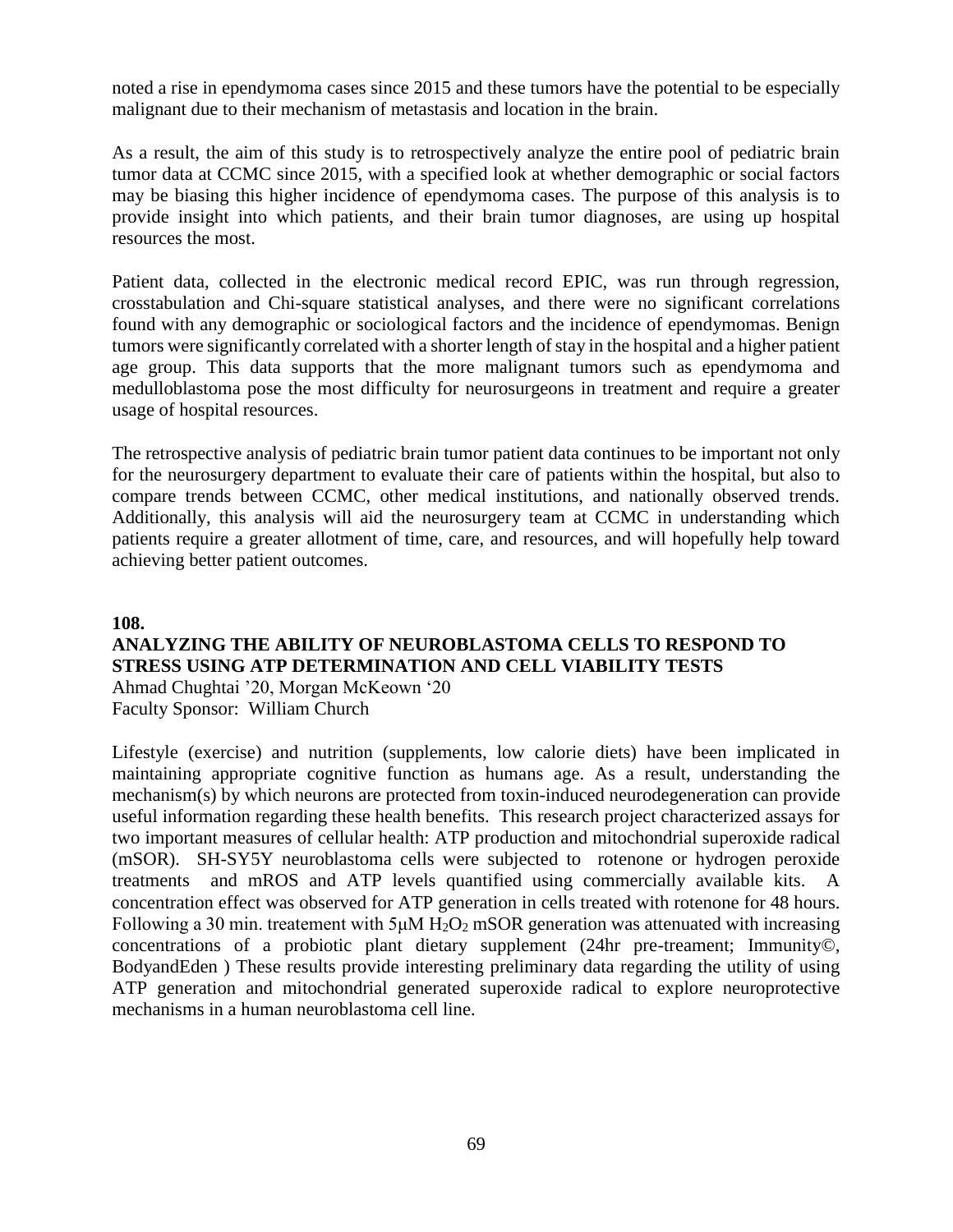noted a rise in ependymoma cases since 2015 and these tumors have the potential to be especially malignant due to their mechanism of metastasis and location in the brain.

As a result, the aim of this study is to retrospectively analyze the entire pool of pediatric brain tumor data at CCMC since 2015, with a specified look at whether demographic or social factors may be biasing this higher incidence of ependymoma cases. The purpose of this analysis is to provide insight into which patients, and their brain tumor diagnoses, are using up hospital resources the most.

Patient data, collected in the electronic medical record EPIC, was run through regression, crosstabulation and Chi-square statistical analyses, and there were no significant correlations found with any demographic or sociological factors and the incidence of ependymomas. Benign tumors were significantly correlated with a shorter length of stay in the hospital and a higher patient age group. This data supports that the more malignant tumors such as ependymoma and medulloblastoma pose the most difficulty for neurosurgeons in treatment and require a greater usage of hospital resources.

The retrospective analysis of pediatric brain tumor patient data continues to be important not only for the neurosurgery department to evaluate their care of patients within the hospital, but also to compare trends between CCMC, other medical institutions, and nationally observed trends. Additionally, this analysis will aid the neurosurgery team at CCMC in understanding which patients require a greater allotment of time, care, and resources, and will hopefully help toward achieving better patient outcomes.

**108.**

**ANALYZING THE ABILITY OF NEUROBLASTOMA CELLS TO RESPOND TO STRESS USING ATP DETERMINATION AND CELL VIABILITY TESTS**

Ahmad Chughtai '20, Morgan McKeown '20
Faculty Sponsor: William Church

Lifestyle (exercise) and nutrition (supplements, low calorie diets) have been implicated in maintaining appropriate cognitive function as humans age. As a result, understanding the mechanism(s) by which neurons are protected from toxin-induced neurodegeneration can provide useful information regarding these health benefits. This research project characterized assays for two important measures of cellular health: ATP production and mitochondrial superoxide radical (mSOR). SH-SY5Y neuroblastoma cells were subjected to rotenone or hydrogen peroxide treatments and mROS and ATP levels quantified using commercially available kits. A concentration effect was observed for ATP generation in cells treated with rotenone for 48 hours. Following a 30 min. treatement with 5μM $H_2O_2$ mSOR generation was attenuated with increasing concentrations of a probiotic plant dietary supplement (24hr pre-treament; Immunity©, BodyandEden ) These results provide interesting preliminary data regarding the utility of using ATP generation and mitochondrial generated superoxide radical to explore neuroprotective mechanisms in a human neuroblastoma cell line.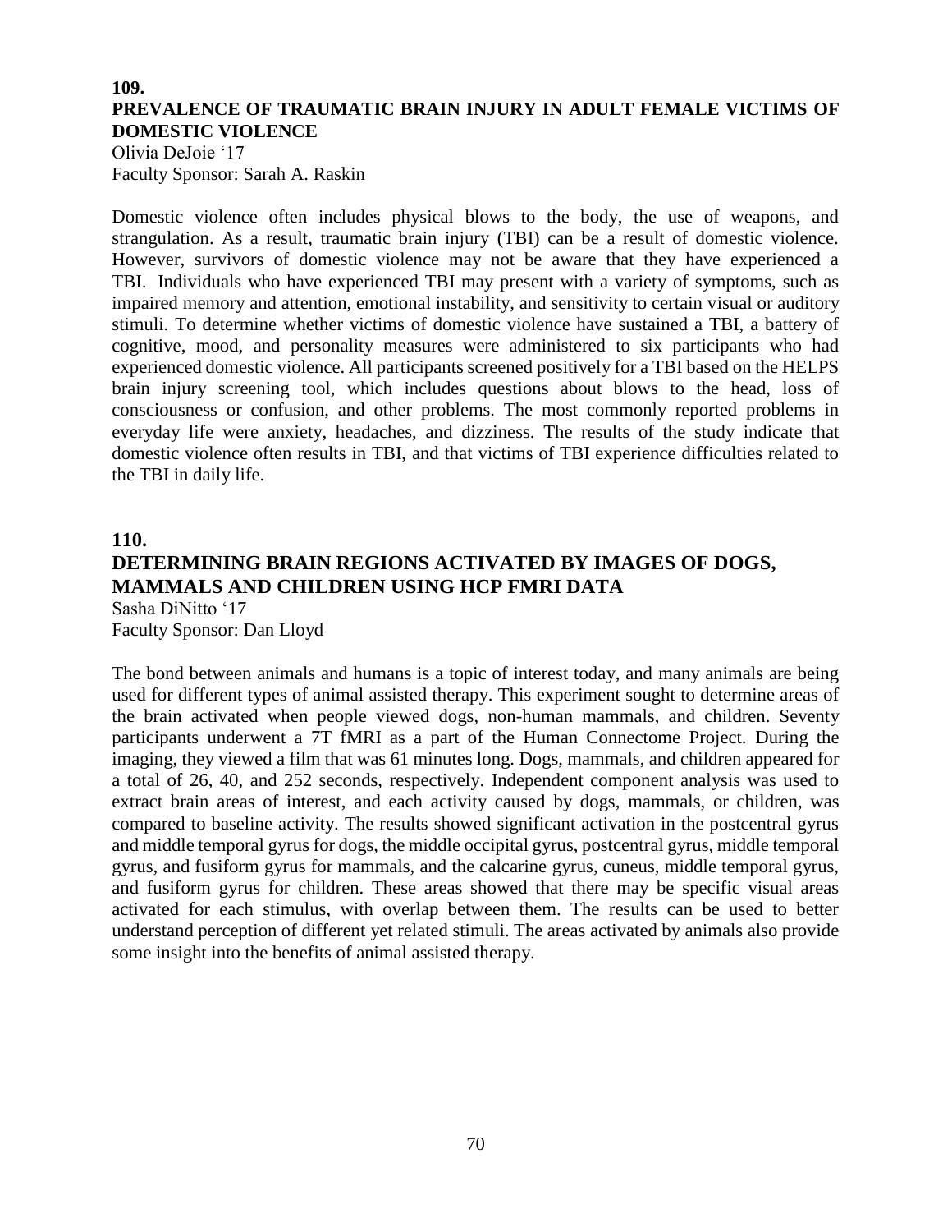### 109.

### PREVALENCE OF TRAUMATIC BRAIN INJURY IN ADULT FEMALE VICTIMS OF DOMESTIC VIOLENCE

Olivia DeJoie '17
Faculty Sponsor: Sarah A. Raskin

Domestic violence often includes physical blows to the body, the use of weapons, and strangulation. As a result, traumatic brain injury (TBI) can be a result of domestic violence. However, survivors of domestic violence may not be aware that they have experienced a TBI. Individuals who have experienced TBI may present with a variety of symptoms, such as impaired memory and attention, emotional instability, and sensitivity to certain visual or auditory stimuli. To determine whether victims of domestic violence have sustained a TBI, a battery of cognitive, mood, and personality measures were administered to six participants who had experienced domestic violence. All participants screened positively for a TBI based on the HELPS brain injury screening tool, which includes questions about blows to the head, loss of consciousness or confusion, and other problems. The most commonly reported problems in everyday life were anxiety, headaches, and dizziness. The results of the study indicate that domestic violence often results in TBI, and that victims of TBI experience difficulties related to the TBI in daily life.

### 110.

### DETERMINING BRAIN REGIONS ACTIVATED BY IMAGES OF DOGS, MAMMALS AND CHILDREN USING HCP FMRI DATA

Sasha DiNitto '17
Faculty Sponsor: Dan Lloyd

The bond between animals and humans is a topic of interest today, and many animals are being used for different types of animal assisted therapy. This experiment sought to determine areas of the brain activated when people viewed dogs, non-human mammals, and children. Seventy participants underwent a 7T fMRI as a part of the Human Connectome Project. During the imaging, they viewed a film that was 61 minutes long. Dogs, mammals, and children appeared for a total of 26, 40, and 252 seconds, respectively. Independent component analysis was used to extract brain areas of interest, and each activity caused by dogs, mammals, or children, was compared to baseline activity. The results showed significant activation in the postcentral gyrus and middle temporal gyrus for dogs, the middle occipital gyrus, postcentral gyrus, middle temporal gyrus, and fusiform gyrus for mammals, and the calcarine gyrus, cuneus, middle temporal gyrus, and fusiform gyrus for children. These areas showed that there may be specific visual areas activated for each stimulus, with overlap between them. The results can be used to better understand perception of different yet related stimuli. The areas activated by animals also provide some insight into the benefits of animal assisted therapy.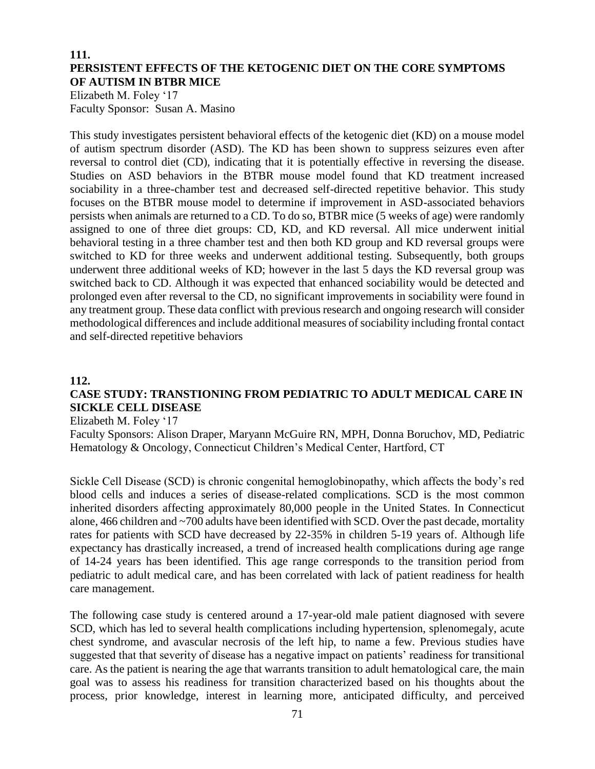## 111.
## PERSISTENT EFFECTS OF THE KETOGENIC DIET ON THE CORE SYMPTOMS OF AUTISM IN BTBR MICE

Elizabeth M. Foley '17
Faculty Sponsor: Susan A. Masino

This study investigates persistent behavioral effects of the ketogenic diet (KD) on a mouse model of autism spectrum disorder (ASD). The KD has been shown to suppress seizures even after reversal to control diet (CD), indicating that it is potentially effective in reversing the disease. Studies on ASD behaviors in the BTBR mouse model found that KD treatment increased sociability in a three-chamber test and decreased self-directed repetitive behavior. This study focuses on the BTBR mouse model to determine if improvement in ASD-associated behaviors persists when animals are returned to a CD. To do so, BTBR mice (5 weeks of age) were randomly assigned to one of three diet groups: CD, KD, and KD reversal. All mice underwent initial behavioral testing in a three chamber test and then both KD group and KD reversal groups were switched to KD for three weeks and underwent additional testing. Subsequently, both groups underwent three additional weeks of KD; however in the last 5 days the KD reversal group was switched back to CD. Although it was expected that enhanced sociability would be detected and prolonged even after reversal to the CD, no significant improvements in sociability were found in any treatment group. These data conflict with previous research and ongoing research will consider methodological differences and include additional measures of sociability including frontal contact and self-directed repetitive behaviors

## 112.
## CASE STUDY: TRANSTIONING FROM PEDIATRIC TO ADULT MEDICAL CARE IN SICKLE CELL DISEASE

Elizabeth M. Foley '17
Faculty Sponsors: Alison Draper, Maryann McGuire RN, MPH, Donna Boruchov, MD, Pediatric Hematology & Oncology, Connecticut Children's Medical Center, Hartford, CT

Sickle Cell Disease (SCD) is chronic congenital hemoglobinopathy, which affects the body's red blood cells and induces a series of disease-related complications. SCD is the most common inherited disorders affecting approximately 80,000 people in the United States. In Connecticut alone, 466 children and ~700 adults have been identified with SCD. Over the past decade, mortality rates for patients with SCD have decreased by 22-35% in children 5-19 years of. Although life expectancy has drastically increased, a trend of increased health complications during age range of 14-24 years has been identified. This age range corresponds to the transition period from pediatric to adult medical care, and has been correlated with lack of patient readiness for health care management.

The following case study is centered around a 17-year-old male patient diagnosed with severe SCD, which has led to several health complications including hypertension, splenomegaly, acute chest syndrome, and avascular necrosis of the left hip, to name a few. Previous studies have suggested that that severity of disease has a negative impact on patients' readiness for transitional care. As the patient is nearing the age that warrants transition to adult hematological care, the main goal was to assess his readiness for transition characterized based on his thoughts about the process, prior knowledge, interest in learning more, anticipated difficulty, and perceived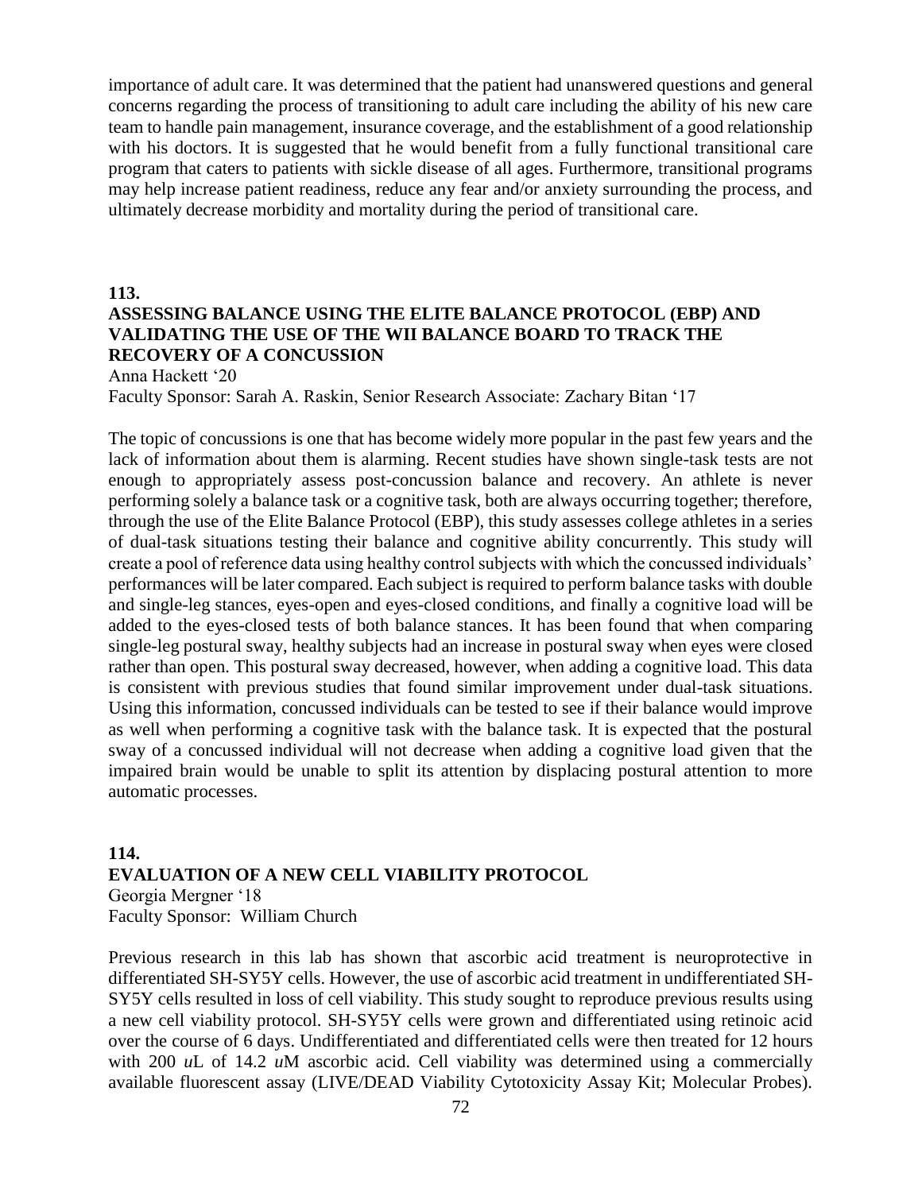importance of adult care. It was determined that the patient had unanswered questions and general concerns regarding the process of transitioning to adult care including the ability of his new care team to handle pain management, insurance coverage, and the establishment of a good relationship with his doctors. It is suggested that he would benefit from a fully functional transitional care program that caters to patients with sickle disease of all ages. Furthermore, transitional programs may help increase patient readiness, reduce any fear and/or anxiety surrounding the process, and ultimately decrease morbidity and mortality during the period of transitional care.

**113.**

**ASSESSING BALANCE USING THE ELITE BALANCE PROTOCOL (EBP) AND VALIDATING THE USE OF THE WII BALANCE BOARD TO TRACK THE RECOVERY OF A CONCUSSION**

Anna Hackett '20

Faculty Sponsor: Sarah A. Raskin, Senior Research Associate: Zachary Bitan '17

The topic of concussions is one that has become widely more popular in the past few years and the lack of information about them is alarming. Recent studies have shown single-task tests are not enough to appropriately assess post-concussion balance and recovery. An athlete is never performing solely a balance task or a cognitive task, both are always occurring together; therefore, through the use of the Elite Balance Protocol (EBP), this study assesses college athletes in a series of dual-task situations testing their balance and cognitive ability concurrently. This study will create a pool of reference data using healthy control subjects with which the concussed individuals' performances will be later compared. Each subject is required to perform balance tasks with double and single-leg stances, eyes-open and eyes-closed conditions, and finally a cognitive load will be added to the eyes-closed tests of both balance stances. It has been found that when comparing single-leg postural sway, healthy subjects had an increase in postural sway when eyes were closed rather than open. This postural sway decreased, however, when adding a cognitive load. This data is consistent with previous studies that found similar improvement under dual-task situations. Using this information, concussed individuals can be tested to see if their balance would improve as well when performing a cognitive task with the balance task. It is expected that the postural sway of a concussed individual will not decrease when adding a cognitive load given that the impaired brain would be unable to split its attention by displacing postural attention to more automatic processes.

**114.**

**EVALUATION OF A NEW CELL VIABILITY PROTOCOL**

Georgia Mergner '18

Faculty Sponsor: William Church

Previous research in this lab has shown that ascorbic acid treatment is neuroprotective in differentiated SH-SY5Y cells. However, the use of ascorbic acid treatment in undifferentiated SH-SY5Y cells resulted in loss of cell viability. This study sought to reproduce previous results using a new cell viability protocol. SH-SY5Y cells were grown and differentiated using retinoic acid over the course of 6 days. Undifferentiated and differentiated cells were then treated for 12 hours with 200 *u*L of 14.2 *u*M ascorbic acid. Cell viability was determined using a commercially available fluorescent assay (LIVE/DEAD Viability Cytotoxicity Assay Kit; Molecular Probes).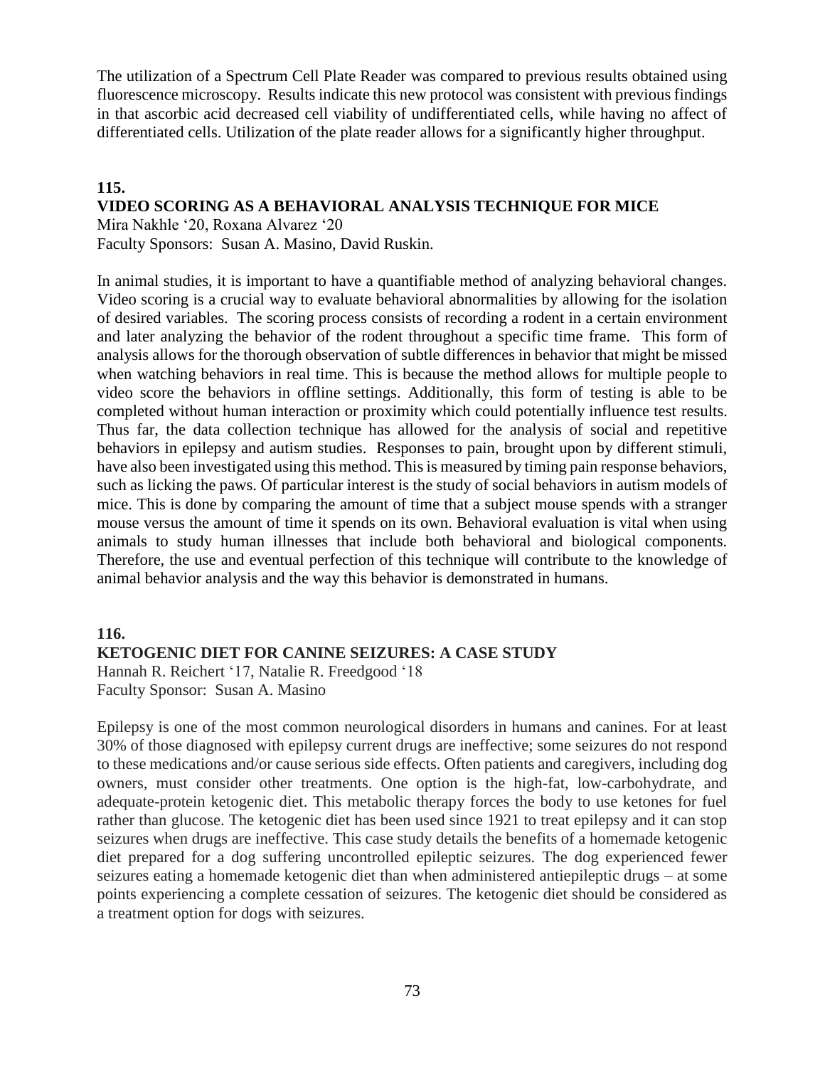The utilization of a Spectrum Cell Plate Reader was compared to previous results obtained using fluorescence microscopy. Results indicate this new protocol was consistent with previous findings in that ascorbic acid decreased cell viability of undifferentiated cells, while having no affect of differentiated cells. Utilization of the plate reader allows for a significantly higher throughput.

**115.**

**VIDEO SCORING AS A BEHAVIORAL ANALYSIS TECHNIQUE FOR MICE**

Mira Nakhle '20, Roxana Alvarez '20

Faculty Sponsors: Susan A. Masino, David Ruskin.

In animal studies, it is important to have a quantifiable method of analyzing behavioral changes. Video scoring is a crucial way to evaluate behavioral abnormalities by allowing for the isolation of desired variables. The scoring process consists of recording a rodent in a certain environment and later analyzing the behavior of the rodent throughout a specific time frame. This form of analysis allows for the thorough observation of subtle differences in behavior that might be missed when watching behaviors in real time. This is because the method allows for multiple people to video score the behaviors in offline settings. Additionally, this form of testing is able to be completed without human interaction or proximity which could potentially influence test results. Thus far, the data collection technique has allowed for the analysis of social and repetitive behaviors in epilepsy and autism studies. Responses to pain, brought upon by different stimuli, have also been investigated using this method. This is measured by timing pain response behaviors, such as licking the paws. Of particular interest is the study of social behaviors in autism models of mice. This is done by comparing the amount of time that a subject mouse spends with a stranger mouse versus the amount of time it spends on its own. Behavioral evaluation is vital when using animals to study human illnesses that include both behavioral and biological components. Therefore, the use and eventual perfection of this technique will contribute to the knowledge of animal behavior analysis and the way this behavior is demonstrated in humans.

**116.**

**KETOGENIC DIET FOR CANINE SEIZURES: A CASE STUDY**

Hannah R. Reichert '17, Natalie R. Freedgood '18

Faculty Sponsor: Susan A. Masino

Epilepsy is one of the most common neurological disorders in humans and canines. For at least 30% of those diagnosed with epilepsy current drugs are ineffective; some seizures do not respond to these medications and/or cause serious side effects. Often patients and caregivers, including dog owners, must consider other treatments. One option is the high-fat, low-carbohydrate, and adequate-protein ketogenic diet. This metabolic therapy forces the body to use ketones for fuel rather than glucose. The ketogenic diet has been used since 1921 to treat epilepsy and it can stop seizures when drugs are ineffective. This case study details the benefits of a homemade ketogenic diet prepared for a dog suffering uncontrolled epileptic seizures. The dog experienced fewer seizures eating a homemade ketogenic diet than when administered antiepileptic drugs – at some points experiencing a complete cessation of seizures. The ketogenic diet should be considered as a treatment option for dogs with seizures.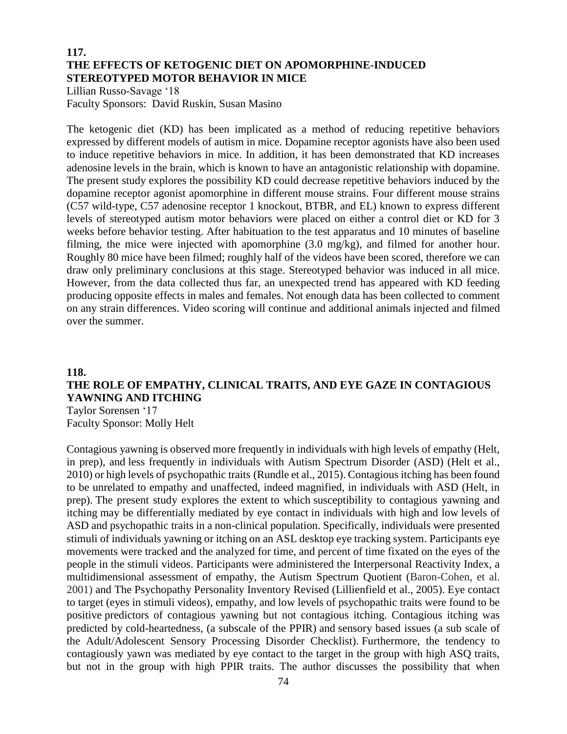**117.**

## THE EFFECTS OF KETOGENIC DIET ON APOMORPHINE-INDUCED STEREOTYPED MOTOR BEHAVIOR IN MICE

Lillian Russo-Savage '18
Faculty Sponsors: David Ruskin, Susan Masino

The ketogenic diet (KD) has been implicated as a method of reducing repetitive behaviors expressed by different models of autism in mice. Dopamine receptor agonists have also been used to induce repetitive behaviors in mice. In addition, it has been demonstrated that KD increases adenosine levels in the brain, which is known to have an antagonistic relationship with dopamine. The present study explores the possibility KD could decrease repetitive behaviors induced by the dopamine receptor agonist apomorphine in different mouse strains. Four different mouse strains (C57 wild-type, C57 adenosine receptor 1 knockout, BTBR, and EL) known to express different levels of stereotyped autism motor behaviors were placed on either a control diet or KD for 3 weeks before behavior testing. After habituation to the test apparatus and 10 minutes of baseline filming, the mice were injected with apomorphine (3.0 mg/kg), and filmed for another hour. Roughly 80 mice have been filmed; roughly half of the videos have been scored, therefore we can draw only preliminary conclusions at this stage. Stereotyped behavior was induced in all mice. However, from the data collected thus far, an unexpected trend has appeared with KD feeding producing opposite effects in males and females. Not enough data has been collected to comment on any strain differences. Video scoring will continue and additional animals injected and filmed over the summer.

**118.**

## THE ROLE OF EMPATHY, CLINICAL TRAITS, AND EYE GAZE IN CONTAGIOUS YAWNING AND ITCHING

Taylor Sorensen '17
Faculty Sponsor: Molly Helt

Contagious yawning is observed more frequently in individuals with high levels of empathy (Helt, in prep), and less frequently in individuals with Autism Spectrum Disorder (ASD) (Helt et al., 2010) or high levels of psychopathic traits (Rundle et al., 2015). Contagious itching has been found to be unrelated to empathy and unaffected, indeed magnified, in individuals with ASD (Helt, in prep). The present study explores the extent to which susceptibility to contagious yawning and itching may be differentially mediated by eye contact in individuals with high and low levels of ASD and psychopathic traits in a non-clinical population. Specifically, individuals were presented stimuli of individuals yawning or itching on an ASL desktop eye tracking system. Participants eye movements were tracked and the analyzed for time, and percent of time fixated on the eyes of the people in the stimuli videos. Participants were administered the Interpersonal Reactivity Index, a multidimensional assessment of empathy, the Autism Spectrum Quotient (Baron-Cohen, et al. 2001) and The Psychopathy Personality Inventory Revised (Lillienfield et al., 2005). Eye contact to target (eyes in stimuli videos), empathy, and low levels of psychopathic traits were found to be positive predictors of contagious yawning but not contagious itching. Contagious itching was predicted by cold-heartedness, (a subscale of the PPIR) and sensory based issues (a sub scale of the Adult/Adolescent Sensory Processing Disorder Checklist). Furthermore, the tendency to contagiously yawn was mediated by eye contact to the target in the group with high ASQ traits, but not in the group with high PPIR traits. The author discusses the possibility that when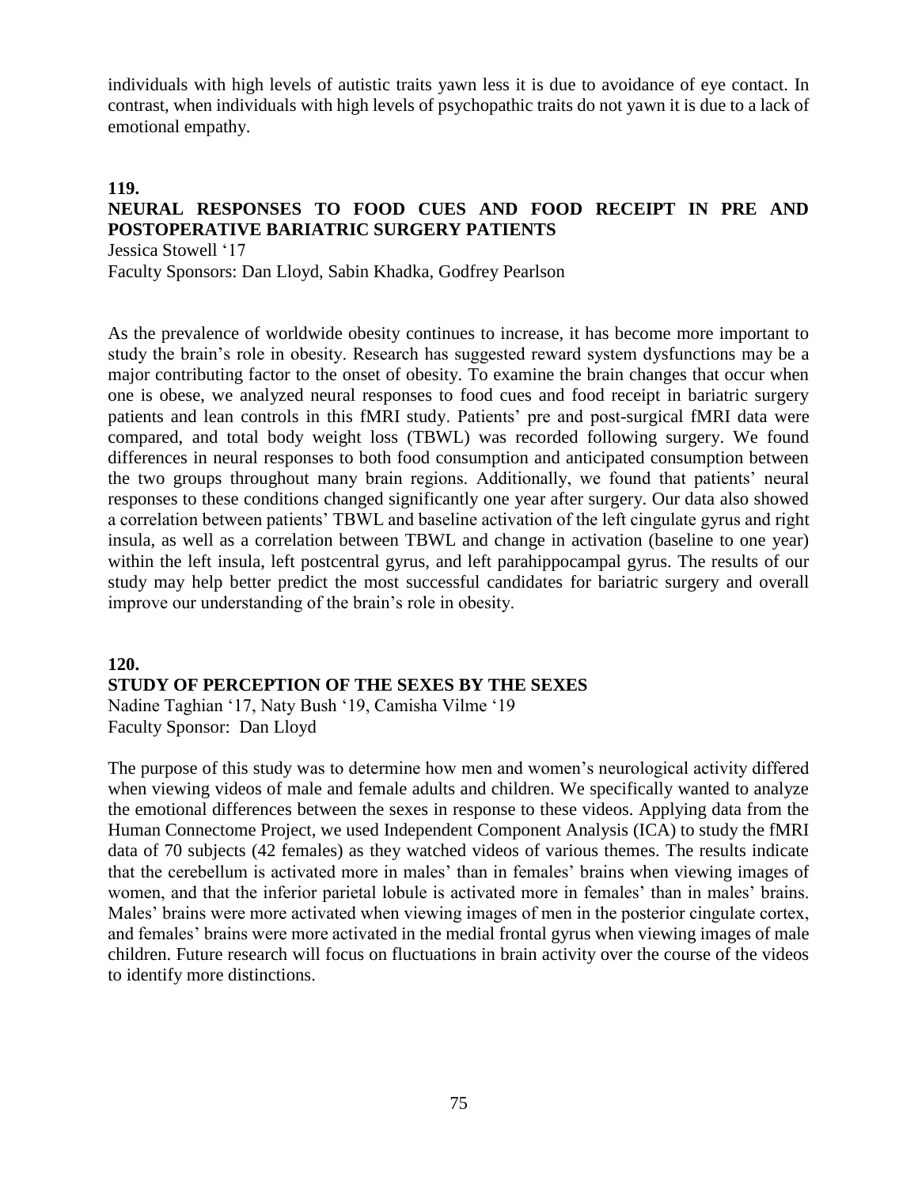individuals with high levels of autistic traits yawn less it is due to avoidance of eye contact. In contrast, when individuals with high levels of psychopathic traits do not yawn it is due to a lack of emotional empathy.

**119.**

### NEURAL RESPONSES TO FOOD CUES AND FOOD RECEIPT IN PRE AND POSTOPERATIVE BARIATRIC SURGERY PATIENTS

Jessica Stowell '17
Faculty Sponsors: Dan Lloyd, Sabin Khadka, Godfrey Pearlson

As the prevalence of worldwide obesity continues to increase, it has become more important to study the brain's role in obesity. Research has suggested reward system dysfunctions may be a major contributing factor to the onset of obesity. To examine the brain changes that occur when one is obese, we analyzed neural responses to food cues and food receipt in bariatric surgery patients and lean controls in this fMRI study. Patients' pre and post-surgical fMRI data were compared, and total body weight loss (TBWL) was recorded following surgery. We found differences in neural responses to both food consumption and anticipated consumption between the two groups throughout many brain regions. Additionally, we found that patients' neural responses to these conditions changed significantly one year after surgery. Our data also showed a correlation between patients' TBWL and baseline activation of the left cingulate gyrus and right insula, as well as a correlation between TBWL and change in activation (baseline to one year) within the left insula, left postcentral gyrus, and left parahippocampal gyrus. The results of our study may help better predict the most successful candidates for bariatric surgery and overall improve our understanding of the brain's role in obesity.

**120.**

### STUDY OF PERCEPTION OF THE SEXES BY THE SEXES

Nadine Taghian '17, Naty Bush '19, Camisha Vilme '19
Faculty Sponsor: Dan Lloyd

The purpose of this study was to determine how men and women's neurological activity differed when viewing videos of male and female adults and children. We specifically wanted to analyze the emotional differences between the sexes in response to these videos. Applying data from the Human Connectome Project, we used Independent Component Analysis (ICA) to study the fMRI data of 70 subjects (42 females) as they watched videos of various themes. The results indicate that the cerebellum is activated more in males' than in females' brains when viewing images of women, and that the inferior parietal lobule is activated more in females' than in males' brains. Males' brains were more activated when viewing images of men in the posterior cingulate cortex, and females' brains were more activated in the medial frontal gyrus when viewing images of male children. Future research will focus on fluctuations in brain activity over the course of the videos to identify more distinctions.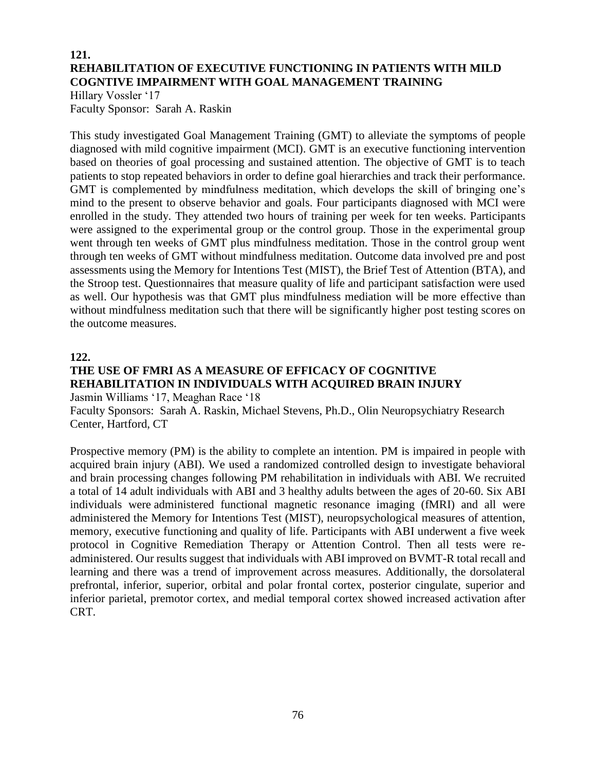**121.**

## REHABILITATION OF EXECUTIVE FUNCTIONING IN PATIENTS WITH MILD COGNTIVE IMPAIRMENT WITH GOAL MANAGEMENT TRAINING

Hillary Vossler '17
Faculty Sponsor: Sarah A. Raskin

This study investigated Goal Management Training (GMT) to alleviate the symptoms of people diagnosed with mild cognitive impairment (MCI). GMT is an executive functioning intervention based on theories of goal processing and sustained attention. The objective of GMT is to teach patients to stop repeated behaviors in order to define goal hierarchies and track their performance. GMT is complemented by mindfulness meditation, which develops the skill of bringing one's mind to the present to observe behavior and goals. Four participants diagnosed with MCI were enrolled in the study. They attended two hours of training per week for ten weeks. Participants were assigned to the experimental group or the control group. Those in the experimental group went through ten weeks of GMT plus mindfulness meditation. Those in the control group went through ten weeks of GMT without mindfulness meditation. Outcome data involved pre and post assessments using the Memory for Intentions Test (MIST), the Brief Test of Attention (BTA), and the Stroop test. Questionnaires that measure quality of life and participant satisfaction were used as well. Our hypothesis was that GMT plus mindfulness mediation will be more effective than without mindfulness meditation such that there will be significantly higher post testing scores on the outcome measures.

**122.**

## THE USE OF FMRI AS A MEASURE OF EFFICACY OF COGNITIVE REHABILITATION IN INDIVIDUALS WITH ACQUIRED BRAIN INJURY

Jasmin Williams '17, Meaghan Race '18
Faculty Sponsors: Sarah A. Raskin, Michael Stevens, Ph.D., Olin Neuropsychiatry Research Center, Hartford, CT

Prospective memory (PM) is the ability to complete an intention. PM is impaired in people with acquired brain injury (ABI). We used a randomized controlled design to investigate behavioral and brain processing changes following PM rehabilitation in individuals with ABI. We recruited a total of 14 adult individuals with ABI and 3 healthy adults between the ages of 20-60. Six ABI individuals were administered functional magnetic resonance imaging (fMRI) and all were administered the Memory for Intentions Test (MIST), neuropsychological measures of attention, memory, executive functioning and quality of life. Participants with ABI underwent a five week protocol in Cognitive Remediation Therapy or Attention Control. Then all tests were re-administered. Our results suggest that individuals with ABI improved on BVMT-R total recall and learning and there was a trend of improvement across measures. Additionally, the dorsolateral prefrontal, inferior, superior, orbital and polar frontal cortex, posterior cingulate, superior and inferior parietal, premotor cortex, and medial temporal cortex showed increased activation after CRT.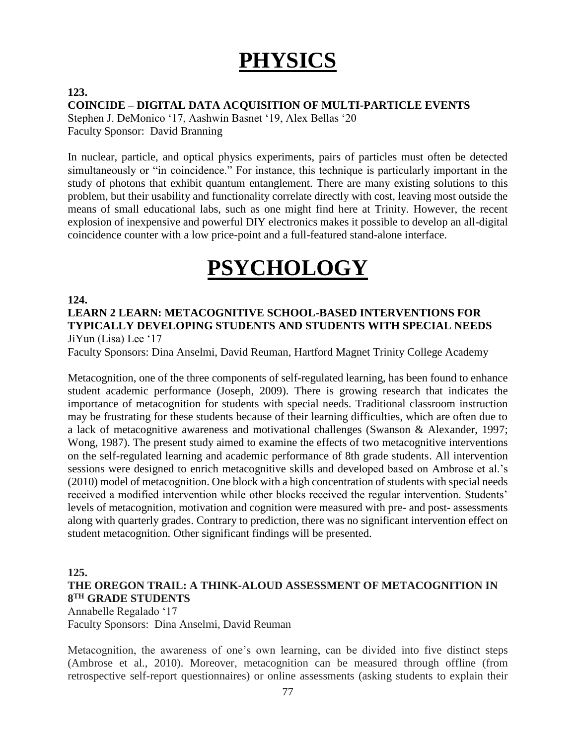# PHYSICS

**123.**

**COINCIDE – DIGITAL DATA ACQUISITION OF MULTI-PARTICLE EVENTS**

Stephen J. DeMonico '17, Aashwin Basnet '19, Alex Bellas '20
Faculty Sponsor: David Branning

In nuclear, particle, and optical physics experiments, pairs of particles must often be detected simultaneously or "in coincidence." For instance, this technique is particularly important in the study of photons that exhibit quantum entanglement. There are many existing solutions to this problem, but their usability and functionality correlate directly with cost, leaving most outside the means of small educational labs, such as one might find here at Trinity. However, the recent explosion of inexpensive and powerful DIY electronics makes it possible to develop an all-digital coincidence counter with a low price-point and a full-featured stand-alone interface.

# PSYCHOLOGY

**124.**

**LEARN 2 LEARN: METACOGNITIVE SCHOOL-BASED INTERVENTIONS FOR TYPICALLY DEVELOPING STUDENTS AND STUDENTS WITH SPECIAL NEEDS**

JiYun (Lisa) Lee '17
Faculty Sponsors: Dina Anselmi, David Reuman, Hartford Magnet Trinity College Academy

Metacognition, one of the three components of self-regulated learning, has been found to enhance student academic performance (Joseph, 2009). There is growing research that indicates the importance of metacognition for students with special needs. Traditional classroom instruction may be frustrating for these students because of their learning difficulties, which are often due to a lack of metacognitive awareness and motivational challenges (Swanson & Alexander, 1997; Wong, 1987). The present study aimed to examine the effects of two metacognitive interventions on the self-regulated learning and academic performance of 8th grade students. All intervention sessions were designed to enrich metacognitive skills and developed based on Ambrose et al.'s (2010) model of metacognition. One block with a high concentration of students with special needs received a modified intervention while other blocks received the regular intervention. Students' levels of metacognition, motivation and cognition were measured with pre- and post- assessments along with quarterly grades. Contrary to prediction, there was no significant intervention effect on student metacognition. Other significant findings will be presented.

**125.**

**THE OREGON TRAIL: A THINK-ALOUD ASSESSMENT OF METACOGNITION IN 8TH GRADE STUDENTS**

Annabelle Regalado '17
Faculty Sponsors: Dina Anselmi, David Reuman

Metacognition, the awareness of one's own learning, can be divided into five distinct steps (Ambrose et al., 2010). Moreover, metacognition can be measured through offline (from retrospective self-report questionnaires) or online assessments (asking students to explain their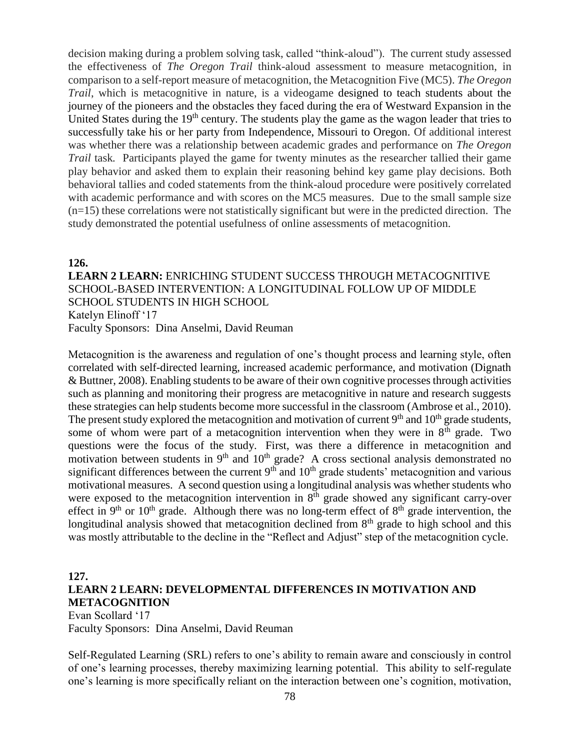decision making during a problem solving task, called "think-aloud"). The current study assessed the effectiveness of *The Oregon Trail* think-aloud assessment to measure metacognition, in comparison to a self-report measure of metacognition, the Metacognition Five (MC5). *The Oregon Trail*, which is metacognitive in nature, is a videogame designed to teach students about the journey of the pioneers and the obstacles they faced during the era of Westward Expansion in the United States during the 19th century. The students play the game as the wagon leader that tries to successfully take his or her party from Independence, Missouri to Oregon. Of additional interest was whether there was a relationship between academic grades and performance on *The Oregon Trail* task. Participants played the game for twenty minutes as the researcher tallied their game play behavior and asked them to explain their reasoning behind key game play decisions. Both behavioral tallies and coded statements from the think-aloud procedure were positively correlated with academic performance and with scores on the MC5 measures. Due to the small sample size ($n=15$) these correlations were not statistically significant but were in the predicted direction. The study demonstrated the potential usefulness of online assessments of metacognition.

**126.**

**LEARN 2 LEARN:** ENRICHING STUDENT SUCCESS THROUGH METACOGNITIVE SCHOOL-BASED INTERVENTION: A LONGITUDINAL FOLLOW UP OF MIDDLE SCHOOL STUDENTS IN HIGH SCHOOL

Katelyn Elinoff '17

Faculty Sponsors: Dina Anselmi, David Reuman

Metacognition is the awareness and regulation of one's thought process and learning style, often correlated with self-directed learning, increased academic performance, and motivation (Dignath & Buttner, 2008). Enabling students to be aware of their own cognitive processes through activities such as planning and monitoring their progress are metacognitive in nature and research suggests these strategies can help students become more successful in the classroom (Ambrose et al., 2010). The present study explored the metacognition and motivation of current 9th and 10th grade students, some of whom were part of a metacognition intervention when they were in 8th grade. Two questions were the focus of the study. First, was there a difference in metacognition and motivation between students in 9th and 10th grade? A cross sectional analysis demonstrated no significant differences between the current 9th and 10th grade students' metacognition and various motivational measures. A second question using a longitudinal analysis was whether students who were exposed to the metacognition intervention in 8th grade showed any significant carry-over effect in 9th or 10th grade. Although there was no long-term effect of 8th grade intervention, the longitudinal analysis showed that metacognition declined from 8th grade to high school and this was mostly attributable to the decline in the "Reflect and Adjust" step of the metacognition cycle.

**127.**

**LEARN 2 LEARN: DEVELOPMENTAL DIFFERENCES IN MOTIVATION AND METACOGNITION**

Evan Scollard '17

Faculty Sponsors: Dina Anselmi, David Reuman

Self-Regulated Learning (SRL) refers to one's ability to remain aware and consciously in control of one's learning processes, thereby maximizing learning potential. This ability to self-regulate one's learning is more specifically reliant on the interaction between one's cognition, motivation,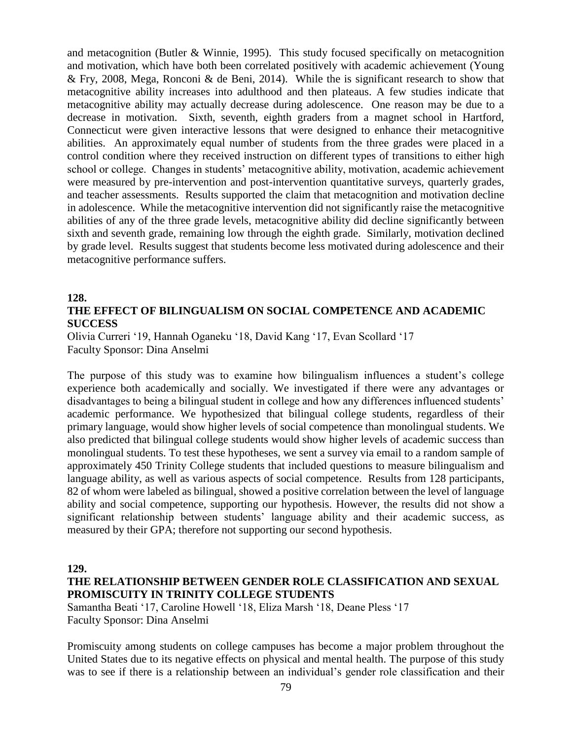and metacognition (Butler & Winnie, 1995). This study focused specifically on metacognition and motivation, which have both been correlated positively with academic achievement (Young & Fry, 2008, Mega, Ronconi & de Beni, 2014). While the is significant research to show that metacognitive ability increases into adulthood and then plateaus. A few studies indicate that metacognitive ability may actually decrease during adolescence. One reason may be due to a decrease in motivation. Sixth, seventh, eighth graders from a magnet school in Hartford, Connecticut were given interactive lessons that were designed to enhance their metacognitive abilities. An approximately equal number of students from the three grades were placed in a control condition where they received instruction on different types of transitions to either high school or college. Changes in students' metacognitive ability, motivation, academic achievement were measured by pre-intervention and post-intervention quantitative surveys, quarterly grades, and teacher assessments. Results supported the claim that metacognition and motivation decline in adolescence. While the metacognitive intervention did not significantly raise the metacognitive abilities of any of the three grade levels, metacognitive ability did decline significantly between sixth and seventh grade, remaining low through the eighth grade. Similarly, motivation declined by grade level. Results suggest that students become less motivated during adolescence and their metacognitive performance suffers.

**128.**

**THE EFFECT OF BILINGUALISM ON SOCIAL COMPETENCE AND ACADEMIC SUCCESS**

Olivia Curreri '19, Hannah Oganeku '18, David Kang '17, Evan Scollard '17
Faculty Sponsor: Dina Anselmi

The purpose of this study was to examine how bilingualism influences a student's college experience both academically and socially. We investigated if there were any advantages or disadvantages to being a bilingual student in college and how any differences influenced students' academic performance. We hypothesized that bilingual college students, regardless of their primary language, would show higher levels of social competence than monolingual students. We also predicted that bilingual college students would show higher levels of academic success than monolingual students. To test these hypotheses, we sent a survey via email to a random sample of approximately 450 Trinity College students that included questions to measure bilingualism and language ability, as well as various aspects of social competence. Results from 128 participants, 82 of whom were labeled as bilingual, showed a positive correlation between the level of language ability and social competence, supporting our hypothesis. However, the results did not show a significant relationship between students' language ability and their academic success, as measured by their GPA; therefore not supporting our second hypothesis.

**129.**

**THE RELATIONSHIP BETWEEN GENDER ROLE CLASSIFICATION AND SEXUAL PROMISCUITY IN TRINITY COLLEGE STUDENTS**

Samantha Beati '17, Caroline Howell '18, Eliza Marsh '18, Deane Pless '17
Faculty Sponsor: Dina Anselmi

Promiscuity among students on college campuses has become a major problem throughout the United States due to its negative effects on physical and mental health. The purpose of this study was to see if there is a relationship between an individual's gender role classification and their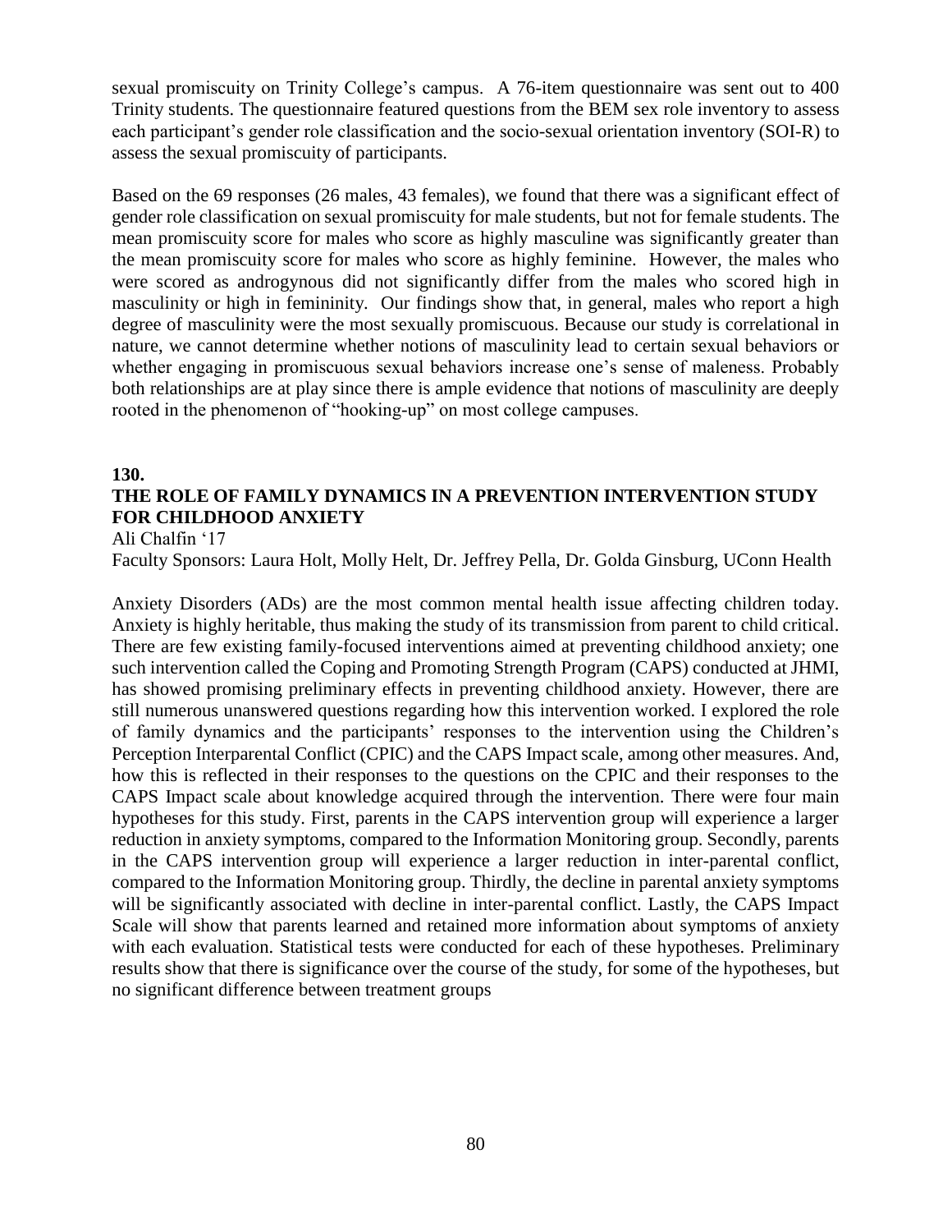sexual promiscuity on Trinity College's campus. A 76-item questionnaire was sent out to 400 Trinity students. The questionnaire featured questions from the BEM sex role inventory to assess each participant's gender role classification and the socio-sexual orientation inventory (SOI-R) to assess the sexual promiscuity of participants.

Based on the 69 responses (26 males, 43 females), we found that there was a significant effect of gender role classification on sexual promiscuity for male students, but not for female students. The mean promiscuity score for males who score as highly masculine was significantly greater than the mean promiscuity score for males who score as highly feminine. However, the males who were scored as androgynous did not significantly differ from the males who scored high in masculinity or high in femininity. Our findings show that, in general, males who report a high degree of masculinity were the most sexually promiscuous. Because our study is correlational in nature, we cannot determine whether notions of masculinity lead to certain sexual behaviors or whether engaging in promiscuous sexual behaviors increase one's sense of maleness. Probably both relationships are at play since there is ample evidence that notions of masculinity are deeply rooted in the phenomenon of "hooking-up" on most college campuses.

**130.**

## THE ROLE OF FAMILY DYNAMICS IN A PREVENTION INTERVENTION STUDY FOR CHILDHOOD ANXIETY

Ali Chalfin '17

Faculty Sponsors: Laura Holt, Molly Helt, Dr. Jeffrey Pella, Dr. Golda Ginsburg, UConn Health

Anxiety Disorders (ADs) are the most common mental health issue affecting children today. Anxiety is highly heritable, thus making the study of its transmission from parent to child critical. There are few existing family-focused interventions aimed at preventing childhood anxiety; one such intervention called the Coping and Promoting Strength Program (CAPS) conducted at JHMI, has showed promising preliminary effects in preventing childhood anxiety. However, there are still numerous unanswered questions regarding how this intervention worked. I explored the role of family dynamics and the participants' responses to the intervention using the Children's Perception Interparental Conflict (CPIC) and the CAPS Impact scale, among other measures. And, how this is reflected in their responses to the questions on the CPIC and their responses to the CAPS Impact scale about knowledge acquired through the intervention. There were four main hypotheses for this study. First, parents in the CAPS intervention group will experience a larger reduction in anxiety symptoms, compared to the Information Monitoring group. Secondly, parents in the CAPS intervention group will experience a larger reduction in inter-parental conflict, compared to the Information Monitoring group. Thirdly, the decline in parental anxiety symptoms will be significantly associated with decline in inter-parental conflict. Lastly, the CAPS Impact Scale will show that parents learned and retained more information about symptoms of anxiety with each evaluation. Statistical tests were conducted for each of these hypotheses. Preliminary results show that there is significance over the course of the study, for some of the hypotheses, but no significant difference between treatment groups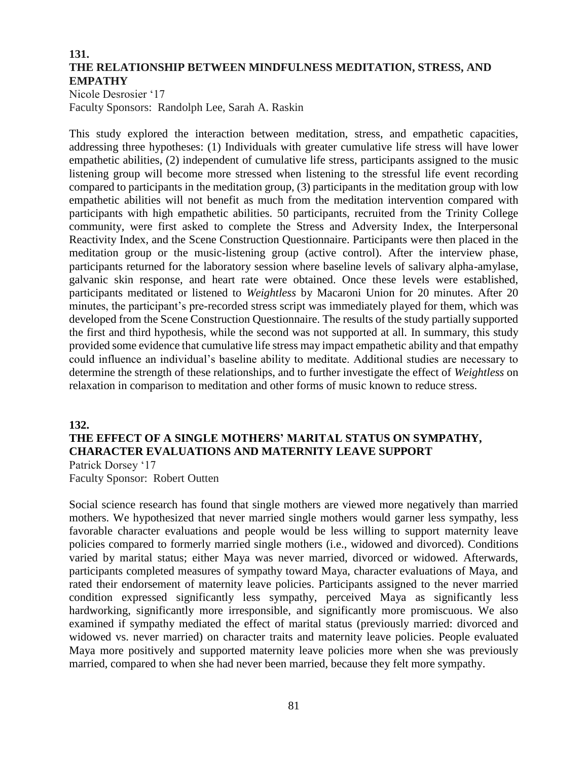**131.**
### THE RELATIONSHIP BETWEEN MINDFULNESS MEDITATION, STRESS, AND EMPATHY

Nicole Desrosier '17
Faculty Sponsors: Randolph Lee, Sarah A. Raskin

This study explored the interaction between meditation, stress, and empathetic capacities, addressing three hypotheses: (1) Individuals with greater cumulative life stress will have lower empathetic abilities, (2) independent of cumulative life stress, participants assigned to the music listening group will become more stressed when listening to the stressful life event recording compared to participants in the meditation group, (3) participants in the meditation group with low empathetic abilities will not benefit as much from the meditation intervention compared with participants with high empathetic abilities. 50 participants, recruited from the Trinity College community, were first asked to complete the Stress and Adversity Index, the Interpersonal Reactivity Index, and the Scene Construction Questionnaire. Participants were then placed in the meditation group or the music-listening group (active control). After the interview phase, participants returned for the laboratory session where baseline levels of salivary alpha-amylase, galvanic skin response, and heart rate were obtained. Once these levels were established, participants meditated or listened to *Weightless* by Macaroni Union for 20 minutes. After 20 minutes, the participant's pre-recorded stress script was immediately played for them, which was developed from the Scene Construction Questionnaire. The results of the study partially supported the first and third hypothesis, while the second was not supported at all. In summary, this study provided some evidence that cumulative life stress may impact empathetic ability and that empathy could influence an individual's baseline ability to meditate. Additional studies are necessary to determine the strength of these relationships, and to further investigate the effect of *Weightless* on relaxation in comparison to meditation and other forms of music known to reduce stress.

**132.**
### THE EFFECT OF A SINGLE MOTHERS' MARITAL STATUS ON SYMPATHY, CHARACTER EVALUATIONS AND MATERNITY LEAVE SUPPORT

Patrick Dorsey '17
Faculty Sponsor: Robert Outten

Social science research has found that single mothers are viewed more negatively than married mothers. We hypothesized that never married single mothers would garner less sympathy, less favorable character evaluations and people would be less willing to support maternity leave policies compared to formerly married single mothers (i.e., widowed and divorced). Conditions varied by marital status; either Maya was never married, divorced or widowed. Afterwards, participants completed measures of sympathy toward Maya, character evaluations of Maya, and rated their endorsement of maternity leave policies. Participants assigned to the never married condition expressed significantly less sympathy, perceived Maya as significantly less hardworking, significantly more irresponsible, and significantly more promiscuous. We also examined if sympathy mediated the effect of marital status (previously married: divorced and widowed vs. never married) on character traits and maternity leave policies. People evaluated Maya more positively and supported maternity leave policies more when she was previously married, compared to when she had never been married, because they felt more sympathy.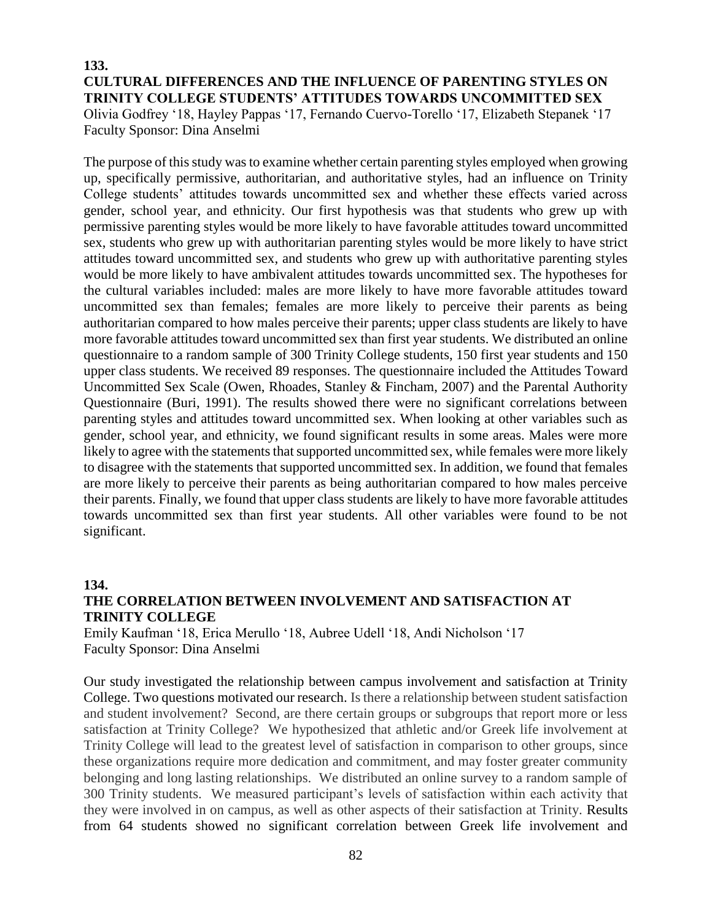**133.**

## CULTURAL DIFFERENCES AND THE INFLUENCE OF PARENTING STYLES ON TRINITY COLLEGE STUDENTS' ATTITUDES TOWARDS UNCOMMITTED SEX

Olivia Godfrey '18, Hayley Pappas '17, Fernando Cuervo-Torello '17, Elizabeth Stepanek '17
Faculty Sponsor: Dina Anselmi

The purpose of this study was to examine whether certain parenting styles employed when growing up, specifically permissive, authoritarian, and authoritative styles, had an influence on Trinity College students' attitudes towards uncommitted sex and whether these effects varied across gender, school year, and ethnicity. Our first hypothesis was that students who grew up with permissive parenting styles would be more likely to have favorable attitudes toward uncommitted sex, students who grew up with authoritarian parenting styles would be more likely to have strict attitudes toward uncommitted sex, and students who grew up with authoritative parenting styles would be more likely to have ambivalent attitudes towards uncommitted sex. The hypotheses for the cultural variables included: males are more likely to have more favorable attitudes toward uncommitted sex than females; females are more likely to perceive their parents as being authoritarian compared to how males perceive their parents; upper class students are likely to have more favorable attitudes toward uncommitted sex than first year students. We distributed an online questionnaire to a random sample of 300 Trinity College students, 150 first year students and 150 upper class students. We received 89 responses. The questionnaire included the Attitudes Toward Uncommitted Sex Scale (Owen, Rhoades, Stanley & Fincham, 2007) and the Parental Authority Questionnaire (Buri, 1991). The results showed there were no significant correlations between parenting styles and attitudes toward uncommitted sex. When looking at other variables such as gender, school year, and ethnicity, we found significant results in some areas. Males were more likely to agree with the statements that supported uncommitted sex, while females were more likely to disagree with the statements that supported uncommitted sex. In addition, we found that females are more likely to perceive their parents as being authoritarian compared to how males perceive their parents. Finally, we found that upper class students are likely to have more favorable attitudes towards uncommitted sex than first year students. All other variables were found to be not significant.

**134.**

## THE CORRELATION BETWEEN INVOLVEMENT AND SATISFACTION AT TRINITY COLLEGE

Emily Kaufman '18, Erica Merullo '18, Aubree Udell '18, Andi Nicholson '17
Faculty Sponsor: Dina Anselmi

Our study investigated the relationship between campus involvement and satisfaction at Trinity College. Two questions motivated our research. Is there a relationship between student satisfaction and student involvement? Second, are there certain groups or subgroups that report more or less satisfaction at Trinity College? We hypothesized that athletic and/or Greek life involvement at Trinity College will lead to the greatest level of satisfaction in comparison to other groups, since these organizations require more dedication and commitment, and may foster greater community belonging and long lasting relationships. We distributed an online survey to a random sample of 300 Trinity students. We measured participant's levels of satisfaction within each activity that they were involved in on campus, as well as other aspects of their satisfaction at Trinity. Results from 64 students showed no significant correlation between Greek life involvement and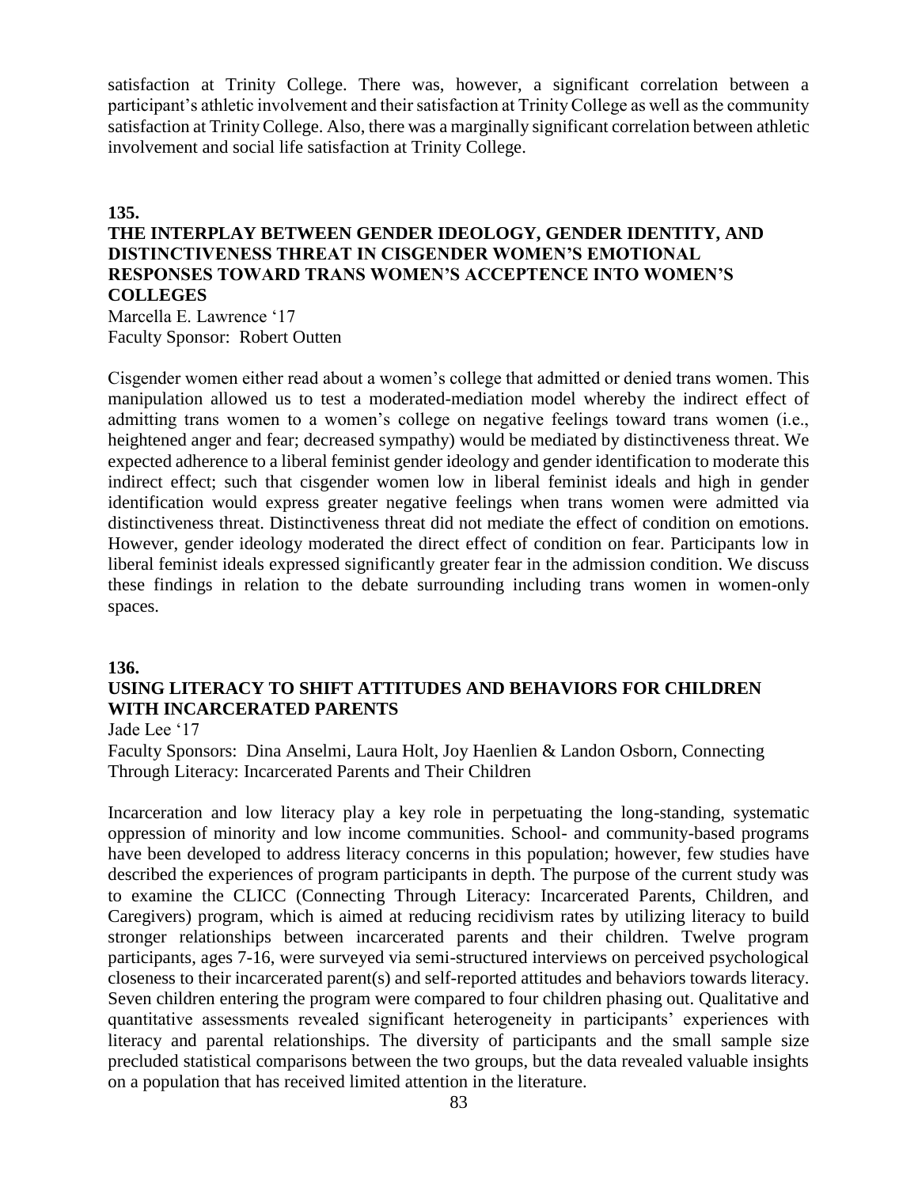satisfaction at Trinity College. There was, however, a significant correlation between a participant's athletic involvement and their satisfaction at Trinity College as well as the community satisfaction at Trinity College. Also, there was a marginally significant correlation between athletic involvement and social life satisfaction at Trinity College.

**135.**

### THE INTERPLAY BETWEEN GENDER IDEOLOGY, GENDER IDENTITY, AND DISTINCTIVENESS THREAT IN CISGENDER WOMEN'S EMOTIONAL RESPONSES TOWARD TRANS WOMEN'S ACCEPTENCE INTO WOMEN'S COLLEGES

Marcella E. Lawrence '17
Faculty Sponsor: Robert Outten

Cisgender women either read about a women's college that admitted or denied trans women. This manipulation allowed us to test a moderated-mediation model whereby the indirect effect of admitting trans women to a women's college on negative feelings toward trans women (i.e., heightened anger and fear; decreased sympathy) would be mediated by distinctiveness threat. We expected adherence to a liberal feminist gender ideology and gender identification to moderate this indirect effect; such that cisgender women low in liberal feminist ideals and high in gender identification would express greater negative feelings when trans women were admitted via distinctiveness threat. Distinctiveness threat did not mediate the effect of condition on emotions. However, gender ideology moderated the direct effect of condition on fear. Participants low in liberal feminist ideals expressed significantly greater fear in the admission condition. We discuss these findings in relation to the debate surrounding including trans women in women-only spaces.

**136.**

### USING LITERACY TO SHIFT ATTITUDES AND BEHAVIORS FOR CHILDREN WITH INCARCERATED PARENTS

Jade Lee '17
Faculty Sponsors: Dina Anselmi, Laura Holt, Joy Haenlien & Landon Osborn, Connecting Through Literacy: Incarcerated Parents and Their Children

Incarceration and low literacy play a key role in perpetuating the long-standing, systematic oppression of minority and low income communities. School- and community-based programs have been developed to address literacy concerns in this population; however, few studies have described the experiences of program participants in depth. The purpose of the current study was to examine the CLICC (Connecting Through Literacy: Incarcerated Parents, Children, and Caregivers) program, which is aimed at reducing recidivism rates by utilizing literacy to build stronger relationships between incarcerated parents and their children. Twelve program participants, ages 7-16, were surveyed via semi-structured interviews on perceived psychological closeness to their incarcerated parent(s) and self-reported attitudes and behaviors towards literacy. Seven children entering the program were compared to four children phasing out. Qualitative and quantitative assessments revealed significant heterogeneity in participants' experiences with literacy and parental relationships. The diversity of participants and the small sample size precluded statistical comparisons between the two groups, but the data revealed valuable insights on a population that has received limited attention in the literature.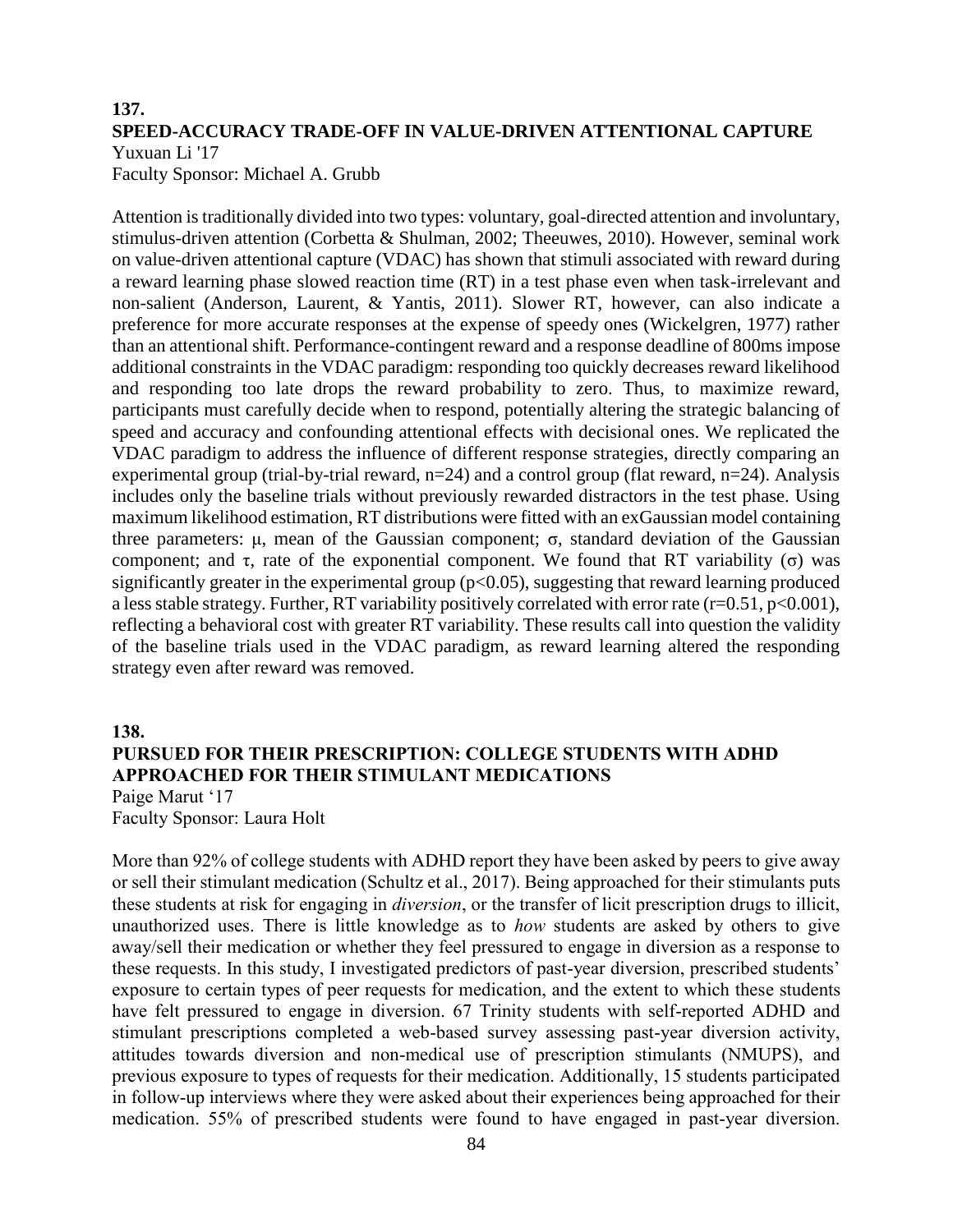## 137.

### SPEED-ACCURACY TRADE-OFF IN VALUE-DRIVEN ATTENTIONAL CAPTURE

Yuxuan Li '17
Faculty Sponsor: Michael A. Grubb

Attention is traditionally divided into two types: voluntary, goal-directed attention and involuntary, stimulus-driven attention (Corbetta & Shulman, 2002; Theeuwes, 2010). However, seminal work on value-driven attentional capture (VDAC) has shown that stimuli associated with reward during a reward learning phase slowed reaction time (RT) in a test phase even when task-irrelevant and non-salient (Anderson, Laurent, & Yantis, 2011). Slower RT, however, can also indicate a preference for more accurate responses at the expense of speedy ones (Wickelgren, 1977) rather than an attentional shift. Performance-contingent reward and a response deadline of 800ms impose additional constraints in the VDAC paradigm: responding too quickly decreases reward likelihood and responding too late drops the reward probability to zero. Thus, to maximize reward, participants must carefully decide when to respond, potentially altering the strategic balancing of speed and accuracy and confounding attentional effects with decisional ones. We replicated the VDAC paradigm to address the influence of different response strategies, directly comparing an experimental group (trial-by-trial reward, $n=24$) and a control group (flat reward, $n=24$). Analysis includes only the baseline trials without previously rewarded distractors in the test phase. Using maximum likelihood estimation, RT distributions were fitted with an exGaussian model containing three parameters: $\mu$, mean of the Gaussian component; $\sigma$, standard deviation of the Gaussian component; and $\tau$, rate of the exponential component. We found that RT variability ($\sigma$) was significantly greater in the experimental group ($p<0.05$), suggesting that reward learning produced a less stable strategy. Further, RT variability positively correlated with error rate ($r=0.51$, $p<0.001$), reflecting a behavioral cost with greater RT variability. These results call into question the validity of the baseline trials used in the VDAC paradigm, as reward learning altered the responding strategy even after reward was removed.

## 138.

### PURSUED FOR THEIR PRESCRIPTION: COLLEGE STUDENTS WITH ADHD APPROACHED FOR THEIR STIMULANT MEDICATIONS

Paige Marut '17
Faculty Sponsor: Laura Holt

More than 92% of college students with ADHD report they have been asked by peers to give away or sell their stimulant medication (Schultz et al., 2017). Being approached for their stimulants puts these students at risk for engaging in *diversion*, or the transfer of licit prescription drugs to illicit, unauthorized uses. There is little knowledge as to *how* students are asked by others to give away/sell their medication or whether they feel pressured to engage in diversion as a response to these requests. In this study, I investigated predictors of past-year diversion, prescribed students' exposure to certain types of peer requests for medication, and the extent to which these students have felt pressured to engage in diversion. 67 Trinity students with self-reported ADHD and stimulant prescriptions completed a web-based survey assessing past-year diversion activity, attitudes towards diversion and non-medical use of prescription stimulants (NMUPS), and previous exposure to types of requests for their medication. Additionally, 15 students participated in follow-up interviews where they were asked about their experiences being approached for their medication. 55% of prescribed students were found to have engaged in past-year diversion.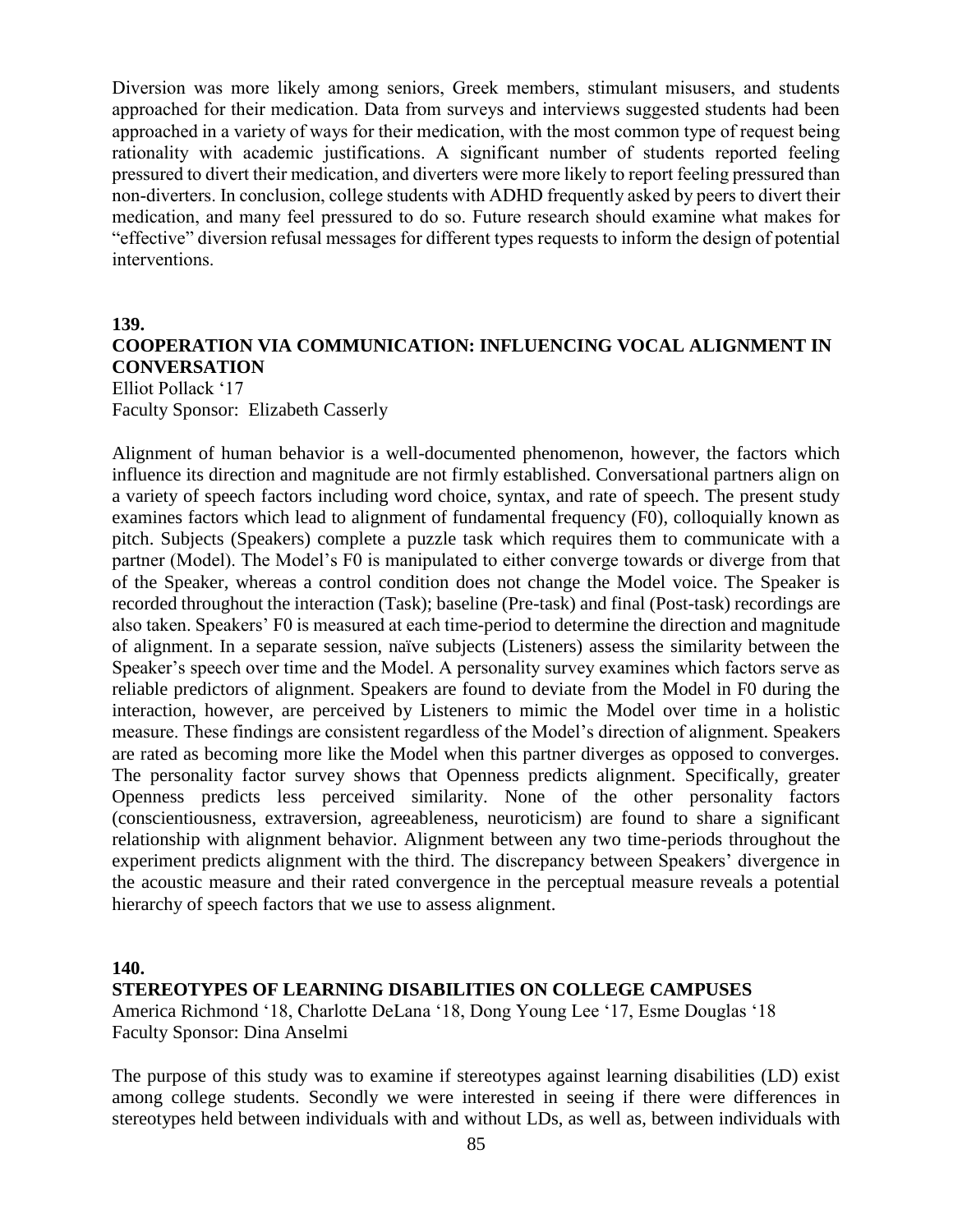Diversion was more likely among seniors, Greek members, stimulant misusers, and students approached for their medication. Data from surveys and interviews suggested students had been approached in a variety of ways for their medication, with the most common type of request being rationality with academic justifications. A significant number of students reported feeling pressured to divert their medication, and diverters were more likely to report feeling pressured than non-diverters. In conclusion, college students with ADHD frequently asked by peers to divert their medication, and many feel pressured to do so. Future research should examine what makes for "effective" diversion refusal messages for different types requests to inform the design of potential interventions.

**139.**

**COOPERATION VIA COMMUNICATION: INFLUENCING VOCAL ALIGNMENT IN CONVERSATION**

Elliot Pollack '17
Faculty Sponsor: Elizabeth Casserly

Alignment of human behavior is a well-documented phenomenon, however, the factors which influence its direction and magnitude are not firmly established. Conversational partners align on a variety of speech factors including word choice, syntax, and rate of speech. The present study examines factors which lead to alignment of fundamental frequency (F0), colloquially known as pitch. Subjects (Speakers) complete a puzzle task which requires them to communicate with a partner (Model). The Model's F0 is manipulated to either converge towards or diverge from that of the Speaker, whereas a control condition does not change the Model voice. The Speaker is recorded throughout the interaction (Task); baseline (Pre-task) and final (Post-task) recordings are also taken. Speakers' F0 is measured at each time-period to determine the direction and magnitude of alignment. In a separate session, naïve subjects (Listeners) assess the similarity between the Speaker's speech over time and the Model. A personality survey examines which factors serve as reliable predictors of alignment. Speakers are found to deviate from the Model in F0 during the interaction, however, are perceived by Listeners to mimic the Model over time in a holistic measure. These findings are consistent regardless of the Model's direction of alignment. Speakers are rated as becoming more like the Model when this partner diverges as opposed to converges. The personality factor survey shows that Openness predicts alignment. Specifically, greater Openness predicts less perceived similarity. None of the other personality factors (conscientiousness, extraversion, agreeableness, neuroticism) are found to share a significant relationship with alignment behavior. Alignment between any two time-periods throughout the experiment predicts alignment with the third. The discrepancy between Speakers' divergence in the acoustic measure and their rated convergence in the perceptual measure reveals a potential hierarchy of speech factors that we use to assess alignment.

**140.**

**STEREOTYPES OF LEARNING DISABILITIES ON COLLEGE CAMPUSES**

America Richmond '18, Charlotte DeLana '18, Dong Young Lee '17, Esme Douglas '18
Faculty Sponsor: Dina Anselmi

The purpose of this study was to examine if stereotypes against learning disabilities (LD) exist among college students. Secondly we were interested in seeing if there were differences in stereotypes held between individuals with and without LDs, as well as, between individuals with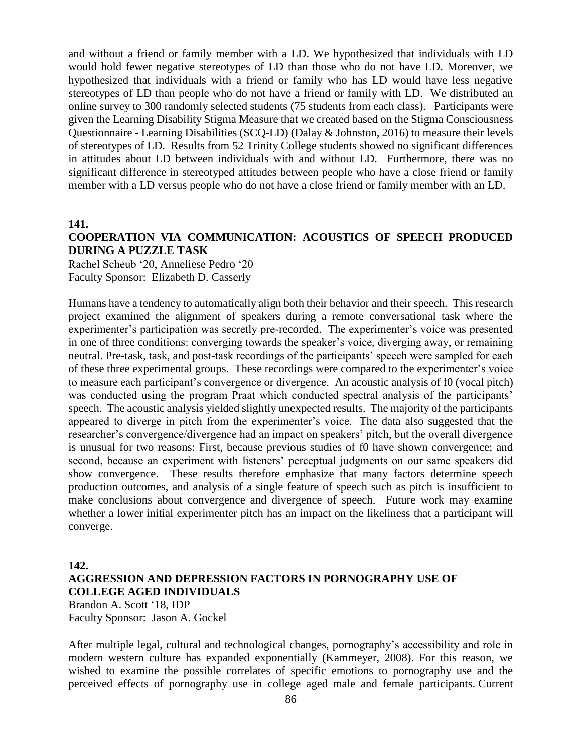and without a friend or family member with a LD. We hypothesized that individuals with LD would hold fewer negative stereotypes of LD than those who do not have LD. Moreover, we hypothesized that individuals with a friend or family who has LD would have less negative stereotypes of LD than people who do not have a friend or family with LD. We distributed an online survey to 300 randomly selected students (75 students from each class). Participants were given the Learning Disability Stigma Measure that we created based on the Stigma Consciousness Questionnaire - Learning Disabilities (SCQ-LD) (Dalay & Johnston, 2016) to measure their levels of stereotypes of LD. Results from 52 Trinity College students showed no significant differences in attitudes about LD between individuals with and without LD. Furthermore, there was no significant difference in stereotyped attitudes between people who have a close friend or family member with a LD versus people who do not have a close friend or family member with an LD.

**141.**

**COOPERATION VIA COMMUNICATION: ACOUSTICS OF SPEECH PRODUCED DURING A PUZZLE TASK**

Rachel Scheub '20, Anneliese Pedro '20
Faculty Sponsor: Elizabeth D. Casserly

Humans have a tendency to automatically align both their behavior and their speech. This research project examined the alignment of speakers during a remote conversational task where the experimenter's participation was secretly pre-recorded. The experimenter's voice was presented in one of three conditions: converging towards the speaker's voice, diverging away, or remaining neutral. Pre-task, task, and post-task recordings of the participants' speech were sampled for each of these three experimental groups. These recordings were compared to the experimenter's voice to measure each participant's convergence or divergence. An acoustic analysis of f0 (vocal pitch) was conducted using the program Praat which conducted spectral analysis of the participants' speech. The acoustic analysis yielded slightly unexpected results. The majority of the participants appeared to diverge in pitch from the experimenter's voice. The data also suggested that the researcher's convergence/divergence had an impact on speakers' pitch, but the overall divergence is unusual for two reasons: First, because previous studies of f0 have shown convergence; and second, because an experiment with listeners' perceptual judgments on our same speakers did show convergence. These results therefore emphasize that many factors determine speech production outcomes, and analysis of a single feature of speech such as pitch is insufficient to make conclusions about convergence and divergence of speech. Future work may examine whether a lower initial experimenter pitch has an impact on the likeliness that a participant will converge.

**142.**

**AGGRESSION AND DEPRESSION FACTORS IN PORNOGRAPHY USE OF COLLEGE AGED INDIVIDUALS**

Brandon A. Scott '18, IDP
Faculty Sponsor: Jason A. Gockel

After multiple legal, cultural and technological changes, pornography's accessibility and role in modern western culture has expanded exponentially (Kammeyer, 2008). For this reason, we wished to examine the possible correlates of specific emotions to pornography use and the perceived effects of pornography use in college aged male and female participants. Current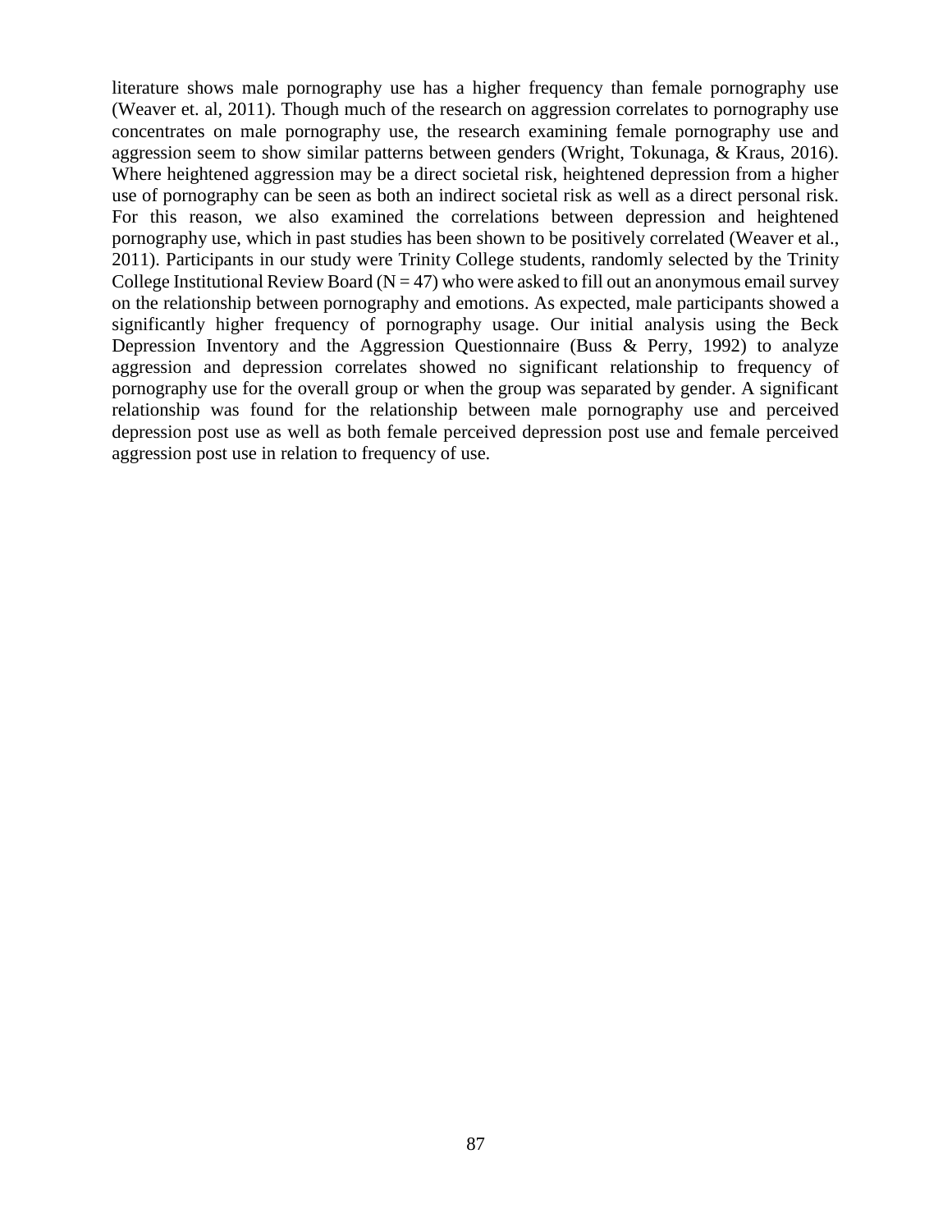literature shows male pornography use has a higher frequency than female pornography use (Weaver et. al, 2011). Though much of the research on aggression correlates to pornography use concentrates on male pornography use, the research examining female pornography use and aggression seem to show similar patterns between genders (Wright, Tokunaga, & Kraus, 2016). Where heightened aggression may be a direct societal risk, heightened depression from a higher use of pornography can be seen as both an indirect societal risk as well as a direct personal risk. For this reason, we also examined the correlations between depression and heightened pornography use, which in past studies has been shown to be positively correlated (Weaver et al., 2011). Participants in our study were Trinity College students, randomly selected by the Trinity College Institutional Review Board ($N = 47$) who were asked to fill out an anonymous email survey on the relationship between pornography and emotions. As expected, male participants showed a significantly higher frequency of pornography usage. Our initial analysis using the Beck Depression Inventory and the Aggression Questionnaire (Buss & Perry, 1992) to analyze aggression and depression correlates showed no significant relationship to frequency of pornography use for the overall group or when the group was separated by gender. A significant relationship was found for the relationship between male pornography use and perceived depression post use as well as both female perceived depression post use and female perceived aggression post use in relation to frequency of use.